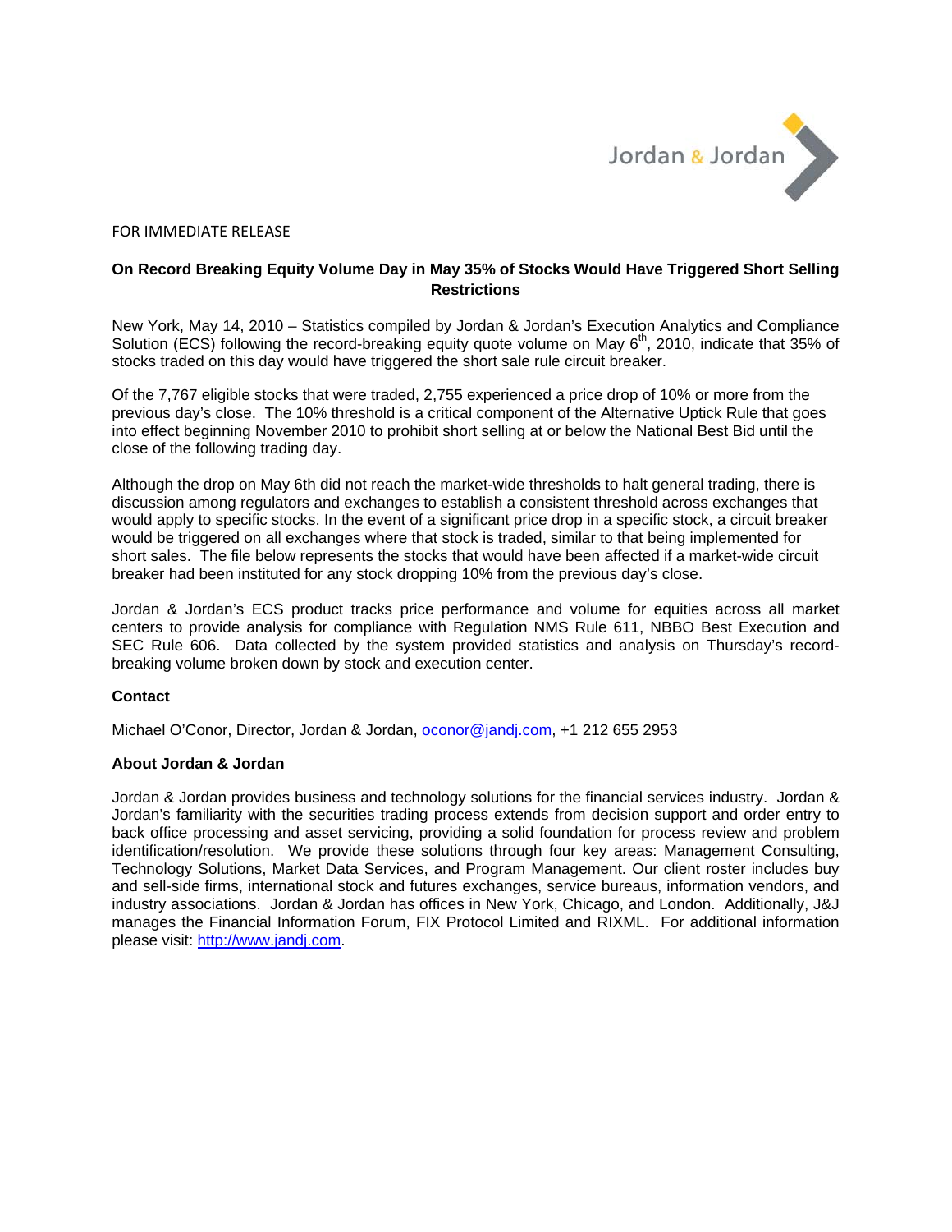Jordan & Jordan

FOR IMMEDIATE RELEASE

**On Record Breaking Equity Volume Day in May 35% of Stocks Would Have Triggered Short Selling Restrictions**

New York, May 14, 2010 – Statistics compiled by Jordan & Jordan's Execution Analytics and Compliance Solution (ECS) following the record-breaking equity quote volume on May 6th, 2010, indicate that 35% of stocks traded on this day would have triggered the short sale rule circuit breaker.

Of the 7,767 eligible stocks that were traded, 2,755 experienced a price drop of 10% or more from the previous day's close. The 10% threshold is a critical component of the Alternative Uptick Rule that goes into effect beginning November 2010 to prohibit short selling at or below the National Best Bid until the close of the following trading day.

Although the drop on May 6th did not reach the market-wide thresholds to halt general trading, there is discussion among regulators and exchanges to establish a consistent threshold across exchanges that would apply to specific stocks. In the event of a significant price drop in a specific stock, a circuit breaker would be triggered on all exchanges where that stock is traded, similar to that being implemented for short sales. The file below represents the stocks that would have been affected if a market-wide circuit breaker had been instituted for any stock dropping 10% from the previous day's close.

Jordan & Jordan's ECS product tracks price performance and volume for equities across all market centers to provide analysis for compliance with Regulation NMS Rule 611, NBBO Best Execution and SEC Rule 606. Data collected by the system provided statistics and analysis on Thursday's record-breaking volume broken down by stock and execution center.

**Contact**

Michael O'Conor, Director, Jordan & Jordan, oconor@jandj.com, +1 212 655 2953

**About Jordan & Jordan**

Jordan & Jordan provides business and technology solutions for the financial services industry. Jordan & Jordan's familiarity with the securities trading process extends from decision support and order entry to back office processing and asset servicing, providing a solid foundation for process review and problem identification/resolution. We provide these solutions through four key areas: Management Consulting, Technology Solutions, Market Data Services, and Program Management. Our client roster includes buy and sell-side firms, international stock and futures exchanges, service bureaus, information vendors, and industry associations. Jordan & Jordan has offices in New York, Chicago, and London. Additionally, J&J manages the Financial Information Forum, FIX Protocol Limited and RIXML. For additional information please visit: http://www.jandj.com.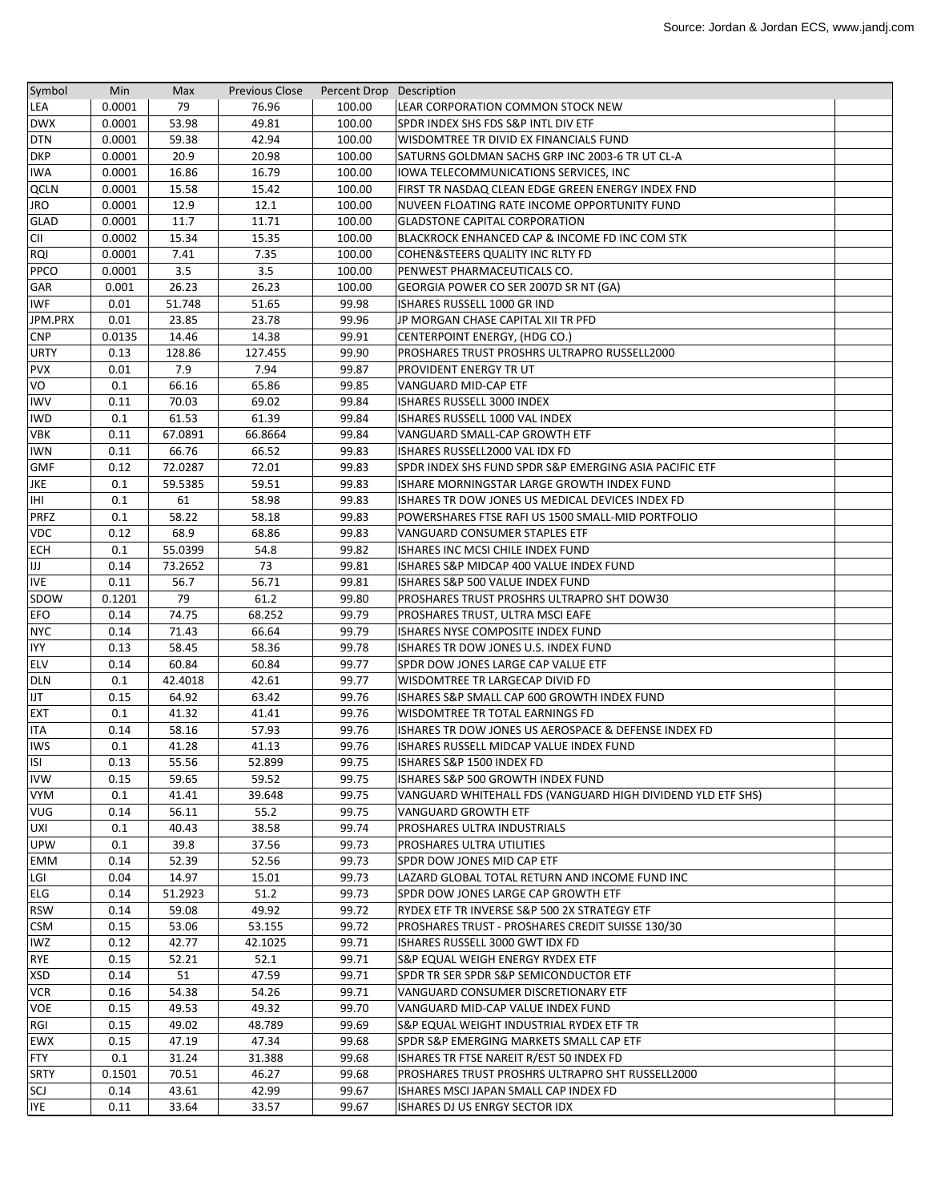Source: Jordan & Jordan ECS, www.jandj.com

| Symbol | Min | Max | Previous Close | Percent Drop | Description |
|---|---|---|---|---|---|
| LEA | 0.0001 | 79 | 76.96 | 100.00 | LEAR CORPORATION COMMON STOCK NEW |
| DWX | 0.0001 | 53.98 | 49.81 | 100.00 | SPDR INDEX SHS FDS S&P INTL DIV ETF |
| DTN | 0.0001 | 59.38 | 42.94 | 100.00 | WISDOMTREE TR DIVID EX FINANCIALS FUND |
| DKP | 0.0001 | 20.9 | 20.98 | 100.00 | SATURNS GOLDMAN SACHS GRP INC 2003-6 TR UT CL-A |
| IWA | 0.0001 | 16.86 | 16.79 | 100.00 | IOWA TELECOMMUNICATIONS SERVICES, INC |
| QCLN | 0.0001 | 15.58 | 15.42 | 100.00 | FIRST TR NASDAQ CLEAN EDGE GREEN ENERGY INDEX FND |
| JRO | 0.0001 | 12.9 | 12.1 | 100.00 | NUVEEN FLOATING RATE INCOME OPPORTUNITY FUND |
| GLAD | 0.0001 | 11.7 | 11.71 | 100.00 | GLADSTONE CAPITAL CORPORATION |
| CII | 0.0002 | 15.34 | 15.35 | 100.00 | BLACKROCK ENHANCED CAP & INCOME FD INC COM STK |
| RQI | 0.0001 | 7.41 | 7.35 | 100.00 | COHEN&STEERS QUALITY INC RLTY FD |
| PPCO | 0.0001 | 3.5 | 3.5 | 100.00 | PENWEST PHARMACEUTICALS CO. |
| GAR | 0.001 | 26.23 | 26.23 | 100.00 | GEORGIA POWER CO SER 2007D SR NT (GA) |
| IWF | 0.01 | 51.748 | 51.65 | 99.98 | ISHARES RUSSELL 1000 GR IND |
| JPM.PRX | 0.01 | 23.85 | 23.78 | 99.96 | JP MORGAN CHASE CAPITAL XII TR PFD |
| CNP | 0.0135 | 14.46 | 14.38 | 99.91 | CENTERPOINT ENERGY, (HDG CO.) |
| URTY | 0.13 | 128.86 | 127.455 | 99.90 | PROSHARES TRUST PROSHRS ULTRAPRO RUSSELL2000 |
| PVX | 0.01 | 7.9 | 7.94 | 99.87 | PROVIDENT ENERGY TR UT |
| VO | 0.1 | 66.16 | 65.86 | 99.85 | VANGUARD MID-CAP ETF |
| IWV | 0.11 | 70.03 | 69.02 | 99.84 | ISHARES RUSSELL 3000 INDEX |
| IWD | 0.1 | 61.53 | 61.39 | 99.84 | ISHARES RUSSELL 1000 VAL INDEX |
| VBK | 0.11 | 67.0891 | 66.8664 | 99.84 | VANGUARD SMALL-CAP GROWTH ETF |
| IWN | 0.11 | 66.76 | 66.52 | 99.83 | ISHARES RUSSELL2000 VAL IDX FD |
| GMF | 0.12 | 72.0287 | 72.01 | 99.83 | SPDR INDEX SHS FUND SPDR S&P EMERGING ASIA PACIFIC ETF |
| JKE | 0.1 | 59.5385 | 59.51 | 99.83 | ISHARE MORNINGSTAR LARGE GROWTH INDEX FUND |
| IHI | 0.1 | 61 | 58.98 | 99.83 | ISHARES TR DOW JONES US MEDICAL DEVICES INDEX FD |
| PRFZ | 0.1 | 58.22 | 58.18 | 99.83 | POWERSHARES FTSE RAFI US 1500 SMALL-MID PORTFOLIO |
| VDC | 0.12 | 68.9 | 68.86 | 99.83 | VANGUARD CONSUMER STAPLES ETF |
| ECH | 0.1 | 55.0399 | 54.8 | 99.82 | ISHARES INC MCSI CHILE INDEX FUND |
| IJJ | 0.14 | 73.2652 | 73 | 99.81 | ISHARES S&P MIDCAP 400 VALUE INDEX FUND |
| IVE | 0.11 | 56.7 | 56.71 | 99.81 | ISHARES S&P 500 VALUE INDEX FUND |
| SDOW | 0.1201 | 79 | 61.2 | 99.80 | PROSHARES TRUST PROSHRS ULTRAPRO SHT DOW30 |
| EFO | 0.14 | 74.75 | 68.252 | 99.79 | PROSHARES TRUST, ULTRA MSCI EAFE |
| NYC | 0.14 | 71.43 | 66.64 | 99.79 | ISHARES NYSE COMPOSITE INDEX FUND |
| IYY | 0.13 | 58.45 | 58.36 | 99.78 | ISHARES TR DOW JONES U.S. INDEX FUND |
| ELV | 0.14 | 60.84 | 60.84 | 99.77 | SPDR DOW JONES LARGE CAP VALUE ETF |
| DLN | 0.1 | 42.4018 | 42.61 | 99.77 | WISDOMTREE TR LARGECAP DIVID FD |
| IJT | 0.15 | 64.92 | 63.42 | 99.76 | ISHARES S&P SMALL CAP 600 GROWTH INDEX FUND |
| EXT | 0.1 | 41.32 | 41.41 | 99.76 | WISDOMTREE TR TOTAL EARNINGS FD |
| ITA | 0.14 | 58.16 | 57.93 | 99.76 | ISHARES TR DOW JONES US AEROSPACE & DEFENSE INDEX FD |
| IWS | 0.1 | 41.28 | 41.13 | 99.76 | ISHARES RUSSELL MIDCAP VALUE INDEX FUND |
| ISI | 0.13 | 55.56 | 52.899 | 99.75 | ISHARES S&P 1500 INDEX FD |
| IVW | 0.15 | 59.65 | 59.52 | 99.75 | ISHARES S&P 500 GROWTH INDEX FUND |
| VYM | 0.1 | 41.41 | 39.648 | 99.75 | VANGUARD WHITEHALL FDS (VANGUARD HIGH DIVIDEND YLD ETF SHS) |
| VUG | 0.14 | 56.11 | 55.2 | 99.75 | VANGUARD GROWTH ETF |
| UXI | 0.1 | 40.43 | 38.58 | 99.74 | PROSHARES ULTRA INDUSTRIALS |
| UPW | 0.1 | 39.8 | 37.56 | 99.73 | PROSHARES ULTRA UTILITIES |
| EMM | 0.14 | 52.39 | 52.56 | 99.73 | SPDR DOW JONES MID CAP ETF |
| LGI | 0.04 | 14.97 | 15.01 | 99.73 | LAZARD GLOBAL TOTAL RETURN AND INCOME FUND INC |
| ELG | 0.14 | 51.2923 | 51.2 | 99.73 | SPDR DOW JONES LARGE CAP GROWTH ETF |
| RSW | 0.14 | 59.08 | 49.92 | 99.72 | RYDEX ETF TR INVERSE S&P 500 2X STRATEGY ETF |
| CSM | 0.15 | 53.06 | 53.155 | 99.72 | PROSHARES TRUST - PROSHARES CREDIT SUISSE 130/30 |
| IWZ | 0.12 | 42.77 | 42.1025 | 99.71 | ISHARES RUSSELL 3000 GWT IDX FD |
| RYE | 0.15 | 52.21 | 52.1 | 99.71 | S&P EQUAL WEIGH ENERGY RYDEX ETF |
| XSD | 0.14 | 51 | 47.59 | 99.71 | SPDR TR SER SPDR S&P SEMICONDUCTOR ETF |
| VCR | 0.16 | 54.38 | 54.26 | 99.71 | VANGUARD CONSUMER DISCRETIONARY ETF |
| VOE | 0.15 | 49.53 | 49.32 | 99.70 | VANGUARD MID-CAP VALUE INDEX FUND |
| RGI | 0.15 | 49.02 | 48.789 | 99.69 | S&P EQUAL WEIGHT INDUSTRIAL RYDEX ETF TR |
| EWX | 0.15 | 47.19 | 47.34 | 99.68 | SPDR S&P EMERGING MARKETS SMALL CAP ETF |
| FTY | 0.1 | 31.24 | 31.388 | 99.68 | ISHARES TR FTSE NAREIT R/EST 50 INDEX FD |
| SRTY | 0.1501 | 70.51 | 46.27 | 99.68 | PROSHARES TRUST PROSHRS ULTRAPRO SHT RUSSELL2000 |
| SCJ | 0.14 | 43.61 | 42.99 | 99.67 | ISHARES MSCI JAPAN SMALL CAP INDEX FD |
| IYE | 0.11 | 33.64 | 33.57 | 99.67 | ISHARES DJ US ENRGY SECTOR IDX |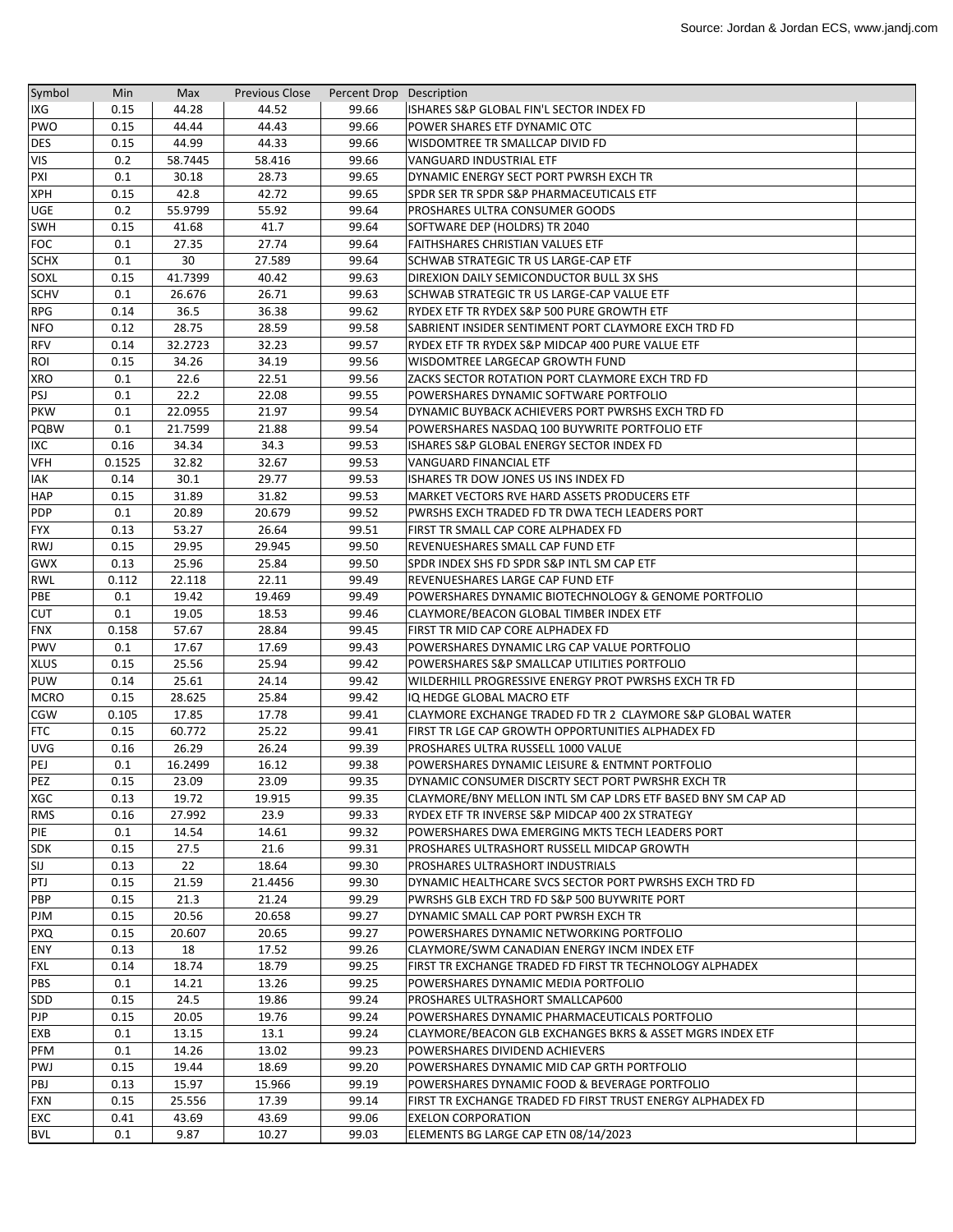| Symbol | Min | Max | Previous Close | Percent Drop | Description |
|---|---|---|---|---|---|
| IXG | 0.15 | 44.28 | 44.52 | 99.66 | ISHARES S&P GLOBAL FIN'L SECTOR INDEX FD |
| PWO | 0.15 | 44.44 | 44.43 | 99.66 | POWER SHARES ETF DYNAMIC OTC |
| DES | 0.15 | 44.99 | 44.33 | 99.66 | WISDOMTREE TR SMALLCAP DIVID FD |
| VIS | 0.2 | 58.7445 | 58.416 | 99.66 | VANGUARD INDUSTRIAL ETF |
| PXI | 0.1 | 30.18 | 28.73 | 99.65 | DYNAMIC ENERGY SECT PORT PWRSH EXCH TR |
| XPH | 0.15 | 42.8 | 42.72 | 99.65 | SPDR SER TR SPDR S&P PHARMACEUTICALS ETF |
| UGE | 0.2 | 55.9799 | 55.92 | 99.64 | PROSHARES ULTRA CONSUMER GOODS |
| SWH | 0.15 | 41.68 | 41.7 | 99.64 | SOFTWARE DEP (HOLDRS) TR 2040 |
| FOC | 0.1 | 27.35 | 27.74 | 99.64 | FAITHSHARES CHRISTIAN VALUES ETF |
| SCHX | 0.1 | 30 | 27.589 | 99.64 | SCHWAB STRATEGIC TR US LARGE-CAP ETF |
| SOXL | 0.15 | 41.7399 | 40.42 | 99.63 | DIREXION DAILY SEMICONDUCTOR BULL 3X SHS |
| SCHV | 0.1 | 26.676 | 26.71 | 99.63 | SCHWAB STRATEGIC TR US LARGE-CAP VALUE ETF |
| RPG | 0.14 | 36.5 | 36.38 | 99.62 | RYDEX ETF TR RYDEX S&P 500 PURE GROWTH ETF |
| NFO | 0.12 | 28.75 | 28.59 | 99.58 | SABRIENT INSIDER SENTIMENT PORT CLAYMORE EXCH TRD FD |
| RFV | 0.14 | 32.2723 | 32.23 | 99.57 | RYDEX ETF TR RYDEX S&P MIDCAP 400 PURE VALUE ETF |
| ROI | 0.15 | 34.26 | 34.19 | 99.56 | WISDOMTREE LARGECAP GROWTH FUND |
| XRO | 0.1 | 22.6 | 22.51 | 99.56 | ZACKS SECTOR ROTATION PORT CLAYMORE EXCH TRD FD |
| PSJ | 0.1 | 22.2 | 22.08 | 99.55 | POWERSHARES DYNAMIC SOFTWARE PORTFOLIO |
| PKW | 0.1 | 22.0955 | 21.97 | 99.54 | DYNAMIC BUYBACK ACHIEVERS PORT PWRSHS EXCH TRD FD |
| PQBW | 0.1 | 21.7599 | 21.88 | 99.54 | POWERSHARES NASDAQ 100 BUYWRITE PORTFOLIO ETF |
| IXC | 0.16 | 34.34 | 34.3 | 99.53 | ISHARES S&P GLOBAL ENERGY SECTOR INDEX FD |
| VFH | 0.1525 | 32.82 | 32.67 | 99.53 | VANGUARD FINANCIAL ETF |
| IAK | 0.14 | 30.1 | 29.77 | 99.53 | ISHARES TR DOW JONES US INS INDEX FD |
| HAP | 0.15 | 31.89 | 31.82 | 99.53 | MARKET VECTORS RVE HARD ASSETS PRODUCERS ETF |
| PDP | 0.1 | 20.89 | 20.679 | 99.52 | PWRSHS EXCH TRADED FD TR DWA TECH LEADERS PORT |
| FYX | 0.13 | 53.27 | 26.64 | 99.51 | FIRST TR SMALL CAP CORE ALPHADEX FD |
| RWJ | 0.15 | 29.95 | 29.945 | 99.50 | REVENUESHARES SMALL CAP FUND ETF |
| GWX | 0.13 | 25.96 | 25.84 | 99.50 | SPDR INDEX SHS FD SPDR S&P INTL SM CAP ETF |
| RWL | 0.112 | 22.118 | 22.11 | 99.49 | REVENUESHARES LARGE CAP FUND ETF |
| PBE | 0.1 | 19.42 | 19.469 | 99.49 | POWERSHARES DYNAMIC BIOTECHNOLOGY & GENOME PORTFOLIO |
| CUT | 0.1 | 19.05 | 18.53 | 99.46 | CLAYMORE/BEACON GLOBAL TIMBER INDEX ETF |
| FNX | 0.158 | 57.67 | 28.84 | 99.45 | FIRST TR MID CAP CORE ALPHADEX FD |
| PWV | 0.1 | 17.67 | 17.69 | 99.43 | POWERSHARES DYNAMIC LRG CAP VALUE PORTFOLIO |
| XLUS | 0.15 | 25.56 | 25.94 | 99.42 | POWERSHARES S&P SMALLCAP UTILITIES PORTFOLIO |
| PUW | 0.14 | 25.61 | 24.14 | 99.42 | WILDERHILL PROGRESSIVE ENERGY PROT PWRSHS EXCH TR FD |
| MCRO | 0.15 | 28.625 | 25.84 | 99.42 | IQ HEDGE GLOBAL MACRO ETF |
| CGW | 0.105 | 17.85 | 17.78 | 99.41 | CLAYMORE EXCHANGE TRADED FD TR 2 CLAYMORE S&P GLOBAL WATER |
| FTC | 0.15 | 60.772 | 25.22 | 99.41 | FIRST TR LGE CAP GROWTH OPPORTUNITIES ALPHADEX FD |
| UVG | 0.16 | 26.29 | 26.24 | 99.39 | PROSHARES ULTRA RUSSELL 1000 VALUE |
| PEJ | 0.1 | 16.2499 | 16.12 | 99.38 | POWERSHARES DYNAMIC LEISURE & ENTMNT PORTFOLIO |
| PEZ | 0.15 | 23.09 | 23.09 | 99.35 | DYNAMIC CONSUMER DISCRTY SECT PORT PWRSHR EXCH TR |
| XGC | 0.13 | 19.72 | 19.915 | 99.35 | CLAYMORE/BNY MELLON INTL SM CAP LDRS ETF BASED BNY SM CAP AD |
| RMS | 0.16 | 27.992 | 23.9 | 99.33 | RYDEX ETF TR INVERSE S&P MIDCAP 400 2X STRATEGY |
| PIE | 0.1 | 14.54 | 14.61 | 99.32 | POWERSHARES DWA EMERGING MKTS TECH LEADERS PORT |
| SDK | 0.15 | 27.5 | 21.6 | 99.31 | PROSHARES ULTRASHORT RUSSELL MIDCAP GROWTH |
| SIJ | 0.13 | 22 | 18.64 | 99.30 | PROSHARES ULTRASHORT INDUSTRIALS |
| PTJ | 0.15 | 21.59 | 21.4456 | 99.30 | DYNAMIC HEALTHCARE SVCS SECTOR PORT PWRSHS EXCH TRD FD |
| PBP | 0.15 | 21.3 | 21.24 | 99.29 | PWRSHS GLB EXCH TRD FD S&P 500 BUYWRITE PORT |
| PJM | 0.15 | 20.56 | 20.658 | 99.27 | DYNAMIC SMALL CAP PORT PWRSH EXCH TR |
| PXQ | 0.15 | 20.607 | 20.65 | 99.27 | POWERSHARES DYNAMIC NETWORKING PORTFOLIO |
| ENY | 0.13 | 18 | 17.52 | 99.26 | CLAYMORE/SWM CANADIAN ENERGY INCM INDEX ETF |
| FXL | 0.14 | 18.74 | 18.79 | 99.25 | FIRST TR EXCHANGE TRADED FD FIRST TR TECHNOLOGY ALPHADEX |
| PBS | 0.1 | 14.21 | 13.26 | 99.25 | POWERSHARES DYNAMIC MEDIA PORTFOLIO |
| SDD | 0.15 | 24.5 | 19.86 | 99.24 | PROSHARES ULTRASHORT SMALLCAP600 |
| PJP | 0.15 | 20.05 | 19.76 | 99.24 | POWERSHARES DYNAMIC PHARMACEUTICALS PORTFOLIO |
| EXB | 0.1 | 13.15 | 13.1 | 99.24 | CLAYMORE/BEACON GLB EXCHANGES BKRS & ASSET MGRS INDEX ETF |
| PFM | 0.1 | 14.26 | 13.02 | 99.23 | POWERSHARES DIVIDEND ACHIEVERS |
| PWJ | 0.15 | 19.44 | 18.69 | 99.20 | POWERSHARES DYNAMIC MID CAP GRTH PORTFOLIO |
| PBJ | 0.13 | 15.97 | 15.966 | 99.19 | POWERSHARES DYNAMIC FOOD & BEVERAGE PORTFOLIO |
| FXN | 0.15 | 25.556 | 17.39 | 99.14 | FIRST TR EXCHANGE TRADED FD FIRST TRUST ENERGY ALPHADEX FD |
| EXC | 0.41 | 43.69 | 43.69 | 99.06 | EXELON CORPORATION |
| BVL | 0.1 | 9.87 | 10.27 | 99.03 | ELEMENTS BG LARGE CAP ETN 08/14/2023 |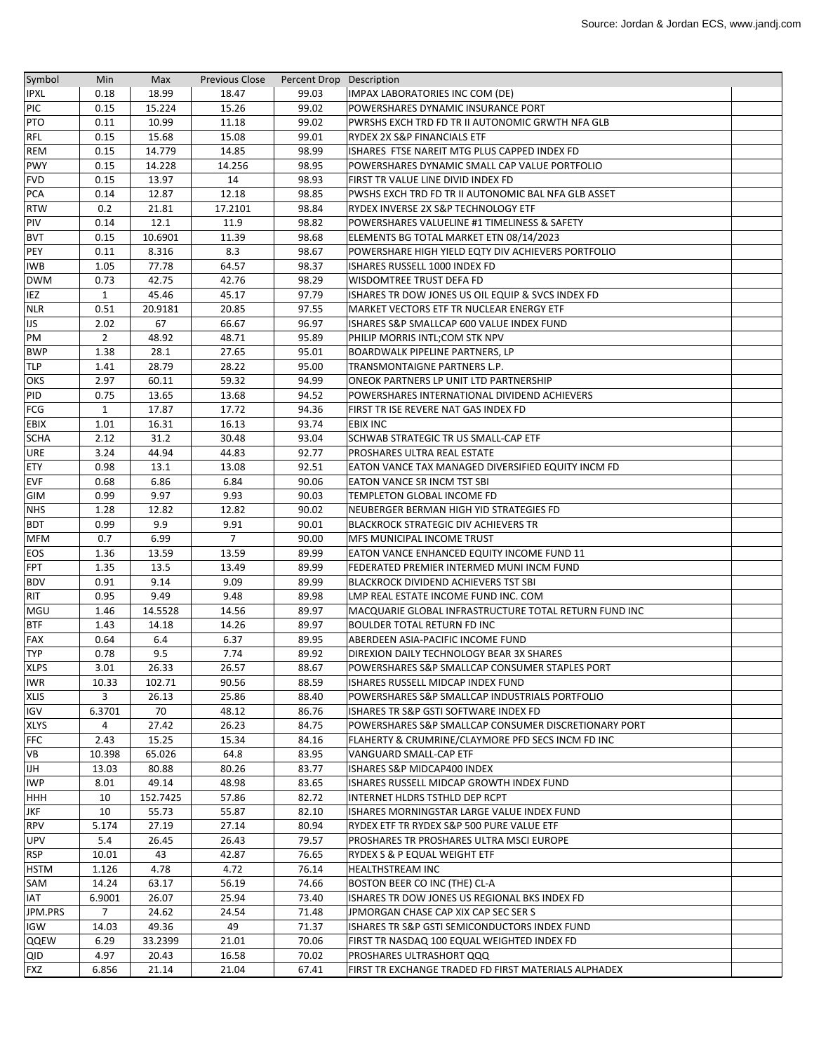| Symbol | Min | Max | Previous Close | Percent Drop | Description |
|---|---|---|---|---|---|
| IPXL | 0.18 | 18.99 | 18.47 | 99.03 | IMPAX LABORATORIES INC COM (DE) |
| PIC | 0.15 | 15.224 | 15.26 | 99.02 | POWERSHARES DYNAMIC INSURANCE PORT |
| PTO | 0.11 | 10.99 | 11.18 | 99.02 | PWRSHS EXCH TRD FD TR II AUTONOMIC GRWTH NFA GLB |
| RFL | 0.15 | 15.68 | 15.08 | 99.01 | RYDEX 2X S&P FINANCIALS ETF |
| REM | 0.15 | 14.779 | 14.85 | 98.99 | ISHARES FTSE NAREIT MTG PLUS CAPPED INDEX FD |
| PWY | 0.15 | 14.228 | 14.256 | 98.95 | POWERSHARES DYNAMIC SMALL CAP VALUE PORTFOLIO |
| FVD | 0.15 | 13.97 | 14 | 98.93 | FIRST TR VALUE LINE DIVID INDEX FD |
| PCA | 0.14 | 12.87 | 12.18 | 98.85 | PWSHS EXCH TRD FD TR II AUTONOMIC BAL NFA GLB ASSET |
| RTW | 0.2 | 21.81 | 17.2101 | 98.84 | RYDEX INVERSE 2X S&P TECHNOLOGY ETF |
| PIV | 0.14 | 12.1 | 11.9 | 98.82 | POWERSHARES VALUELINE #1 TIMELINESS & SAFETY |
| BVT | 0.15 | 10.6901 | 11.39 | 98.68 | ELEMENTS BG TOTAL MARKET ETN 08/14/2023 |
| PEY | 0.11 | 8.316 | 8.3 | 98.67 | POWERSHARE HIGH YIELD EQTY DIV ACHIEVERS PORTFOLIO |
| IWB | 1.05 | 77.78 | 64.57 | 98.37 | ISHARES RUSSELL 1000 INDEX FD |
| DWM | 0.73 | 42.75 | 42.76 | 98.29 | WISDOMTREE TRUST DEFA FD |
| IEZ | 1 | 45.46 | 45.17 | 97.79 | ISHARES TR DOW JONES US OIL EQUIP & SVCS INDEX FD |
| NLR | 0.51 | 20.9181 | 20.85 | 97.55 | MARKET VECTORS ETF TR NUCLEAR ENERGY ETF |
| IJS | 2.02 | 67 | 66.67 | 96.97 | ISHARES S&P SMALLCAP 600 VALUE INDEX FUND |
| PM | 2 | 48.92 | 48.71 | 95.89 | PHILIP MORRIS INTL;COM STK NPV |
| BWP | 1.38 | 28.1 | 27.65 | 95.01 | BOARDWALK PIPELINE PARTNERS, LP |
| TLP | 1.41 | 28.79 | 28.22 | 95.00 | TRANSMONTAIGNE PARTNERS L.P. |
| OKS | 2.97 | 60.11 | 59.32 | 94.99 | ONEOK PARTNERS LP UNIT LTD PARTNERSHIP |
| PID | 0.75 | 13.65 | 13.68 | 94.52 | POWERSHARES INTERNATIONAL DIVIDEND ACHIEVERS |
| FCG | 1 | 17.87 | 17.72 | 94.36 | FIRST TR ISE REVERE NAT GAS INDEX FD |
| EBIX | 1.01 | 16.31 | 16.13 | 93.74 | EBIX INC |
| SCHA | 2.12 | 31.2 | 30.48 | 93.04 | SCHWAB STRATEGIC TR US SMALL-CAP ETF |
| URE | 3.24 | 44.94 | 44.83 | 92.77 | PROSHARES ULTRA REAL ESTATE |
| ETY | 0.98 | 13.1 | 13.08 | 92.51 | EATON VANCE TAX MANAGED DIVERSIFIED EQUITY INCM FD |
| EVF | 0.68 | 6.86 | 6.84 | 90.06 | EATON VANCE SR INCM TST SBI |
| GIM | 0.99 | 9.97 | 9.93 | 90.03 | TEMPLETON GLOBAL INCOME FD |
| NHS | 1.28 | 12.82 | 12.82 | 90.02 | NEUBERGER BERMAN HIGH YID STRATEGIES FD |
| BDT | 0.99 | 9.9 | 9.91 | 90.01 | BLACKROCK STRATEGIC DIV ACHIEVERS TR |
| MFM | 0.7 | 6.99 | 7 | 90.00 | MFS MUNICIPAL INCOME TRUST |
| EOS | 1.36 | 13.59 | 13.59 | 89.99 | EATON VANCE ENHANCED EQUITY INCOME FUND 11 |
| FPT | 1.35 | 13.5 | 13.49 | 89.99 | FEDERATED PREMIER INTERMED MUNI INCM FUND |
| BDV | 0.91 | 9.14 | 9.09 | 89.99 | BLACKROCK DIVIDEND ACHIEVERS TST SBI |
| RIT | 0.95 | 9.49 | 9.48 | 89.98 | LMP REAL ESTATE INCOME FUND INC. COM |
| MGU | 1.46 | 14.5528 | 14.56 | 89.97 | MACQUARIE GLOBAL INFRASTRUCTURE TOTAL RETURN FUND INC |
| BTF | 1.43 | 14.18 | 14.26 | 89.97 | BOULDER TOTAL RETURN FD INC |
| FAX | 0.64 | 6.4 | 6.37 | 89.95 | ABERDEEN ASIA-PACIFIC INCOME FUND |
| TYP | 0.78 | 9.5 | 7.74 | 89.92 | DIREXION DAILY TECHNOLOGY BEAR 3X SHARES |
| XLPS | 3.01 | 26.33 | 26.57 | 88.67 | POWERSHARES S&P SMALLCAP CONSUMER STAPLES PORT |
| IWR | 10.33 | 102.71 | 90.56 | 88.59 | ISHARES RUSSELL MIDCAP INDEX FUND |
| XLIS | 3 | 26.13 | 25.86 | 88.40 | POWERSHARES S&P SMALLCAP INDUSTRIALS PORTFOLIO |
| IGV | 6.3701 | 70 | 48.12 | 86.76 | ISHARES TR S&P GSTI SOFTWARE INDEX FD |
| XLYS | 4 | 27.42 | 26.23 | 84.75 | POWERSHARES S&P SMALLCAP CONSUMER DISCRETIONARY PORT |
| FFC | 2.43 | 15.25 | 15.34 | 84.16 | FLAHERTY & CRUMRINE/CLAYMORE PFD SECS INCM FD INC |
| VB | 10.398 | 65.026 | 64.8 | 83.95 | VANGUARD SMALL-CAP ETF |
| IJH | 13.03 | 80.88 | 80.26 | 83.77 | ISHARES S&P MIDCAP400 INDEX |
| IWP | 8.01 | 49.14 | 48.98 | 83.65 | ISHARES RUSSELL MIDCAP GROWTH INDEX FUND |
| HHH | 10 | 152.7425 | 57.86 | 82.72 | INTERNET HLDRS TSTHLD DEP RCPT |
| JKF | 10 | 55.73 | 55.87 | 82.10 | ISHARES MORNINGSTAR LARGE VALUE INDEX FUND |
| RPV | 5.174 | 27.19 | 27.14 | 80.94 | RYDEX ETF TR RYDEX S&P 500 PURE VALUE ETF |
| UPV | 5.4 | 26.45 | 26.43 | 79.57 | PROSHARES TR PROSHARES ULTRA MSCI EUROPE |
| RSP | 10.01 | 43 | 42.87 | 76.65 | RYDEX S & P EQUAL WEIGHT ETF |
| HSTM | 1.126 | 4.78 | 4.72 | 76.14 | HEALTHSTREAM INC |
| SAM | 14.24 | 63.17 | 56.19 | 74.66 | BOSTON BEER CO INC (THE) CL-A |
| IAT | 6.9001 | 26.07 | 25.94 | 73.40 | ISHARES TR DOW JONES US REGIONAL BKS INDEX FD |
| JPM.PRS | 7 | 24.62 | 24.54 | 71.48 | JPMORGAN CHASE CAP XIX CAP SEC SER S |
| IGW | 14.03 | 49.36 | 49 | 71.37 | ISHARES TR S&P GSTI SEMICONDUCTORS INDEX FUND |
| QQEW | 6.29 | 33.2399 | 21.01 | 70.06 | FIRST TR NASDAQ 100 EQUAL WEIGHTED INDEX FD |
| QID | 4.97 | 20.43 | 16.58 | 70.02 | PROSHARES ULTRASHORT QQQ |
| FXZ | 6.856 | 21.14 | 21.04 | 67.41 | FIRST TR EXCHANGE TRADED FD FIRST MATERIALS ALPHADEX |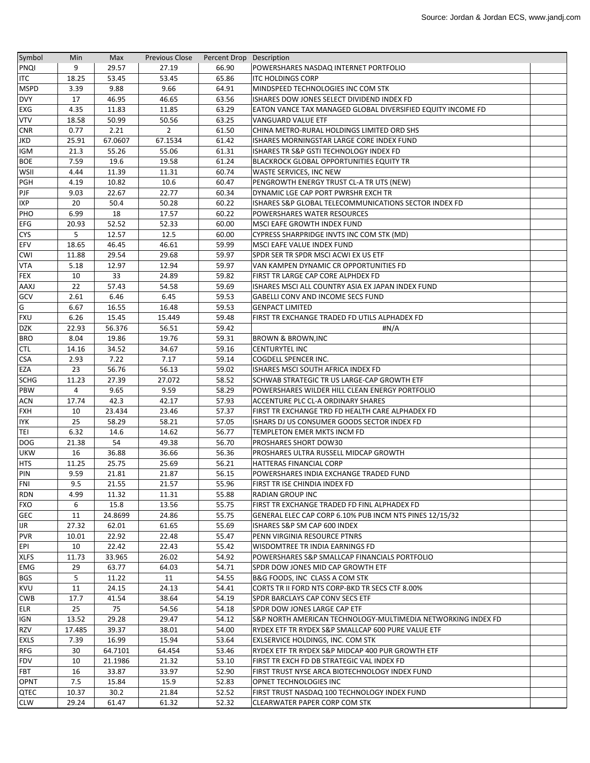| Symbol | Min | Max | Previous Close | Percent Drop | Description | |
|---|---|---|---|---|---|---|
| PNQI | 9 | 29.57 | 27.19 | 66.90 | POWERSHARES NASDAQ INTERNET PORTFOLIO | |
| ITC | 18.25 | 53.45 | 53.45 | 65.86 | ITC HOLDINGS CORP | |
| MSPD | 3.39 | 9.88 | 9.66 | 64.91 | MINDSPEED TECHNOLOGIES INC COM STK | |
| DVY | 17 | 46.95 | 46.65 | 63.56 | ISHARES DOW JONES SELECT DIVIDEND INDEX FD | |
| EXG | 4.35 | 11.83 | 11.85 | 63.29 | EATON VANCE TAX MANAGED GLOBAL DIVERSIFIED EQUITY INCOME FD | |
| VTV | 18.58 | 50.99 | 50.56 | 63.25 | VANGUARD VALUE ETF | |
| CNR | 0.77 | 2.21 | 2 | 61.50 | CHINA METRO-RURAL HOLDINGS LIMITED ORD SHS | |
| JKD | 25.91 | 67.0607 | 67.1534 | 61.42 | ISHARES MORNINGSTAR LARGE CORE INDEX FUND | |
| IGM | 21.3 | 55.26 | 55.06 | 61.31 | ISHARES TR S&P GSTI TECHNOLOGY INDEX FD | |
| BOE | 7.59 | 19.6 | 19.58 | 61.24 | BLACKROCK GLOBAL OPPORTUNITIES EQUITY TR | |
| WSII | 4.44 | 11.39 | 11.31 | 60.74 | WASTE SERVICES, INC NEW | |
| PGH | 4.19 | 10.82 | 10.6 | 60.47 | PENGROWTH ENERGY TRUST CL-A TR UTS (NEW) | |
| PJF | 9.03 | 22.67 | 22.77 | 60.34 | DYNAMIC LGE CAP PORT PWRSHR EXCH TR | |
| IXP | 20 | 50.4 | 50.28 | 60.22 | ISHARES S&P GLOBAL TELECOMMUNICATIONS SECTOR INDEX FD | |
| PHO | 6.99 | 18 | 17.57 | 60.22 | POWERSHARES WATER RESOURCES | |
| EFG | 20.93 | 52.52 | 52.33 | 60.00 | MSCI EAFE GROWTH INDEX FUND | |
| CYS | 5 | 12.57 | 12.5 | 60.00 | CYPRESS SHARPRIDGE INVTS INC COM STK (MD) | |
| EFV | 18.65 | 46.45 | 46.61 | 59.99 | MSCI EAFE VALUE INDEX FUND | |
| CWI | 11.88 | 29.54 | 29.68 | 59.97 | SPDR SER TR SPDR MSCI ACWI EX US ETF | |
| VTA | 5.18 | 12.97 | 12.94 | 59.97 | VAN KAMPEN DYNAMIC CR OPPORTUNITIES FD | |
| FEX | 10 | 33 | 24.89 | 59.82 | FIRST TR LARGE CAP CORE ALPHDEX FD | |
| AAXJ | 22 | 57.43 | 54.58 | 59.69 | ISHARES MSCI ALL COUNTRY ASIA EX JAPAN INDEX FUND | |
| GCV | 2.61 | 6.46 | 6.45 | 59.53 | GABELLI CONV AND INCOME SECS FUND | |
| G | 6.67 | 16.55 | 16.48 | 59.53 | GENPACT LIMITED | |
| FXU | 6.26 | 15.45 | 15.449 | 59.48 | FIRST TR EXCHANGE TRADED FD UTILS ALPHADEX FD | |
| DZK | 22.93 | 56.376 | 56.51 | 59.42 | #N/A | |
| BRO | 8.04 | 19.86 | 19.76 | 59.31 | BROWN & BROWN,INC | |
| CTL | 14.16 | 34.52 | 34.67 | 59.16 | CENTURYTEL INC | |
| CSA | 2.93 | 7.22 | 7.17 | 59.14 | COGDELL SPENCER INC. | |
| EZA | 23 | 56.76 | 56.13 | 59.02 | ISHARES MSCI SOUTH AFRICA INDEX FD | |
| SCHG | 11.23 | 27.39 | 27.072 | 58.52 | SCHWAB STRATEGIC TR US LARGE-CAP GROWTH ETF | |
| PBW | 4 | 9.65 | 9.59 | 58.29 | POWERSHARES WILDER HILL CLEAN ENERGY PORTFOLIO | |
| ACN | 17.74 | 42.3 | 42.17 | 57.93 | ACCENTURE PLC CL-A ORDINARY SHARES | |
| FXH | 10 | 23.434 | 23.46 | 57.37 | FIRST TR EXCHANGE TRD FD HEALTH CARE ALPHADEX FD | |
| IYK | 25 | 58.29 | 58.21 | 57.05 | ISHARS DJ US CONSUMER GOODS SECTOR INDEX FD | |
| TEI | 6.32 | 14.6 | 14.62 | 56.77 | TEMPLETON EMER MKTS INCM FD | |
| DOG | 21.38 | 54 | 49.38 | 56.70 | PROSHARES SHORT DOW30 | |
| UKW | 16 | 36.88 | 36.66 | 56.36 | PROSHARES ULTRA RUSSELL MIDCAP GROWTH | |
| HTS | 11.25 | 25.75 | 25.69 | 56.21 | HATTERAS FINANCIAL CORP | |
| PIN | 9.59 | 21.81 | 21.87 | 56.15 | POWERSHARES INDIA EXCHANGE TRADED FUND | |
| FNI | 9.5 | 21.55 | 21.57 | 55.96 | FIRST TR ISE CHINDIA INDEX FD | |
| RDN | 4.99 | 11.32 | 11.31 | 55.88 | RADIAN GROUP INC | |
| FXO | 6 | 15.8 | 13.56 | 55.75 | FIRST TR EXCHANGE TRADED FD FINL ALPHADEX FD | |
| GEC | 11 | 24.8699 | 24.86 | 55.75 | GENERAL ELEC CAP CORP 6.10% PUB INCM NTS PINES 12/15/32 | |
| IJR | 27.32 | 62.01 | 61.65 | 55.69 | ISHARES S&P SM CAP 600 INDEX | |
| PVR | 10.01 | 22.92 | 22.48 | 55.47 | PENN VIRGINIA RESOURCE PTNRS | |
| EPI | 10 | 22.42 | 22.43 | 55.42 | WISDOMTREE TR INDIA EARNINGS FD | |
| XLFS | 11.73 | 33.965 | 26.02 | 54.92 | POWERSHARES S&P SMALLCAP FINANCIALS PORTFOLIO | |
| EMG | 29 | 63.77 | 64.03 | 54.71 | SPDR DOW JONES MID CAP GROWTH ETF | |
| BGS | 5 | 11.22 | 11 | 54.55 | B&G FOODS, INC CLASS A COM STK | |
| KVU | 11 | 24.15 | 24.13 | 54.41 | CORTS TR II FORD NTS CORP-BKD TR SECS CTF 8.00% | |
| CWB | 17.7 | 41.54 | 38.64 | 54.19 | SPDR BARCLAYS CAP CONV SECS ETF | |
| ELR | 25 | 75 | 54.56 | 54.18 | SPDR DOW JONES LARGE CAP ETF | |
| IGN | 13.52 | 29.28 | 29.47 | 54.12 | S&P NORTH AMERICAN TECHNOLOGY-MULTIMEDIA NETWORKING INDEX FD | |
| RZV | 17.485 | 39.37 | 38.01 | 54.00 | RYDEX ETF TR RYDEX S&P SMALLCAP 600 PURE VALUE ETF | |
| EXLS | 7.39 | 16.99 | 15.94 | 53.64 | EXLSERVICE HOLDINGS, INC. COM STK | |
| RFG | 30 | 64.7101 | 64.454 | 53.46 | RYDEX ETF TR RYDEX S&P MIDCAP 400 PUR GROWTH ETF | |
| FDV | 10 | 21.1986 | 21.32 | 53.10 | FIRST TR EXCH FD DB STRATEGIC VAL INDEX FD | |
| FBT | 16 | 33.87 | 33.97 | 52.90 | FIRST TRUST NYSE ARCA BIOTECHNOLOGY INDEX FUND | |
| OPNT | 7.5 | 15.84 | 15.9 | 52.83 | OPNET TECHNOLOGIES INC | |
| QTEC | 10.37 | 30.2 | 21.84 | 52.52 | FIRST TRUST NASDAQ 100 TECHNOLOGY INDEX FUND | |
| CLW | 29.24 | 61.47 | 61.32 | 52.32 | CLEARWATER PAPER CORP COM STK | |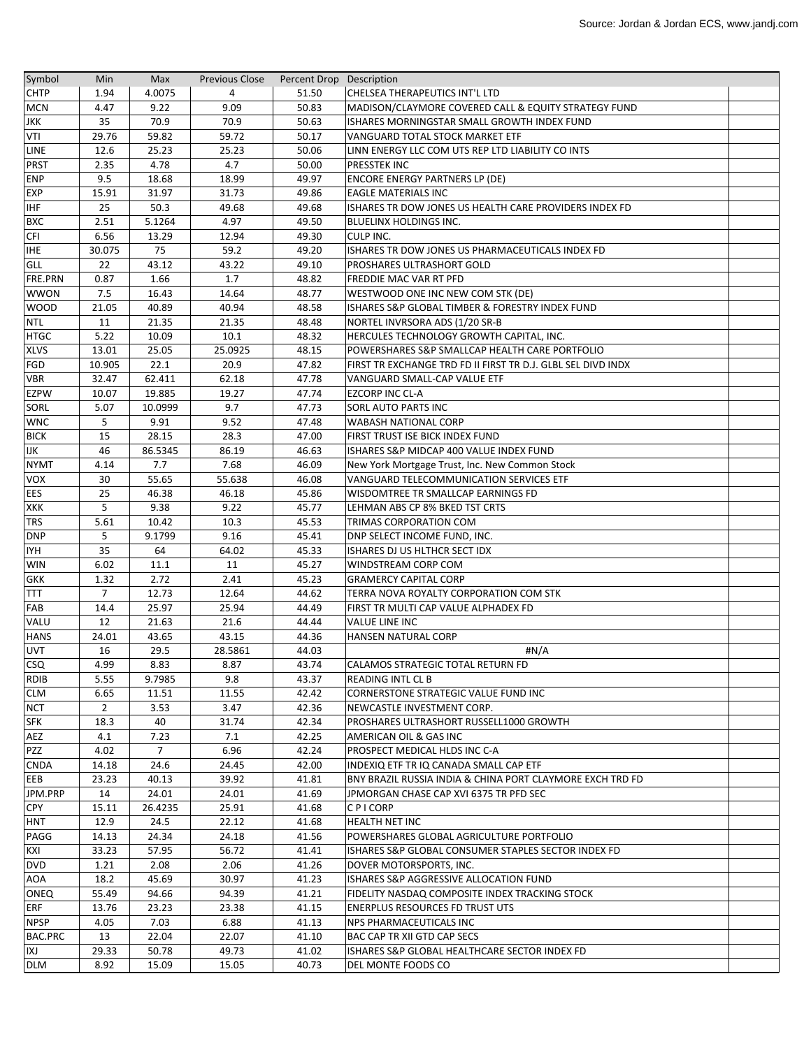| Symbol | Min | Max | Previous Close | Percent Drop | Description | |
|---|---|---|---|---|---|---|
| CHTP | 1.94 | 4.0075 | 4 | 51.50 | CHELSEA THERAPEUTICS INT'L LTD | |
| MCN | 4.47 | 9.22 | 9.09 | 50.83 | MADISON/CLAYMORE COVERED CALL & EQUITY STRATEGY FUND | |
| JKK | 35 | 70.9 | 70.9 | 50.63 | ISHARES MORNINGSTAR SMALL GROWTH INDEX FUND | |
| VTI | 29.76 | 59.82 | 59.72 | 50.17 | VANGUARD TOTAL STOCK MARKET ETF | |
| LINE | 12.6 | 25.23 | 25.23 | 50.06 | LINN ENERGY LLC COM UTS REP LTD LIABILITY CO INTS | |
| PRST | 2.35 | 4.78 | 4.7 | 50.00 | PRESSTEK INC | |
| ENP | 9.5 | 18.68 | 18.99 | 49.97 | ENCORE ENERGY PARTNERS LP (DE) | |
| EXP | 15.91 | 31.97 | 31.73 | 49.86 | EAGLE MATERIALS INC | |
| IHF | 25 | 50.3 | 49.68 | 49.68 | ISHARES TR DOW JONES US HEALTH CARE PROVIDERS INDEX FD | |
| BXC | 2.51 | 5.1264 | 4.97 | 49.50 | BLUELINX HOLDINGS INC. | |
| CFI | 6.56 | 13.29 | 12.94 | 49.30 | CULP INC. | |
| IHE | 30.075 | 75 | 59.2 | 49.20 | ISHARES TR DOW JONES US PHARMACEUTICALS INDEX FD | |
| GLL | 22 | 43.12 | 43.22 | 49.10 | PROSHARES ULTRASHORT GOLD | |
| FRE.PRN | 0.87 | 1.66 | 1.7 | 48.82 | FREDDIE MAC VAR RT PFD | |
| WWON | 7.5 | 16.43 | 14.64 | 48.77 | WESTWOOD ONE INC NEW COM STK (DE) | |
| WOOD | 21.05 | 40.89 | 40.94 | 48.58 | ISHARES S&P GLOBAL TIMBER & FORESTRY INDEX FUND | |
| NTL | 11 | 21.35 | 21.35 | 48.48 | NORTEL INVRSORA ADS (1/20 SR-B | |
| HTGC | 5.22 | 10.09 | 10.1 | 48.32 | HERCULES TECHNOLOGY GROWTH CAPITAL, INC. | |
| XLVS | 13.01 | 25.05 | 25.0925 | 48.15 | POWERSHARES S&P SMALLCAP HEALTH CARE PORTFOLIO | |
| FGD | 10.905 | 22.1 | 20.9 | 47.82 | FIRST TR EXCHANGE TRD FD II FIRST TR D.J. GLBL SEL DIVD INDX | |
| VBR | 32.47 | 62.411 | 62.18 | 47.78 | VANGUARD SMALL-CAP VALUE ETF | |
| EZPW | 10.07 | 19.885 | 19.27 | 47.74 | EZCORP INC CL-A | |
| SORL | 5.07 | 10.0999 | 9.7 | 47.73 | SORL AUTO PARTS INC | |
| WNC | 5 | 9.91 | 9.52 | 47.48 | WABASH NATIONAL CORP | |
| BICK | 15 | 28.15 | 28.3 | 47.00 | FIRST TRUST ISE BICK INDEX FUND | |
| IJK | 46 | 86.5345 | 86.19 | 46.63 | ISHARES S&P MIDCAP 400 VALUE INDEX FUND | |
| NYMT | 4.14 | 7.7 | 7.68 | 46.09 | New York Mortgage Trust, Inc. New Common Stock | |
| VOX | 30 | 55.65 | 55.638 | 46.08 | VANGUARD TELECOMMUNICATION SERVICES ETF | |
| EES | 25 | 46.38 | 46.18 | 45.86 | WISDOMTREE TR SMALLCAP EARNINGS FD | |
| XKK | 5 | 9.38 | 9.22 | 45.77 | LEHMAN ABS CP 8% BKED TST CRTS | |
| TRS | 5.61 | 10.42 | 10.3 | 45.53 | TRIMAS CORPORATION COM | |
| DNP | 5 | 9.1799 | 9.16 | 45.41 | DNP SELECT INCOME FUND, INC. | |
| IYH | 35 | 64 | 64.02 | 45.33 | ISHARES DJ US HLTHCR SECT IDX | |
| WIN | 6.02 | 11.1 | 11 | 45.27 | WINDSTREAM CORP COM | |
| GKK | 1.32 | 2.72 | 2.41 | 45.23 | GRAMERCY CAPITAL CORP | |
| TTT | 7 | 12.73 | 12.64 | 44.62 | TERRA NOVA ROYALTY CORPORATION COM STK | |
| FAB | 14.4 | 25.97 | 25.94 | 44.49 | FIRST TR MULTI CAP VALUE ALPHADEX FD | |
| VALU | 12 | 21.63 | 21.6 | 44.44 | VALUE LINE INC | |
| HANS | 24.01 | 43.65 | 43.15 | 44.36 | HANSEN NATURAL CORP | |
| UVT | 16 | 29.5 | 28.5861 | 44.03 | #N/A | |
| CSQ | 4.99 | 8.83 | 8.87 | 43.74 | CALAMOS STRATEGIC TOTAL RETURN FD | |
| RDIB | 5.55 | 9.7985 | 9.8 | 43.37 | READING INTL CL B | |
| CLM | 6.65 | 11.51 | 11.55 | 42.42 | CORNERSTONE STRATEGIC VALUE FUND INC | |
| NCT | 2 | 3.53 | 3.47 | 42.36 | NEWCASTLE INVESTMENT CORP. | |
| SFK | 18.3 | 40 | 31.74 | 42.34 | PROSHARES ULTRASHORT RUSSELL1000 GROWTH | |
| AEZ | 4.1 | 7.23 | 7.1 | 42.25 | AMERICAN OIL & GAS INC | |
| PZZ | 4.02 | 7 | 6.96 | 42.24 | PROSPECT MEDICAL HLDS INC C-A | |
| CNDA | 14.18 | 24.6 | 24.45 | 42.00 | INDEXIQ ETF TR IQ CANADA SMALL CAP ETF | |
| EEB | 23.23 | 40.13 | 39.92 | 41.81 | BNY BRAZIL RUSSIA INDIA & CHINA PORT CLAYMORE EXCH TRD FD | |
| JPM.PRP | 14 | 24.01 | 24.01 | 41.69 | JPMORGAN CHASE CAP XVI 6375 TR PFD SEC | |
| CPY | 15.11 | 26.4235 | 25.91 | 41.68 | C P I CORP | |
| HNT | 12.9 | 24.5 | 22.12 | 41.68 | HEALTH NET INC | |
| PAGG | 14.13 | 24.34 | 24.18 | 41.56 | POWERSHARES GLOBAL AGRICULTURE PORTFOLIO | |
| KXI | 33.23 | 57.95 | 56.72 | 41.41 | ISHARES S&P GLOBAL CONSUMER STAPLES SECTOR INDEX FD | |
| DVD | 1.21 | 2.08 | 2.06 | 41.26 | DOVER MOTORSPORTS, INC. | |
| AOA | 18.2 | 45.69 | 30.97 | 41.23 | ISHARES S&P AGGRESSIVE ALLOCATION FUND | |
| ONEQ | 55.49 | 94.66 | 94.39 | 41.21 | FIDELITY NASDAQ COMPOSITE INDEX TRACKING STOCK | |
| ERF | 13.76 | 23.23 | 23.38 | 41.15 | ENERPLUS RESOURCES FD TRUST UTS | |
| NPSP | 4.05 | 7.03 | 6.88 | 41.13 | NPS PHARMACEUTICALS INC | |
| BAC.PRC | 13 | 22.04 | 22.07 | 41.10 | BAC CAP TR XII GTD CAP SECS | |
| IXJ | 29.33 | 50.78 | 49.73 | 41.02 | ISHARES S&P GLOBAL HEALTHCARE SECTOR INDEX FD | |
| DLM | 8.92 | 15.09 | 15.05 | 40.73 | DEL MONTE FOODS CO | |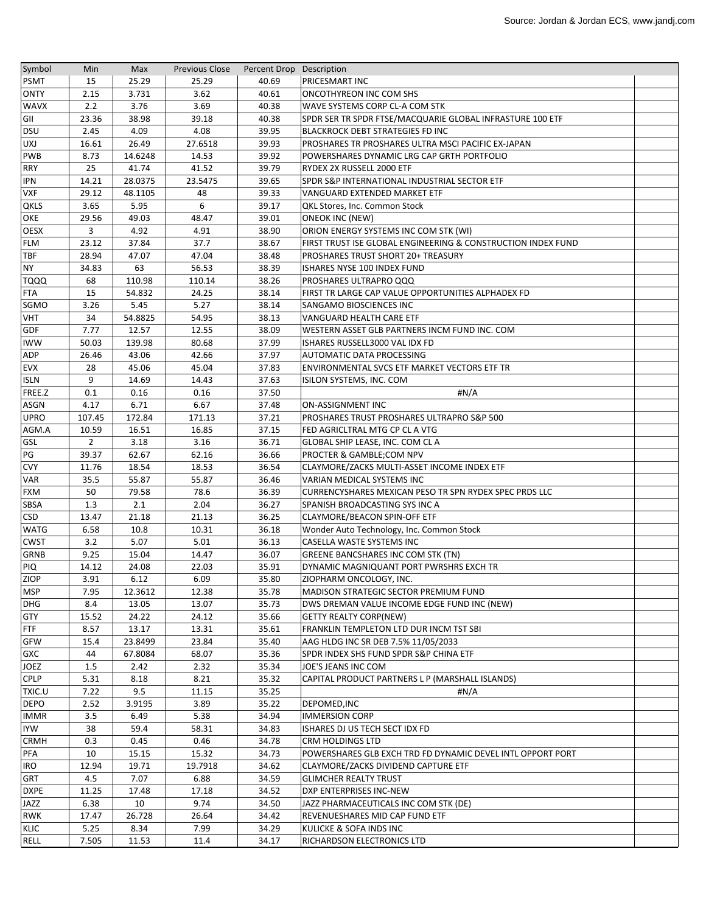Source: Jordan & Jordan ECS, www.jandj.com

| Symbol | Min | Max | Previous Close | Percent Drop | Description |
|---|---|---|---|---|---|
| PSMT | 15 | 25.29 | 25.29 | 40.69 | PRICESMART INC |
| ONTY | 2.15 | 3.731 | 3.62 | 40.61 | ONCOTHYREON INC COM SHS |
| WAVX | 2.2 | 3.76 | 3.69 | 40.38 | WAVE SYSTEMS CORP CL-A COM STK |
| GII | 23.36 | 38.98 | 39.18 | 40.38 | SPDR SER TR SPDR FTSE/MACQUARIE GLOBAL INFRASTURE 100 ETF |
| DSU | 2.45 | 4.09 | 4.08 | 39.95 | BLACKROCK DEBT STRATEGIES FD INC |
| UXJ | 16.61 | 26.49 | 27.6518 | 39.93 | PROSHARES TR PROSHARES ULTRA MSCI PACIFIC EX-JAPAN |
| PWB | 8.73 | 14.6248 | 14.53 | 39.92 | POWERSHARES DYNAMIC LRG CAP GRTH PORTFOLIO |
| RRY | 25 | 41.74 | 41.52 | 39.79 | RYDEX 2X RUSSELL 2000 ETF |
| IPN | 14.21 | 28.0375 | 23.5475 | 39.65 | SPDR S&P INTERNATIONAL INDUSTRIAL SECTOR ETF |
| VXF | 29.12 | 48.1105 | 48 | 39.33 | VANGUARD EXTENDED MARKET ETF |
| QKLS | 3.65 | 5.95 | 6 | 39.17 | QKL Stores, Inc. Common Stock |
| OKE | 29.56 | 49.03 | 48.47 | 39.01 | ONEOK INC (NEW) |
| OESX | 3 | 4.92 | 4.91 | 38.90 | ORION ENERGY SYSTEMS INC COM STK (WI) |
| FLM | 23.12 | 37.84 | 37.7 | 38.67 | FIRST TRUST ISE GLOBAL ENGINEERING & CONSTRUCTION INDEX FUND |
| TBF | 28.94 | 47.07 | 47.04 | 38.48 | PROSHARES TRUST SHORT 20+ TREASURY |
| NY | 34.83 | 63 | 56.53 | 38.39 | ISHARES NYSE 100 INDEX FUND |
| TQQQ | 68 | 110.98 | 110.14 | 38.26 | PROSHARES ULTRAPRO QQQ |
| FTA | 15 | 54.832 | 24.25 | 38.14 | FIRST TR LARGE CAP VALUE OPPORTUNITIES ALPHADEX FD |
| SGMO | 3.26 | 5.45 | 5.27 | 38.14 | SANGAMO BIOSCIENCES INC |
| VHT | 34 | 54.8825 | 54.95 | 38.13 | VANGUARD HEALTH CARE ETF |
| GDF | 7.77 | 12.57 | 12.55 | 38.09 | WESTERN ASSET GLB PARTNERS INCM FUND INC. COM |
| IWW | 50.03 | 139.98 | 80.68 | 37.99 | ISHARES RUSSELL3000 VAL IDX FD |
| ADP | 26.46 | 43.06 | 42.66 | 37.97 | AUTOMATIC DATA PROCESSING |
| EVX | 28 | 45.06 | 45.04 | 37.83 | ENVIRONMENTAL SVCS ETF MARKET VECTORS ETF TR |
| ISLN | 9 | 14.69 | 14.43 | 37.63 | ISILON SYSTEMS, INC. COM |
| FREE.Z | 0.1 | 0.16 | 0.16 | 37.50 | #N/A |
| ASGN | 4.17 | 6.71 | 6.67 | 37.48 | ON-ASSIGNMENT INC |
| UPRO | 107.45 | 172.84 | 171.13 | 37.21 | PROSHARES TRUST PROSHARES ULTRAPRO S&P 500 |
| AGM.A | 10.59 | 16.51 | 16.85 | 37.15 | FED AGRICLTRAL MTG CP CL A VTG |
| GSL | 2 | 3.18 | 3.16 | 36.71 | GLOBAL SHIP LEASE, INC. COM CL A |
| PG | 39.37 | 62.67 | 62.16 | 36.66 | PROCTER & GAMBLE;COM NPV |
| CVY | 11.76 | 18.54 | 18.53 | 36.54 | CLAYMORE/ZACKS MULTI-ASSET INCOME INDEX ETF |
| VAR | 35.5 | 55.87 | 55.87 | 36.46 | VARIAN MEDICAL SYSTEMS INC |
| FXM | 50 | 79.58 | 78.6 | 36.39 | CURRENCYSHARES MEXICAN PESO TR SPN RYDEX SPEC PRDS LLC |
| SBSA | 1.3 | 2.1 | 2.04 | 36.27 | SPANISH BROADCASTING SYS INC A |
| CSD | 13.47 | 21.18 | 21.13 | 36.25 | CLAYMORE/BEACON SPIN-OFF ETF |
| WATG | 6.58 | 10.8 | 10.31 | 36.18 | Wonder Auto Technology, Inc. Common Stock |
| CWST | 3.2 | 5.07 | 5.01 | 36.13 | CASELLA WASTE SYSTEMS INC |
| GRNB | 9.25 | 15.04 | 14.47 | 36.07 | GREENE BANCSHARES INC COM STK (TN) |
| PIQ | 14.12 | 24.08 | 22.03 | 35.91 | DYNAMIC MAGNIQUANT PORT PWRSHRS EXCH TR |
| ZIOP | 3.91 | 6.12 | 6.09 | 35.80 | ZIOPHARM ONCOLOGY, INC. |
| MSP | 7.95 | 12.3612 | 12.38 | 35.78 | MADISON STRATEGIC SECTOR PREMIUM FUND |
| DHG | 8.4 | 13.05 | 13.07 | 35.73 | DWS DREMAN VALUE INCOME EDGE FUND INC (NEW) |
| GTY | 15.52 | 24.22 | 24.12 | 35.66 | GETTY REALTY CORP(NEW) |
| FTF | 8.57 | 13.17 | 13.31 | 35.61 | FRANKLIN TEMPLETON LTD DUR INCM TST SBI |
| GFW | 15.4 | 23.8499 | 23.84 | 35.40 | AAG HLDG INC SR DEB 7.5% 11/05/2033 |
| GXC | 44 | 67.8084 | 68.07 | 35.36 | SPDR INDEX SHS FUND SPDR S&P CHINA ETF |
| JOEZ | 1.5 | 2.42 | 2.32 | 35.34 | JOE'S JEANS INC COM |
| CPLP | 5.31 | 8.18 | 8.21 | 35.32 | CAPITAL PRODUCT PARTNERS L P (MARSHALL ISLANDS) |
| TXIC.U | 7.22 | 9.5 | 11.15 | 35.25 | #N/A |
| DEPO | 2.52 | 3.9195 | 3.89 | 35.22 | DEPOMED,INC |
| IMMR | 3.5 | 6.49 | 5.38 | 34.94 | IMMERSION CORP |
| IYW | 38 | 59.4 | 58.31 | 34.83 | ISHARES DJ US TECH SECT IDX FD |
| CRMH | 0.3 | 0.45 | 0.46 | 34.78 | CRM HOLDINGS LTD |
| PFA | 10 | 15.15 | 15.32 | 34.73 | POWERSHARES GLB EXCH TRD FD DYNAMIC DEVEL INTL OPPORT PORT |
| IRO | 12.94 | 19.71 | 19.7918 | 34.62 | CLAYMORE/ZACKS DIVIDEND CAPTURE ETF |
| GRT | 4.5 | 7.07 | 6.88 | 34.59 | GLIMCHER REALTY TRUST |
| DXPE | 11.25 | 17.48 | 17.18 | 34.52 | DXP ENTERPRISES INC-NEW |
| JAZZ | 6.38 | 10 | 9.74 | 34.50 | JAZZ PHARMACEUTICALS INC COM STK (DE) |
| RWK | 17.47 | 26.728 | 26.64 | 34.42 | REVENUESHARES MID CAP FUND ETF |
| KLIC | 5.25 | 8.34 | 7.99 | 34.29 | KULICKE & SOFA INDS INC |
| RELL | 7.505 | 11.53 | 11.4 | 34.17 | RICHARDSON ELECTRONICS LTD |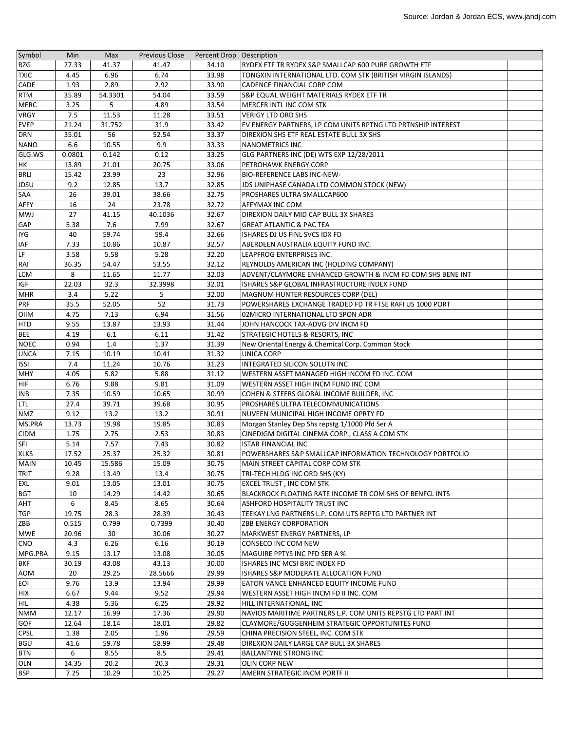| Symbol | Min | Max | Previous Close | Percent Drop | Description |
|---|---|---|---|---|---|
| RZG | 27.33 | 41.37 | 41.47 | 34.10 | RYDEX ETF TR RYDEX S&P SMALLCAP 600 PURE GROWTH ETF |
| TXIC | 4.45 | 6.96 | 6.74 | 33.98 | TONGXIN INTERNATIONAL LTD. COM STK (BRITISH VIRGIN ISLANDS) |
| CADE | 1.93 | 2.89 | 2.92 | 33.90 | CADENCE FINANCIAL CORP COM |
| RTM | 35.89 | 54.3301 | 54.04 | 33.59 | S&P EQUAL WEIGHT MATERIALS RYDEX ETF TR |
| MERC | 3.25 | 5 | 4.89 | 33.54 | MERCER INTL INC COM STK |
| VRGY | 7.5 | 11.53 | 11.28 | 33.51 | VERIGY LTD ORD SHS |
| EVEP | 21.24 | 31.752 | 31.9 | 33.42 | EV ENERGY PARTNERS, LP COM UNITS RPTNG LTD PRTNSHIP INTEREST |
| DRN | 35.01 | 56 | 52.54 | 33.37 | DIREXION SHS ETF REAL ESTATE BULL 3X SHS |
| NANO | 6.6 | 10.55 | 9.9 | 33.33 | NANOMETRICS INC |
| GLG.WS | 0.0801 | 0.142 | 0.12 | 33.25 | GLG PARTNERS INC (DE) WTS EXP 12/28/2011 |
| HK | 13.89 | 21.01 | 20.75 | 33.06 | PETROHAWK ENERGY CORP |
| BRLI | 15.42 | 23.99 | 23 | 32.96 | BIO-REFERENCE LABS INC-NEW- |
| JDSU | 9.2 | 12.85 | 13.7 | 32.85 | JDS UNIPHASE CANADA LTD COMMON STOCK (NEW) |
| SAA | 26 | 39.01 | 38.66 | 32.75 | PROSHARES ULTRA SMALLCAP600 |
| AFFY | 16 | 24 | 23.78 | 32.72 | AFFYMAX INC COM |
| MWJ | 27 | 41.15 | 40.1036 | 32.67 | DIREXION DAILY MID CAP BULL 3X SHARES |
| GAP | 5.38 | 7.6 | 7.99 | 32.67 | GREAT ATLANTIC & PAC TEA |
| IYG | 40 | 59.74 | 59.4 | 32.66 | ISHARES DJ US FINL SVCS IDX FD |
| IAF | 7.33 | 10.86 | 10.87 | 32.57 | ABERDEEN AUSTRALIA EQUITY FUND INC. |
| LF | 3.58 | 5.58 | 5.28 | 32.20 | LEAPFROG ENTERPRISES INC. |
| RAI | 36.35 | 54.47 | 53.55 | 32.12 | REYNOLDS AMERICAN INC (HOLDING COMPANY) |
| LCM | 8 | 11.65 | 11.77 | 32.03 | ADVENT/CLAYMORE ENHANCED GROWTH & INCM FD COM SHS BENE INT |
| IGF | 22.03 | 32.3 | 32.3998 | 32.01 | ISHARES S&P GLOBAL INFRASTRUCTURE INDEX FUND |
| MHR | 3.4 | 5.22 | 5 | 32.00 | MAGNUM HUNTER RESOURCES CORP (DEL) |
| PRF | 35.5 | 52.05 | 52 | 31.73 | POWERSHARES EXCHANGE TRADED FD TR FTSE RAFI US 1000 PORT |
| OIIM | 4.75 | 7.13 | 6.94 | 31.56 | 02MICRO INTERNATIONAL LTD SPON ADR |
| HTD | 9.55 | 13.87 | 13.93 | 31.44 | JOHN HANCOCK TAX-ADVG DIV INCM FD |
| BEE | 4.19 | 6.1 | 6.11 | 31.42 | STRATEGIC HOTELS & RESORTS, INC |
| NOEC | 0.94 | 1.4 | 1.37 | 31.39 | New Oriental Energy & Chemical Corp. Common Stock |
| UNCA | 7.15 | 10.19 | 10.41 | 31.32 | UNICA CORP |
| ISSI | 7.4 | 11.24 | 10.76 | 31.23 | INTEGRATED SILICON SOLUTN INC |
| MHY | 4.05 | 5.82 | 5.88 | 31.12 | WESTERN ASSET MANAGED HIGH INCOM FD INC. COM |
| HIF | 6.76 | 9.88 | 9.81 | 31.09 | WESTERN ASSET HIGH INCM FUND INC COM |
| INB | 7.35 | 10.59 | 10.65 | 30.99 | COHEN & STEERS GLOBAL INCOME BUILDER, INC |
| LTL | 27.4 | 39.71 | 39.68 | 30.95 | PROSHARES ULTRA TELECOMMUNICATIONS |
| NMZ | 9.12 | 13.2 | 13.2 | 30.91 | NUVEEN MUNICIPAL HIGH INCOME OPRTY FD |
| MS.PRA | 13.73 | 19.98 | 19.85 | 30.83 | Morgan Stanley Dep Shs repstg 1/1000 Pfd Ser A |
| CIDM | 1.75 | 2.75 | 2.53 | 30.83 | CINEDIGM DIGITAL CINEMA CORP., CLASS A COM STK |
| SFI | 5.14 | 7.57 | 7.43 | 30.82 | ISTAR FINANCIAL INC |
| XLKS | 17.52 | 25.37 | 25.32 | 30.81 | POWERSHARES S&P SMALLCAP INFORMATION TECHNOLOGY PORTFOLIO |
| MAIN | 10.45 | 15.586 | 15.09 | 30.75 | MAIN STREET CAPITAL CORP COM STK |
| TRIT | 9.28 | 13.49 | 13.4 | 30.75 | TRI-TECH HLDG INC ORD SHS (KY) |
| EXL | 9.01 | 13.05 | 13.01 | 30.75 | EXCEL TRUST , INC COM STK |
| BGT | 10 | 14.29 | 14.42 | 30.65 | BLACKROCK FLOATING RATE INCOME TR COM SHS OF BENFCL INTS |
| AHT | 6 | 8.45 | 8.65 | 30.64 | ASHFORD HOSPITALITY TRUST INC |
| TGP | 19.75 | 28.3 | 28.39 | 30.43 | TEEKAY LNG PARTNERS L.P. COM UTS REPTG LTD PARTNER INT |
| ZBB | 0.515 | 0.799 | 0.7399 | 30.40 | ZBB ENERGY CORPORATION |
| MWE | 20.96 | 30 | 30.06 | 30.27 | MARKWEST ENERGY PARTNERS, LP |
| CNO | 4.3 | 6.26 | 6.16 | 30.19 | CONSECO INC COM NEW |
| MPG.PRA | 9.15 | 13.17 | 13.08 | 30.05 | MAGUIRE PPTYS INC PFD SER A % |
| BKF | 30.19 | 43.08 | 43.13 | 30.00 | ISHARES INC MCSI BRIC INDEX FD |
| AOM | 20 | 29.25 | 28.5666 | 29.99 | ISHARES S&P MODERATE ALLOCATION FUND |
| EOI | 9.76 | 13.9 | 13.94 | 29.99 | EATON VANCE ENHANCED EQUITY INCOME FUND |
| HIX | 6.67 | 9.44 | 9.52 | 29.94 | WESTERN ASSET HIGH INCM FD II INC. COM |
| HIL | 4.38 | 5.36 | 6.25 | 29.92 | HILL INTERNATIONAL, INC |
| NMM | 12.17 | 16.99 | 17.36 | 29.90 | NAVIOS MARITIME PARTNERS L.P. COM UNITS REPSTG LTD PART INT |
| GOF | 12.64 | 18.14 | 18.01 | 29.82 | CLAYMORE/GUGGENHEIM STRATEGIC OPPORTUNITES FUND |
| CPSL | 1.38 | 2.05 | 1.96 | 29.59 | CHINA PRECISION STEEL, INC. COM STK |
| BGU | 41.6 | 59.78 | 58.99 | 29.48 | DIREXION DAILY LARGE CAP BULL 3X SHARES |
| BTN | 6 | 8.55 | 8.5 | 29.41 | BALLANTYNE STRONG INC |
| OLN | 14.35 | 20.2 | 20.3 | 29.31 | OLIN CORP NEW |
| BSP | 7.25 | 10.29 | 10.25 | 29.27 | AMERN STRATEGIC INCM PORTF II |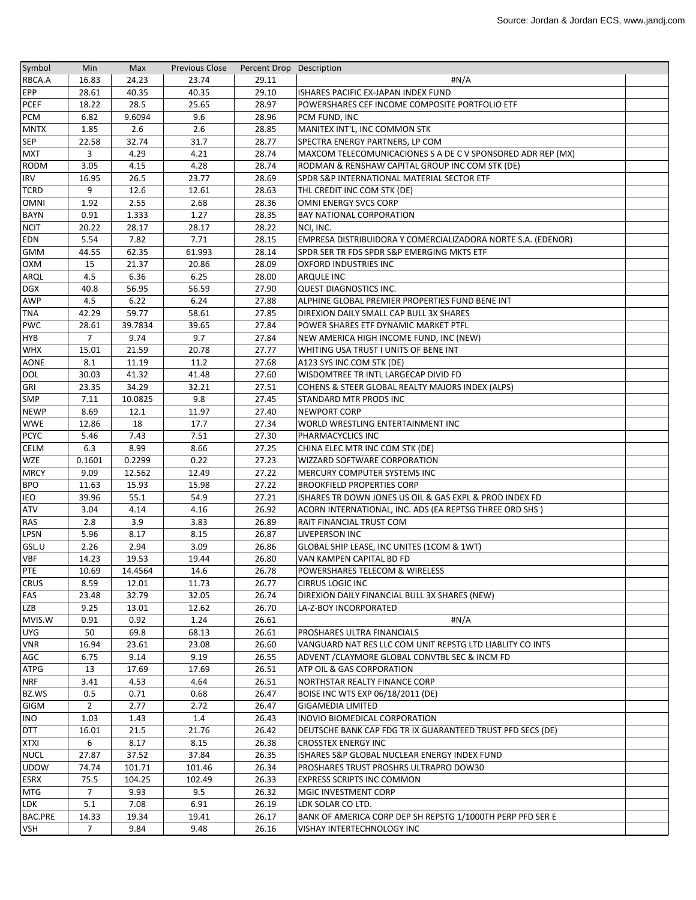| Symbol | Min | Max | Previous Close | Percent Drop | Description |
|---|---|---|---|---|---|
| RBCA.A | 16.83 | 24.23 | 23.74 | 29.11 | #N/A |
| EPP | 28.61 | 40.35 | 40.35 | 29.10 | ISHARES PACIFIC EX-JAPAN INDEX FUND |
| PCEF | 18.22 | 28.5 | 25.65 | 28.97 | POWERSHARES CEF INCOME COMPOSITE PORTFOLIO ETF |
| PCM | 6.82 | 9.6094 | 9.6 | 28.96 | PCM FUND, INC |
| MNTX | 1.85 | 2.6 | 2.6 | 28.85 | MANITEX INT'L, INC COMMON STK |
| SEP | 22.58 | 32.74 | 31.7 | 28.77 | SPECTRA ENERGY PARTNERS, LP COM |
| MXT | 3 | 4.29 | 4.21 | 28.74 | MAXCOM TELECOMUNICACIONES S A DE C V SPONSORED ADR REP (MX) |
| RODM | 3.05 | 4.15 | 4.28 | 28.74 | RODMAN & RENSHAW CAPITAL GROUP INC COM STK (DE) |
| IRV | 16.95 | 26.5 | 23.77 | 28.69 | SPDR S&P INTERNATIONAL MATERIAL SECTOR ETF |
| TCRD | 9 | 12.6 | 12.61 | 28.63 | THL CREDIT INC COM STK (DE) |
| OMNI | 1.92 | 2.55 | 2.68 | 28.36 | OMNI ENERGY SVCS CORP |
| BAYN | 0.91 | 1.333 | 1.27 | 28.35 | BAY NATIONAL CORPORATION |
| NCIT | 20.22 | 28.17 | 28.17 | 28.22 | NCI, INC. |
| EDN | 5.54 | 7.82 | 7.71 | 28.15 | EMPRESA DISTRIBUIDORA Y COMERCIALIZADORA NORTE S.A. (EDENOR) |
| GMM | 44.55 | 62.35 | 61.993 | 28.14 | SPDR SER TR FDS SPDR S&P EMERGING MKTS ETF |
| OXM | 15 | 21.37 | 20.86 | 28.09 | OXFORD INDUSTRIES INC |
| ARQL | 4.5 | 6.36 | 6.25 | 28.00 | ARQULE INC |
| DGX | 40.8 | 56.95 | 56.59 | 27.90 | QUEST DIAGNOSTICS INC. |
| AWP | 4.5 | 6.22 | 6.24 | 27.88 | ALPHINE GLOBAL PREMIER PROPERTIES FUND BENE INT |
| TNA | 42.29 | 59.77 | 58.61 | 27.85 | DIREXION DAILY SMALL CAP BULL 3X SHARES |
| PWC | 28.61 | 39.7834 | 39.65 | 27.84 | POWER SHARES ETF DYNAMIC MARKET PTFL |
| HYB | 7 | 9.74 | 9.7 | 27.84 | NEW AMERICA HIGH INCOME FUND, INC (NEW) |
| WHX | 15.01 | 21.59 | 20.78 | 27.77 | WHITING USA TRUST I UNITS OF BENE INT |
| AONE | 8.1 | 11.19 | 11.2 | 27.68 | A123 SYS INC COM STK (DE) |
| DOL | 30.03 | 41.32 | 41.48 | 27.60 | WISDOMTREE TR INTL LARGECAP DIVID FD |
| GRI | 23.35 | 34.29 | 32.21 | 27.51 | COHENS & STEER GLOBAL REALTY MAJORS INDEX (ALPS) |
| SMP | 7.11 | 10.0825 | 9.8 | 27.45 | STANDARD MTR PRODS INC |
| NEWP | 8.69 | 12.1 | 11.97 | 27.40 | NEWPORT CORP |
| WWE | 12.86 | 18 | 17.7 | 27.34 | WORLD WRESTLING ENTERTAINMENT INC |
| PCYC | 5.46 | 7.43 | 7.51 | 27.30 | PHARMACYCLICS INC |
| CELM | 6.3 | 8.99 | 8.66 | 27.25 | CHINA ELEC MTR INC COM STK (DE) |
| WZE | 0.1601 | 0.2299 | 0.22 | 27.23 | WIZZARD SOFTWARE CORPORATION |
| MRCY | 9.09 | 12.562 | 12.49 | 27.22 | MERCURY COMPUTER SYSTEMS INC |
| BPO | 11.63 | 15.93 | 15.98 | 27.22 | BROOKFIELD PROPERTIES CORP |
| IEO | 39.96 | 55.1 | 54.9 | 27.21 | ISHARES TR DOWN JONES US OIL & GAS EXPL & PROD INDEX FD |
| ATV | 3.04 | 4.14 | 4.16 | 26.92 | ACORN INTERNATIONAL, INC. ADS (EA REPTSG THREE ORD SHS ) |
| RAS | 2.8 | 3.9 | 3.83 | 26.89 | RAIT FINANCIAL TRUST COM |
| LPSN | 5.96 | 8.17 | 8.15 | 26.87 | LIVEPERSON INC |
| GSL.U | 2.26 | 2.94 | 3.09 | 26.86 | GLOBAL SHIP LEASE, INC UNITES (1COM & 1WT) |
| VBF | 14.23 | 19.53 | 19.44 | 26.80 | VAN KAMPEN CAPITAL BD FD |
| PTE | 10.69 | 14.4564 | 14.6 | 26.78 | POWERSHARES TELECOM & WIRELESS |
| CRUS | 8.59 | 12.01 | 11.73 | 26.77 | CIRRUS LOGIC INC |
| FAS | 23.48 | 32.79 | 32.05 | 26.74 | DIREXION DAILY FINANCIAL BULL 3X SHARES (NEW) |
| LZB | 9.25 | 13.01 | 12.62 | 26.70 | LA-Z-BOY INCORPORATED |
| MVIS.W | 0.91 | 0.92 | 1.24 | 26.61 | #N/A |
| UYG | 50 | 69.8 | 68.13 | 26.61 | PROSHARES ULTRA FINANCIALS |
| VNR | 16.94 | 23.61 | 23.08 | 26.60 | VANGUARD NAT RES LLC COM UNIT REPSTG LTD LIABLITY CO INTS |
| AGC | 6.75 | 9.14 | 9.19 | 26.55 | ADVENT /CLAYMORE GLOBAL CONVTBL SEC & INCM FD |
| ATPG | 13 | 17.69 | 17.69 | 26.51 | ATP OIL & GAS CORPORATION |
| NRF | 3.41 | 4.53 | 4.64 | 26.51 | NORTHSTAR REALTY FINANCE CORP |
| BZ.WS | 0.5 | 0.71 | 0.68 | 26.47 | BOISE INC WTS EXP 06/18/2011 (DE) |
| GIGM | 2 | 2.77 | 2.72 | 26.47 | GIGAMEDIA LIMITED |
| INO | 1.03 | 1.43 | 1.4 | 26.43 | INOVIO BIOMEDICAL CORPORATION |
| DTT | 16.01 | 21.5 | 21.76 | 26.42 | DEUTSCHE BANK CAP FDG TR IX GUARANTEED TRUST PFD SECS (DE) |
| XTXI | 6 | 8.17 | 8.15 | 26.38 | CROSSTEX ENERGY INC |
| NUCL | 27.87 | 37.52 | 37.84 | 26.35 | ISHARES S&P GLOBAL NUCLEAR ENERGY INDEX FUND |
| UDOW | 74.74 | 101.71 | 101.46 | 26.34 | PROSHARES TRUST PROSHRS ULTRAPRO DOW30 |
| ESRX | 75.5 | 104.25 | 102.49 | 26.33 | EXPRESS SCRIPTS INC COMMON |
| MTG | 7 | 9.93 | 9.5 | 26.32 | MGIC INVESTMENT CORP |
| LDK | 5.1 | 7.08 | 6.91 | 26.19 | LDK SOLAR CO LTD. |
| BAC.PRE | 14.33 | 19.34 | 19.41 | 26.17 | BANK OF AMERICA CORP DEP SH REPSTG 1/1000TH PERP PFD SER E |
| VSH | 7 | 9.84 | 9.48 | 26.16 | VISHAY INTERTECHNOLOGY INC |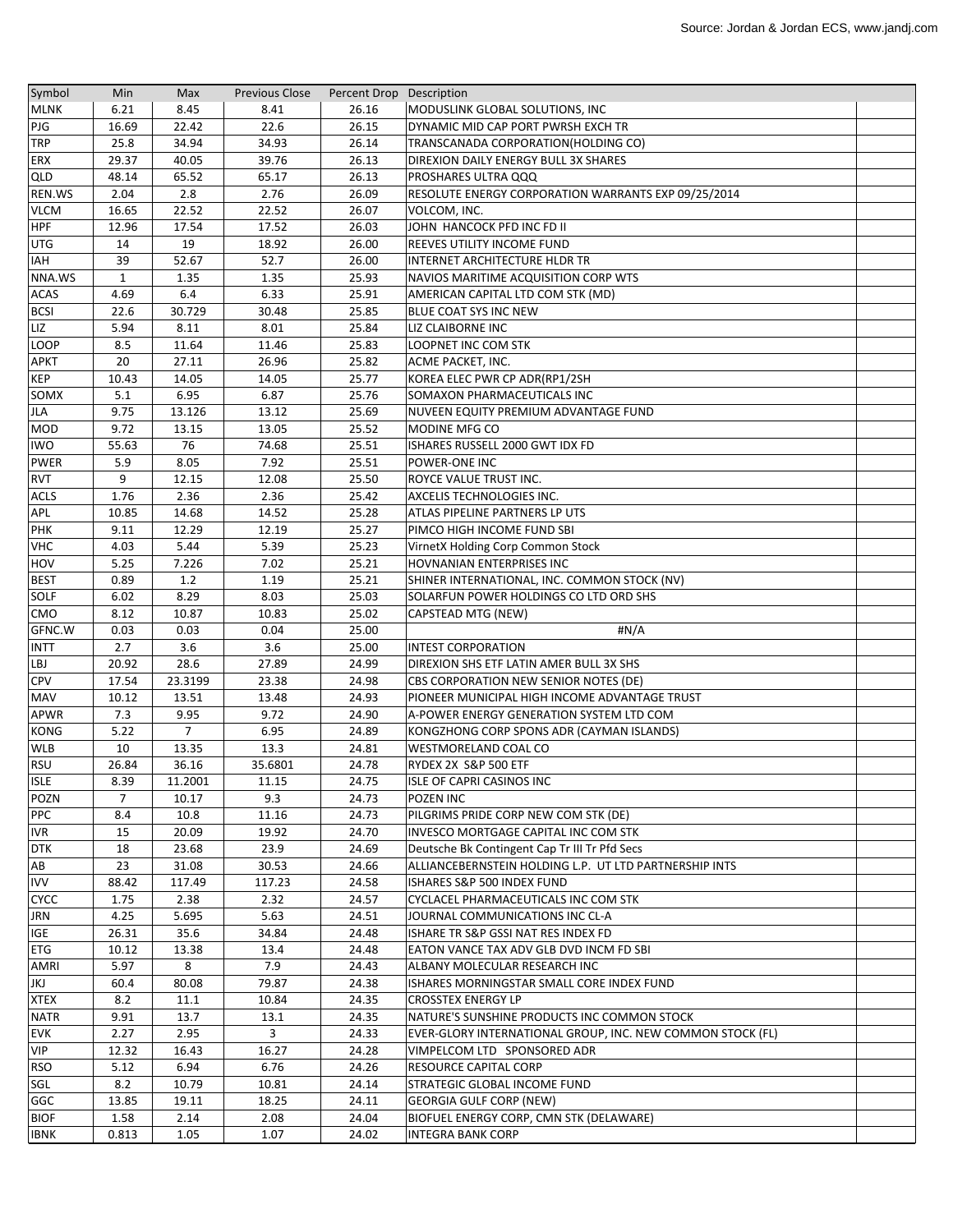Source: Jordan & Jordan ECS, www.jandj.com

| Symbol | Min | Max | Previous Close | Percent Drop | Description | |
|---|---|---|---|---|---|---|
| MLNK | 6.21 | 8.45 | 8.41 | 26.16 | MODUSLINK GLOBAL SOLUTIONS, INC | |
| PJG | 16.69 | 22.42 | 22.6 | 26.15 | DYNAMIC MID CAP PORT PWRSH EXCH TR | |
| TRP | 25.8 | 34.94 | 34.93 | 26.14 | TRANSCANADA CORPORATION(HOLDING CO) | |
| ERX | 29.37 | 40.05 | 39.76 | 26.13 | DIREXION DAILY ENERGY BULL 3X SHARES | |
| QLD | 48.14 | 65.52 | 65.17 | 26.13 | PROSHARES ULTRA QQQ | |
| REN.WS | 2.04 | 2.8 | 2.76 | 26.09 | RESOLUTE ENERGY CORPORATION WARRANTS EXP 09/25/2014 | |
| VLCM | 16.65 | 22.52 | 22.52 | 26.07 | VOLCOM, INC. | |
| HPF | 12.96 | 17.54 | 17.52 | 26.03 | JOHN HANCOCK PFD INC FD II | |
| UTG | 14 | 19 | 18.92 | 26.00 | REEVES UTILITY INCOME FUND | |
| IAH | 39 | 52.67 | 52.7 | 26.00 | INTERNET ARCHITECTURE HLDR TR | |
| NNA.WS | 1 | 1.35 | 1.35 | 25.93 | NAVIOS MARITIME ACQUISITION CORP WTS | |
| ACAS | 4.69 | 6.4 | 6.33 | 25.91 | AMERICAN CAPITAL LTD COM STK (MD) | |
| BCSI | 22.6 | 30.729 | 30.48 | 25.85 | BLUE COAT SYS INC NEW | |
| LIZ | 5.94 | 8.11 | 8.01 | 25.84 | LIZ CLAIBORNE INC | |
| LOOP | 8.5 | 11.64 | 11.46 | 25.83 | LOOPNET INC COM STK | |
| APKT | 20 | 27.11 | 26.96 | 25.82 | ACME PACKET, INC. | |
| KEP | 10.43 | 14.05 | 14.05 | 25.77 | KOREA ELEC PWR CP ADR(RP1/2SH | |
| SOMX | 5.1 | 6.95 | 6.87 | 25.76 | SOMAXON PHARMACEUTICALS INC | |
| JLA | 9.75 | 13.126 | 13.12 | 25.69 | NUVEEN EQUITY PREMIUM ADVANTAGE FUND | |
| MOD | 9.72 | 13.15 | 13.05 | 25.52 | MODINE MFG CO | |
| IWO | 55.63 | 76 | 74.68 | 25.51 | ISHARES RUSSELL 2000 GWT IDX FD | |
| PWER | 5.9 | 8.05 | 7.92 | 25.51 | POWER-ONE INC | |
| RVT | 9 | 12.15 | 12.08 | 25.50 | ROYCE VALUE TRUST INC. | |
| ACLS | 1.76 | 2.36 | 2.36 | 25.42 | AXCELIS TECHNOLOGIES INC. | |
| APL | 10.85 | 14.68 | 14.52 | 25.28 | ATLAS PIPELINE PARTNERS LP UTS | |
| PHK | 9.11 | 12.29 | 12.19 | 25.27 | PIMCO HIGH INCOME FUND SBI | |
| VHC | 4.03 | 5.44 | 5.39 | 25.23 | VirnetX Holding Corp Common Stock | |
| HOV | 5.25 | 7.226 | 7.02 | 25.21 | HOVNANIAN ENTERPRISES INC | |
| BEST | 0.89 | 1.2 | 1.19 | 25.21 | SHINER INTERNATIONAL, INC. COMMON STOCK (NV) | |
| SOLF | 6.02 | 8.29 | 8.03 | 25.03 | SOLARFUN POWER HOLDINGS CO LTD ORD SHS | |
| CMO | 8.12 | 10.87 | 10.83 | 25.02 | CAPSTEAD MTG (NEW) | |
| GFNC.W | 0.03 | 0.03 | 0.04 | 25.00 | #N/A | |
| INTT | 2.7 | 3.6 | 3.6 | 25.00 | INTEST CORPORATION | |
| LBJ | 20.92 | 28.6 | 27.89 | 24.99 | DIREXION SHS ETF LATIN AMER BULL 3X SHS | |
| CPV | 17.54 | 23.3199 | 23.38 | 24.98 | CBS CORPORATION NEW SENIOR NOTES (DE) | |
| MAV | 10.12 | 13.51 | 13.48 | 24.93 | PIONEER MUNICIPAL HIGH INCOME ADVANTAGE TRUST | |
| APWR | 7.3 | 9.95 | 9.72 | 24.90 | A-POWER ENERGY GENERATION SYSTEM LTD COM | |
| KONG | 5.22 | 7 | 6.95 | 24.89 | KONGZHONG CORP SPONS ADR (CAYMAN ISLANDS) | |
| WLB | 10 | 13.35 | 13.3 | 24.81 | WESTMORELAND COAL CO | |
| RSU | 26.84 | 36.16 | 35.6801 | 24.78 | RYDEX 2X S&P 500 ETF | |
| ISLE | 8.39 | 11.2001 | 11.15 | 24.75 | ISLE OF CAPRI CASINOS INC | |
| POZN | 7 | 10.17 | 9.3 | 24.73 | POZEN INC | |
| PPC | 8.4 | 10.8 | 11.16 | 24.73 | PILGRIMS PRIDE CORP NEW COM STK (DE) | |
| IVR | 15 | 20.09 | 19.92 | 24.70 | INVESCO MORTGAGE CAPITAL INC COM STK | |
| DTK | 18 | 23.68 | 23.9 | 24.69 | Deutsche Bk Contingent Cap Tr III Tr Pfd Secs | |
| AB | 23 | 31.08 | 30.53 | 24.66 | ALLIANCEBERNSTEIN HOLDING L.P. UT LTD PARTNERSHIP INTS | |
| IVV | 88.42 | 117.49 | 117.23 | 24.58 | ISHARES S&P 500 INDEX FUND | |
| CYCC | 1.75 | 2.38 | 2.32 | 24.57 | CYCLACEL PHARMACEUTICALS INC COM STK | |
| JRN | 4.25 | 5.695 | 5.63 | 24.51 | JOURNAL COMMUNICATIONS INC CL-A | |
| IGE | 26.31 | 35.6 | 34.84 | 24.48 | ISHARE TR S&P GSSI NAT RES INDEX FD | |
| ETG | 10.12 | 13.38 | 13.4 | 24.48 | EATON VANCE TAX ADV GLB DVD INCM FD SBI | |
| AMRI | 5.97 | 8 | 7.9 | 24.43 | ALBANY MOLECULAR RESEARCH INC | |
| JKJ | 60.4 | 80.08 | 79.87 | 24.38 | ISHARES MORNINGSTAR SMALL CORE INDEX FUND | |
| XTEX | 8.2 | 11.1 | 10.84 | 24.35 | CROSSTEX ENERGY LP | |
| NATR | 9.91 | 13.7 | 13.1 | 24.35 | NATURE'S SUNSHINE PRODUCTS INC COMMON STOCK | |
| EVK | 2.27 | 2.95 | 3 | 24.33 | EVER-GLORY INTERNATIONAL GROUP, INC. NEW COMMON STOCK (FL) | |
| VIP | 12.32 | 16.43 | 16.27 | 24.28 | VIMPELCOM LTD SPONSORED ADR | |
| RSO | 5.12 | 6.94 | 6.76 | 24.26 | RESOURCE CAPITAL CORP | |
| SGL | 8.2 | 10.79 | 10.81 | 24.14 | STRATEGIC GLOBAL INCOME FUND | |
| GGC | 13.85 | 19.11 | 18.25 | 24.11 | GEORGIA GULF CORP (NEW) | |
| BIOF | 1.58 | 2.14 | 2.08 | 24.04 | BIOFUEL ENERGY CORP, CMN STK (DELAWARE) | |
| IBNK | 0.813 | 1.05 | 1.07 | 24.02 | INTEGRA BANK CORP | |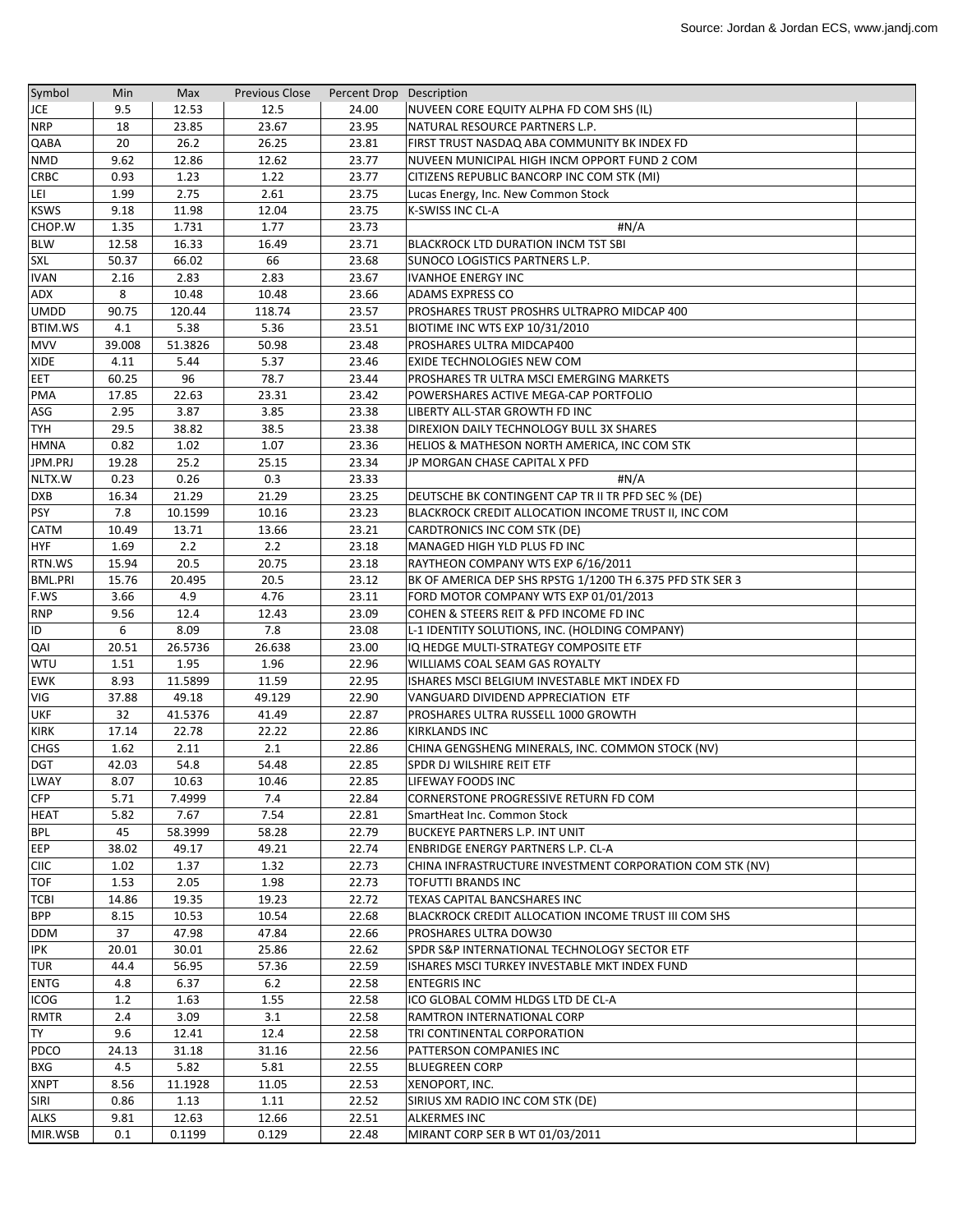Source: Jordan & Jordan ECS, www.jandj.com

| Symbol | Min | Max | Previous Close | Percent Drop | Description | |
|---|---|---|---|---|---|---|
| JCE | 9.5 | 12.53 | 12.5 | 24.00 | NUVEEN CORE EQUITY ALPHA FD COM SHS (IL) | |
| NRP | 18 | 23.85 | 23.67 | 23.95 | NATURAL RESOURCE PARTNERS L.P. | |
| QABA | 20 | 26.2 | 26.25 | 23.81 | FIRST TRUST NASDAQ ABA COMMUNITY BK INDEX FD | |
| NMD | 9.62 | 12.86 | 12.62 | 23.77 | NUVEEN MUNICIPAL HIGH INCM OPPORT FUND 2 COM | |
| CRBC | 0.93 | 1.23 | 1.22 | 23.77 | CITIZENS REPUBLIC BANCORP INC COM STK (MI) | |
| LEI | 1.99 | 2.75 | 2.61 | 23.75 | Lucas Energy, Inc. New Common Stock | |
| KSWS | 9.18 | 11.98 | 12.04 | 23.75 | K-SWISS INC CL-A | |
| CHOP.W | 1.35 | 1.731 | 1.77 | 23.73 | #N/A | |
| BLW | 12.58 | 16.33 | 16.49 | 23.71 | BLACKROCK LTD DURATION INCM TST SBI | |
| SXL | 50.37 | 66.02 | 66 | 23.68 | SUNOCO LOGISTICS PARTNERS L.P. | |
| IVAN | 2.16 | 2.83 | 2.83 | 23.67 | IVANHOE ENERGY INC | |
| ADX | 8 | 10.48 | 10.48 | 23.66 | ADAMS EXPRESS CO | |
| UMDD | 90.75 | 120.44 | 118.74 | 23.57 | PROSHARES TRUST PROSHRS ULTRAPRO MIDCAP 400 | |
| BTIM.WS | 4.1 | 5.38 | 5.36 | 23.51 | BIOTIME INC WTS EXP 10/31/2010 | |
| MVV | 39.008 | 51.3826 | 50.98 | 23.48 | PROSHARES ULTRA MIDCAP400 | |
| XIDE | 4.11 | 5.44 | 5.37 | 23.46 | EXIDE TECHNOLOGIES NEW COM | |
| EET | 60.25 | 96 | 78.7 | 23.44 | PROSHARES TR ULTRA MSCI EMERGING MARKETS | |
| PMA | 17.85 | 22.63 | 23.31 | 23.42 | POWERSHARES ACTIVE MEGA-CAP PORTFOLIO | |
| ASG | 2.95 | 3.87 | 3.85 | 23.38 | LIBERTY ALL-STAR GROWTH FD INC | |
| TYH | 29.5 | 38.82 | 38.5 | 23.38 | DIREXION DAILY TECHNOLOGY BULL 3X SHARES | |
| HMNA | 0.82 | 1.02 | 1.07 | 23.36 | HELIOS & MATHESON NORTH AMERICA, INC COM STK | |
| JPM.PRJ | 19.28 | 25.2 | 25.15 | 23.34 | JP MORGAN CHASE CAPITAL X PFD | |
| NLTX.W | 0.23 | 0.26 | 0.3 | 23.33 | #N/A | |
| DXB | 16.34 | 21.29 | 21.29 | 23.25 | DEUTSCHE BK CONTINGENT CAP TR II TR PFD SEC % (DE) | |
| PSY | 7.8 | 10.1599 | 10.16 | 23.23 | BLACKROCK CREDIT ALLOCATION INCOME TRUST II, INC COM | |
| CATM | 10.49 | 13.71 | 13.66 | 23.21 | CARDTRONICS INC COM STK (DE) | |
| HYF | 1.69 | 2.2 | 2.2 | 23.18 | MANAGED HIGH YLD PLUS FD INC | |
| RTN.WS | 15.94 | 20.5 | 20.75 | 23.18 | RAYTHEON COMPANY WTS EXP 6/16/2011 | |
| BML.PRI | 15.76 | 20.495 | 20.5 | 23.12 | BK OF AMERICA DEP SHS RPSTG 1/1200 TH 6.375 PFD STK SER 3 | |
| F.WS | 3.66 | 4.9 | 4.76 | 23.11 | FORD MOTOR COMPANY WTS EXP 01/01/2013 | |
| RNP | 9.56 | 12.4 | 12.43 | 23.09 | COHEN & STEERS REIT & PFD INCOME FD INC | |
| ID | 6 | 8.09 | 7.8 | 23.08 | L-1 IDENTITY SOLUTIONS, INC. (HOLDING COMPANY) | |
| QAI | 20.51 | 26.5736 | 26.638 | 23.00 | IQ HEDGE MULTI-STRATEGY COMPOSITE ETF | |
| WTU | 1.51 | 1.95 | 1.96 | 22.96 | WILLIAMS COAL SEAM GAS ROYALTY | |
| EWK | 8.93 | 11.5899 | 11.59 | 22.95 | ISHARES MSCI BELGIUM INVESTABLE MKT INDEX FD | |
| VIG | 37.88 | 49.18 | 49.129 | 22.90 | VANGUARD DIVIDEND APPRECIATION ETF | |
| UKF | 32 | 41.5376 | 41.49 | 22.87 | PROSHARES ULTRA RUSSELL 1000 GROWTH | |
| KIRK | 17.14 | 22.78 | 22.22 | 22.86 | KIRKLANDS INC | |
| CHGS | 1.62 | 2.11 | 2.1 | 22.86 | CHINA GENGSHENG MINERALS, INC. COMMON STOCK (NV) | |
| DGT | 42.03 | 54.8 | 54.48 | 22.85 | SPDR DJ WILSHIRE REIT ETF | |
| LWAY | 8.07 | 10.63 | 10.46 | 22.85 | LIFEWAY FOODS INC | |
| CFP | 5.71 | 7.4999 | 7.4 | 22.84 | CORNERSTONE PROGRESSIVE RETURN FD COM | |
| HEAT | 5.82 | 7.67 | 7.54 | 22.81 | SmartHeat Inc. Common Stock | |
| BPL | 45 | 58.3999 | 58.28 | 22.79 | BUCKEYE PARTNERS L.P. INT UNIT | |
| EEP | 38.02 | 49.17 | 49.21 | 22.74 | ENBRIDGE ENERGY PARTNERS L.P. CL-A | |
| CIIC | 1.02 | 1.37 | 1.32 | 22.73 | CHINA INFRASTRUCTURE INVESTMENT CORPORATION COM STK (NV) | |
| TOF | 1.53 | 2.05 | 1.98 | 22.73 | TOFUTTI BRANDS INC | |
| TCBI | 14.86 | 19.35 | 19.23 | 22.72 | TEXAS CAPITAL BANCSHARES INC | |
| BPP | 8.15 | 10.53 | 10.54 | 22.68 | BLACKROCK CREDIT ALLOCATION INCOME TRUST III COM SHS | |
| DDM | 37 | 47.98 | 47.84 | 22.66 | PROSHARES ULTRA DOW30 | |
| IPK | 20.01 | 30.01 | 25.86 | 22.62 | SPDR S&P INTERNATIONAL TECHNOLOGY SECTOR ETF | |
| TUR | 44.4 | 56.95 | 57.36 | 22.59 | ISHARES MSCI TURKEY INVESTABLE MKT INDEX FUND | |
| ENTG | 4.8 | 6.37 | 6.2 | 22.58 | ENTEGRIS INC | |
| ICOG | 1.2 | 1.63 | 1.55 | 22.58 | ICO GLOBAL COMM HLDGS LTD DE CL-A | |
| RMTR | 2.4 | 3.09 | 3.1 | 22.58 | RAMTRON INTERNATIONAL CORP | |
| TY | 9.6 | 12.41 | 12.4 | 22.58 | TRI CONTINENTAL CORPORATION | |
| PDCO | 24.13 | 31.18 | 31.16 | 22.56 | PATTERSON COMPANIES INC | |
| BXG | 4.5 | 5.82 | 5.81 | 22.55 | BLUEGREEN CORP | |
| XNPT | 8.56 | 11.1928 | 11.05 | 22.53 | XENOPORT, INC. | |
| SIRI | 0.86 | 1.13 | 1.11 | 22.52 | SIRIUS XM RADIO INC COM STK (DE) | |
| ALKS | 9.81 | 12.63 | 12.66 | 22.51 | ALKERMES INC | |
| MIR.WSB | 0.1 | 0.1199 | 0.129 | 22.48 | MIRANT CORP SER B WT 01/03/2011 | |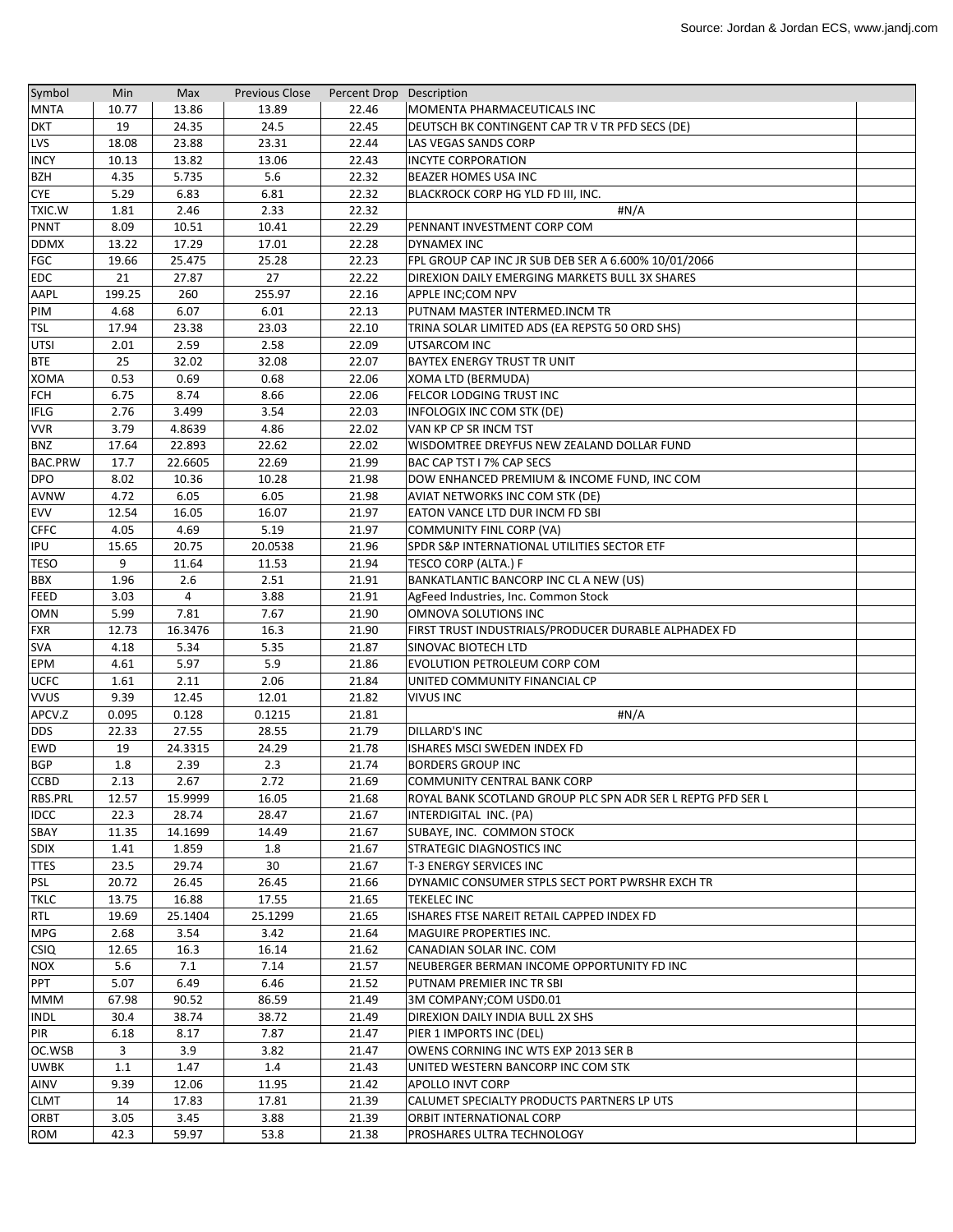| Symbol | Min | Max | Previous Close | Percent Drop | Description |
|---|---|---|---|---|---|
| MNTA | 10.77 | 13.86 | 13.89 | 22.46 | MOMENTA PHARMACEUTICALS INC |
| DKT | 19 | 24.35 | 24.5 | 22.45 | DEUTSCH BK CONTINGENT CAP TR V TR PFD SECS (DE) |
| LVS | 18.08 | 23.88 | 23.31 | 22.44 | LAS VEGAS SANDS CORP |
| INCY | 10.13 | 13.82 | 13.06 | 22.43 | INCYTE CORPORATION |
| BZH | 4.35 | 5.735 | 5.6 | 22.32 | BEAZER HOMES USA INC |
| CYE | 5.29 | 6.83 | 6.81 | 22.32 | BLACKROCK CORP HG YLD FD III, INC. |
| TXIC.W | 1.81 | 2.46 | 2.33 | 22.32 | #N/A |
| PNNT | 8.09 | 10.51 | 10.41 | 22.29 | PENNANT INVESTMENT CORP COM |
| DDMX | 13.22 | 17.29 | 17.01 | 22.28 | DYNAMEX INC |
| FGC | 19.66 | 25.475 | 25.28 | 22.23 | FPL GROUP CAP INC JR SUB DEB SER A 6.600% 10/01/2066 |
| EDC | 21 | 27.87 | 27 | 22.22 | DIREXION DAILY EMERGING MARKETS BULL 3X SHARES |
| AAPL | 199.25 | 260 | 255.97 | 22.16 | APPLE INC;COM NPV |
| PIM | 4.68 | 6.07 | 6.01 | 22.13 | PUTNAM MASTER INTERMED.INCM TR |
| TSL | 17.94 | 23.38 | 23.03 | 22.10 | TRINA SOLAR LIMITED ADS (EA REPSTG 50 ORD SHS) |
| UTSI | 2.01 | 2.59 | 2.58 | 22.09 | UTSARCOM INC |
| BTE | 25 | 32.02 | 32.08 | 22.07 | BAYTEX ENERGY TRUST TR UNIT |
| XOMA | 0.53 | 0.69 | 0.68 | 22.06 | XOMA LTD (BERMUDA) |
| FCH | 6.75 | 8.74 | 8.66 | 22.06 | FELCOR LODGING TRUST INC |
| IFLG | 2.76 | 3.499 | 3.54 | 22.03 | INFOLOGIX INC COM STK (DE) |
| VVR | 3.79 | 4.8639 | 4.86 | 22.02 | VAN KP CP SR INCM TST |
| BNZ | 17.64 | 22.893 | 22.62 | 22.02 | WISDOMTREE DREYFUS NEW ZEALAND DOLLAR FUND |
| BAC.PRW | 17.7 | 22.6605 | 22.69 | 21.99 | BAC CAP TST I 7% CAP SECS |
| DPO | 8.02 | 10.36 | 10.28 | 21.98 | DOW ENHANCED PREMIUM & INCOME FUND, INC COM |
| AVNW | 4.72 | 6.05 | 6.05 | 21.98 | AVIAT NETWORKS INC COM STK (DE) |
| EVV | 12.54 | 16.05 | 16.07 | 21.97 | EATON VANCE LTD DUR INCM FD SBI |
| CFFC | 4.05 | 4.69 | 5.19 | 21.97 | COMMUNITY FINL CORP (VA) |
| IPU | 15.65 | 20.75 | 20.0538 | 21.96 | SPDR S&P INTERNATIONAL UTILITIES SECTOR ETF |
| TESO | 9 | 11.64 | 11.53 | 21.94 | TESCO CORP (ALTA.) F |
| BBX | 1.96 | 2.6 | 2.51 | 21.91 | BANKATLANTIC BANCORP INC CL A NEW (US) |
| FEED | 3.03 | 4 | 3.88 | 21.91 | AgFeed Industries, Inc. Common Stock |
| OMN | 5.99 | 7.81 | 7.67 | 21.90 | OMNOVA SOLUTIONS INC |
| FXR | 12.73 | 16.3476 | 16.3 | 21.90 | FIRST TRUST INDUSTRIALS/PRODUCER DURABLE ALPHADEX FD |
| SVA | 4.18 | 5.34 | 5.35 | 21.87 | SINOVAC BIOTECH LTD |
| EPM | 4.61 | 5.97 | 5.9 | 21.86 | EVOLUTION PETROLEUM CORP COM |
| UCFC | 1.61 | 2.11 | 2.06 | 21.84 | UNITED COMMUNITY FINANCIAL CP |
| VVUS | 9.39 | 12.45 | 12.01 | 21.82 | VIVUS INC |
| APCV.Z | 0.095 | 0.128 | 0.1215 | 21.81 | #N/A |
| DDS | 22.33 | 27.55 | 28.55 | 21.79 | DILLARD'S INC |
| EWD | 19 | 24.3315 | 24.29 | 21.78 | ISHARES MSCI SWEDEN INDEX FD |
| BGP | 1.8 | 2.39 | 2.3 | 21.74 | BORDERS GROUP INC |
| CCBD | 2.13 | 2.67 | 2.72 | 21.69 | COMMUNITY CENTRAL BANK CORP |
| RBS.PRL | 12.57 | 15.9999 | 16.05 | 21.68 | ROYAL BANK SCOTLAND GROUP PLC SPN ADR SER L REPTG PFD SER L |
| IDCC | 22.3 | 28.74 | 28.47 | 21.67 | INTERDIGITAL INC. (PA) |
| SBAY | 11.35 | 14.1699 | 14.49 | 21.67 | SUBAYE, INC. COMMON STOCK |
| SDIX | 1.41 | 1.859 | 1.8 | 21.67 | STRATEGIC DIAGNOSTICS INC |
| TTES | 23.5 | 29.74 | 30 | 21.67 | T-3 ENERGY SERVICES INC |
| PSL | 20.72 | 26.45 | 26.45 | 21.66 | DYNAMIC CONSUMER STPLS SECT PORT PWRSHR EXCH TR |
| TKLC | 13.75 | 16.88 | 17.55 | 21.65 | TEKELEC INC |
| RTL | 19.69 | 25.1404 | 25.1299 | 21.65 | ISHARES FTSE NAREIT RETAIL CAPPED INDEX FD |
| MPG | 2.68 | 3.54 | 3.42 | 21.64 | MAGUIRE PROPERTIES INC. |
| CSIQ | 12.65 | 16.3 | 16.14 | 21.62 | CANADIAN SOLAR INC. COM |
| NOX | 5.6 | 7.1 | 7.14 | 21.57 | NEUBERGER BERMAN INCOME OPPORTUNITY FD INC |
| PPT | 5.07 | 6.49 | 6.46 | 21.52 | PUTNAM PREMIER INC TR SBI |
| MMM | 67.98 | 90.52 | 86.59 | 21.49 | 3M COMPANY;COM USD0.01 |
| INDL | 30.4 | 38.74 | 38.72 | 21.49 | DIREXION DAILY INDIA BULL 2X SHS |
| PIR | 6.18 | 8.17 | 7.87 | 21.47 | PIER 1 IMPORTS INC (DEL) |
| OC.WSB | 3 | 3.9 | 3.82 | 21.47 | OWENS CORNING INC WTS EXP 2013 SER B |
| UWBK | 1.1 | 1.47 | 1.4 | 21.43 | UNITED WESTERN BANCORP INC COM STK |
| AINV | 9.39 | 12.06 | 11.95 | 21.42 | APOLLO INVT CORP |
| CLMT | 14 | 17.83 | 17.81 | 21.39 | CALUMET SPECIALTY PRODUCTS PARTNERS LP UTS |
| ORBT | 3.05 | 3.45 | 3.88 | 21.39 | ORBIT INTERNATIONAL CORP |
| ROM | 42.3 | 59.97 | 53.8 | 21.38 | PROSHARES ULTRA TECHNOLOGY |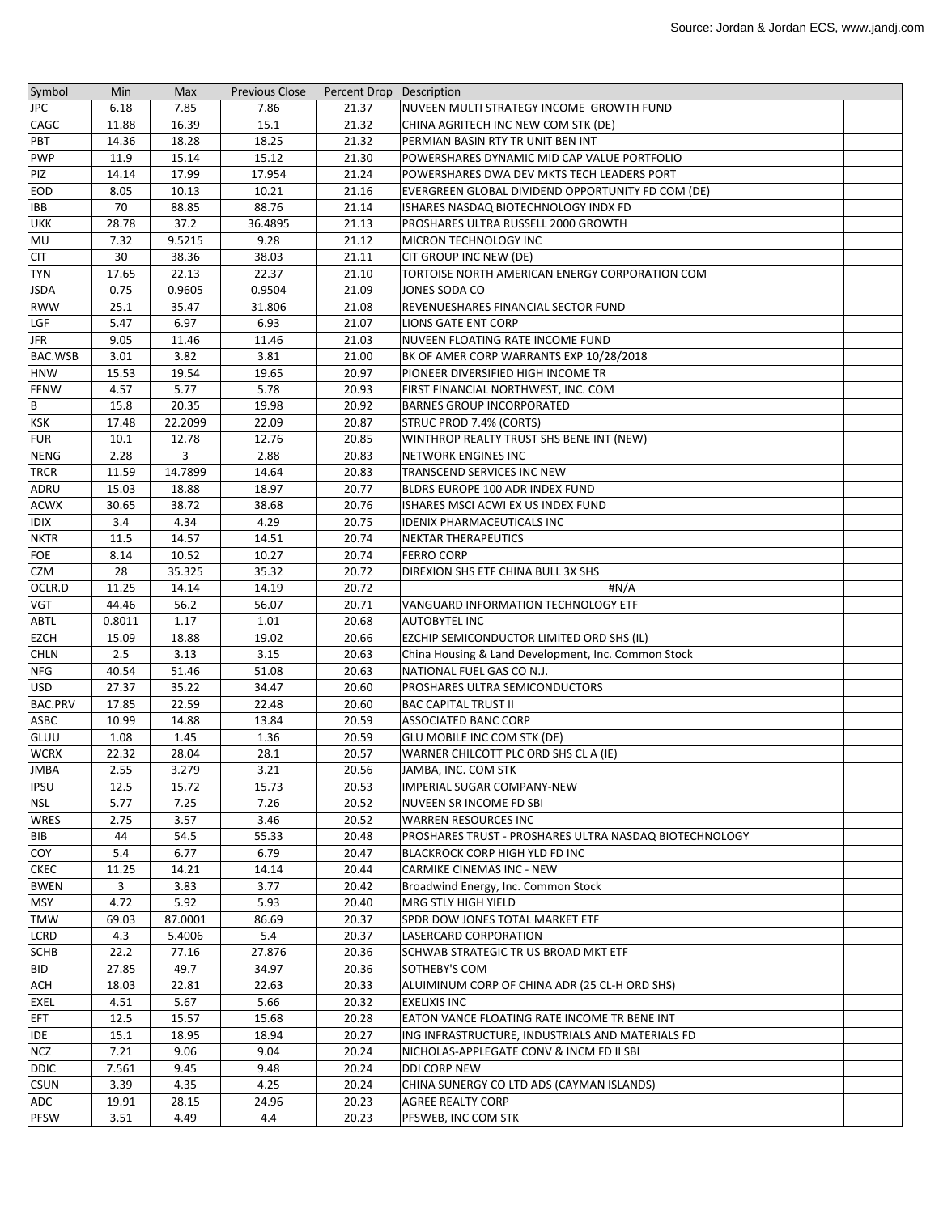Source: Jordan & Jordan ECS, www.jandj.com

| Symbol | Min | Max | Previous Close | Percent Drop | Description |
|---|---|---|---|---|---|
| JPC | 6.18 | 7.85 | 7.86 | 21.37 | NUVEEN MULTI STRATEGY INCOME GROWTH FUND |
| CAGC | 11.88 | 16.39 | 15.1 | 21.32 | CHINA AGRITECH INC NEW COM STK (DE) |
| PBT | 14.36 | 18.28 | 18.25 | 21.32 | PERMIAN BASIN RTY TR UNIT BEN INT |
| PWP | 11.9 | 15.14 | 15.12 | 21.30 | POWERSHARES DYNAMIC MID CAP VALUE PORTFOLIO |
| PIZ | 14.14 | 17.99 | 17.954 | 21.24 | POWERSHARES DWA DEV MKTS TECH LEADERS PORT |
| EOD | 8.05 | 10.13 | 10.21 | 21.16 | EVERGREEN GLOBAL DIVIDEND OPPORTUNITY FD COM (DE) |
| IBB | 70 | 88.85 | 88.76 | 21.14 | ISHARES NASDAQ BIOTECHNOLOGY INDX FD |
| UKK | 28.78 | 37.2 | 36.4895 | 21.13 | PROSHARES ULTRA RUSSELL 2000 GROWTH |
| MU | 7.32 | 9.5215 | 9.28 | 21.12 | MICRON TECHNOLOGY INC |
| CIT | 30 | 38.36 | 38.03 | 21.11 | CIT GROUP INC NEW (DE) |
| TYN | 17.65 | 22.13 | 22.37 | 21.10 | TORTOISE NORTH AMERICAN ENERGY CORPORATION COM |
| JSDA | 0.75 | 0.9605 | 0.9504 | 21.09 | JONES SODA CO |
| RWW | 25.1 | 35.47 | 31.806 | 21.08 | REVENUESHARES FINANCIAL SECTOR FUND |
| LGF | 5.47 | 6.97 | 6.93 | 21.07 | LIONS GATE ENT CORP |
| JFR | 9.05 | 11.46 | 11.46 | 21.03 | NUVEEN FLOATING RATE INCOME FUND |
| BAC.WSB | 3.01 | 3.82 | 3.81 | 21.00 | BK OF AMER CORP WARRANTS EXP 10/28/2018 |
| HNW | 15.53 | 19.54 | 19.65 | 20.97 | PIONEER DIVERSIFIED HIGH INCOME TR |
| FFNW | 4.57 | 5.77 | 5.78 | 20.93 | FIRST FINANCIAL NORTHWEST, INC. COM |
| B | 15.8 | 20.35 | 19.98 | 20.92 | BARNES GROUP INCORPORATED |
| KSK | 17.48 | 22.2099 | 22.09 | 20.87 | STRUC PROD 7.4% (CORTS) |
| FUR | 10.1 | 12.78 | 12.76 | 20.85 | WINTHROP REALTY TRUST SHS BENE INT (NEW) |
| NENG | 2.28 | 3 | 2.88 | 20.83 | NETWORK ENGINES INC |
| TRCR | 11.59 | 14.7899 | 14.64 | 20.83 | TRANSCEND SERVICES INC NEW |
| ADRU | 15.03 | 18.88 | 18.97 | 20.77 | BLDRS EUROPE 100 ADR INDEX FUND |
| ACWX | 30.65 | 38.72 | 38.68 | 20.76 | ISHARES MSCI ACWI EX US INDEX FUND |
| IDIX | 3.4 | 4.34 | 4.29 | 20.75 | IDENIX PHARMACEUTICALS INC |
| NKTR | 11.5 | 14.57 | 14.51 | 20.74 | NEKTAR THERAPEUTICS |
| FOE | 8.14 | 10.52 | 10.27 | 20.74 | FERRO CORP |
| CZM | 28 | 35.325 | 35.32 | 20.72 | DIREXION SHS ETF CHINA BULL 3X SHS |
| OCLR.D | 11.25 | 14.14 | 14.19 | 20.72 | #N/A |
| VGT | 44.46 | 56.2 | 56.07 | 20.71 | VANGUARD INFORMATION TECHNOLOGY ETF |
| ABTL | 0.8011 | 1.17 | 1.01 | 20.68 | AUTOBYTEL INC |
| EZCH | 15.09 | 18.88 | 19.02 | 20.66 | EZCHIP SEMICONDUCTOR LIMITED ORD SHS (IL) |
| CHLN | 2.5 | 3.13 | 3.15 | 20.63 | China Housing & Land Development, Inc. Common Stock |
| NFG | 40.54 | 51.46 | 51.08 | 20.63 | NATIONAL FUEL GAS CO N.J. |
| USD | 27.37 | 35.22 | 34.47 | 20.60 | PROSHARES ULTRA SEMICONDUCTORS |
| BAC.PRV | 17.85 | 22.59 | 22.48 | 20.60 | BAC CAPITAL TRUST II |
| ASBC | 10.99 | 14.88 | 13.84 | 20.59 | ASSOCIATED BANC CORP |
| GLUU | 1.08 | 1.45 | 1.36 | 20.59 | GLU MOBILE INC COM STK (DE) |
| WCRX | 22.32 | 28.04 | 28.1 | 20.57 | WARNER CHILCOTT PLC ORD SHS CL A (IE) |
| JMBA | 2.55 | 3.279 | 3.21 | 20.56 | JAMBA, INC. COM STK |
| IPSU | 12.5 | 15.72 | 15.73 | 20.53 | IMPERIAL SUGAR COMPANY-NEW |
| NSL | 5.77 | 7.25 | 7.26 | 20.52 | NUVEEN SR INCOME FD SBI |
| WRES | 2.75 | 3.57 | 3.46 | 20.52 | WARREN RESOURCES INC |
| BIB | 44 | 54.5 | 55.33 | 20.48 | PROSHARES TRUST - PROSHARES ULTRA NASDAQ BIOTECHNOLOGY |
| COY | 5.4 | 6.77 | 6.79 | 20.47 | BLACKROCK CORP HIGH YLD FD INC |
| CKEC | 11.25 | 14.21 | 14.14 | 20.44 | CARMIKE CINEMAS INC - NEW |
| BWEN | 3 | 3.83 | 3.77 | 20.42 | Broadwind Energy, Inc. Common Stock |
| MSY | 4.72 | 5.92 | 5.93 | 20.40 | MRG STLY HIGH YIELD |
| TMW | 69.03 | 87.0001 | 86.69 | 20.37 | SPDR DOW JONES TOTAL MARKET ETF |
| LCRD | 4.3 | 5.4006 | 5.4 | 20.37 | LASERCARD CORPORATION |
| SCHB | 22.2 | 77.16 | 27.876 | 20.36 | SCHWAB STRATEGIC TR US BROAD MKT ETF |
| BID | 27.85 | 49.7 | 34.97 | 20.36 | SOTHEBY'S COM |
| ACH | 18.03 | 22.81 | 22.63 | 20.33 | ALUIMINUM CORP OF CHINA ADR (25 CL-H ORD SHS) |
| EXEL | 4.51 | 5.67 | 5.66 | 20.32 | EXELIXIS INC |
| EFT | 12.5 | 15.57 | 15.68 | 20.28 | EATON VANCE FLOATING RATE INCOME TR BENE INT |
| IDE | 15.1 | 18.95 | 18.94 | 20.27 | ING INFRASTRUCTURE, INDUSTRIALS AND MATERIALS FD |
| NCZ | 7.21 | 9.06 | 9.04 | 20.24 | NICHOLAS-APPLEGATE CONV & INCM FD II SBI |
| DDIC | 7.561 | 9.45 | 9.48 | 20.24 | DDI CORP NEW |
| CSUN | 3.39 | 4.35 | 4.25 | 20.24 | CHINA SUNERGY CO LTD ADS (CAYMAN ISLANDS) |
| ADC | 19.91 | 28.15 | 24.96 | 20.23 | AGREE REALTY CORP |
| PFSW | 3.51 | 4.49 | 4.4 | 20.23 | PFSWEB, INC COM STK |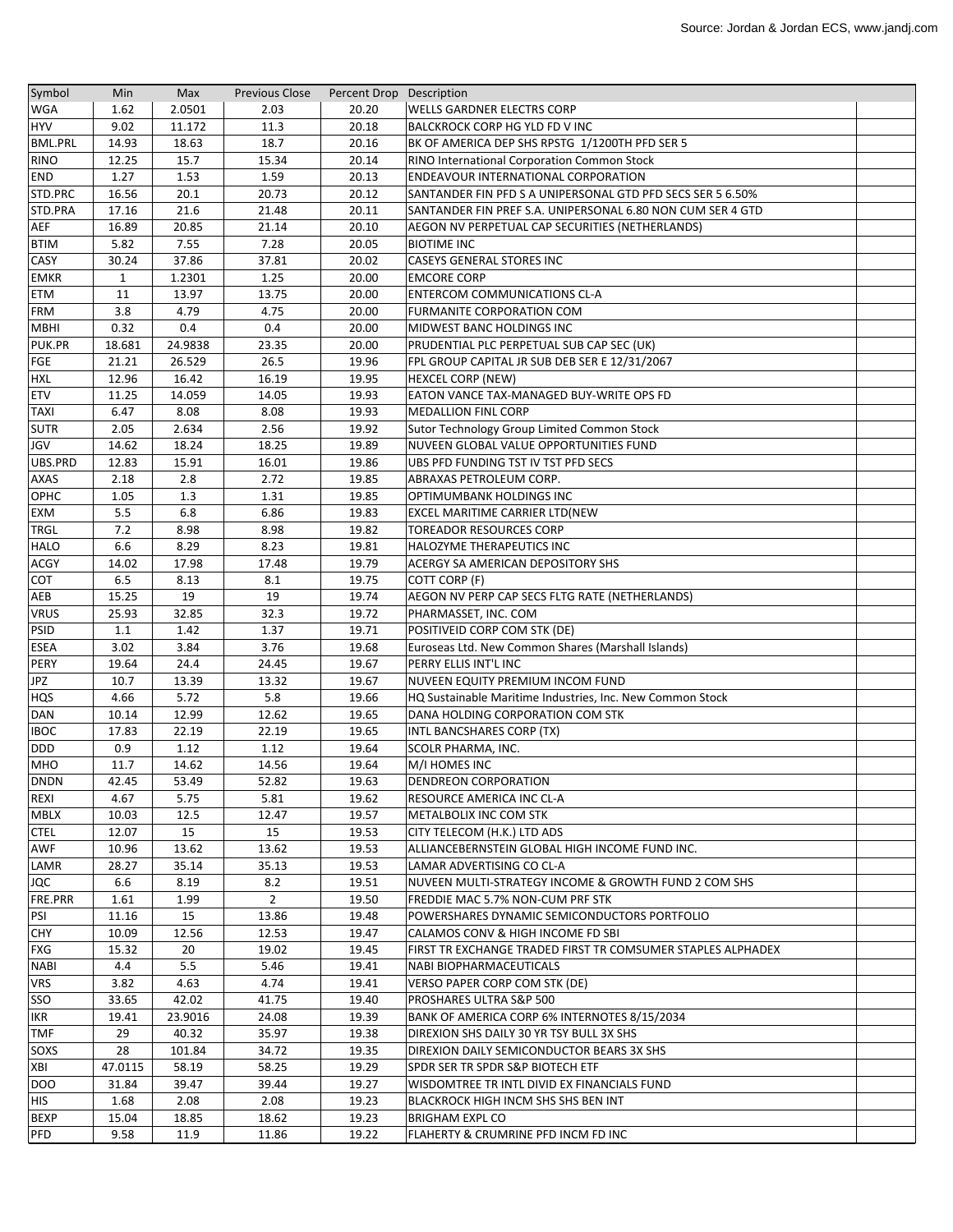Source: Jordan & Jordan ECS, www.jandj.com

| Symbol | Min | Max | Previous Close | Percent Drop | Description |
|---|---|---|---|---|---|
| WGA | 1.62 | 2.0501 | 2.03 | 20.20 | WELLS GARDNER ELECTRS CORP |
| HYV | 9.02 | 11.172 | 11.3 | 20.18 | BALCKROCK CORP HG YLD FD V INC |
| BML.PRL | 14.93 | 18.63 | 18.7 | 20.16 | BK OF AMERICA DEP SHS RPSTG 1/1200TH PFD SER 5 |
| RINO | 12.25 | 15.7 | 15.34 | 20.14 | RINO International Corporation Common Stock |
| END | 1.27 | 1.53 | 1.59 | 20.13 | ENDEAVOUR INTERNATIONAL CORPORATION |
| STD.PRC | 16.56 | 20.1 | 20.73 | 20.12 | SANTANDER FIN PFD S A UNIPERSONAL GTD PFD SECS SER 5 6.50% |
| STD.PRA | 17.16 | 21.6 | 21.48 | 20.11 | SANTANDER FIN PREF S.A. UNIPERSONAL 6.80 NON CUM SER 4 GTD |
| AEF | 16.89 | 20.85 | 21.14 | 20.10 | AEGON NV PERPETUAL CAP SECURITIES (NETHERLANDS) |
| BTIM | 5.82 | 7.55 | 7.28 | 20.05 | BIOTIME INC |
| CASY | 30.24 | 37.86 | 37.81 | 20.02 | CASEYS GENERAL STORES INC |
| EMKR | 1 | 1.2301 | 1.25 | 20.00 | EMCORE CORP |
| ETM | 11 | 13.97 | 13.75 | 20.00 | ENTERCOM COMMUNICATIONS CL-A |
| FRM | 3.8 | 4.79 | 4.75 | 20.00 | FURMANITE CORPORATION COM |
| MBHI | 0.32 | 0.4 | 0.4 | 20.00 | MIDWEST BANC HOLDINGS INC |
| PUK.PR | 18.681 | 24.9838 | 23.35 | 20.00 | PRUDENTIAL PLC PERPETUAL SUB CAP SEC (UK) |
| FGE | 21.21 | 26.529 | 26.5 | 19.96 | FPL GROUP CAPITAL JR SUB DEB SER E 12/31/2067 |
| HXL | 12.96 | 16.42 | 16.19 | 19.95 | HEXCEL CORP (NEW) |
| ETV | 11.25 | 14.059 | 14.05 | 19.93 | EATON VANCE TAX-MANAGED BUY-WRITE OPS FD |
| TAXI | 6.47 | 8.08 | 8.08 | 19.93 | MEDALLION FINL CORP |
| SUTR | 2.05 | 2.634 | 2.56 | 19.92 | Sutor Technology Group Limited Common Stock |
| JGV | 14.62 | 18.24 | 18.25 | 19.89 | NUVEEN GLOBAL VALUE OPPORTUNITIES FUND |
| UBS.PRD | 12.83 | 15.91 | 16.01 | 19.86 | UBS PFD FUNDING TST IV TST PFD SECS |
| AXAS | 2.18 | 2.8 | 2.72 | 19.85 | ABRAXAS PETROLEUM CORP. |
| OPHC | 1.05 | 1.3 | 1.31 | 19.85 | OPTIMUMBANK HOLDINGS INC |
| EXM | 5.5 | 6.8 | 6.86 | 19.83 | EXCEL MARITIME CARRIER LTD(NEW |
| TRGL | 7.2 | 8.98 | 8.98 | 19.82 | TOREADOR RESOURCES CORP |
| HALO | 6.6 | 8.29 | 8.23 | 19.81 | HALOZYME THERAPEUTICS INC |
| ACGY | 14.02 | 17.98 | 17.48 | 19.79 | ACERGY SA AMERICAN DEPOSITORY SHS |
| COT | 6.5 | 8.13 | 8.1 | 19.75 | COTT CORP (F) |
| AEB | 15.25 | 19 | 19 | 19.74 | AEGON NV PERP CAP SECS FLTG RATE (NETHERLANDS) |
| VRUS | 25.93 | 32.85 | 32.3 | 19.72 | PHARMASSET, INC. COM |
| PSID | 1.1 | 1.42 | 1.37 | 19.71 | POSITIVEID CORP COM STK (DE) |
| ESEA | 3.02 | 3.84 | 3.76 | 19.68 | Euroseas Ltd. New Common Shares (Marshall Islands) |
| PERY | 19.64 | 24.4 | 24.45 | 19.67 | PERRY ELLIS INT'L INC |
| JPZ | 10.7 | 13.39 | 13.32 | 19.67 | NUVEEN EQUITY PREMIUM INCOM FUND |
| HQS | 4.66 | 5.72 | 5.8 | 19.66 | HQ Sustainable Maritime Industries, Inc. New Common Stock |
| DAN | 10.14 | 12.99 | 12.62 | 19.65 | DANA HOLDING CORPORATION COM STK |
| IBOC | 17.83 | 22.19 | 22.19 | 19.65 | INTL BANCSHARES CORP (TX) |
| DDD | 0.9 | 1.12 | 1.12 | 19.64 | SCOLR PHARMA, INC. |
| MHO | 11.7 | 14.62 | 14.56 | 19.64 | M/I HOMES INC |
| DNDN | 42.45 | 53.49 | 52.82 | 19.63 | DENDREON CORPORATION |
| REXI | 4.67 | 5.75 | 5.81 | 19.62 | RESOURCE AMERICA INC CL-A |
| MBLX | 10.03 | 12.5 | 12.47 | 19.57 | METALBOLIX INC COM STK |
| CTEL | 12.07 | 15 | 15 | 19.53 | CITY TELECOM (H.K.) LTD ADS |
| AWF | 10.96 | 13.62 | 13.62 | 19.53 | ALLIANCEBERNSTEIN GLOBAL HIGH INCOME FUND INC. |
| LAMR | 28.27 | 35.14 | 35.13 | 19.53 | LAMAR ADVERTISING CO CL-A |
| JQC | 6.6 | 8.19 | 8.2 | 19.51 | NUVEEN MULTI-STRATEGY INCOME & GROWTH FUND 2 COM SHS |
| FRE.PRR | 1.61 | 1.99 | 2 | 19.50 | FREDDIE MAC 5.7% NON-CUM PRF STK |
| PSI | 11.16 | 15 | 13.86 | 19.48 | POWERSHARES DYNAMIC SEMICONDUCTORS PORTFOLIO |
| CHY | 10.09 | 12.56 | 12.53 | 19.47 | CALAMOS CONV & HIGH INCOME FD SBI |
| FXG | 15.32 | 20 | 19.02 | 19.45 | FIRST TR EXCHANGE TRADED FIRST TR COMSUMER STAPLES ALPHADEX |
| NABI | 4.4 | 5.5 | 5.46 | 19.41 | NABI BIOPHARMACEUTICALS |
| VRS | 3.82 | 4.63 | 4.74 | 19.41 | VERSO PAPER CORP COM STK (DE) |
| SSO | 33.65 | 42.02 | 41.75 | 19.40 | PROSHARES ULTRA S&P 500 |
| IKR | 19.41 | 23.9016 | 24.08 | 19.39 | BANK OF AMERICA CORP 6% INTERNOTES 8/15/2034 |
| TMF | 29 | 40.32 | 35.97 | 19.38 | DIREXION SHS DAILY 30 YR TSY BULL 3X SHS |
| SOXS | 28 | 101.84 | 34.72 | 19.35 | DIREXION DAILY SEMICONDUCTOR BEARS 3X SHS |
| XBI | 47.0115 | 58.19 | 58.25 | 19.29 | SPDR SER TR SPDR S&P BIOTECH ETF |
| DOO | 31.84 | 39.47 | 39.44 | 19.27 | WISDOMTREE TR INTL DIVID EX FINANCIALS FUND |
| HIS | 1.68 | 2.08 | 2.08 | 19.23 | BLACKROCK HIGH INCM SHS SHS BEN INT |
| BEXP | 15.04 | 18.85 | 18.62 | 19.23 | BRIGHAM EXPL CO |
| PFD | 9.58 | 11.9 | 11.86 | 19.22 | FLAHERTY & CRUMRINE PFD INCM FD INC |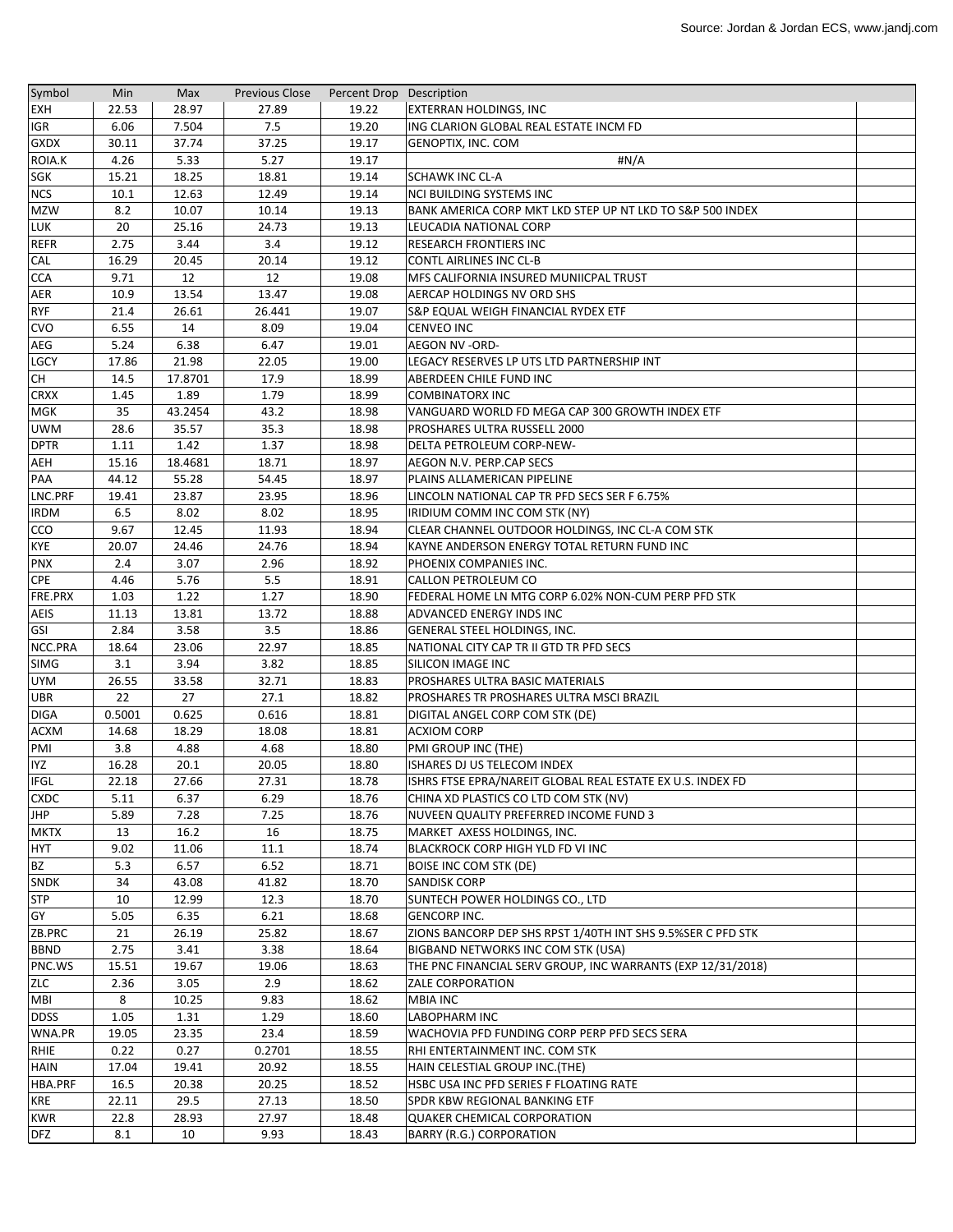Source: Jordan & Jordan ECS, www.jandj.com

| Symbol | Min | Max | Previous Close | Percent Drop | Description | |
|---|---|---|---|---|---|---|
| EXH | 22.53 | 28.97 | 27.89 | 19.22 | EXTERRAN HOLDINGS, INC | |
| IGR | 6.06 | 7.504 | 7.5 | 19.20 | ING CLARION GLOBAL REAL ESTATE INCM FD | |
| GXDX | 30.11 | 37.74 | 37.25 | 19.17 | GENOPTIX, INC. COM | |
| ROIA.K | 4.26 | 5.33 | 5.27 | 19.17 | #N/A | |
| SGK | 15.21 | 18.25 | 18.81 | 19.14 | SCHAWK INC CL-A | |
| NCS | 10.1 | 12.63 | 12.49 | 19.14 | NCI BUILDING SYSTEMS INC | |
| MZW | 8.2 | 10.07 | 10.14 | 19.13 | BANK AMERICA CORP MKT LKD STEP UP NT LKD TO S&P 500 INDEX | |
| LUK | 20 | 25.16 | 24.73 | 19.13 | LEUCADIA NATIONAL CORP | |
| REFR | 2.75 | 3.44 | 3.4 | 19.12 | RESEARCH FRONTIERS INC | |
| CAL | 16.29 | 20.45 | 20.14 | 19.12 | CONTL AIRLINES INC CL-B | |
| CCA | 9.71 | 12 | 12 | 19.08 | MFS CALIFORNIA INSURED MUNIICPAL TRUST | |
| AER | 10.9 | 13.54 | 13.47 | 19.08 | AERCAP HOLDINGS NV ORD SHS | |
| RYF | 21.4 | 26.61 | 26.441 | 19.07 | S&P EQUAL WEIGH FINANCIAL RYDEX ETF | |
| CVO | 6.55 | 14 | 8.09 | 19.04 | CENVEO INC | |
| AEG | 5.24 | 6.38 | 6.47 | 19.01 | AEGON NV -ORD- | |
| LGCY | 17.86 | 21.98 | 22.05 | 19.00 | LEGACY RESERVES LP UTS LTD PARTNERSHIP INT | |
| CH | 14.5 | 17.8701 | 17.9 | 18.99 | ABERDEEN CHILE FUND INC | |
| CRXX | 1.45 | 1.89 | 1.79 | 18.99 | COMBINATORX INC | |
| MGK | 35 | 43.2454 | 43.2 | 18.98 | VANGUARD WORLD FD MEGA CAP 300 GROWTH INDEX ETF | |
| UWM | 28.6 | 35.57 | 35.3 | 18.98 | PROSHARES ULTRA RUSSELL 2000 | |
| DPTR | 1.11 | 1.42 | 1.37 | 18.98 | DELTA PETROLEUM CORP-NEW- | |
| AEH | 15.16 | 18.4681 | 18.71 | 18.97 | AEGON N.V. PERP.CAP SECS | |
| PAA | 44.12 | 55.28 | 54.45 | 18.97 | PLAINS ALLAMERICAN PIPELINE | |
| LNC.PRF | 19.41 | 23.87 | 23.95 | 18.96 | LINCOLN NATIONAL CAP TR PFD SECS SER F 6.75% | |
| IRDM | 6.5 | 8.02 | 8.02 | 18.95 | IRIDIUM COMM INC COM STK (NY) | |
| CCO | 9.67 | 12.45 | 11.93 | 18.94 | CLEAR CHANNEL OUTDOOR HOLDINGS, INC CL-A COM STK | |
| KYE | 20.07 | 24.46 | 24.76 | 18.94 | KAYNE ANDERSON ENERGY TOTAL RETURN FUND INC | |
| PNX | 2.4 | 3.07 | 2.96 | 18.92 | PHOENIX COMPANIES INC. | |
| CPE | 4.46 | 5.76 | 5.5 | 18.91 | CALLON PETROLEUM CO | |
| FRE.PRX | 1.03 | 1.22 | 1.27 | 18.90 | FEDERAL HOME LN MTG CORP 6.02% NON-CUM PERP PFD STK | |
| AEIS | 11.13 | 13.81 | 13.72 | 18.88 | ADVANCED ENERGY INDS INC | |
| GSI | 2.84 | 3.58 | 3.5 | 18.86 | GENERAL STEEL HOLDINGS, INC. | |
| NCC.PRA | 18.64 | 23.06 | 22.97 | 18.85 | NATIONAL CITY CAP TR II GTD TR PFD SECS | |
| SIMG | 3.1 | 3.94 | 3.82 | 18.85 | SILICON IMAGE INC | |
| UYM | 26.55 | 33.58 | 32.71 | 18.83 | PROSHARES ULTRA BASIC MATERIALS | |
| UBR | 22 | 27 | 27.1 | 18.82 | PROSHARES TR PROSHARES ULTRA MSCI BRAZIL | |
| DIGA | 0.5001 | 0.625 | 0.616 | 18.81 | DIGITAL ANGEL CORP COM STK (DE) | |
| ACXM | 14.68 | 18.29 | 18.08 | 18.81 | ACXIOM CORP | |
| PMI | 3.8 | 4.88 | 4.68 | 18.80 | PMI GROUP INC (THE) | |
| IYZ | 16.28 | 20.1 | 20.05 | 18.80 | ISHARES DJ US TELECOM INDEX | |
| IFGL | 22.18 | 27.66 | 27.31 | 18.78 | ISHRS FTSE EPRA/NAREIT GLOBAL REAL ESTATE EX U.S. INDEX FD | |
| CXDC | 5.11 | 6.37 | 6.29 | 18.76 | CHINA XD PLASTICS CO LTD COM STK (NV) | |
| JHP | 5.89 | 7.28 | 7.25 | 18.76 | NUVEEN QUALITY PREFERRED INCOME FUND 3 | |
| MKTX | 13 | 16.2 | 16 | 18.75 | MARKET AXESS HOLDINGS, INC. | |
| HYT | 9.02 | 11.06 | 11.1 | 18.74 | BLACKROCK CORP HIGH YLD FD VI INC | |
| BZ | 5.3 | 6.57 | 6.52 | 18.71 | BOISE INC COM STK (DE) | |
| SNDK | 34 | 43.08 | 41.82 | 18.70 | SANDISK CORP | |
| STP | 10 | 12.99 | 12.3 | 18.70 | SUNTECH POWER HOLDINGS CO., LTD | |
| GY | 5.05 | 6.35 | 6.21 | 18.68 | GENCORP INC. | |
| ZB.PRC | 21 | 26.19 | 25.82 | 18.67 | ZIONS BANCORP DEP SHS RPST 1/40TH INT SHS 9.5%SER C PFD STK | |
| BBND | 2.75 | 3.41 | 3.38 | 18.64 | BIGBAND NETWORKS INC COM STK (USA) | |
| PNC.WS | 15.51 | 19.67 | 19.06 | 18.63 | THE PNC FINANCIAL SERV GROUP, INC WARRANTS (EXP 12/31/2018) | |
| ZLC | 2.36 | 3.05 | 2.9 | 18.62 | ZALE CORPORATION | |
| MBI | 8 | 10.25 | 9.83 | 18.62 | MBIA INC | |
| DDSS | 1.05 | 1.31 | 1.29 | 18.60 | LABOPHARM INC | |
| WNA.PR | 19.05 | 23.35 | 23.4 | 18.59 | WACHOVIA PFD FUNDING CORP PERP PFD SECS SERA | |
| RHIE | 0.22 | 0.27 | 0.2701 | 18.55 | RHI ENTERTAINMENT INC. COM STK | |
| HAIN | 17.04 | 19.41 | 20.92 | 18.55 | HAIN CELESTIAL GROUP INC.(THE) | |
| HBA.PRF | 16.5 | 20.38 | 20.25 | 18.52 | HSBC USA INC PFD SERIES F FLOATING RATE | |
| KRE | 22.11 | 29.5 | 27.13 | 18.50 | SPDR KBW REGIONAL BANKING ETF | |
| KWR | 22.8 | 28.93 | 27.97 | 18.48 | QUAKER CHEMICAL CORPORATION | |
| DFZ | 8.1 | 10 | 9.93 | 18.43 | BARRY (R.G.) CORPORATION | |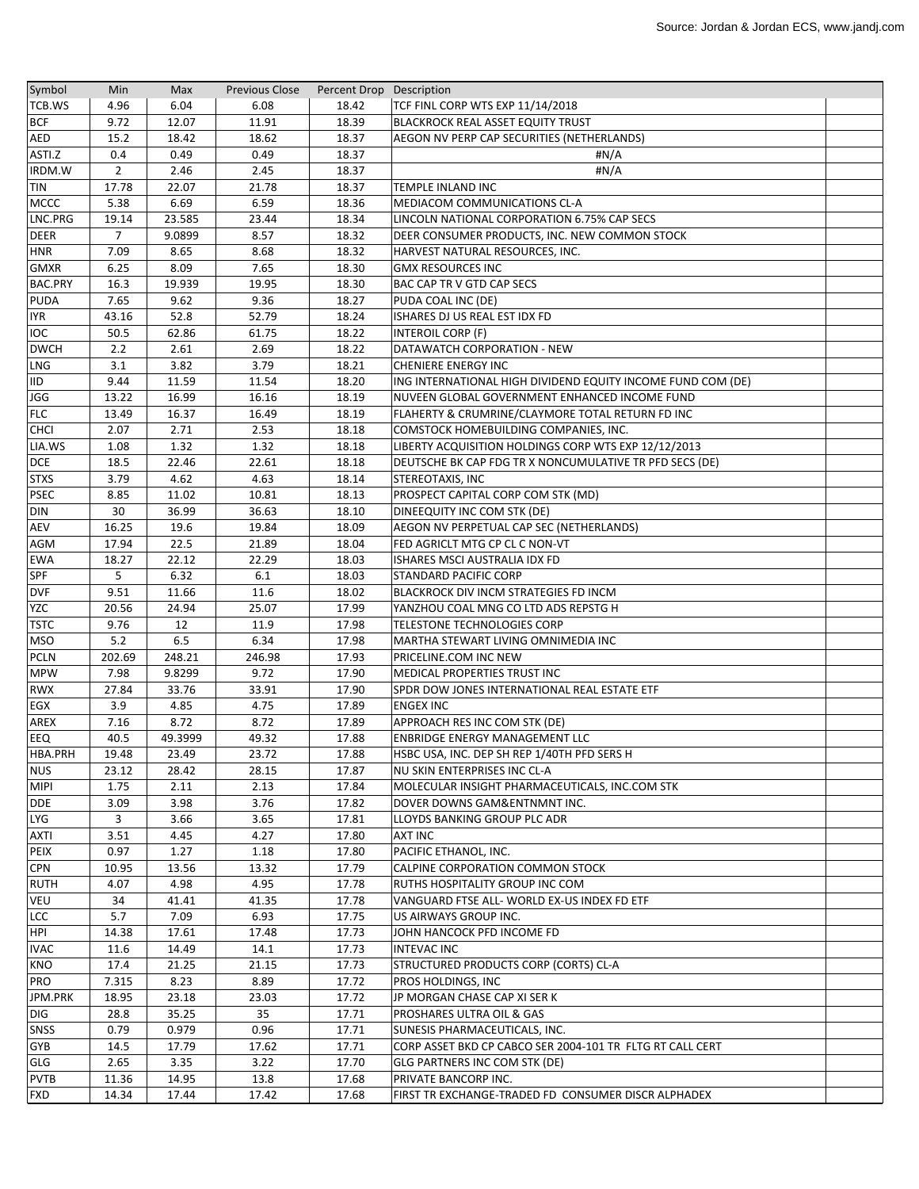Source: Jordan & Jordan ECS, www.jandj.com

| Symbol | Min | Max | Previous Close | Percent Drop | Description |
|---|---|---|---|---|---|
| TCB.WS | 4.96 | 6.04 | 6.08 | 18.42 | TCF FINL CORP WTS EXP 11/14/2018 |
| BCF | 9.72 | 12.07 | 11.91 | 18.39 | BLACKROCK REAL ASSET EQUITY TRUST |
| AED | 15.2 | 18.42 | 18.62 | 18.37 | AEGON NV PERP CAP SECURITIES (NETHERLANDS) |
| ASTI.Z | 0.4 | 0.49 | 0.49 | 18.37 | #N/A |
| IRDM.W | 2 | 2.46 | 2.45 | 18.37 | #N/A |
| TIN | 17.78 | 22.07 | 21.78 | 18.37 | TEMPLE INLAND INC |
| MCCC | 5.38 | 6.69 | 6.59 | 18.36 | MEDIACOM COMMUNICATIONS CL-A |
| LNC.PRG | 19.14 | 23.585 | 23.44 | 18.34 | LINCOLN NATIONAL CORPORATION 6.75% CAP SECS |
| DEER | 7 | 9.0899 | 8.57 | 18.32 | DEER CONSUMER PRODUCTS, INC. NEW COMMON STOCK |
| HNR | 7.09 | 8.65 | 8.68 | 18.32 | HARVEST NATURAL RESOURCES, INC. |
| GMXR | 6.25 | 8.09 | 7.65 | 18.30 | GMX RESOURCES INC |
| BAC.PRY | 16.3 | 19.939 | 19.95 | 18.30 | BAC CAP TR V GTD CAP SECS |
| PUDA | 7.65 | 9.62 | 9.36 | 18.27 | PUDA COAL INC (DE) |
| IYR | 43.16 | 52.8 | 52.79 | 18.24 | ISHARES DJ US REAL EST IDX FD |
| IOC | 50.5 | 62.86 | 61.75 | 18.22 | INTEROIL CORP (F) |
| DWCH | 2.2 | 2.61 | 2.69 | 18.22 | DATAWATCH CORPORATION - NEW |
| LNG | 3.1 | 3.82 | 3.79 | 18.21 | CHENIERE ENERGY INC |
| IID | 9.44 | 11.59 | 11.54 | 18.20 | ING INTERNATIONAL HIGH DIVIDEND EQUITY INCOME FUND COM (DE) |
| JGG | 13.22 | 16.99 | 16.16 | 18.19 | NUVEEN GLOBAL GOVERNMENT ENHANCED INCOME FUND |
| FLC | 13.49 | 16.37 | 16.49 | 18.19 | FLAHERTY & CRUMRINE/CLAYMORE TOTAL RETURN FD INC |
| CHCI | 2.07 | 2.71 | 2.53 | 18.18 | COMSTOCK HOMEBUILDING COMPANIES, INC. |
| LIA.WS | 1.08 | 1.32 | 1.32 | 18.18 | LIBERTY ACQUISITION HOLDINGS CORP WTS EXP 12/12/2013 |
| DCE | 18.5 | 22.46 | 22.61 | 18.18 | DEUTSCHE BK CAP FDG TR X NONCUMULATIVE TR PFD SECS (DE) |
| STXS | 3.79 | 4.62 | 4.63 | 18.14 | STEREOTAXIS, INC |
| PSEC | 8.85 | 11.02 | 10.81 | 18.13 | PROSPECT CAPITAL CORP COM STK (MD) |
| DIN | 30 | 36.99 | 36.63 | 18.10 | DINEEQUITY INC COM STK (DE) |
| AEV | 16.25 | 19.6 | 19.84 | 18.09 | AEGON NV PERPETUAL CAP SEC (NETHERLANDS) |
| AGM | 17.94 | 22.5 | 21.89 | 18.04 | FED AGRICLT MTG CP CL C NON-VT |
| EWA | 18.27 | 22.12 | 22.29 | 18.03 | ISHARES MSCI AUSTRALIA IDX FD |
| SPF | 5 | 6.32 | 6.1 | 18.03 | STANDARD PACIFIC CORP |
| DVF | 9.51 | 11.66 | 11.6 | 18.02 | BLACKROCK DIV INCM STRATEGIES FD INCM |
| YZC | 20.56 | 24.94 | 25.07 | 17.99 | YANZHOU COAL MNG CO LTD ADS REPSTG H |
| TSTC | 9.76 | 12 | 11.9 | 17.98 | TELESTONE TECHNOLOGIES CORP |
| MSO | 5.2 | 6.5 | 6.34 | 17.98 | MARTHA STEWART LIVING OMNIMEDIA INC |
| PCLN | 202.69 | 248.21 | 246.98 | 17.93 | PRICELINE.COM INC NEW |
| MPW | 7.98 | 9.8299 | 9.72 | 17.90 | MEDICAL PROPERTIES TRUST INC |
| RWX | 27.84 | 33.76 | 33.91 | 17.90 | SPDR DOW JONES INTERNATIONAL REAL ESTATE ETF |
| EGX | 3.9 | 4.85 | 4.75 | 17.89 | ENGEX INC |
| AREX | 7.16 | 8.72 | 8.72 | 17.89 | APPROACH RES INC COM STK (DE) |
| EEQ | 40.5 | 49.3999 | 49.32 | 17.88 | ENBRIDGE ENERGY MANAGEMENT LLC |
| HBA.PRH | 19.48 | 23.49 | 23.72 | 17.88 | HSBC USA, INC. DEP SH REP 1/40TH PFD SERS H |
| NUS | 23.12 | 28.42 | 28.15 | 17.87 | NU SKIN ENTERPRISES INC CL-A |
| MIPI | 1.75 | 2.11 | 2.13 | 17.84 | MOLECULAR INSIGHT PHARMACEUTICALS, INC.COM STK |
| DDE | 3.09 | 3.98 | 3.76 | 17.82 | DOVER DOWNS GAM&ENTNMNT INC. |
| LYG | 3 | 3.66 | 3.65 | 17.81 | LLOYDS BANKING GROUP PLC ADR |
| AXTI | 3.51 | 4.45 | 4.27 | 17.80 | AXT INC |
| PEIX | 0.97 | 1.27 | 1.18 | 17.80 | PACIFIC ETHANOL, INC. |
| CPN | 10.95 | 13.56 | 13.32 | 17.79 | CALPINE CORPORATION COMMON STOCK |
| RUTH | 4.07 | 4.98 | 4.95 | 17.78 | RUTHS HOSPITALITY GROUP INC COM |
| VEU | 34 | 41.41 | 41.35 | 17.78 | VANGUARD FTSE ALL- WORLD EX-US INDEX FD ETF |
| LCC | 5.7 | 7.09 | 6.93 | 17.75 | US AIRWAYS GROUP INC. |
| HPI | 14.38 | 17.61 | 17.48 | 17.73 | JOHN HANCOCK PFD INCOME FD |
| IVAC | 11.6 | 14.49 | 14.1 | 17.73 | INTEVAC INC |
| KNO | 17.4 | 21.25 | 21.15 | 17.73 | STRUCTURED PRODUCTS CORP (CORTS) CL-A |
| PRO | 7.315 | 8.23 | 8.89 | 17.72 | PROS HOLDINGS, INC |
| JPM.PRK | 18.95 | 23.18 | 23.03 | 17.72 | JP MORGAN CHASE CAP XI SER K |
| DIG | 28.8 | 35.25 | 35 | 17.71 | PROSHARES ULTRA OIL & GAS |
| SNSS | 0.79 | 0.979 | 0.96 | 17.71 | SUNESIS PHARMACEUTICALS, INC. |
| GYB | 14.5 | 17.79 | 17.62 | 17.71 | CORP ASSET BKD CP CABCO SER 2004-101 TR FLTG RT CALL CERT |
| GLG | 2.65 | 3.35 | 3.22 | 17.70 | GLG PARTNERS INC COM STK (DE) |
| PVTB | 11.36 | 14.95 | 13.8 | 17.68 | PRIVATE BANCORP INC. |
| FXD | 14.34 | 17.44 | 17.42 | 17.68 | FIRST TR EXCHANGE-TRADED FD CONSUMER DISCR ALPHADEX |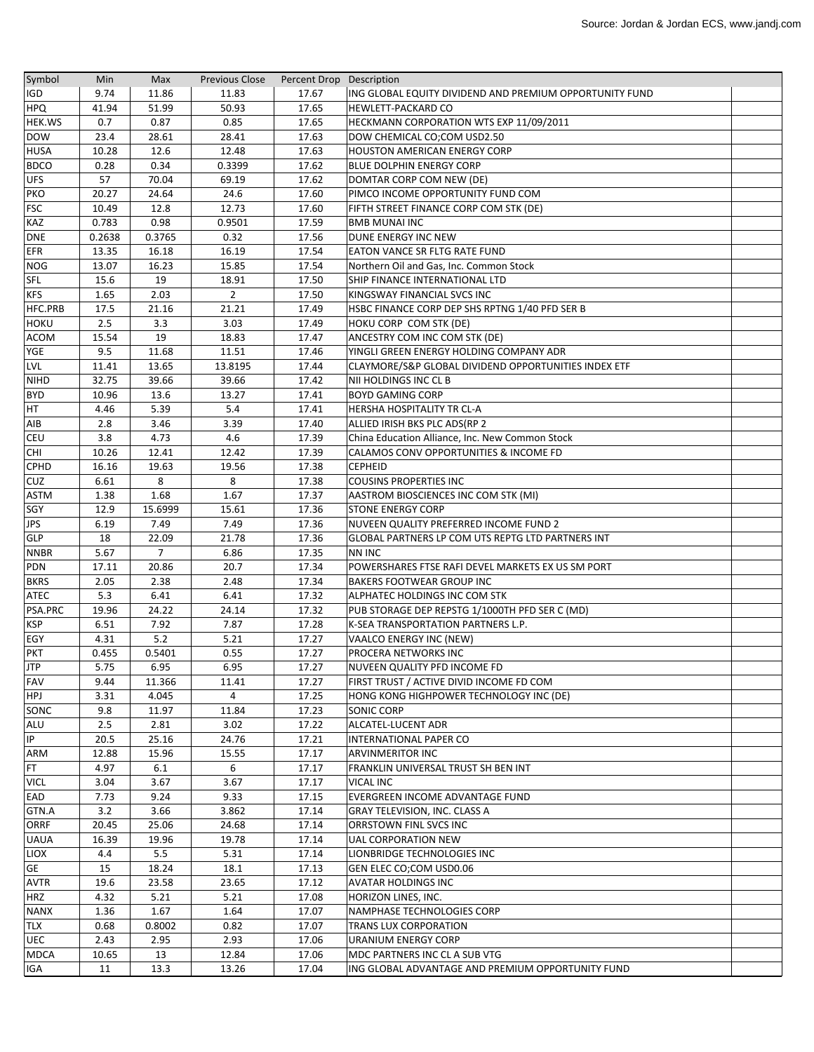Source: Jordan & Jordan ECS, www.jandj.com

| Symbol | Min | Max | Previous Close | Percent Drop | Description |
|---|---|---|---|---|---|
| IGD | 9.74 | 11.86 | 11.83 | 17.67 | ING GLOBAL EQUITY DIVIDEND AND PREMIUM OPPORTUNITY FUND |
| HPQ | 41.94 | 51.99 | 50.93 | 17.65 | HEWLETT-PACKARD CO |
| HEK.WS | 0.7 | 0.87 | 0.85 | 17.65 | HECKMANN CORPORATION WTS EXP 11/09/2011 |
| DOW | 23.4 | 28.61 | 28.41 | 17.63 | DOW CHEMICAL CO;COM USD2.50 |
| HUSA | 10.28 | 12.6 | 12.48 | 17.63 | HOUSTON AMERICAN ENERGY CORP |
| BDCO | 0.28 | 0.34 | 0.3399 | 17.62 | BLUE DOLPHIN ENERGY CORP |
| UFS | 57 | 70.04 | 69.19 | 17.62 | DOMTAR CORP COM NEW (DE) |
| PKO | 20.27 | 24.64 | 24.6 | 17.60 | PIMCO INCOME OPPORTUNITY FUND COM |
| FSC | 10.49 | 12.8 | 12.73 | 17.60 | FIFTH STREET FINANCE CORP COM STK (DE) |
| KAZ | 0.783 | 0.98 | 0.9501 | 17.59 | BMB MUNAI INC |
| DNE | 0.2638 | 0.3765 | 0.32 | 17.56 | DUNE ENERGY INC NEW |
| EFR | 13.35 | 16.18 | 16.19 | 17.54 | EATON VANCE SR FLTG RATE FUND |
| NOG | 13.07 | 16.23 | 15.85 | 17.54 | Northern Oil and Gas, Inc. Common Stock |
| SFL | 15.6 | 19 | 18.91 | 17.50 | SHIP FINANCE INTERNATIONAL LTD |
| KFS | 1.65 | 2.03 | 2 | 17.50 | KINGSWAY FINANCIAL SVCS INC |
| HFC.PRB | 17.5 | 21.16 | 21.21 | 17.49 | HSBC FINANCE CORP DEP SHS RPTNG 1/40 PFD SER B |
| HOKU | 2.5 | 3.3 | 3.03 | 17.49 | HOKU CORP COM STK (DE) |
| ACOM | 15.54 | 19 | 18.83 | 17.47 | ANCESTRY COM INC COM STK (DE) |
| YGE | 9.5 | 11.68 | 11.51 | 17.46 | YINGLI GREEN ENERGY HOLDING COMPANY ADR |
| LVL | 11.41 | 13.65 | 13.8195 | 17.44 | CLAYMORE/S&P GLOBAL DIVIDEND OPPORTUNITIES INDEX ETF |
| NIHD | 32.75 | 39.66 | 39.66 | 17.42 | NII HOLDINGS INC CL B |
| BYD | 10.96 | 13.6 | 13.27 | 17.41 | BOYD GAMING CORP |
| HT | 4.46 | 5.39 | 5.4 | 17.41 | HERSHA HOSPITALITY TR CL-A |
| AIB | 2.8 | 3.46 | 3.39 | 17.40 | ALLIED IRISH BKS PLC ADS(RP 2 |
| CEU | 3.8 | 4.73 | 4.6 | 17.39 | China Education Alliance, Inc. New Common Stock |
| CHI | 10.26 | 12.41 | 12.42 | 17.39 | CALAMOS CONV OPPORTUNITIES & INCOME FD |
| CPHD | 16.16 | 19.63 | 19.56 | 17.38 | CEPHEID |
| CUZ | 6.61 | 8 | 8 | 17.38 | COUSINS PROPERTIES INC |
| ASTM | 1.38 | 1.68 | 1.67 | 17.37 | AASTROM BIOSCIENCES INC COM STK (MI) |
| SGY | 12.9 | 15.6999 | 15.61 | 17.36 | STONE ENERGY CORP |
| JPS | 6.19 | 7.49 | 7.49 | 17.36 | NUVEEN QUALITY PREFERRED INCOME FUND 2 |
| GLP | 18 | 22.09 | 21.78 | 17.36 | GLOBAL PARTNERS LP COM UTS REPTG LTD PARTNERS INT |
| NNBR | 5.67 | 7 | 6.86 | 17.35 | NN INC |
| PDN | 17.11 | 20.86 | 20.7 | 17.34 | POWERSHARES FTSE RAFI DEVEL MARKETS EX US SM PORT |
| BKRS | 2.05 | 2.38 | 2.48 | 17.34 | BAKERS FOOTWEAR GROUP INC |
| ATEC | 5.3 | 6.41 | 6.41 | 17.32 | ALPHATEC HOLDINGS INC COM STK |
| PSA.PRC | 19.96 | 24.22 | 24.14 | 17.32 | PUB STORAGE DEP REPSTG 1/1000TH PFD SER C (MD) |
| KSP | 6.51 | 7.92 | 7.87 | 17.28 | K-SEA TRANSPORTATION PARTNERS L.P. |
| EGY | 4.31 | 5.2 | 5.21 | 17.27 | VAALCO ENERGY INC (NEW) |
| PKT | 0.455 | 0.5401 | 0.55 | 17.27 | PROCERA NETWORKS INC |
| JTP | 5.75 | 6.95 | 6.95 | 17.27 | NUVEEN QUALITY PFD INCOME FD |
| FAV | 9.44 | 11.366 | 11.41 | 17.27 | FIRST TRUST / ACTIVE DIVID INCOME FD COM |
| HPJ | 3.31 | 4.045 | 4 | 17.25 | HONG KONG HIGHPOWER TECHNOLOGY INC (DE) |
| SONC | 9.8 | 11.97 | 11.84 | 17.23 | SONIC CORP |
| ALU | 2.5 | 2.81 | 3.02 | 17.22 | ALCATEL-LUCENT ADR |
| IP | 20.5 | 25.16 | 24.76 | 17.21 | INTERNATIONAL PAPER CO |
| ARM | 12.88 | 15.96 | 15.55 | 17.17 | ARVINMERITOR INC |
| FT | 4.97 | 6.1 | 6 | 17.17 | FRANKLIN UNIVERSAL TRUST SH BEN INT |
| VICL | 3.04 | 3.67 | 3.67 | 17.17 | VICAL INC |
| EAD | 7.73 | 9.24 | 9.33 | 17.15 | EVERGREEN INCOME ADVANTAGE FUND |
| GTN.A | 3.2 | 3.66 | 3.862 | 17.14 | GRAY TELEVISION, INC. CLASS A |
| ORRF | 20.45 | 25.06 | 24.68 | 17.14 | ORRSTOWN FINL SVCS INC |
| UAUA | 16.39 | 19.96 | 19.78 | 17.14 | UAL CORPORATION NEW |
| LIOX | 4.4 | 5.5 | 5.31 | 17.14 | LIONBRIDGE TECHNOLOGIES INC |
| GE | 15 | 18.24 | 18.1 | 17.13 | GEN ELEC CO;COM USD0.06 |
| AVTR | 19.6 | 23.58 | 23.65 | 17.12 | AVATAR HOLDINGS INC |
| HRZ | 4.32 | 5.21 | 5.21 | 17.08 | HORIZON LINES, INC. |
| NANX | 1.36 | 1.67 | 1.64 | 17.07 | NAMPHASE TECHNOLOGIES CORP |
| TLX | 0.68 | 0.8002 | 0.82 | 17.07 | TRANS LUX CORPORATION |
| UEC | 2.43 | 2.95 | 2.93 | 17.06 | URANIUM ENERGY CORP |
| MDCA | 10.65 | 13 | 12.84 | 17.06 | MDC PARTNERS INC CL A SUB VTG |
| IGA | 11 | 13.3 | 13.26 | 17.04 | ING GLOBAL ADVANTAGE AND PREMIUM OPPORTUNITY FUND |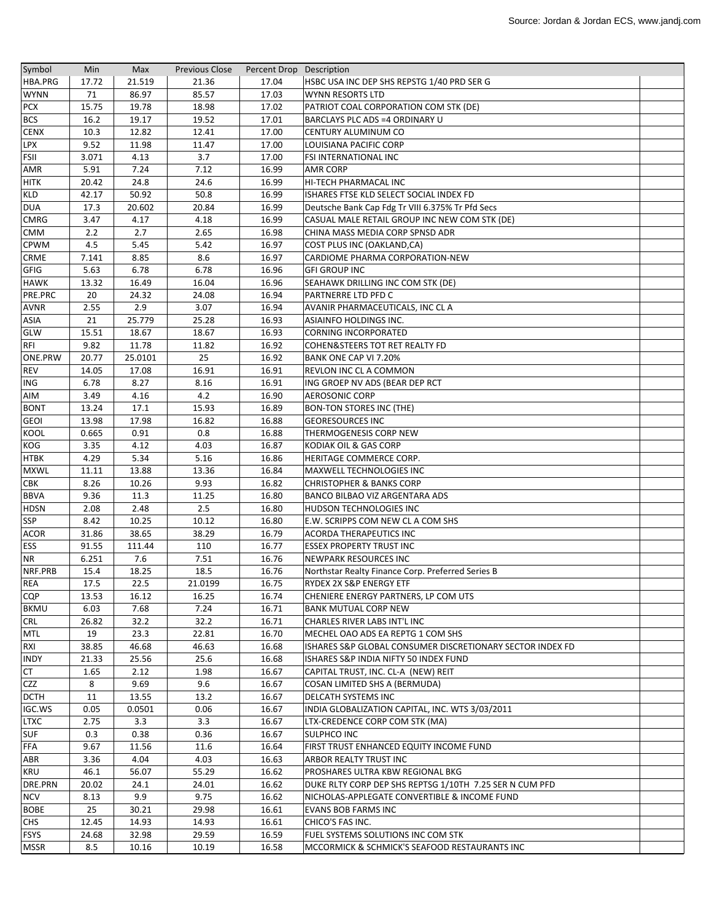Source: Jordan & Jordan ECS, www.jandj.com

| Symbol | Min | Max | Previous Close | Percent Drop | Description |
|---|---|---|---|---|---|
| HBA.PRG | 17.72 | 21.519 | 21.36 | 17.04 | HSBC USA INC DEP SHS REPSTG 1/40 PRD SER G |
| WYNN | 71 | 86.97 | 85.57 | 17.03 | WYNN RESORTS LTD |
| PCX | 15.75 | 19.78 | 18.98 | 17.02 | PATRIOT COAL CORPORATION COM STK (DE) |
| BCS | 16.2 | 19.17 | 19.52 | 17.01 | BARCLAYS PLC ADS =4 ORDINARY U |
| CENX | 10.3 | 12.82 | 12.41 | 17.00 | CENTURY ALUMINUM CO |
| LPX | 9.52 | 11.98 | 11.47 | 17.00 | LOUISIANA PACIFIC CORP |
| FSII | 3.071 | 4.13 | 3.7 | 17.00 | FSI INTERNATIONAL INC |
| AMR | 5.91 | 7.24 | 7.12 | 16.99 | AMR CORP |
| HITK | 20.42 | 24.8 | 24.6 | 16.99 | HI-TECH PHARMACAL INC |
| KLD | 42.17 | 50.92 | 50.8 | 16.99 | ISHARES FTSE KLD SELECT SOCIAL INDEX FD |
| DUA | 17.3 | 20.602 | 20.84 | 16.99 | Deutsche Bank Cap Fdg Tr VIII 6.375% Tr Pfd Secs |
| CMRG | 3.47 | 4.17 | 4.18 | 16.99 | CASUAL MALE RETAIL GROUP INC NEW COM STK (DE) |
| CMM | 2.2 | 2.7 | 2.65 | 16.98 | CHINA MASS MEDIA CORP SPNSD ADR |
| CPWM | 4.5 | 5.45 | 5.42 | 16.97 | COST PLUS INC (OAKLAND,CA) |
| CRME | 7.141 | 8.85 | 8.6 | 16.97 | CARDIOME PHARMA CORPORATION-NEW |
| GFIG | 5.63 | 6.78 | 6.78 | 16.96 | GFI GROUP INC |
| HAWK | 13.32 | 16.49 | 16.04 | 16.96 | SEAHAWK DRILLING INC COM STK (DE) |
| PRE.PRC | 20 | 24.32 | 24.08 | 16.94 | PARTNERRE LTD PFD C |
| AVNR | 2.55 | 2.9 | 3.07 | 16.94 | AVANIR PHARMACEUTICALS, INC CL A |
| ASIA | 21 | 25.779 | 25.28 | 16.93 | ASIAINFO HOLDINGS INC. |
| GLW | 15.51 | 18.67 | 18.67 | 16.93 | CORNING INCORPORATED |
| RFI | 9.82 | 11.78 | 11.82 | 16.92 | COHEN&STEERS TOT RET REALTY FD |
| ONE.PRW | 20.77 | 25.0101 | 25 | 16.92 | BANK ONE CAP VI 7.20% |
| REV | 14.05 | 17.08 | 16.91 | 16.91 | REVLON INC CL A COMMON |
| ING | 6.78 | 8.27 | 8.16 | 16.91 | ING GROEP NV ADS (BEAR DEP RCT |
| AIM | 3.49 | 4.16 | 4.2 | 16.90 | AEROSONIC CORP |
| BONT | 13.24 | 17.1 | 15.93 | 16.89 | BON-TON STORES INC (THE) |
| GEOI | 13.98 | 17.98 | 16.82 | 16.88 | GEORESOURCES INC |
| KOOL | 0.665 | 0.91 | 0.8 | 16.88 | THERMOGENESIS CORP NEW |
| KOG | 3.35 | 4.12 | 4.03 | 16.87 | KODIAK OIL & GAS CORP |
| HTBK | 4.29 | 5.34 | 5.16 | 16.86 | HERITAGE COMMERCE CORP. |
| MXWL | 11.11 | 13.88 | 13.36 | 16.84 | MAXWELL TECHNOLOGIES INC |
| CBK | 8.26 | 10.26 | 9.93 | 16.82 | CHRISTOPHER & BANKS CORP |
| BBVA | 9.36 | 11.3 | 11.25 | 16.80 | BANCO BILBAO VIZ ARGENTARA ADS |
| HDSN | 2.08 | 2.48 | 2.5 | 16.80 | HUDSON TECHNOLOGIES INC |
| SSP | 8.42 | 10.25 | 10.12 | 16.80 | E.W. SCRIPPS COM NEW CL A COM SHS |
| ACOR | 31.86 | 38.65 | 38.29 | 16.79 | ACORDA THERAPEUTICS INC |
| ESS | 91.55 | 111.44 | 110 | 16.77 | ESSEX PROPERTY TRUST INC |
| NR | 6.251 | 7.6 | 7.51 | 16.76 | NEWPARK RESOURCES INC |
| NRF.PRB | 15.4 | 18.25 | 18.5 | 16.76 | Northstar Realty Finance Corp. Preferred Series B |
| REA | 17.5 | 22.5 | 21.0199 | 16.75 | RYDEX 2X S&P ENERGY ETF |
| CQP | 13.53 | 16.12 | 16.25 | 16.74 | CHENIERE ENERGY PARTNERS, LP COM UTS |
| BKMU | 6.03 | 7.68 | 7.24 | 16.71 | BANK MUTUAL CORP NEW |
| CRL | 26.82 | 32.2 | 32.2 | 16.71 | CHARLES RIVER LABS INT'L INC |
| MTL | 19 | 23.3 | 22.81 | 16.70 | MECHEL OAO ADS EA REPTG 1 COM SHS |
| RXI | 38.85 | 46.68 | 46.63 | 16.68 | ISHARES S&P GLOBAL CONSUMER DISCRETIONARY SECTOR INDEX FD |
| INDY | 21.33 | 25.56 | 25.6 | 16.68 | ISHARES S&P INDIA NIFTY 50 INDEX FUND |
| CT | 1.65 | 2.12 | 1.98 | 16.67 | CAPITAL TRUST, INC. CL-A (NEW) REIT |
| CZZ | 8 | 9.69 | 9.6 | 16.67 | COSAN LIMITED SHS A (BERMUDA) |
| DCTH | 11 | 13.55 | 13.2 | 16.67 | DELCATH SYSTEMS INC |
| IGC.WS | 0.05 | 0.0501 | 0.06 | 16.67 | INDIA GLOBALIZATION CAPITAL, INC. WTS 3/03/2011 |
| LTXC | 2.75 | 3.3 | 3.3 | 16.67 | LTX-CREDENCE CORP COM STK (MA) |
| SUF | 0.3 | 0.38 | 0.36 | 16.67 | SULPHCO INC |
| FFA | 9.67 | 11.56 | 11.6 | 16.64 | FIRST TRUST ENHANCED EQUITY INCOME FUND |
| ABR | 3.36 | 4.04 | 4.03 | 16.63 | ARBOR REALTY TRUST INC |
| KRU | 46.1 | 56.07 | 55.29 | 16.62 | PROSHARES ULTRA KBW REGIONAL BKG |
| DRE.PRN | 20.02 | 24.1 | 24.01 | 16.62 | DUKE RLTY CORP DEP SHS REPTSG 1/10TH 7.25 SER N CUM PFD |
| NCV | 8.13 | 9.9 | 9.75 | 16.62 | NICHOLAS-APPLEGATE CONVERTIBLE & INCOME FUND |
| BOBE | 25 | 30.21 | 29.98 | 16.61 | EVANS BOB FARMS INC |
| CHS | 12.45 | 14.93 | 14.93 | 16.61 | CHICO'S FAS INC. |
| FSYS | 24.68 | 32.98 | 29.59 | 16.59 | FUEL SYSTEMS SOLUTIONS INC COM STK |
| MSSR | 8.5 | 10.16 | 10.19 | 16.58 | MCCORMICK & SCHMICK'S SEAFOOD RESTAURANTS INC |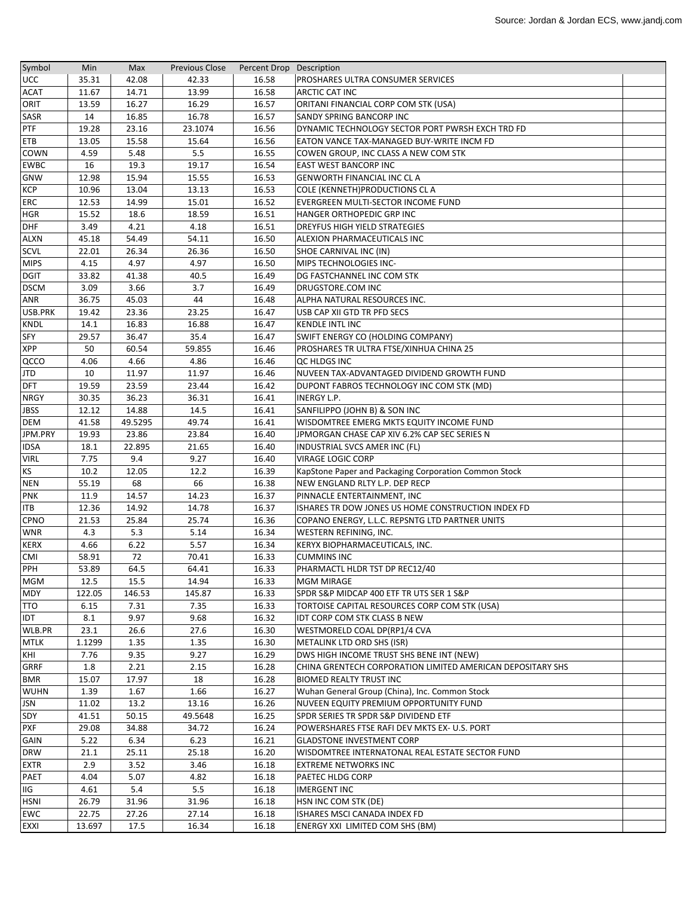Source: Jordan & Jordan ECS, www.jandj.com

| Symbol | Min | Max | Previous Close | Percent Drop | Description |
|---|---|---|---|---|---|
| UCC | 35.31 | 42.08 | 42.33 | 16.58 | PROSHARES ULTRA CONSUMER SERVICES |
| ACAT | 11.67 | 14.71 | 13.99 | 16.58 | ARCTIC CAT INC |
| ORIT | 13.59 | 16.27 | 16.29 | 16.57 | ORITANI FINANCIAL CORP COM STK (USA) |
| SASR | 14 | 16.85 | 16.78 | 16.57 | SANDY SPRING BANCORP INC |
| PTF | 19.28 | 23.16 | 23.1074 | 16.56 | DYNAMIC TECHNOLOGY SECTOR PORT PWRSH EXCH TRD FD |
| ETB | 13.05 | 15.58 | 15.64 | 16.56 | EATON VANCE TAX-MANAGED BUY-WRITE INCM FD |
| COWN | 4.59 | 5.48 | 5.5 | 16.55 | COWEN GROUP, INC CLASS A NEW COM STK |
| EWBC | 16 | 19.3 | 19.17 | 16.54 | EAST WEST BANCORP INC |
| GNW | 12.98 | 15.94 | 15.55 | 16.53 | GENWORTH FINANCIAL INC CL A |
| KCP | 10.96 | 13.04 | 13.13 | 16.53 | COLE (KENNETH)PRODUCTIONS CL A |
| ERC | 12.53 | 14.99 | 15.01 | 16.52 | EVERGREEN MULTI-SECTOR INCOME FUND |
| HGR | 15.52 | 18.6 | 18.59 | 16.51 | HANGER ORTHOPEDIC GRP INC |
| DHF | 3.49 | 4.21 | 4.18 | 16.51 | DREYFUS HIGH YIELD STRATEGIES |
| ALXN | 45.18 | 54.49 | 54.11 | 16.50 | ALEXION PHARMACEUTICALS INC |
| SCVL | 22.01 | 26.34 | 26.36 | 16.50 | SHOE CARNIVAL INC (IN) |
| MIPS | 4.15 | 4.97 | 4.97 | 16.50 | MIPS TECHNOLOGIES INC- |
| DGIT | 33.82 | 41.38 | 40.5 | 16.49 | DG FASTCHANNEL INC COM STK |
| DSCM | 3.09 | 3.66 | 3.7 | 16.49 | DRUGSTORE.COM INC |
| ANR | 36.75 | 45.03 | 44 | 16.48 | ALPHA NATURAL RESOURCES INC. |
| USB.PRK | 19.42 | 23.36 | 23.25 | 16.47 | USB CAP XII GTD TR PFD SECS |
| KNDL | 14.1 | 16.83 | 16.88 | 16.47 | KENDLE INTL INC |
| SFY | 29.57 | 36.47 | 35.4 | 16.47 | SWIFT ENERGY CO (HOLDING COMPANY) |
| XPP | 50 | 60.54 | 59.855 | 16.46 | PROSHARES TR ULTRA FTSE/XINHUA CHINA 25 |
| QCCO | 4.06 | 4.66 | 4.86 | 16.46 | QC HLDGS INC |
| JTD | 10 | 11.97 | 11.97 | 16.46 | NUVEEN TAX-ADVANTAGED DIVIDEND GROWTH FUND |
| DFT | 19.59 | 23.59 | 23.44 | 16.42 | DUPONT FABROS TECHNOLOGY INC COM STK (MD) |
| NRGY | 30.35 | 36.23 | 36.31 | 16.41 | INERGY L.P. |
| JBSS | 12.12 | 14.88 | 14.5 | 16.41 | SANFILIPPO (JOHN B) & SON INC |
| DEM | 41.58 | 49.5295 | 49.74 | 16.41 | WISDOMTREE EMERG MKTS EQUITY INCOME FUND |
| JPM.PRY | 19.93 | 23.86 | 23.84 | 16.40 | JPMORGAN CHASE CAP XIV 6.2% CAP SEC SERIES N |
| IDSA | 18.1 | 22.895 | 21.65 | 16.40 | INDUSTRIAL SVCS AMER INC (FL) |
| VIRL | 7.75 | 9.4 | 9.27 | 16.40 | VIRAGE LOGIC CORP |
| KS | 10.2 | 12.05 | 12.2 | 16.39 | KapStone Paper and Packaging Corporation Common Stock |
| NEN | 55.19 | 68 | 66 | 16.38 | NEW ENGLAND RLTY L.P. DEP RECP |
| PNK | 11.9 | 14.57 | 14.23 | 16.37 | PINNACLE ENTERTAINMENT, INC |
| ITB | 12.36 | 14.92 | 14.78 | 16.37 | ISHARES TR DOW JONES US HOME CONSTRUCTION INDEX FD |
| CPNO | 21.53 | 25.84 | 25.74 | 16.36 | COPANO ENERGY, L.L.C. REPSNTG LTD PARTNER UNITS |
| WNR | 4.3 | 5.3 | 5.14 | 16.34 | WESTERN REFINING, INC. |
| KERX | 4.66 | 6.22 | 5.57 | 16.34 | KERYX BIOPHARMACEUTICALS, INC. |
| CMI | 58.91 | 72 | 70.41 | 16.33 | CUMMINS INC |
| PPH | 53.89 | 64.5 | 64.41 | 16.33 | PHARMACTL HLDR TST DP REC12/40 |
| MGM | 12.5 | 15.5 | 14.94 | 16.33 | MGM MIRAGE |
| MDY | 122.05 | 146.53 | 145.87 | 16.33 | SPDR S&P MIDCAP 400 ETF TR UTS SER 1 S&P |
| TTO | 6.15 | 7.31 | 7.35 | 16.33 | TORTOISE CAPITAL RESOURCES CORP COM STK (USA) |
| IDT | 8.1 | 9.97 | 9.68 | 16.32 | IDT CORP COM STK CLASS B NEW |
| WLB.PR | 23.1 | 26.6 | 27.6 | 16.30 | WESTMORELD COAL DP(RP1/4 CVA |
| MTLK | 1.1299 | 1.35 | 1.35 | 16.30 | METALINK LTD ORD SHS (ISR) |
| KHI | 7.76 | 9.35 | 9.27 | 16.29 | DWS HIGH INCOME TRUST SHS BENE INT (NEW) |
| GRRF | 1.8 | 2.21 | 2.15 | 16.28 | CHINA GRENTECH CORPORATION LIMITED AMERICAN DEPOSITARY SHS |
| BMR | 15.07 | 17.97 | 18 | 16.28 | BIOMED REALTY TRUST INC |
| WUHN | 1.39 | 1.67 | 1.66 | 16.27 | Wuhan General Group (China), Inc. Common Stock |
| JSN | 11.02 | 13.2 | 13.16 | 16.26 | NUVEEN EQUITY PREMIUM OPPORTUNITY FUND |
| SDY | 41.51 | 50.15 | 49.5648 | 16.25 | SPDR SERIES TR SPDR S&P DIVIDEND ETF |
| PXF | 29.08 | 34.88 | 34.72 | 16.24 | POWERSHARES FTSE RAFI DEV MKTS EX- U.S. PORT |
| GAIN | 5.22 | 6.34 | 6.23 | 16.21 | GLADSTONE INVESTMENT CORP |
| DRW | 21.1 | 25.11 | 25.18 | 16.20 | WISDOMTREE INTERNATONAL REAL ESTATE SECTOR FUND |
| EXTR | 2.9 | 3.52 | 3.46 | 16.18 | EXTREME NETWORKS INC |
| PAET | 4.04 | 5.07 | 4.82 | 16.18 | PAETEC HLDG CORP |
| IIG | 4.61 | 5.4 | 5.5 | 16.18 | IMERGENT INC |
| HSNI | 26.79 | 31.96 | 31.96 | 16.18 | HSN INC COM STK (DE) |
| EWC | 22.75 | 27.26 | 27.14 | 16.18 | ISHARES MSCI CANADA INDEX FD |
| EXXI | 13.697 | 17.5 | 16.34 | 16.18 | ENERGY XXI LIMITED COM SHS (BM) |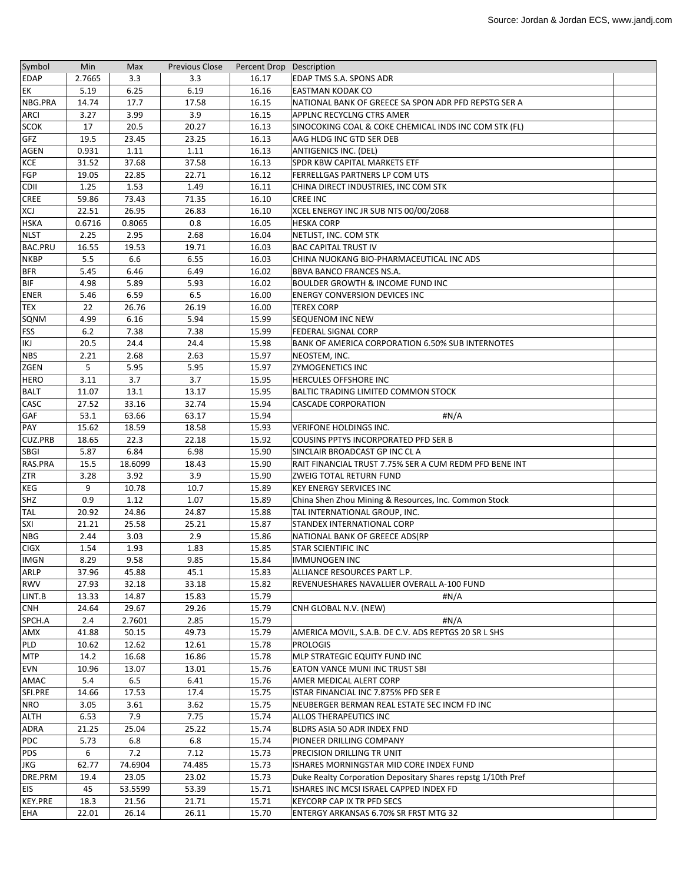Source: Jordan & Jordan ECS, www.jandj.com

| Symbol | Min | Max | Previous Close | Percent Drop | Description |
|---|---|---|---|---|---|
| EDAP | 2.7665 | 3.3 | 3.3 | 16.17 | EDAP TMS S.A. SPONS ADR |
| EK | 5.19 | 6.25 | 6.19 | 16.16 | EASTMAN KODAK CO |
| NBG.PRA | 14.74 | 17.7 | 17.58 | 16.15 | NATIONAL BANK OF GREECE SA SPON ADR PFD REPSTG SER A |
| ARCI | 3.27 | 3.99 | 3.9 | 16.15 | APPLNC RECYCLNG CTRS AMER |
| SCOK | 17 | 20.5 | 20.27 | 16.13 | SINOCOKING COAL & COKE CHEMICAL INDS INC COM STK (FL) |
| GFZ | 19.5 | 23.45 | 23.25 | 16.13 | AAG HLDG INC GTD SER DEB |
| AGEN | 0.931 | 1.11 | 1.11 | 16.13 | ANTIGENICS INC. (DEL) |
| KCE | 31.52 | 37.68 | 37.58 | 16.13 | SPDR KBW CAPITAL MARKETS ETF |
| FGP | 19.05 | 22.85 | 22.71 | 16.12 | FERRELLGAS PARTNERS LP COM UTS |
| CDII | 1.25 | 1.53 | 1.49 | 16.11 | CHINA DIRECT INDUSTRIES, INC COM STK |
| CREE | 59.86 | 73.43 | 71.35 | 16.10 | CREE INC |
| XCJ | 22.51 | 26.95 | 26.83 | 16.10 | XCEL ENERGY INC JR SUB NTS 00/00/2068 |
| HSKA | 0.6716 | 0.8065 | 0.8 | 16.05 | HESKA CORP |
| NLST | 2.25 | 2.95 | 2.68 | 16.04 | NETLIST, INC. COM STK |
| BAC.PRU | 16.55 | 19.53 | 19.71 | 16.03 | BAC CAPITAL TRUST IV |
| NKBP | 5.5 | 6.6 | 6.55 | 16.03 | CHINA NUOKANG BIO-PHARMACEUTICAL INC ADS |
| BFR | 5.45 | 6.46 | 6.49 | 16.02 | BBVA BANCO FRANCES NS.A. |
| BIF | 4.98 | 5.89 | 5.93 | 16.02 | BOULDER GROWTH & INCOME FUND INC |
| ENER | 5.46 | 6.59 | 6.5 | 16.00 | ENERGY CONVERSION DEVICES INC |
| TEX | 22 | 26.76 | 26.19 | 16.00 | TEREX CORP |
| SQNM | 4.99 | 6.16 | 5.94 | 15.99 | SEQUENOM INC NEW |
| FSS | 6.2 | 7.38 | 7.38 | 15.99 | FEDERAL SIGNAL CORP |
| IKJ | 20.5 | 24.4 | 24.4 | 15.98 | BANK OF AMERICA CORPORATION 6.50% SUB INTERNOTES |
| NBS | 2.21 | 2.68 | 2.63 | 15.97 | NEOSTEM, INC. |
| ZGEN | 5 | 5.95 | 5.95 | 15.97 | ZYMOGENETICS INC |
| HERO | 3.11 | 3.7 | 3.7 | 15.95 | HERCULES OFFSHORE INC |
| BALT | 11.07 | 13.1 | 13.17 | 15.95 | BALTIC TRADING LIMITED COMMON STOCK |
| CASC | 27.52 | 33.16 | 32.74 | 15.94 | CASCADE CORPORATION |
| GAF | 53.1 | 63.66 | 63.17 | 15.94 | #N/A |
| PAY | 15.62 | 18.59 | 18.58 | 15.93 | VERIFONE HOLDINGS INC. |
| CUZ.PRB | 18.65 | 22.3 | 22.18 | 15.92 | COUSINS PPTYS INCORPORATED PFD SER B |
| SBGI | 5.87 | 6.84 | 6.98 | 15.90 | SINCLAIR BROADCAST GP INC CL A |
| RAS.PRA | 15.5 | 18.6099 | 18.43 | 15.90 | RAIT FINANCIAL TRUST 7.75% SER A CUM REDM PFD BENE INT |
| ZTR | 3.28 | 3.92 | 3.9 | 15.90 | ZWEIG TOTAL RETURN FUND |
| KEG | 9 | 10.78 | 10.7 | 15.89 | KEY ENERGY SERVICES INC |
| SHZ | 0.9 | 1.12 | 1.07 | 15.89 | China Shen Zhou Mining & Resources, Inc. Common Stock |
| TAL | 20.92 | 24.86 | 24.87 | 15.88 | TAL INTERNATIONAL GROUP, INC. |
| SXI | 21.21 | 25.58 | 25.21 | 15.87 | STANDEX INTERNATIONAL CORP |
| NBG | 2.44 | 3.03 | 2.9 | 15.86 | NATIONAL BANK OF GREECE ADS(RP |
| CIGX | 1.54 | 1.93 | 1.83 | 15.85 | STAR SCIENTIFIC INC |
| IMGN | 8.29 | 9.58 | 9.85 | 15.84 | IMMUNOGEN INC |
| ARLP | 37.96 | 45.88 | 45.1 | 15.83 | ALLIANCE RESOURCES PART L.P. |
| RWV | 27.93 | 32.18 | 33.18 | 15.82 | REVENUESHARES NAVALLIER OVERALL A-100 FUND |
| LINT.B | 13.33 | 14.87 | 15.83 | 15.79 | #N/A |
| CNH | 24.64 | 29.67 | 29.26 | 15.79 | CNH GLOBAL N.V. (NEW) |
| SPCH.A | 2.4 | 2.7601 | 2.85 | 15.79 | #N/A |
| AMX | 41.88 | 50.15 | 49.73 | 15.79 | AMERICA MOVIL, S.A.B. DE C.V. ADS REPTGS 20 SR L SHS |
| PLD | 10.62 | 12.62 | 12.61 | 15.78 | PROLOGIS |
| MTP | 14.2 | 16.68 | 16.86 | 15.78 | MLP STRATEGIC EQUITY FUND INC |
| EVN | 10.96 | 13.07 | 13.01 | 15.76 | EATON VANCE MUNI INC TRUST SBI |
| AMAC | 5.4 | 6.5 | 6.41 | 15.76 | AMER MEDICAL ALERT CORP |
| SFI.PRE | 14.66 | 17.53 | 17.4 | 15.75 | ISTAR FINANCIAL INC 7.875% PFD SER E |
| NRO | 3.05 | 3.61 | 3.62 | 15.75 | NEUBERGER BERMAN REAL ESTATE SEC INCM FD INC |
| ALTH | 6.53 | 7.9 | 7.75 | 15.74 | ALLOS THERAPEUTICS INC |
| ADRA | 21.25 | 25.04 | 25.22 | 15.74 | BLDRS ASIA 50 ADR INDEX FND |
| PDC | 5.73 | 6.8 | 6.8 | 15.74 | PIONEER DRILLING COMPANY |
| PDS | 6 | 7.2 | 7.12 | 15.73 | PRECISION DRILLING TR UNIT |
| JKG | 62.77 | 74.6904 | 74.485 | 15.73 | ISHARES MORNINGSTAR MID CORE INDEX FUND |
| DRE.PRM | 19.4 | 23.05 | 23.02 | 15.73 | Duke Realty Corporation Depositary Shares repstg 1/10th Pref |
| EIS | 45 | 53.5599 | 53.39 | 15.71 | ISHARES INC MCSI ISRAEL CAPPED INDEX FD |
| KEY.PRE | 18.3 | 21.56 | 21.71 | 15.71 | KEYCORP CAP IX TR PFD SECS |
| EHA | 22.01 | 26.14 | 26.11 | 15.70 | ENTERGY ARKANSAS 6.70% SR FRST MTG 32 |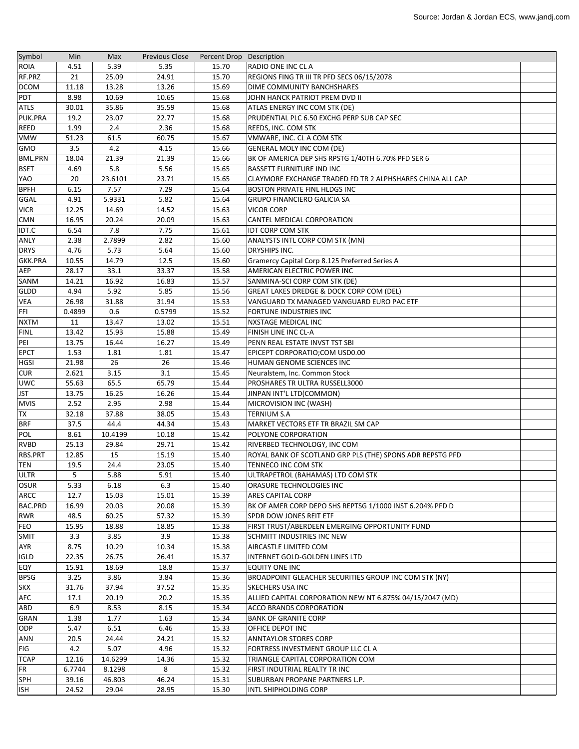Source: Jordan & Jordan ECS, www.jandj.com

| Symbol | Min | Max | Previous Close | Percent Drop | Description |
|---|---|---|---|---|---|
| ROIA | 4.51 | 5.39 | 5.35 | 15.70 | RADIO ONE INC CL A |
| RF.PRZ | 21 | 25.09 | 24.91 | 15.70 | REGIONS FING TR III TR PFD SECS 06/15/2078 |
| DCOM | 11.18 | 13.28 | 13.26 | 15.69 | DIME COMMUNITY BANCHSHARES |
| PDT | 8.98 | 10.69 | 10.65 | 15.68 | JOHN HANCK PATRIOT PREM DVD II |
| ATLS | 30.01 | 35.86 | 35.59 | 15.68 | ATLAS ENERGY INC COM STK (DE) |
| PUK.PRA | 19.2 | 23.07 | 22.77 | 15.68 | PRUDENTIAL PLC 6.50 EXCHG PERP SUB CAP SEC |
| REED | 1.99 | 2.4 | 2.36 | 15.68 | REEDS, INC. COM STK |
| VMW | 51.23 | 61.5 | 60.75 | 15.67 | VMWARE, INC. CL A COM STK |
| GMO | 3.5 | 4.2 | 4.15 | 15.66 | GENERAL MOLY INC COM (DE) |
| BML.PRN | 18.04 | 21.39 | 21.39 | 15.66 | BK OF AMERICA DEP SHS RPSTG 1/40TH 6.70% PFD SER 6 |
| BSET | 4.69 | 5.8 | 5.56 | 15.65 | BASSETT FURNITURE IND INC |
| YAO | 20 | 23.6101 | 23.71 | 15.65 | CLAYMORE EXCHANGE TRADED FD TR 2 ALPHSHARES CHINA ALL CAP |
| BPFH | 6.15 | 7.57 | 7.29 | 15.64 | BOSTON PRIVATE FINL HLDGS INC |
| GGAL | 4.91 | 5.9331 | 5.82 | 15.64 | GRUPO FINANCIERO GALICIA SA |
| VICR | 12.25 | 14.69 | 14.52 | 15.63 | VICOR CORP |
| CMN | 16.95 | 20.24 | 20.09 | 15.63 | CANTEL MEDICAL CORPORATION |
| IDT.C | 6.54 | 7.8 | 7.75 | 15.61 | IDT CORP COM STK |
| ANLY | 2.38 | 2.7899 | 2.82 | 15.60 | ANALYSTS INTL CORP COM STK (MN) |
| DRYS | 4.76 | 5.73 | 5.64 | 15.60 | DRYSHIPS INC. |
| GKK.PRA | 10.55 | 14.79 | 12.5 | 15.60 | Gramercy Capital Corp 8.125 Preferred Series A |
| AEP | 28.17 | 33.1 | 33.37 | 15.58 | AMERICAN ELECTRIC POWER INC |
| SANM | 14.21 | 16.92 | 16.83 | 15.57 | SANMINA-SCI CORP COM STK (DE) |
| GLDD | 4.94 | 5.92 | 5.85 | 15.56 | GREAT LAKES DREDGE & DOCK CORP COM (DEL) |
| VEA | 26.98 | 31.88 | 31.94 | 15.53 | VANGUARD TX MANAGED VANGUARD EURO PAC ETF |
| FFI | 0.4899 | 0.6 | 0.5799 | 15.52 | FORTUNE INDUSTRIES INC |
| NXTM | 11 | 13.47 | 13.02 | 15.51 | NXSTAGE MEDICAL INC |
| FINL | 13.42 | 15.93 | 15.88 | 15.49 | FINISH LINE INC CL-A |
| PEI | 13.75 | 16.44 | 16.27 | 15.49 | PENN REAL ESTATE INVST TST SBI |
| EPCT | 1.53 | 1.81 | 1.81 | 15.47 | EPICEPT CORPORATIO;COM USD0.00 |
| HGSI | 21.98 | 26 | 26 | 15.46 | HUMAN GENOME SCIENCES INC |
| CUR | 2.621 | 3.15 | 3.1 | 15.45 | Neuralstem, Inc. Common Stock |
| UWC | 55.63 | 65.5 | 65.79 | 15.44 | PROSHARES TR ULTRA RUSSELL3000 |
| JST | 13.75 | 16.25 | 16.26 | 15.44 | JINPAN INT'L LTD(COMMON) |
| MVIS | 2.52 | 2.95 | 2.98 | 15.44 | MICROVISION INC (WASH) |
| TX | 32.18 | 37.88 | 38.05 | 15.43 | TERNIUM S.A |
| BRF | 37.5 | 44.4 | 44.34 | 15.43 | MARKET VECTORS ETF TR BRAZIL SM CAP |
| POL | 8.61 | 10.4199 | 10.18 | 15.42 | POLYONE CORPORATION |
| RVBD | 25.13 | 29.84 | 29.71 | 15.42 | RIVERBED TECHNOLOGY, INC COM |
| RBS.PRT | 12.85 | 15 | 15.19 | 15.40 | ROYAL BANK OF SCOTLAND GRP PLS (THE) SPONS ADR REPSTG PFD |
| TEN | 19.5 | 24.4 | 23.05 | 15.40 | TENNECO INC COM STK |
| ULTR | 5 | 5.88 | 5.91 | 15.40 | ULTRAPETROL (BAHAMAS) LTD COM STK |
| OSUR | 5.33 | 6.18 | 6.3 | 15.40 | ORASURE TECHNOLOGIES INC |
| ARCC | 12.7 | 15.03 | 15.01 | 15.39 | ARES CAPITAL CORP |
| BAC.PRD | 16.99 | 20.03 | 20.08 | 15.39 | BK OF AMER CORP DEPO SHS REPTSG 1/1000 INST 6.204% PFD D |
| RWR | 48.5 | 60.25 | 57.32 | 15.39 | SPDR DOW JONES REIT ETF |
| FEO | 15.95 | 18.88 | 18.85 | 15.38 | FIRST TRUST/ABERDEEN EMERGING OPPORTUNITY FUND |
| SMIT | 3.3 | 3.85 | 3.9 | 15.38 | SCHMITT INDUSTRIES INC NEW |
| AYR | 8.75 | 10.29 | 10.34 | 15.38 | AIRCASTLE LIMITED COM |
| IGLD | 22.35 | 26.75 | 26.41 | 15.37 | INTERNET GOLD-GOLDEN LINES LTD |
| EQY | 15.91 | 18.69 | 18.8 | 15.37 | EQUITY ONE INC |
| BPSG | 3.25 | 3.86 | 3.84 | 15.36 | BROADPOINT GLEACHER SECURITIES GROUP INC COM STK (NY) |
| SKX | 31.76 | 37.94 | 37.52 | 15.35 | SKECHERS USA INC |
| AFC | 17.1 | 20.19 | 20.2 | 15.35 | ALLIED CAPITAL CORPORATION NEW NT 6.875% 04/15/2047 (MD) |
| ABD | 6.9 | 8.53 | 8.15 | 15.34 | ACCO BRANDS CORPORATION |
| GRAN | 1.38 | 1.77 | 1.63 | 15.34 | BANK OF GRANITE CORP |
| ODP | 5.47 | 6.51 | 6.46 | 15.33 | OFFICE DEPOT INC |
| ANN | 20.5 | 24.44 | 24.21 | 15.32 | ANNTAYLOR STORES CORP |
| FIG | 4.2 | 5.07 | 4.96 | 15.32 | FORTRESS INVESTMENT GROUP LLC CL A |
| TCAP | 12.16 | 14.6299 | 14.36 | 15.32 | TRIANGLE CAPITAL CORPORATION COM |
| FR | 6.7744 | 8.1298 | 8 | 15.32 | FIRST INDUTRIAL REALTY TR INC |
| SPH | 39.16 | 46.803 | 46.24 | 15.31 | SUBURBAN PROPANE PARTNERS L.P. |
| ISH | 24.52 | 29.04 | 28.95 | 15.30 | INTL SHIPHOLDING CORP |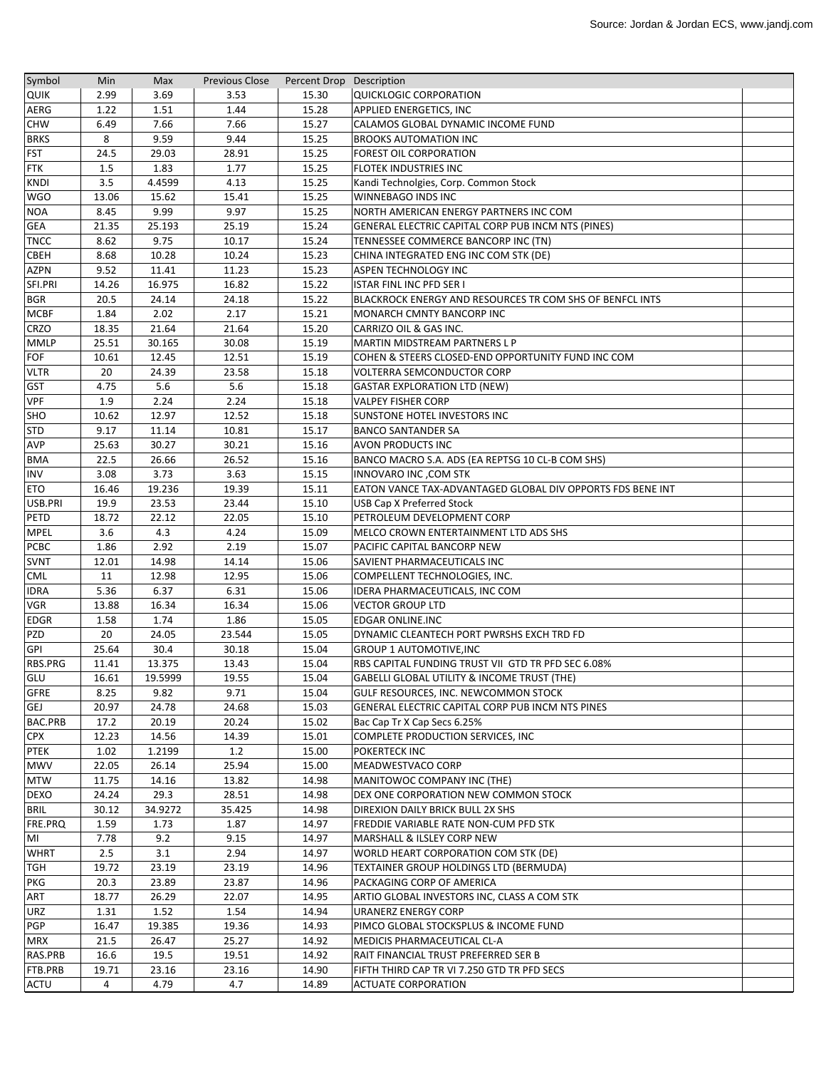| Symbol | Min | Max | Previous Close | Percent Drop | Description |
|---|---|---|---|---|---|
| QUIK | 2.99 | 3.69 | 3.53 | 15.30 | QUICKLOGIC CORPORATION |
| AERG | 1.22 | 1.51 | 1.44 | 15.28 | APPLIED ENERGETICS, INC |
| CHW | 6.49 | 7.66 | 7.66 | 15.27 | CALAMOS GLOBAL DYNAMIC INCOME FUND |
| BRKS | 8 | 9.59 | 9.44 | 15.25 | BROOKS AUTOMATION INC |
| FST | 24.5 | 29.03 | 28.91 | 15.25 | FOREST OIL CORPORATION |
| FTK | 1.5 | 1.83 | 1.77 | 15.25 | FLOTEK INDUSTRIES INC |
| KNDI | 3.5 | 4.4599 | 4.13 | 15.25 | Kandi Technolgies, Corp. Common Stock |
| WGO | 13.06 | 15.62 | 15.41 | 15.25 | WINNEBAGO INDS INC |
| NOA | 8.45 | 9.99 | 9.97 | 15.25 | NORTH AMERICAN ENERGY PARTNERS INC COM |
| GEA | 21.35 | 25.193 | 25.19 | 15.24 | GENERAL ELECTRIC CAPITAL CORP PUB INCM NTS (PINES) |
| TNCC | 8.62 | 9.75 | 10.17 | 15.24 | TENNESSEE COMMERCE BANCORP INC (TN) |
| CBEH | 8.68 | 10.28 | 10.24 | 15.23 | CHINA INTEGRATED ENG INC COM STK (DE) |
| AZPN | 9.52 | 11.41 | 11.23 | 15.23 | ASPEN TECHNOLOGY INC |
| SFI.PRI | 14.26 | 16.975 | 16.82 | 15.22 | ISTAR FINL INC PFD SER I |
| BGR | 20.5 | 24.14 | 24.18 | 15.22 | BLACKROCK ENERGY AND RESOURCES TR COM SHS OF BENFCL INTS |
| MCBF | 1.84 | 2.02 | 2.17 | 15.21 | MONARCH CMNTY BANCORP INC |
| CRZO | 18.35 | 21.64 | 21.64 | 15.20 | CARRIZO OIL & GAS INC. |
| MMLP | 25.51 | 30.165 | 30.08 | 15.19 | MARTIN MIDSTREAM PARTNERS L P |
| FOF | 10.61 | 12.45 | 12.51 | 15.19 | COHEN & STEERS CLOSED-END OPPORTUNITY FUND INC COM |
| VLTR | 20 | 24.39 | 23.58 | 15.18 | VOLTERRA SEMCONDUCTOR CORP |
| GST | 4.75 | 5.6 | 5.6 | 15.18 | GASTAR EXPLORATION LTD (NEW) |
| VPF | 1.9 | 2.24 | 2.24 | 15.18 | VALPEY FISHER CORP |
| SHO | 10.62 | 12.97 | 12.52 | 15.18 | SUNSTONE HOTEL INVESTORS INC |
| STD | 9.17 | 11.14 | 10.81 | 15.17 | BANCO SANTANDER SA |
| AVP | 25.63 | 30.27 | 30.21 | 15.16 | AVON PRODUCTS INC |
| BMA | 22.5 | 26.66 | 26.52 | 15.16 | BANCO MACRO S.A. ADS (EA REPTSG 10 CL-B COM SHS) |
| INV | 3.08 | 3.73 | 3.63 | 15.15 | INNOVARO INC ,COM STK |
| ETO | 16.46 | 19.236 | 19.39 | 15.11 | EATON VANCE TAX-ADVANTAGED GLOBAL DIV OPPORTS FDS BENE INT |
| USB.PRI | 19.9 | 23.53 | 23.44 | 15.10 | USB Cap X Preferred Stock |
| PETD | 18.72 | 22.12 | 22.05 | 15.10 | PETROLEUM DEVELOPMENT CORP |
| MPEL | 3.6 | 4.3 | 4.24 | 15.09 | MELCO CROWN ENTERTAINMENT LTD ADS SHS |
| PCBC | 1.86 | 2.92 | 2.19 | 15.07 | PACIFIC CAPITAL BANCORP NEW |
| SVNT | 12.01 | 14.98 | 14.14 | 15.06 | SAVIENT PHARMACEUTICALS INC |
| CML | 11 | 12.98 | 12.95 | 15.06 | COMPELLENT TECHNOLOGIES, INC. |
| IDRA | 5.36 | 6.37 | 6.31 | 15.06 | IDERA PHARMACEUTICALS, INC COM |
| VGR | 13.88 | 16.34 | 16.34 | 15.06 | VECTOR GROUP LTD |
| EDGR | 1.58 | 1.74 | 1.86 | 15.05 | EDGAR ONLINE.INC |
| PZD | 20 | 24.05 | 23.544 | 15.05 | DYNAMIC CLEANTECH PORT PWRSHS EXCH TRD FD |
| GPI | 25.64 | 30.4 | 30.18 | 15.04 | GROUP 1 AUTOMOTIVE,INC |
| RBS.PRG | 11.41 | 13.375 | 13.43 | 15.04 | RBS CAPITAL FUNDING TRUST VII GTD TR PFD SEC 6.08% |
| GLU | 16.61 | 19.5999 | 19.55 | 15.04 | GABELLI GLOBAL UTILITY & INCOME TRUST (THE) |
| GFRE | 8.25 | 9.82 | 9.71 | 15.04 | GULF RESOURCES, INC. NEWCOMMON STOCK |
| GEJ | 20.97 | 24.78 | 24.68 | 15.03 | GENERAL ELECTRIC CAPITAL CORP PUB INCM NTS PINES |
| BAC.PRB | 17.2 | 20.19 | 20.24 | 15.02 | Bac Cap Tr X Cap Secs 6.25% |
| CPX | 12.23 | 14.56 | 14.39 | 15.01 | COMPLETE PRODUCTION SERVICES, INC |
| PTEK | 1.02 | 1.2199 | 1.2 | 15.00 | POKERTECK INC |
| MWV | 22.05 | 26.14 | 25.94 | 15.00 | MEADWESTVACO CORP |
| MTW | 11.75 | 14.16 | 13.82 | 14.98 | MANITOWOC COMPANY INC (THE) |
| DEXO | 24.24 | 29.3 | 28.51 | 14.98 | DEX ONE CORPORATION NEW COMMON STOCK |
| BRIL | 30.12 | 34.9272 | 35.425 | 14.98 | DIREXION DAILY BRICK BULL 2X SHS |
| FRE.PRQ | 1.59 | 1.73 | 1.87 | 14.97 | FREDDIE VARIABLE RATE NON-CUM PFD STK |
| MI | 7.78 | 9.2 | 9.15 | 14.97 | MARSHALL & ILSLEY CORP NEW |
| WHRT | 2.5 | 3.1 | 2.94 | 14.97 | WORLD HEART CORPORATION COM STK (DE) |
| TGH | 19.72 | 23.19 | 23.19 | 14.96 | TEXTAINER GROUP HOLDINGS LTD (BERMUDA) |
| PKG | 20.3 | 23.89 | 23.87 | 14.96 | PACKAGING CORP OF AMERICA |
| ART | 18.77 | 26.29 | 22.07 | 14.95 | ARTIO GLOBAL INVESTORS INC, CLASS A COM STK |
| URZ | 1.31 | 1.52 | 1.54 | 14.94 | URANERZ ENERGY CORP |
| PGP | 16.47 | 19.385 | 19.36 | 14.93 | PIMCO GLOBAL STOCKSPLUS & INCOME FUND |
| MRX | 21.5 | 26.47 | 25.27 | 14.92 | MEDICIS PHARMACEUTICAL CL-A |
| RAS.PRB | 16.6 | 19.5 | 19.51 | 14.92 | RAIT FINANCIAL TRUST PREFERRED SER B |
| FTB.PRB | 19.71 | 23.16 | 23.16 | 14.90 | FIFTH THIRD CAP TR VI 7.250 GTD TR PFD SECS |
| ACTU | 4 | 4.79 | 4.7 | 14.89 | ACTUATE CORPORATION |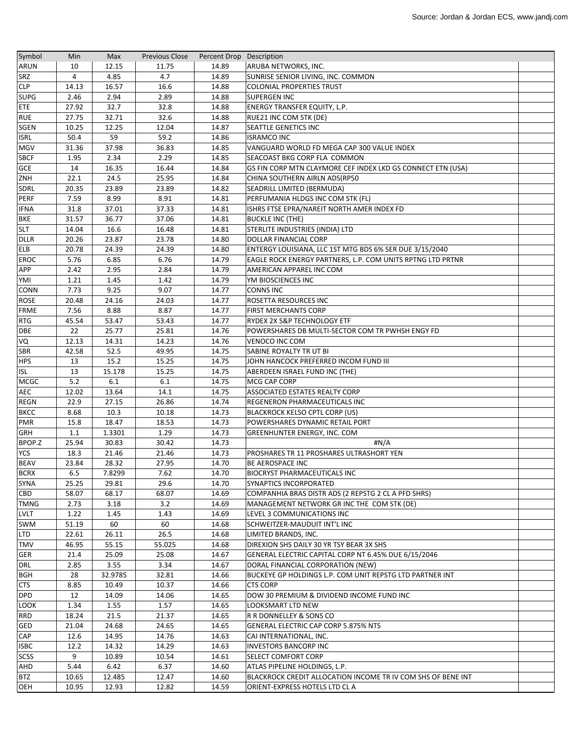Source: Jordan & Jordan ECS, www.jandj.com

| Symbol | Min | Max | Previous Close | Percent Drop | Description |
|---|---|---|---|---|---|
| ARUN | 10 | 12.15 | 11.75 | 14.89 | ARUBA NETWORKS, INC. |
| SRZ | 4 | 4.85 | 4.7 | 14.89 | SUNRISE SENIOR LIVING, INC. COMMON |
| CLP | 14.13 | 16.57 | 16.6 | 14.88 | COLONIAL PROPERTIES TRUST |
| SUPG | 2.46 | 2.94 | 2.89 | 14.88 | SUPERGEN INC |
| ETE | 27.92 | 32.7 | 32.8 | 14.88 | ENERGY TRANSFER EQUITY, L.P. |
| RUE | 27.75 | 32.71 | 32.6 | 14.88 | RUE21 INC COM STK (DE) |
| SGEN | 10.25 | 12.25 | 12.04 | 14.87 | SEATTLE GENETICS INC |
| ISRL | 50.4 | 59 | 59.2 | 14.86 | ISRAMCO INC |
| MGV | 31.36 | 37.98 | 36.83 | 14.85 | VANGUARD WORLD FD MEGA CAP 300 VALUE INDEX |
| SBCF | 1.95 | 2.34 | 2.29 | 14.85 | SEACOAST BKG CORP FLA COMMON |
| GCE | 14 | 16.35 | 16.44 | 14.84 | GS FIN CORP MTN CLAYMORE CEF INDEX LKD GS CONNECT ETN (USA) |
| ZNH | 22.1 | 24.5 | 25.95 | 14.84 | CHINA SOUTHERN AIRLN ADS(RP50 |
| SDRL | 20.35 | 23.89 | 23.89 | 14.82 | SEADRILL LIMITED (BERMUDA) |
| PERF | 7.59 | 8.99 | 8.91 | 14.81 | PERFUMANIA HLDGS INC COM STK (FL) |
| IFNA | 31.8 | 37.01 | 37.33 | 14.81 | ISHRS FTSE EPRA/NAREIT NORTH AMER INDEX FD |
| BKE | 31.57 | 36.77 | 37.06 | 14.81 | BUCKLE INC (THE) |
| SLT | 14.04 | 16.6 | 16.48 | 14.81 | STERLITE INDUSTRIES (INDIA) LTD |
| DLLR | 20.26 | 23.87 | 23.78 | 14.80 | DOLLAR FINANCIAL CORP |
| ELB | 20.78 | 24.39 | 24.39 | 14.80 | ENTERGY LOUISIANA, LLC 1ST MTG BDS 6% SER DUE 3/15/2040 |
| EROC | 5.76 | 6.85 | 6.76 | 14.79 | EAGLE ROCK ENERGY PARTNERS, L.P. COM UNITS RPTNG LTD PRTNR |
| APP | 2.42 | 2.95 | 2.84 | 14.79 | AMERICAN APPAREL INC COM |
| YMI | 1.21 | 1.45 | 1.42 | 14.79 | YM BIOSCIENCES INC |
| CONN | 7.73 | 9.25 | 9.07 | 14.77 | CONNS INC |
| ROSE | 20.48 | 24.16 | 24.03 | 14.77 | ROSETTA RESOURCES INC |
| FRME | 7.56 | 8.88 | 8.87 | 14.77 | FIRST MERCHANTS CORP |
| RTG | 45.54 | 53.47 | 53.43 | 14.77 | RYDEX 2X S&P TECHNOLOGY ETF |
| DBE | 22 | 25.77 | 25.81 | 14.76 | POWERSHARES DB MULTI-SECTOR COM TR PWHSH ENGY FD |
| VQ | 12.13 | 14.31 | 14.23 | 14.76 | VENOCO INC COM |
| SBR | 42.58 | 52.5 | 49.95 | 14.75 | SABINE ROYALTY TR UT BI |
| HPS | 13 | 15.2 | 15.25 | 14.75 | JOHN HANCOCK PREFERRED INCOM FUND III |
| ISL | 13 | 15.178 | 15.25 | 14.75 | ABERDEEN ISRAEL FUND INC (THE) |
| MCGC | 5.2 | 6.1 | 6.1 | 14.75 | MCG CAP CORP |
| AEC | 12.02 | 13.64 | 14.1 | 14.75 | ASSOCIATED ESTATES REALTY CORP |
| REGN | 22.9 | 27.15 | 26.86 | 14.74 | REGENERON PHARMACEUTICALS INC |
| BKCC | 8.68 | 10.3 | 10.18 | 14.73 | BLACKROCK KELSO CPTL CORP (US) |
| PMR | 15.8 | 18.47 | 18.53 | 14.73 | POWERSHARES DYNAMIC RETAIL PORT |
| GRH | 1.1 | 1.3301 | 1.29 | 14.73 | GREENHUNTER ENERGY, INC. COM |
| BPOP.Z | 25.94 | 30.83 | 30.42 | 14.73 | #N/A |
| YCS | 18.3 | 21.46 | 21.46 | 14.73 | PROSHARES TR 11 PROSHARES ULTRASHORT YEN |
| BEAV | 23.84 | 28.32 | 27.95 | 14.70 | BE AEROSPACE INC |
| BCRX | 6.5 | 7.8299 | 7.62 | 14.70 | BIOCRYST PHARMACEUTICALS INC |
| SYNA | 25.25 | 29.81 | 29.6 | 14.70 | SYNAPTICS INCORPORATED |
| CBD | 58.07 | 68.17 | 68.07 | 14.69 | COMPANHIA BRAS DISTR ADS (2 REPSTG 2 CL A PFD SHRS) |
| TMNG | 2.73 | 3.18 | 3.2 | 14.69 | MANAGEMENT NETWORK GR INC THE COM STK (DE) |
| LVLT | 1.22 | 1.45 | 1.43 | 14.69 | LEVEL 3 COMMUNICATIONS INC |
| SWM | 51.19 | 60 | 60 | 14.68 | SCHWEITZER-MAUDUIT INT'L INC |
| LTD | 22.61 | 26.11 | 26.5 | 14.68 | LIMITED BRANDS, INC. |
| TMV | 46.95 | 55.15 | 55.025 | 14.68 | DIREXION SHS DAILY 30 YR TSY BEAR 3X SHS |
| GER | 21.4 | 25.09 | 25.08 | 14.67 | GENERAL ELECTRIC CAPITAL CORP NT 6.45% DUE 6/15/2046 |
| DRL | 2.85 | 3.55 | 3.34 | 14.67 | DORAL FINANCIAL CORPORATION (NEW) |
| BGH | 28 | 32.9785 | 32.81 | 14.66 | BUCKEYE GP HOLDINGS L.P. COM UNIT REPSTG LTD PARTNER INT |
| CTS | 8.85 | 10.49 | 10.37 | 14.66 | CTS CORP |
| DPD | 12 | 14.09 | 14.06 | 14.65 | DOW 30 PREMIUM & DIVIDEND INCOME FUND INC |
| LOOK | 1.34 | 1.55 | 1.57 | 14.65 | LOOKSMART LTD NEW |
| RRD | 18.24 | 21.5 | 21.37 | 14.65 | R R DONNELLEY & SONS CO |
| GED | 21.04 | 24.68 | 24.65 | 14.65 | GENERAL ELECTRIC CAP CORP 5.875% NTS |
| CAP | 12.6 | 14.95 | 14.76 | 14.63 | CAI INTERNATIONAL, INC. |
| ISBC | 12.2 | 14.32 | 14.29 | 14.63 | INVESTORS BANCORP INC |
| SCSS | 9 | 10.89 | 10.54 | 14.61 | SELECT COMFORT CORP |
| AHD | 5.44 | 6.42 | 6.37 | 14.60 | ATLAS PIPELINE HOLDINGS, L.P. |
| BTZ | 10.65 | 12.485 | 12.47 | 14.60 | BLACKROCK CREDIT ALLOCATION INCOME TR IV COM SHS OF BENE INT |
| OEH | 10.95 | 12.93 | 12.82 | 14.59 | ORIENT-EXPRESS HOTELS LTD CL A |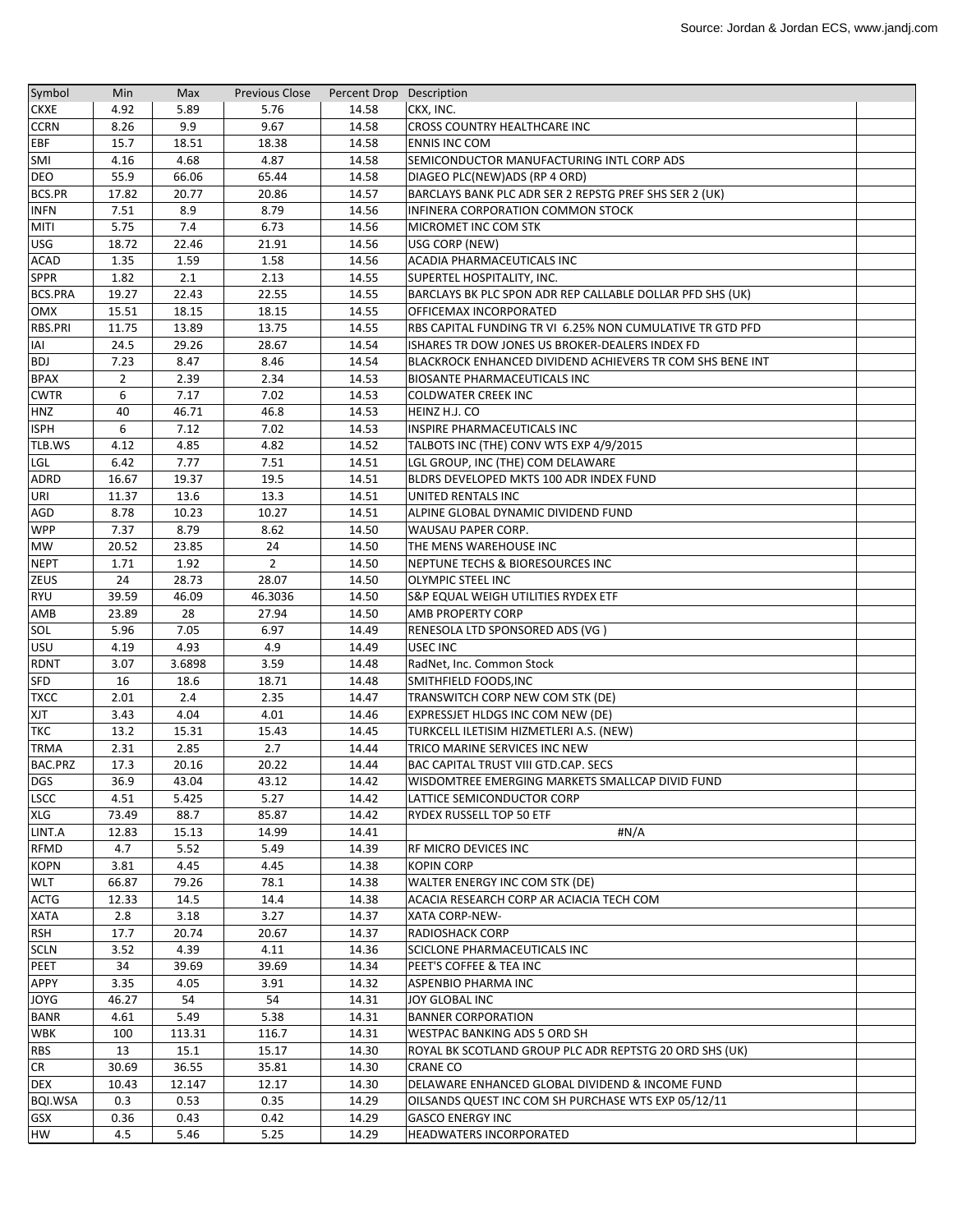Source: Jordan & Jordan ECS, www.jandj.com

| Symbol | Min | Max | Previous Close | Percent Drop | Description |
|---|---|---|---|---|---|
| CKXE | 4.92 | 5.89 | 5.76 | 14.58 | CKX, INC. |
| CCRN | 8.26 | 9.9 | 9.67 | 14.58 | CROSS COUNTRY HEALTHCARE INC |
| EBF | 15.7 | 18.51 | 18.38 | 14.58 | ENNIS INC COM |
| SMI | 4.16 | 4.68 | 4.87 | 14.58 | SEMICONDUCTOR MANUFACTURING INTL CORP ADS |
| DEO | 55.9 | 66.06 | 65.44 | 14.58 | DIAGEO PLC(NEW)ADS (RP 4 ORD) |
| BCS.PR | 17.82 | 20.77 | 20.86 | 14.57 | BARCLAYS BANK PLC ADR SER 2 REPSTG PREF SHS SER 2 (UK) |
| INFN | 7.51 | 8.9 | 8.79 | 14.56 | INFINERA CORPORATION COMMON STOCK |
| MITI | 5.75 | 7.4 | 6.73 | 14.56 | MICROMET INC COM STK |
| USG | 18.72 | 22.46 | 21.91 | 14.56 | USG CORP (NEW) |
| ACAD | 1.35 | 1.59 | 1.58 | 14.56 | ACADIA PHARMACEUTICALS INC |
| SPPR | 1.82 | 2.1 | 2.13 | 14.55 | SUPERTEL HOSPITALITY, INC. |
| BCS.PRA | 19.27 | 22.43 | 22.55 | 14.55 | BARCLAYS BK PLC SPON ADR REP CALLABLE DOLLAR PFD SHS (UK) |
| OMX | 15.51 | 18.15 | 18.15 | 14.55 | OFFICEMAX INCORPORATED |
| RBS.PRI | 11.75 | 13.89 | 13.75 | 14.55 | RBS CAPITAL FUNDING TR VI 6.25% NON CUMULATIVE TR GTD PFD |
| IAI | 24.5 | 29.26 | 28.67 | 14.54 | ISHARES TR DOW JONES US BROKER-DEALERS INDEX FD |
| BDJ | 7.23 | 8.47 | 8.46 | 14.54 | BLACKROCK ENHANCED DIVIDEND ACHIEVERS TR COM SHS BENE INT |
| BPAX | 2 | 2.39 | 2.34 | 14.53 | BIOSANTE PHARMACEUTICALS INC |
| CWTR | 6 | 7.17 | 7.02 | 14.53 | COLDWATER CREEK INC |
| HNZ | 40 | 46.71 | 46.8 | 14.53 | HEINZ H.J. CO |
| ISPH | 6 | 7.12 | 7.02 | 14.53 | INSPIRE PHARMACEUTICALS INC |
| TLB.WS | 4.12 | 4.85 | 4.82 | 14.52 | TALBOTS INC (THE) CONV WTS EXP 4/9/2015 |
| LGL | 6.42 | 7.77 | 7.51 | 14.51 | LGL GROUP, INC (THE) COM DELAWARE |
| ADRD | 16.67 | 19.37 | 19.5 | 14.51 | BLDRS DEVELOPED MKTS 100 ADR INDEX FUND |
| URI | 11.37 | 13.6 | 13.3 | 14.51 | UNITED RENTALS INC |
| AGD | 8.78 | 10.23 | 10.27 | 14.51 | ALPINE GLOBAL DYNAMIC DIVIDEND FUND |
| WPP | 7.37 | 8.79 | 8.62 | 14.50 | WAUSAU PAPER CORP. |
| MW | 20.52 | 23.85 | 24 | 14.50 | THE MENS WAREHOUSE INC |
| NEPT | 1.71 | 1.92 | 2 | 14.50 | NEPTUNE TECHS & BIORESOURCES INC |
| ZEUS | 24 | 28.73 | 28.07 | 14.50 | OLYMPIC STEEL INC |
| RYU | 39.59 | 46.09 | 46.3036 | 14.50 | S&P EQUAL WEIGH UTILITIES RYDEX ETF |
| AMB | 23.89 | 28 | 27.94 | 14.50 | AMB PROPERTY CORP |
| SOL | 5.96 | 7.05 | 6.97 | 14.49 | RENESOLA LTD SPONSORED ADS (VG ) |
| USU | 4.19 | 4.93 | 4.9 | 14.49 | USEC INC |
| RDNT | 3.07 | 3.6898 | 3.59 | 14.48 | RadNet, Inc. Common Stock |
| SFD | 16 | 18.6 | 18.71 | 14.48 | SMITHFIELD FOODS,INC |
| TXCC | 2.01 | 2.4 | 2.35 | 14.47 | TRANSWITCH CORP NEW COM STK (DE) |
| XJT | 3.43 | 4.04 | 4.01 | 14.46 | EXPRESSJET HLDGS INC COM NEW (DE) |
| TKC | 13.2 | 15.31 | 15.43 | 14.45 | TURKCELL ILETISIM HIZMETLERI A.S. (NEW) |
| TRMA | 2.31 | 2.85 | 2.7 | 14.44 | TRICO MARINE SERVICES INC NEW |
| BAC.PRZ | 17.3 | 20.16 | 20.22 | 14.44 | BAC CAPITAL TRUST VIII GTD.CAP. SECS |
| DGS | 36.9 | 43.04 | 43.12 | 14.42 | WISDOMTREE EMERGING MARKETS SMALLCAP DIVID FUND |
| LSCC | 4.51 | 5.425 | 5.27 | 14.42 | LATTICE SEMICONDUCTOR CORP |
| XLG | 73.49 | 88.7 | 85.87 | 14.42 | RYDEX RUSSELL TOP 50 ETF |
| LINT.A | 12.83 | 15.13 | 14.99 | 14.41 | #N/A |
| RFMD | 4.7 | 5.52 | 5.49 | 14.39 | RF MICRO DEVICES INC |
| KOPN | 3.81 | 4.45 | 4.45 | 14.38 | KOPIN CORP |
| WLT | 66.87 | 79.26 | 78.1 | 14.38 | WALTER ENERGY INC COM STK (DE) |
| ACTG | 12.33 | 14.5 | 14.4 | 14.38 | ACACIA RESEARCH CORP AR ACIACIA TECH COM |
| XATA | 2.8 | 3.18 | 3.27 | 14.37 | XATA CORP-NEW- |
| RSH | 17.7 | 20.74 | 20.67 | 14.37 | RADIOSHACK CORP |
| SCLN | 3.52 | 4.39 | 4.11 | 14.36 | SCICLONE PHARMACEUTICALS INC |
| PEET | 34 | 39.69 | 39.69 | 14.34 | PEET'S COFFEE & TEA INC |
| APPY | 3.35 | 4.05 | 3.91 | 14.32 | ASPENBIO PHARMA INC |
| JOYG | 46.27 | 54 | 54 | 14.31 | JOY GLOBAL INC |
| BANR | 4.61 | 5.49 | 5.38 | 14.31 | BANNER CORPORATION |
| WBK | 100 | 113.31 | 116.7 | 14.31 | WESTPAC BANKING ADS 5 ORD SH |
| RBS | 13 | 15.1 | 15.17 | 14.30 | ROYAL BK SCOTLAND GROUP PLC ADR REPTSTG 20 ORD SHS (UK) |
| CR | 30.69 | 36.55 | 35.81 | 14.30 | CRANE CO |
| DEX | 10.43 | 12.147 | 12.17 | 14.30 | DELAWARE ENHANCED GLOBAL DIVIDEND & INCOME FUND |
| BQI.WSA | 0.3 | 0.53 | 0.35 | 14.29 | OILSANDS QUEST INC COM SH PURCHASE WTS EXP 05/12/11 |
| GSX | 0.36 | 0.43 | 0.42 | 14.29 | GASCO ENERGY INC |
| HW | 4.5 | 5.46 | 5.25 | 14.29 | HEADWATERS INCORPORATED |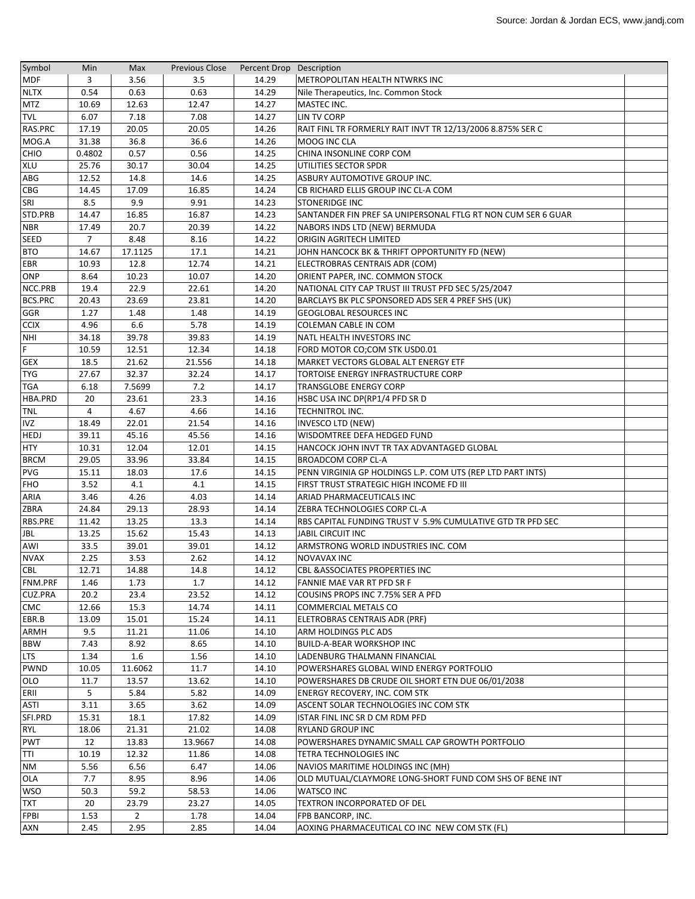Source: Jordan & Jordan ECS, www.jandj.com

| Symbol | Min | Max | Previous Close | Percent Drop | Description |
|---|---|---|---|---|---|
| MDF | 3 | 3.56 | 3.5 | 14.29 | METROPOLITAN HEALTH NTWRKS INC |
| NLTX | 0.54 | 0.63 | 0.63 | 14.29 | Nile Therapeutics, Inc. Common Stock |
| MTZ | 10.69 | 12.63 | 12.47 | 14.27 | MASTEC INC. |
| TVL | 6.07 | 7.18 | 7.08 | 14.27 | LIN TV CORP |
| RAS.PRC | 17.19 | 20.05 | 20.05 | 14.26 | RAIT FINL TR FORMERLY RAIT INVT TR 12/13/2006 8.875% SER C |
| MOG.A | 31.38 | 36.8 | 36.6 | 14.26 | MOOG INC CLA |
| CHIO | 0.4802 | 0.57 | 0.56 | 14.25 | CHINA INSONLINE CORP COM |
| XLU | 25.76 | 30.17 | 30.04 | 14.25 | UTILITIES SECTOR SPDR |
| ABG | 12.52 | 14.8 | 14.6 | 14.25 | ASBURY AUTOMOTIVE GROUP INC. |
| CBG | 14.45 | 17.09 | 16.85 | 14.24 | CB RICHARD ELLIS GROUP INC CL-A COM |
| SRI | 8.5 | 9.9 | 9.91 | 14.23 | STONERIDGE INC |
| STD.PRB | 14.47 | 16.85 | 16.87 | 14.23 | SANTANDER FIN PREF SA UNIPERSONAL FTLG RT NON CUM SER 6 GUAR |
| NBR | 17.49 | 20.7 | 20.39 | 14.22 | NABORS INDS LTD (NEW) BERMUDA |
| SEED | 7 | 8.48 | 8.16 | 14.22 | ORIGIN AGRITECH LIMITED |
| BTO | 14.67 | 17.1125 | 17.1 | 14.21 | JOHN HANCOCK BK & THRIFT OPPORTUNITY FD (NEW) |
| EBR | 10.93 | 12.8 | 12.74 | 14.21 | ELECTROBRAS CENTRAIS ADR (COM) |
| ONP | 8.64 | 10.23 | 10.07 | 14.20 | ORIENT PAPER, INC. COMMON STOCK |
| NCC.PRB | 19.4 | 22.9 | 22.61 | 14.20 | NATIONAL CITY CAP TRUST III TRUST PFD SEC 5/25/2047 |
| BCS.PRC | 20.43 | 23.69 | 23.81 | 14.20 | BARCLAYS BK PLC SPONSORED ADS SER 4 PREF SHS (UK) |
| GGR | 1.27 | 1.48 | 1.48 | 14.19 | GEOGLOBAL RESOURCES INC |
| CCIX | 4.96 | 6.6 | 5.78 | 14.19 | COLEMAN CABLE IN COM |
| NHI | 34.18 | 39.78 | 39.83 | 14.19 | NATL HEALTH INVESTORS INC |
| F | 10.59 | 12.51 | 12.34 | 14.18 | FORD MOTOR CO;COM STK USD0.01 |
| GEX | 18.5 | 21.62 | 21.556 | 14.18 | MARKET VECTORS GLOBAL ALT ENERGY ETF |
| TYG | 27.67 | 32.37 | 32.24 | 14.17 | TORTOISE ENERGY INFRASTRUCTURE CORP |
| TGA | 6.18 | 7.5699 | 7.2 | 14.17 | TRANSGLOBE ENERGY CORP |
| HBA.PRD | 20 | 23.61 | 23.3 | 14.16 | HSBC USA INC DP(RP1/4 PFD SR D |
| TNL | 4 | 4.67 | 4.66 | 14.16 | TECHNITROL INC. |
| IVZ | 18.49 | 22.01 | 21.54 | 14.16 | INVESCO LTD (NEW) |
| HEDJ | 39.11 | 45.16 | 45.56 | 14.16 | WISDOMTREE DEFA HEDGED FUND |
| HTY | 10.31 | 12.04 | 12.01 | 14.15 | HANCOCK JOHN INVT TR TAX ADVANTAGED GLOBAL |
| BRCM | 29.05 | 33.96 | 33.84 | 14.15 | BROADCOM CORP CL-A |
| PVG | 15.11 | 18.03 | 17.6 | 14.15 | PENN VIRGINIA GP HOLDINGS L.P. COM UTS (REP LTD PART INTS) |
| FHO | 3.52 | 4.1 | 4.1 | 14.15 | FIRST TRUST STRATEGIC HIGH INCOME FD III |
| ARIA | 3.46 | 4.26 | 4.03 | 14.14 | ARIAD PHARMACEUTICALS INC |
| ZBRA | 24.84 | 29.13 | 28.93 | 14.14 | ZEBRA TECHNOLOGIES CORP CL-A |
| RBS.PRE | 11.42 | 13.25 | 13.3 | 14.14 | RBS CAPITAL FUNDING TRUST V 5.9% CUMULATIVE GTD TR PFD SEC |
| JBL | 13.25 | 15.62 | 15.43 | 14.13 | JABIL CIRCUIT INC |
| AWI | 33.5 | 39.01 | 39.01 | 14.12 | ARMSTRONG WORLD INDUSTRIES INC. COM |
| NVAX | 2.25 | 3.53 | 2.62 | 14.12 | NOVAVAX INC |
| CBL | 12.71 | 14.88 | 14.8 | 14.12 | CBL &ASSOCIATES PROPERTIES INC |
| FNM.PRF | 1.46 | 1.73 | 1.7 | 14.12 | FANNIE MAE VAR RT PFD SR F |
| CUZ.PRA | 20.2 | 23.4 | 23.52 | 14.12 | COUSINS PROPS INC 7.75% SER A PFD |
| CMC | 12.66 | 15.3 | 14.74 | 14.11 | COMMERCIAL METALS CO |
| EBR.B | 13.09 | 15.01 | 15.24 | 14.11 | ELETROBRAS CENTRAIS ADR (PRF) |
| ARMH | 9.5 | 11.21 | 11.06 | 14.10 | ARM HOLDINGS PLC ADS |
| BBW | 7.43 | 8.92 | 8.65 | 14.10 | BUILD-A-BEAR WORKSHOP INC |
| LTS | 1.34 | 1.6 | 1.56 | 14.10 | LADENBURG THALMANN FINANCIAL |
| PWND | 10.05 | 11.6062 | 11.7 | 14.10 | POWERSHARES GLOBAL WIND ENERGY PORTFOLIO |
| OLO | 11.7 | 13.57 | 13.62 | 14.10 | POWERSHARES DB CRUDE OIL SHORT ETN DUE 06/01/2038 |
| ERII | 5 | 5.84 | 5.82 | 14.09 | ENERGY RECOVERY, INC. COM STK |
| ASTI | 3.11 | 3.65 | 3.62 | 14.09 | ASCENT SOLAR TECHNOLOGIES INC COM STK |
| SFI.PRD | 15.31 | 18.1 | 17.82 | 14.09 | ISTAR FINL INC SR D CM RDM PFD |
| RYL | 18.06 | 21.31 | 21.02 | 14.08 | RYLAND GROUP INC |
| PWT | 12 | 13.83 | 13.9667 | 14.08 | POWERSHARES DYNAMIC SMALL CAP GROWTH PORTFOLIO |
| TTI | 10.19 | 12.32 | 11.86 | 14.08 | TETRA TECHNOLOGIES INC |
| NM | 5.56 | 6.56 | 6.47 | 14.06 | NAVIOS MARITIME HOLDINGS INC (MH) |
| OLA | 7.7 | 8.95 | 8.96 | 14.06 | OLD MUTUAL/CLAYMORE LONG-SHORT FUND COM SHS OF BENE INT |
| WSO | 50.3 | 59.2 | 58.53 | 14.06 | WATSCO INC |
| TXT | 20 | 23.79 | 23.27 | 14.05 | TEXTRON INCORPORATED OF DEL |
| FPBI | 1.53 | 2 | 1.78 | 14.04 | FPB BANCORP, INC. |
| AXN | 2.45 | 2.95 | 2.85 | 14.04 | AOXING PHARMACEUTICAL CO INC NEW COM STK (FL) |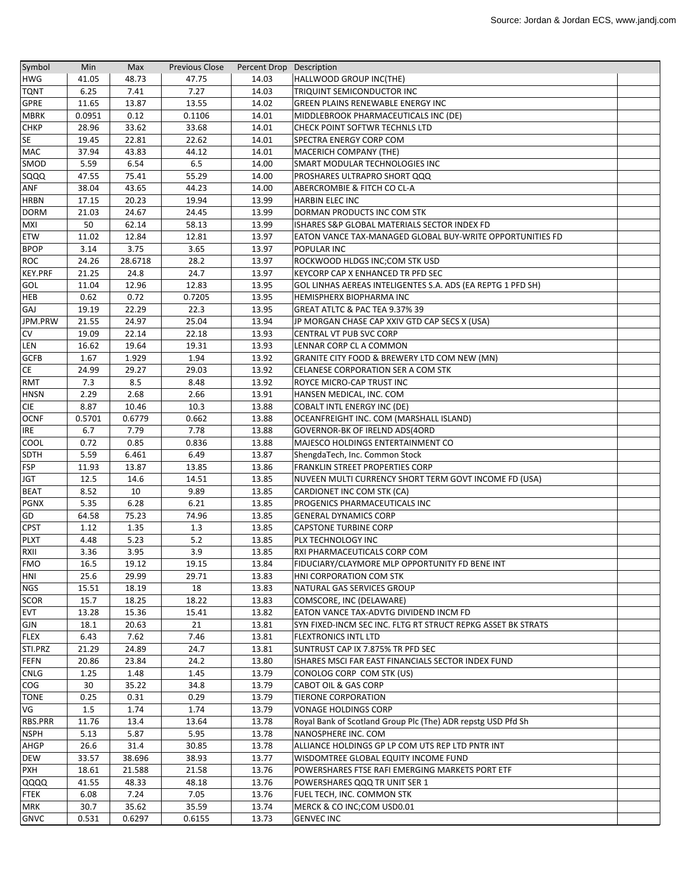Source: Jordan & Jordan ECS, www.jandj.com

| Symbol | Min | Max | Previous Close | Percent Drop | Description |
|---|---|---|---|---|---|
| HWG | 41.05 | 48.73 | 47.75 | 14.03 | HALLWOOD GROUP INC(THE) |
| TQNT | 6.25 | 7.41 | 7.27 | 14.03 | TRIQUINT SEMICONDUCTOR INC |
| GPRE | 11.65 | 13.87 | 13.55 | 14.02 | GREEN PLAINS RENEWABLE ENERGY INC |
| MBRK | 0.0951 | 0.12 | 0.1106 | 14.01 | MIDDLEBROOK PHARMACEUTICALS INC (DE) |
| CHKP | 28.96 | 33.62 | 33.68 | 14.01 | CHECK POINT SOFTWR TECHNLS LTD |
| SE | 19.45 | 22.81 | 22.62 | 14.01 | SPECTRA ENERGY CORP COM |
| MAC | 37.94 | 43.83 | 44.12 | 14.01 | MACERICH COMPANY (THE) |
| SMOD | 5.59 | 6.54 | 6.5 | 14.00 | SMART MODULAR TECHNOLOGIES INC |
| SQQQ | 47.55 | 75.41 | 55.29 | 14.00 | PROSHARES ULTRAPRO SHORT QQQ |
| ANF | 38.04 | 43.65 | 44.23 | 14.00 | ABERCROMBIE & FITCH CO CL-A |
| HRBN | 17.15 | 20.23 | 19.94 | 13.99 | HARBIN ELEC INC |
| DORM | 21.03 | 24.67 | 24.45 | 13.99 | DORMAN PRODUCTS INC COM STK |
| MXI | 50 | 62.14 | 58.13 | 13.99 | ISHARES S&P GLOBAL MATERIALS SECTOR INDEX FD |
| ETW | 11.02 | 12.84 | 12.81 | 13.97 | EATON VANCE TAX-MANAGED GLOBAL BUY-WRITE OPPORTUNITIES FD |
| BPOP | 3.14 | 3.75 | 3.65 | 13.97 | POPULAR INC |
| ROC | 24.26 | 28.6718 | 28.2 | 13.97 | ROCKWOOD HLDGS INC;COM STK USD |
| KEY.PRF | 21.25 | 24.8 | 24.7 | 13.97 | KEYCORP CAP X ENHANCED TR PFD SEC |
| GOL | 11.04 | 12.96 | 12.83 | 13.95 | GOL LINHAS AEREAS INTELIGENTES S.A. ADS (EA REPTG 1 PFD SH) |
| HEB | 0.62 | 0.72 | 0.7205 | 13.95 | HEMISPHERX BIOPHARMA INC |
| GAJ | 19.19 | 22.29 | 22.3 | 13.95 | GREAT ATLTC & PAC TEA 9.37% 39 |
| JPM.PRW | 21.55 | 24.97 | 25.04 | 13.94 | JP MORGAN CHASE CAP XXIV GTD CAP SECS X (USA) |
| CV | 19.09 | 22.14 | 22.18 | 13.93 | CENTRAL VT PUB SVC CORP |
| LEN | 16.62 | 19.64 | 19.31 | 13.93 | LENNAR CORP CL A COMMON |
| GCFB | 1.67 | 1.929 | 1.94 | 13.92 | GRANITE CITY FOOD & BREWERY LTD COM NEW (MN) |
| CE | 24.99 | 29.27 | 29.03 | 13.92 | CELANESE CORPORATION SER A COM STK |
| RMT | 7.3 | 8.5 | 8.48 | 13.92 | ROYCE MICRO-CAP TRUST INC |
| HNSN | 2.29 | 2.68 | 2.66 | 13.91 | HANSEN MEDICAL, INC. COM |
| CIE | 8.87 | 10.46 | 10.3 | 13.88 | COBALT INTL ENERGY INC (DE) |
| OCNF | 0.5701 | 0.6779 | 0.662 | 13.88 | OCEANFREIGHT INC. COM (MARSHALL ISLAND) |
| IRE | 6.7 | 7.79 | 7.78 | 13.88 | GOVERNOR-BK OF IRELND ADS(4ORD |
| COOL | 0.72 | 0.85 | 0.836 | 13.88 | MAJESCO HOLDINGS ENTERTAINMENT CO |
| SDTH | 5.59 | 6.461 | 6.49 | 13.87 | ShengdaTech, Inc. Common Stock |
| FSP | 11.93 | 13.87 | 13.85 | 13.86 | FRANKLIN STREET PROPERTIES CORP |
| JGT | 12.5 | 14.6 | 14.51 | 13.85 | NUVEEN MULTI CURRENCY SHORT TERM GOVT INCOME FD (USA) |
| BEAT | 8.52 | 10 | 9.89 | 13.85 | CARDIONET INC COM STK (CA) |
| PGNX | 5.35 | 6.28 | 6.21 | 13.85 | PROGENICS PHARMACEUTICALS INC |
| GD | 64.58 | 75.23 | 74.96 | 13.85 | GENERAL DYNAMICS CORP |
| CPST | 1.12 | 1.35 | 1.3 | 13.85 | CAPSTONE TURBINE CORP |
| PLXT | 4.48 | 5.23 | 5.2 | 13.85 | PLX TECHNOLOGY INC |
| RXII | 3.36 | 3.95 | 3.9 | 13.85 | RXI PHARMACEUTICALS CORP COM |
| FMO | 16.5 | 19.12 | 19.15 | 13.84 | FIDUCIARY/CLAYMORE MLP OPPORTUNITY FD BENE INT |
| HNI | 25.6 | 29.99 | 29.71 | 13.83 | HNI CORPORATION COM STK |
| NGS | 15.51 | 18.19 | 18 | 13.83 | NATURAL GAS SERVICES GROUP |
| SCOR | 15.7 | 18.25 | 18.22 | 13.83 | COMSCORE, INC (DELAWARE) |
| EVT | 13.28 | 15.36 | 15.41 | 13.82 | EATON VANCE TAX-ADVTG DIVIDEND INCM FD |
| GJN | 18.1 | 20.63 | 21 | 13.81 | SYN FIXED-INCM SEC INC. FLTG RT STRUCT REPKG ASSET BK STRATS |
| FLEX | 6.43 | 7.62 | 7.46 | 13.81 | FLEXTRONICS INTL LTD |
| STI.PRZ | 21.29 | 24.89 | 24.7 | 13.81 | SUNTRUST CAP IX 7.875% TR PFD SEC |
| FEFN | 20.86 | 23.84 | 24.2 | 13.80 | ISHARES MSCI FAR EAST FINANCIALS SECTOR INDEX FUND |
| CNLG | 1.25 | 1.48 | 1.45 | 13.79 | CONOLOG CORP COM STK (US) |
| COG | 30 | 35.22 | 34.8 | 13.79 | CABOT OIL & GAS CORP |
| TONE | 0.25 | 0.31 | 0.29 | 13.79 | TIERONE CORPORATION |
| VG | 1.5 | 1.74 | 1.74 | 13.79 | VONAGE HOLDINGS CORP |
| RBS.PRR | 11.76 | 13.4 | 13.64 | 13.78 | Royal Bank of Scotland Group Plc (The) ADR repstg USD Pfd Sh |
| NSPH | 5.13 | 5.87 | 5.95 | 13.78 | NANOSPHERE INC. COM |
| AHGP | 26.6 | 31.4 | 30.85 | 13.78 | ALLIANCE HOLDINGS GP LP COM UTS REP LTD PNTR INT |
| DEW | 33.57 | 38.696 | 38.93 | 13.77 | WISDOMTREE GLOBAL EQUITY INCOME FUND |
| PXH | 18.61 | 21.588 | 21.58 | 13.76 | POWERSHARES FTSE RAFI EMERGING MARKETS PORT ETF |
| QQQQ | 41.55 | 48.33 | 48.18 | 13.76 | POWERSHARES QQQ TR UNIT SER 1 |
| FTEK | 6.08 | 7.24 | 7.05 | 13.76 | FUEL TECH, INC. COMMON STK |
| MRK | 30.7 | 35.62 | 35.59 | 13.74 | MERCK & CO INC;COM USD0.01 |
| GNVC | 0.531 | 0.6297 | 0.6155 | 13.73 | GENVEC INC |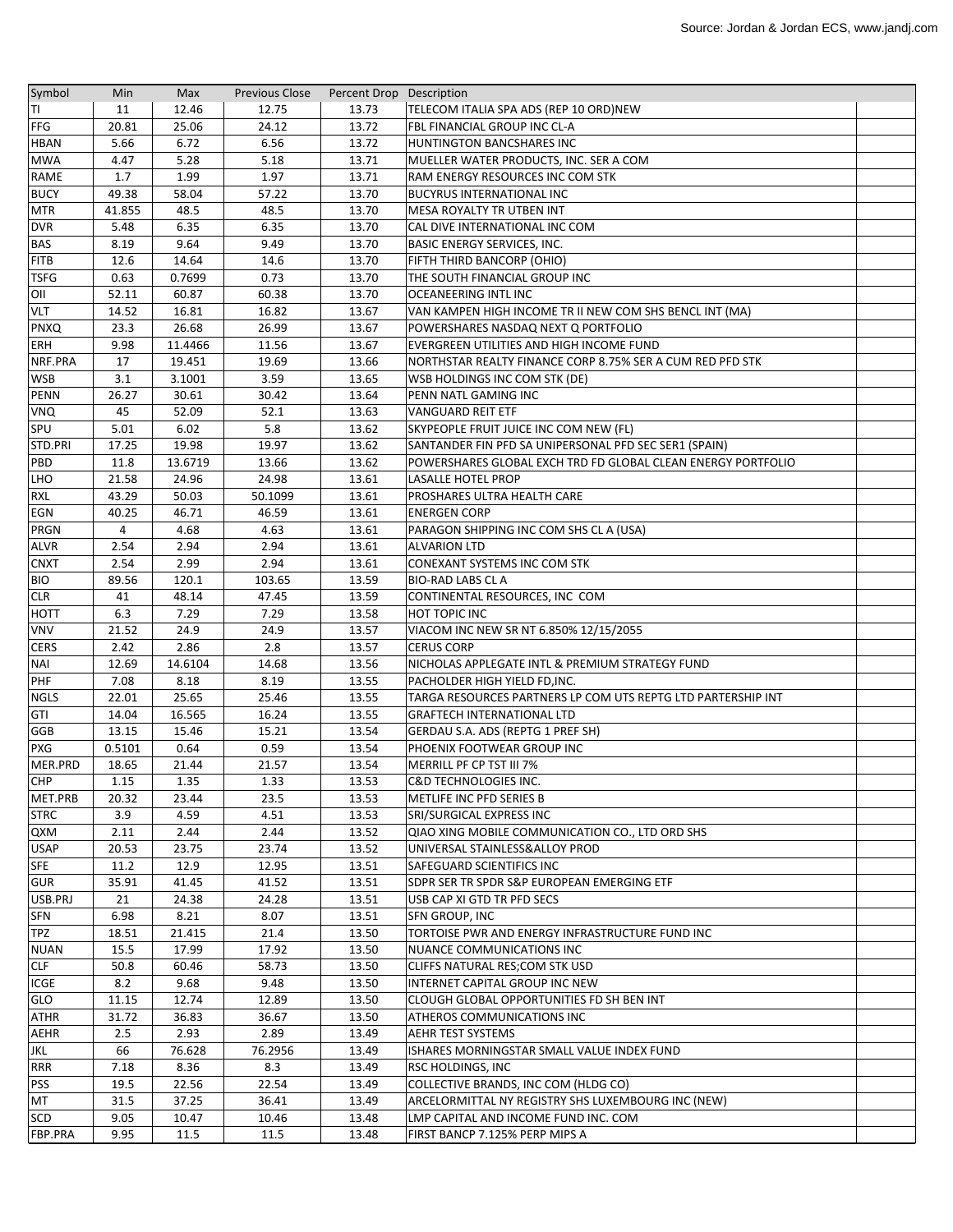Source: Jordan & Jordan ECS, www.jandj.com

| Symbol | Min | Max | Previous Close | Percent Drop | Description |
|---|---|---|---|---|---|
| TI | 11 | 12.46 | 12.75 | 13.73 | TELECOM ITALIA SPA ADS (REP 10 ORD)NEW |
| FFG | 20.81 | 25.06 | 24.12 | 13.72 | FBL FINANCIAL GROUP INC CL-A |
| HBAN | 5.66 | 6.72 | 6.56 | 13.72 | HUNTINGTON BANCSHARES INC |
| MWA | 4.47 | 5.28 | 5.18 | 13.71 | MUELLER WATER PRODUCTS, INC. SER A COM |
| RAME | 1.7 | 1.99 | 1.97 | 13.71 | RAM ENERGY RESOURCES INC COM STK |
| BUCY | 49.38 | 58.04 | 57.22 | 13.70 | BUCYRUS INTERNATIONAL INC |
| MTR | 41.855 | 48.5 | 48.5 | 13.70 | MESA ROYALTY TR UTBEN INT |
| DVR | 5.48 | 6.35 | 6.35 | 13.70 | CAL DIVE INTERNATIONAL INC COM |
| BAS | 8.19 | 9.64 | 9.49 | 13.70 | BASIC ENERGY SERVICES, INC. |
| FITB | 12.6 | 14.64 | 14.6 | 13.70 | FIFTH THIRD BANCORP (OHIO) |
| TSFG | 0.63 | 0.7699 | 0.73 | 13.70 | THE SOUTH FINANCIAL GROUP INC |
| OII | 52.11 | 60.87 | 60.38 | 13.70 | OCEANEERING INTL INC |
| VLT | 14.52 | 16.81 | 16.82 | 13.67 | VAN KAMPEN HIGH INCOME TR II NEW COM SHS BENCL INT (MA) |
| PNXQ | 23.3 | 26.68 | 26.99 | 13.67 | POWERSHARES NASDAQ NEXT Q PORTFOLIO |
| ERH | 9.98 | 11.4466 | 11.56 | 13.67 | EVERGREEN UTILITIES AND HIGH INCOME FUND |
| NRF.PRA | 17 | 19.451 | 19.69 | 13.66 | NORTHSTAR REALTY FINANCE CORP 8.75% SER A CUM RED PFD STK |
| WSB | 3.1 | 3.1001 | 3.59 | 13.65 | WSB HOLDINGS INC COM STK (DE) |
| PENN | 26.27 | 30.61 | 30.42 | 13.64 | PENN NATL GAMING INC |
| VNQ | 45 | 52.09 | 52.1 | 13.63 | VANGUARD REIT ETF |
| SPU | 5.01 | 6.02 | 5.8 | 13.62 | SKYPEOPLE FRUIT JUICE INC COM NEW (FL) |
| STD.PRI | 17.25 | 19.98 | 19.97 | 13.62 | SANTANDER FIN PFD SA UNIPERSONAL PFD SEC SER1 (SPAIN) |
| PBD | 11.8 | 13.6719 | 13.66 | 13.62 | POWERSHARES GLOBAL EXCH TRD FD GLOBAL CLEAN ENERGY PORTFOLIO |
| LHO | 21.58 | 24.96 | 24.98 | 13.61 | LASALLE HOTEL PROP |
| RXL | 43.29 | 50.03 | 50.1099 | 13.61 | PROSHARES ULTRA HEALTH CARE |
| EGN | 40.25 | 46.71 | 46.59 | 13.61 | ENERGEN CORP |
| PRGN | 4 | 4.68 | 4.63 | 13.61 | PARAGON SHIPPING INC COM SHS CL A (USA) |
| ALVR | 2.54 | 2.94 | 2.94 | 13.61 | ALVARION LTD |
| CNXT | 2.54 | 2.99 | 2.94 | 13.61 | CONEXANT SYSTEMS INC COM STK |
| BIO | 89.56 | 120.1 | 103.65 | 13.59 | BIO-RAD LABS CL A |
| CLR | 41 | 48.14 | 47.45 | 13.59 | CONTINENTAL RESOURCES, INC COM |
| HOTT | 6.3 | 7.29 | 7.29 | 13.58 | HOT TOPIC INC |
| VNV | 21.52 | 24.9 | 24.9 | 13.57 | VIACOM INC NEW SR NT 6.850% 12/15/2055 |
| CERS | 2.42 | 2.86 | 2.8 | 13.57 | CERUS CORP |
| NAI | 12.69 | 14.6104 | 14.68 | 13.56 | NICHOLAS APPLEGATE INTL & PREMIUM STRATEGY FUND |
| PHF | 7.08 | 8.18 | 8.19 | 13.55 | PACHOLDER HIGH YIELD FD,INC. |
| NGLS | 22.01 | 25.65 | 25.46 | 13.55 | TARGA RESOURCES PARTNERS LP COM UTS REPTG LTD PARTERSHIP INT |
| GTI | 14.04 | 16.565 | 16.24 | 13.55 | GRAFTECH INTERNATIONAL LTD |
| GGB | 13.15 | 15.46 | 15.21 | 13.54 | GERDAU S.A. ADS (REPTG 1 PREF SH) |
| PXG | 0.5101 | 0.64 | 0.59 | 13.54 | PHOENIX FOOTWEAR GROUP INC |
| MER.PRD | 18.65 | 21.44 | 21.57 | 13.54 | MERRILL PF CP TST III 7% |
| CHP | 1.15 | 1.35 | 1.33 | 13.53 | C&D TECHNOLOGIES INC. |
| MET.PRB | 20.32 | 23.44 | 23.5 | 13.53 | METLIFE INC PFD SERIES B |
| STRC | 3.9 | 4.59 | 4.51 | 13.53 | SRI/SURGICAL EXPRESS INC |
| QXM | 2.11 | 2.44 | 2.44 | 13.52 | QIAO XING MOBILE COMMUNICATION CO., LTD ORD SHS |
| USAP | 20.53 | 23.75 | 23.74 | 13.52 | UNIVERSAL STAINLESS&ALLOY PROD |
| SFE | 11.2 | 12.9 | 12.95 | 13.51 | SAFEGUARD SCIENTIFICS INC |
| GUR | 35.91 | 41.45 | 41.52 | 13.51 | SDPR SER TR SPDR S&P EUROPEAN EMERGING ETF |
| USB.PRJ | 21 | 24.38 | 24.28 | 13.51 | USB CAP XI GTD TR PFD SECS |
| SFN | 6.98 | 8.21 | 8.07 | 13.51 | SFN GROUP, INC |
| TPZ | 18.51 | 21.415 | 21.4 | 13.50 | TORTOISE PWR AND ENERGY INFRASTRUCTURE FUND INC |
| NUAN | 15.5 | 17.99 | 17.92 | 13.50 | NUANCE COMMUNICATIONS INC |
| CLF | 50.8 | 60.46 | 58.73 | 13.50 | CLIFFS NATURAL RES;COM STK USD |
| ICGE | 8.2 | 9.68 | 9.48 | 13.50 | INTERNET CAPITAL GROUP INC NEW |
| GLO | 11.15 | 12.74 | 12.89 | 13.50 | CLOUGH GLOBAL OPPORTUNITIES FD SH BEN INT |
| ATHR | 31.72 | 36.83 | 36.67 | 13.50 | ATHEROS COMMUNICATIONS INC |
| AEHR | 2.5 | 2.93 | 2.89 | 13.49 | AEHR TEST SYSTEMS |
| JKL | 66 | 76.628 | 76.2956 | 13.49 | ISHARES MORNINGSTAR SMALL VALUE INDEX FUND |
| RRR | 7.18 | 8.36 | 8.3 | 13.49 | RSC HOLDINGS, INC |
| PSS | 19.5 | 22.56 | 22.54 | 13.49 | COLLECTIVE BRANDS, INC COM (HLDG CO) |
| MT | 31.5 | 37.25 | 36.41 | 13.49 | ARCELORMITTAL NY REGISTRY SHS LUXEMBOURG INC (NEW) |
| SCD | 9.05 | 10.47 | 10.46 | 13.48 | LMP CAPITAL AND INCOME FUND INC. COM |
| FBP.PRA | 9.95 | 11.5 | 11.5 | 13.48 | FIRST BANCP 7.125% PERP MIPS A |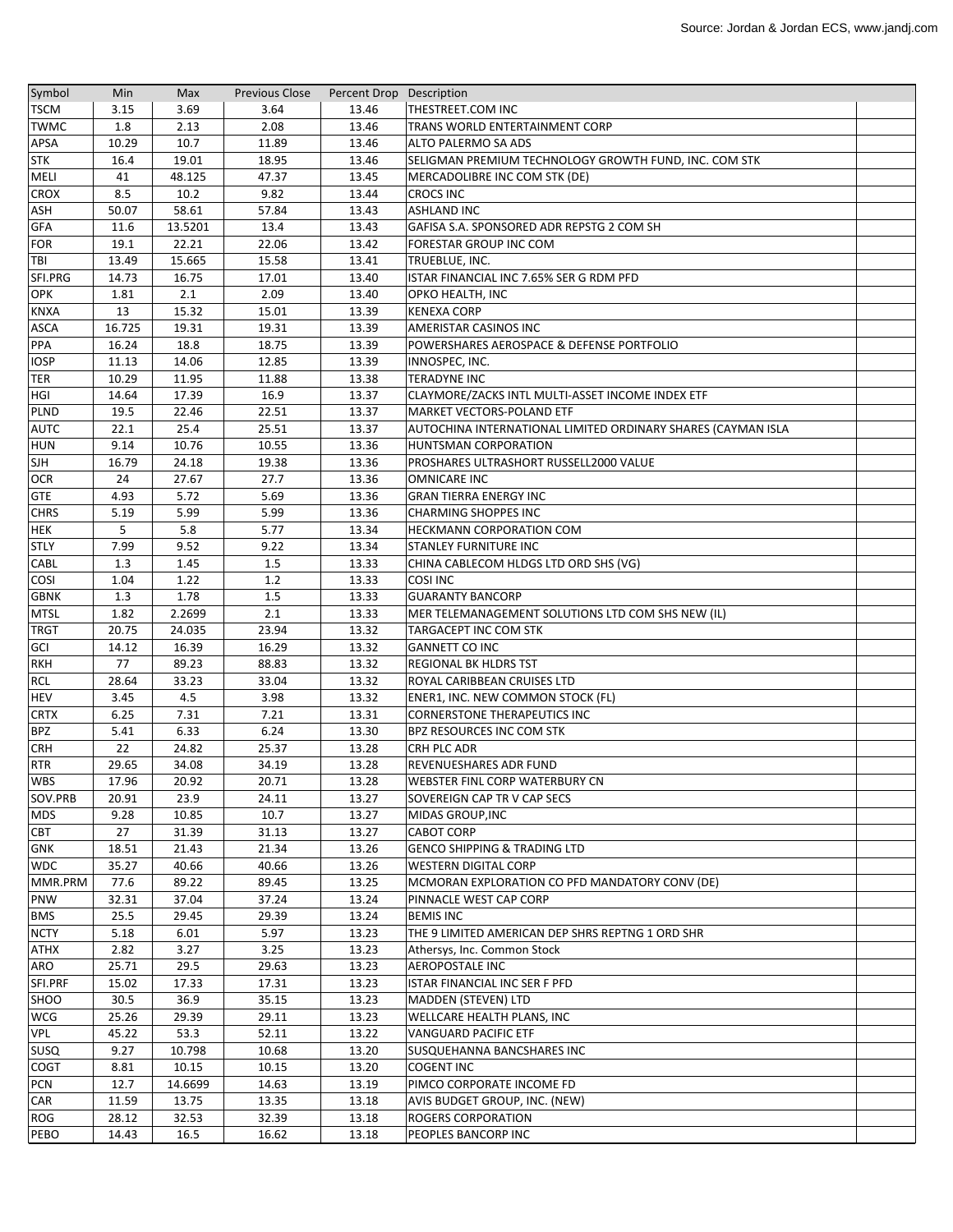Source: Jordan & Jordan ECS, www.jandj.com

| Symbol | Min | Max | Previous Close | Percent Drop | Description | |
|---|---|---|---|---|---|---|
| TSCM | 3.15 | 3.69 | 3.64 | 13.46 | THESTREET.COM INC | |
| TWMC | 1.8 | 2.13 | 2.08 | 13.46 | TRANS WORLD ENTERTAINMENT CORP | |
| APSA | 10.29 | 10.7 | 11.89 | 13.46 | ALTO PALERMO SA ADS | |
| STK | 16.4 | 19.01 | 18.95 | 13.46 | SELIGMAN PREMIUM TECHNOLOGY GROWTH FUND, INC. COM STK | |
| MELI | 41 | 48.125 | 47.37 | 13.45 | MERCADOLIBRE INC COM STK (DE) | |
| CROX | 8.5 | 10.2 | 9.82 | 13.44 | CROCS INC | |
| ASH | 50.07 | 58.61 | 57.84 | 13.43 | ASHLAND INC | |
| GFA | 11.6 | 13.5201 | 13.4 | 13.43 | GAFISA S.A. SPONSORED ADR REPSTG 2 COM SH | |
| FOR | 19.1 | 22.21 | 22.06 | 13.42 | FORESTAR GROUP INC COM | |
| TBI | 13.49 | 15.665 | 15.58 | 13.41 | TRUEBLUE, INC. | |
| SFI.PRG | 14.73 | 16.75 | 17.01 | 13.40 | ISTAR FINANCIAL INC 7.65% SER G RDM PFD | |
| OPK | 1.81 | 2.1 | 2.09 | 13.40 | OPKO HEALTH, INC | |
| KNXA | 13 | 15.32 | 15.01 | 13.39 | KENEXA CORP | |
| ASCA | 16.725 | 19.31 | 19.31 | 13.39 | AMERISTAR CASINOS INC | |
| PPA | 16.24 | 18.8 | 18.75 | 13.39 | POWERSHARES AEROSPACE & DEFENSE PORTFOLIO | |
| IOSP | 11.13 | 14.06 | 12.85 | 13.39 | INNOSPEC, INC. | |
| TER | 10.29 | 11.95 | 11.88 | 13.38 | TERADYNE INC | |
| HGI | 14.64 | 17.39 | 16.9 | 13.37 | CLAYMORE/ZACKS INTL MULTI-ASSET INCOME INDEX ETF | |
| PLND | 19.5 | 22.46 | 22.51 | 13.37 | MARKET VECTORS-POLAND ETF | |
| AUTC | 22.1 | 25.4 | 25.51 | 13.37 | AUTOCHINA INTERNATIONAL LIMITED ORDINARY SHARES (CAYMAN ISLA | |
| HUN | 9.14 | 10.76 | 10.55 | 13.36 | HUNTSMAN CORPORATION | |
| SJH | 16.79 | 24.18 | 19.38 | 13.36 | PROSHARES ULTRASHORT RUSSELL2000 VALUE | |
| OCR | 24 | 27.67 | 27.7 | 13.36 | OMNICARE INC | |
| GTE | 4.93 | 5.72 | 5.69 | 13.36 | GRAN TIERRA ENERGY INC | |
| CHRS | 5.19 | 5.99 | 5.99 | 13.36 | CHARMING SHOPPES INC | |
| HEK | 5 | 5.8 | 5.77 | 13.34 | HECKMANN CORPORATION COM | |
| STLY | 7.99 | 9.52 | 9.22 | 13.34 | STANLEY FURNITURE INC | |
| CABL | 1.3 | 1.45 | 1.5 | 13.33 | CHINA CABLECOM HLDGS LTD ORD SHS (VG) | |
| COSI | 1.04 | 1.22 | 1.2 | 13.33 | COSI INC | |
| GBNK | 1.3 | 1.78 | 1.5 | 13.33 | GUARANTY BANCORP | |
| MTSL | 1.82 | 2.2699 | 2.1 | 13.33 | MER TELEMANAGEMENT SOLUTIONS LTD COM SHS NEW (IL) | |
| TRGT | 20.75 | 24.035 | 23.94 | 13.32 | TARGACEPT INC COM STK | |
| GCI | 14.12 | 16.39 | 16.29 | 13.32 | GANNETT CO INC | |
| RKH | 77 | 89.23 | 88.83 | 13.32 | REGIONAL BK HLDRS TST | |
| RCL | 28.64 | 33.23 | 33.04 | 13.32 | ROYAL CARIBBEAN CRUISES LTD | |
| HEV | 3.45 | 4.5 | 3.98 | 13.32 | ENER1, INC. NEW COMMON STOCK (FL) | |
| CRTX | 6.25 | 7.31 | 7.21 | 13.31 | CORNERSTONE THERAPEUTICS INC | |
| BPZ | 5.41 | 6.33 | 6.24 | 13.30 | BPZ RESOURCES INC COM STK | |
| CRH | 22 | 24.82 | 25.37 | 13.28 | CRH PLC ADR | |
| RTR | 29.65 | 34.08 | 34.19 | 13.28 | REVENUESHARES ADR FUND | |
| WBS | 17.96 | 20.92 | 20.71 | 13.28 | WEBSTER FINL CORP WATERBURY CN | |
| SOV.PRB | 20.91 | 23.9 | 24.11 | 13.27 | SOVEREIGN CAP TR V CAP SECS | |
| MDS | 9.28 | 10.85 | 10.7 | 13.27 | MIDAS GROUP,INC | |
| CBT | 27 | 31.39 | 31.13 | 13.27 | CABOT CORP | |
| GNK | 18.51 | 21.43 | 21.34 | 13.26 | GENCO SHIPPING & TRADING LTD | |
| WDC | 35.27 | 40.66 | 40.66 | 13.26 | WESTERN DIGITAL CORP | |
| MMR.PRM | 77.6 | 89.22 | 89.45 | 13.25 | MCMORAN EXPLORATION CO PFD MANDATORY CONV (DE) | |
| PNW | 32.31 | 37.04 | 37.24 | 13.24 | PINNACLE WEST CAP CORP | |
| BMS | 25.5 | 29.45 | 29.39 | 13.24 | BEMIS INC | |
| NCTY | 5.18 | 6.01 | 5.97 | 13.23 | THE 9 LIMITED AMERICAN DEP SHRS REPTNG 1 ORD SHR | |
| ATHX | 2.82 | 3.27 | 3.25 | 13.23 | Athersys, Inc. Common Stock | |
| ARO | 25.71 | 29.5 | 29.63 | 13.23 | AEROPOSTALE INC | |
| SFI.PRF | 15.02 | 17.33 | 17.31 | 13.23 | ISTAR FINANCIAL INC SER F PFD | |
| SHOO | 30.5 | 36.9 | 35.15 | 13.23 | MADDEN (STEVEN) LTD | |
| WCG | 25.26 | 29.39 | 29.11 | 13.23 | WELLCARE HEALTH PLANS, INC | |
| VPL | 45.22 | 53.3 | 52.11 | 13.22 | VANGUARD PACIFIC ETF | |
| SUSQ | 9.27 | 10.798 | 10.68 | 13.20 | SUSQUEHANNA BANCSHARES INC | |
| COGT | 8.81 | 10.15 | 10.15 | 13.20 | COGENT INC | |
| PCN | 12.7 | 14.6699 | 14.63 | 13.19 | PIMCO CORPORATE INCOME FD | |
| CAR | 11.59 | 13.75 | 13.35 | 13.18 | AVIS BUDGET GROUP, INC. (NEW) | |
| ROG | 28.12 | 32.53 | 32.39 | 13.18 | ROGERS CORPORATION | |
| PEBO | 14.43 | 16.5 | 16.62 | 13.18 | PEOPLES BANCORP INC | |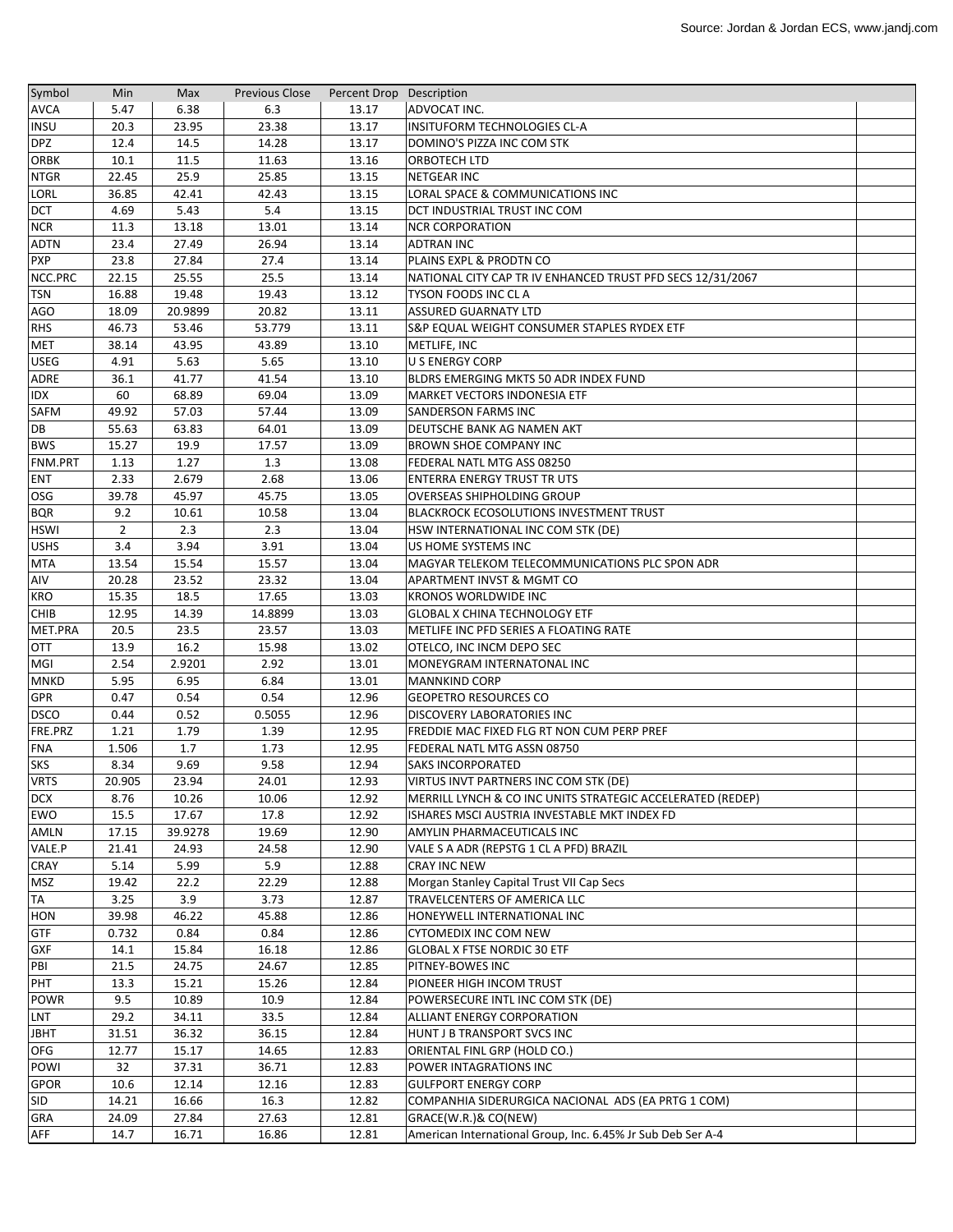| Symbol | Min | Max | Previous Close | Percent Drop | Description |
|---|---|---|---|---|---|
| AVCA | 5.47 | 6.38 | 6.3 | 13.17 | ADVOCAT INC. |
| INSU | 20.3 | 23.95 | 23.38 | 13.17 | INSITUFORM TECHNOLOGIES CL-A |
| DPZ | 12.4 | 14.5 | 14.28 | 13.17 | DOMINO'S PIZZA INC COM STK |
| ORBK | 10.1 | 11.5 | 11.63 | 13.16 | ORBOTECH LTD |
| NTGR | 22.45 | 25.9 | 25.85 | 13.15 | NETGEAR INC |
| LORL | 36.85 | 42.41 | 42.43 | 13.15 | LORAL SPACE & COMMUNICATIONS INC |
| DCT | 4.69 | 5.43 | 5.4 | 13.15 | DCT INDUSTRIAL TRUST INC COM |
| NCR | 11.3 | 13.18 | 13.01 | 13.14 | NCR CORPORATION |
| ADTN | 23.4 | 27.49 | 26.94 | 13.14 | ADTRAN INC |
| PXP | 23.8 | 27.84 | 27.4 | 13.14 | PLAINS EXPL & PRODTN CO |
| NCC.PRC | 22.15 | 25.55 | 25.5 | 13.14 | NATIONAL CITY CAP TR IV ENHANCED TRUST PFD SECS 12/31/2067 |
| TSN | 16.88 | 19.48 | 19.43 | 13.12 | TYSON FOODS INC CL A |
| AGO | 18.09 | 20.9899 | 20.82 | 13.11 | ASSURED GUARNATY LTD |
| RHS | 46.73 | 53.46 | 53.779 | 13.11 | S&P EQUAL WEIGHT CONSUMER STAPLES RYDEX ETF |
| MET | 38.14 | 43.95 | 43.89 | 13.10 | METLIFE, INC |
| USEG | 4.91 | 5.63 | 5.65 | 13.10 | U S ENERGY CORP |
| ADRE | 36.1 | 41.77 | 41.54 | 13.10 | BLDRS EMERGING MKTS 50 ADR INDEX FUND |
| IDX | 60 | 68.89 | 69.04 | 13.09 | MARKET VECTORS INDONESIA ETF |
| SAFM | 49.92 | 57.03 | 57.44 | 13.09 | SANDERSON FARMS INC |
| DB | 55.63 | 63.83 | 64.01 | 13.09 | DEUTSCHE BANK AG NAMEN AKT |
| BWS | 15.27 | 19.9 | 17.57 | 13.09 | BROWN SHOE COMPANY INC |
| FNM.PRT | 1.13 | 1.27 | 1.3 | 13.08 | FEDERAL NATL MTG ASS 08250 |
| ENT | 2.33 | 2.679 | 2.68 | 13.06 | ENTERRA ENERGY TRUST TR UTS |
| OSG | 39.78 | 45.97 | 45.75 | 13.05 | OVERSEAS SHIPHOLDING GROUP |
| BQR | 9.2 | 10.61 | 10.58 | 13.04 | BLACKROCK ECOSOLUTIONS INVESTMENT TRUST |
| HSWI | 2 | 2.3 | 2.3 | 13.04 | HSW INTERNATIONAL INC COM STK (DE) |
| USHS | 3.4 | 3.94 | 3.91 | 13.04 | US HOME SYSTEMS INC |
| MTA | 13.54 | 15.54 | 15.57 | 13.04 | MAGYAR TELEKOM TELECOMMUNICATIONS PLC SPON ADR |
| AIV | 20.28 | 23.52 | 23.32 | 13.04 | APARTMENT INVST & MGMT CO |
| KRO | 15.35 | 18.5 | 17.65 | 13.03 | KRONOS WORLDWIDE INC |
| CHIB | 12.95 | 14.39 | 14.8899 | 13.03 | GLOBAL X CHINA TECHNOLOGY ETF |
| MET.PRA | 20.5 | 23.5 | 23.57 | 13.03 | METLIFE INC PFD SERIES A FLOATING RATE |
| OTT | 13.9 | 16.2 | 15.98 | 13.02 | OTELCO, INC INCM DEPO SEC |
| MGI | 2.54 | 2.9201 | 2.92 | 13.01 | MONEYGRAM INTERNATONAL INC |
| MNKD | 5.95 | 6.95 | 6.84 | 13.01 | MANNKIND CORP |
| GPR | 0.47 | 0.54 | 0.54 | 12.96 | GEOPETRO RESOURCES CO |
| DSCO | 0.44 | 0.52 | 0.5055 | 12.96 | DISCOVERY LABORATORIES INC |
| FRE.PRZ | 1.21 | 1.79 | 1.39 | 12.95 | FREDDIE MAC FIXED FLG RT NON CUM PERP PREF |
| FNA | 1.506 | 1.7 | 1.73 | 12.95 | FEDERAL NATL MTG ASSN 08750 |
| SKS | 8.34 | 9.69 | 9.58 | 12.94 | SAKS INCORPORATED |
| VRTS | 20.905 | 23.94 | 24.01 | 12.93 | VIRTUS INVT PARTNERS INC COM STK (DE) |
| DCX | 8.76 | 10.26 | 10.06 | 12.92 | MERRILL LYNCH & CO INC UNITS STRATEGIC ACCELERATED (REDEP) |
| EWO | 15.5 | 17.67 | 17.8 | 12.92 | ISHARES MSCI AUSTRIA INVESTABLE MKT INDEX FD |
| AMLN | 17.15 | 39.9278 | 19.69 | 12.90 | AMYLIN PHARMACEUTICALS INC |
| VALE.P | 21.41 | 24.93 | 24.58 | 12.90 | VALE S A ADR (REPSTG 1 CL A PFD) BRAZIL |
| CRAY | 5.14 | 5.99 | 5.9 | 12.88 | CRAY INC NEW |
| MSZ | 19.42 | 22.2 | 22.29 | 12.88 | Morgan Stanley Capital Trust VII Cap Secs |
| TA | 3.25 | 3.9 | 3.73 | 12.87 | TRAVELCENTERS OF AMERICA LLC |
| HON | 39.98 | 46.22 | 45.88 | 12.86 | HONEYWELL INTERNATIONAL INC |
| GTF | 0.732 | 0.84 | 0.84 | 12.86 | CYTOMEDIX INC COM NEW |
| GXF | 14.1 | 15.84 | 16.18 | 12.86 | GLOBAL X FTSE NORDIC 30 ETF |
| PBI | 21.5 | 24.75 | 24.67 | 12.85 | PITNEY-BOWES INC |
| PHT | 13.3 | 15.21 | 15.26 | 12.84 | PIONEER HIGH INCOM TRUST |
| POWR | 9.5 | 10.89 | 10.9 | 12.84 | POWERSECURE INTL INC COM STK (DE) |
| LNT | 29.2 | 34.11 | 33.5 | 12.84 | ALLIANT ENERGY CORPORATION |
| JBHT | 31.51 | 36.32 | 36.15 | 12.84 | HUNT J B TRANSPORT SVCS INC |
| OFG | 12.77 | 15.17 | 14.65 | 12.83 | ORIENTAL FINL GRP (HOLD CO.) |
| POWI | 32 | 37.31 | 36.71 | 12.83 | POWER INTAGRATIONS INC |
| GPOR | 10.6 | 12.14 | 12.16 | 12.83 | GULFPORT ENERGY CORP |
| SID | 14.21 | 16.66 | 16.3 | 12.82 | COMPANHIA SIDERURGICA NACIONAL ADS (EA PRTG 1 COM) |
| GRA | 24.09 | 27.84 | 27.63 | 12.81 | GRACE(W.R.)& CO(NEW) |
| AFF | 14.7 | 16.71 | 16.86 | 12.81 | American International Group, Inc. 6.45% Jr Sub Deb Ser A-4 |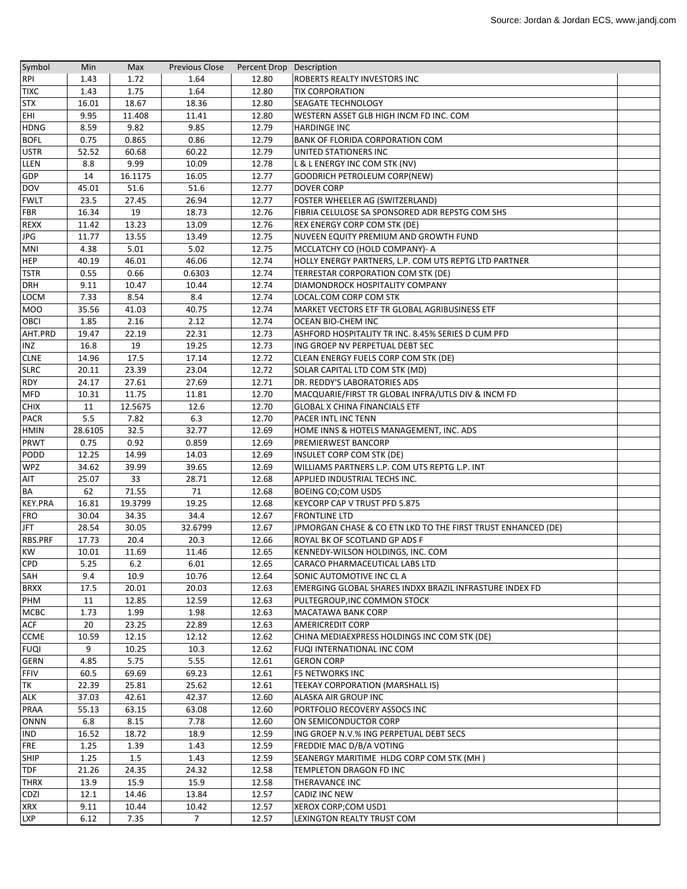| Symbol | Min | Max | Previous Close | Percent Drop | Description |
|---|---|---|---|---|---|
| RPI | 1.43 | 1.72 | 1.64 | 12.80 | ROBERTS REALTY INVESTORS INC |
| TIXC | 1.43 | 1.75 | 1.64 | 12.80 | TIX CORPORATION |
| STX | 16.01 | 18.67 | 18.36 | 12.80 | SEAGATE TECHNOLOGY |
| EHI | 9.95 | 11.408 | 11.41 | 12.80 | WESTERN ASSET GLB HIGH INCM FD INC. COM |
| HDNG | 8.59 | 9.82 | 9.85 | 12.79 | HARDINGE INC |
| BOFL | 0.75 | 0.865 | 0.86 | 12.79 | BANK OF FLORIDA CORPORATION COM |
| USTR | 52.52 | 60.68 | 60.22 | 12.79 | UNITED STATIONERS INC |
| LLEN | 8.8 | 9.99 | 10.09 | 12.78 | L & L ENERGY INC COM STK (NV) |
| GDP | 14 | 16.1175 | 16.05 | 12.77 | GOODRICH PETROLEUM CORP(NEW) |
| DOV | 45.01 | 51.6 | 51.6 | 12.77 | DOVER CORP |
| FWLT | 23.5 | 27.45 | 26.94 | 12.77 | FOSTER WHEELER AG (SWITZERLAND) |
| FBR | 16.34 | 19 | 18.73 | 12.76 | FIBRIA CELULOSE SA SPONSORED ADR REPSTG COM SHS |
| REXX | 11.42 | 13.23 | 13.09 | 12.76 | REX ENERGY CORP COM STK (DE) |
| JPG | 11.77 | 13.55 | 13.49 | 12.75 | NUVEEN EQUITY PREMIUM AND GROWTH FUND |
| MNI | 4.38 | 5.01 | 5.02 | 12.75 | MCCLATCHY CO (HOLD COMPANY)- A |
| HEP | 40.19 | 46.01 | 46.06 | 12.74 | HOLLY ENERGY PARTNERS, L.P. COM UTS REPTG LTD PARTNER |
| TSTR | 0.55 | 0.66 | 0.6303 | 12.74 | TERRESTAR CORPORATION COM STK (DE) |
| DRH | 9.11 | 10.47 | 10.44 | 12.74 | DIAMONDROCK HOSPITALITY COMPANY |
| LOCM | 7.33 | 8.54 | 8.4 | 12.74 | LOCAL.COM CORP COM STK |
| MOO | 35.56 | 41.03 | 40.75 | 12.74 | MARKET VECTORS ETF TR GLOBAL AGRIBUSINESS ETF |
| OBCI | 1.85 | 2.16 | 2.12 | 12.74 | OCEAN BIO-CHEM INC |
| AHT.PRD | 19.47 | 22.19 | 22.31 | 12.73 | ASHFORD HOSPITALITY TR INC. 8.45% SERIES D CUM PFD |
| INZ | 16.8 | 19 | 19.25 | 12.73 | ING GROEP NV PERPETUAL DEBT SEC |
| CLNE | 14.96 | 17.5 | 17.14 | 12.72 | CLEAN ENERGY FUELS CORP COM STK (DE) |
| SLRC | 20.11 | 23.39 | 23.04 | 12.72 | SOLAR CAPITAL LTD COM STK (MD) |
| RDY | 24.17 | 27.61 | 27.69 | 12.71 | DR. REDDY'S LABORATORIES ADS |
| MFD | 10.31 | 11.75 | 11.81 | 12.70 | MACQUARIE/FIRST TR GLOBAL INFRA/UTLS DIV & INCM FD |
| CHIX | 11 | 12.5675 | 12.6 | 12.70 | GLOBAL X CHINA FINANCIALS ETF |
| PACR | 5.5 | 7.82 | 6.3 | 12.70 | PACER INTL INC TENN |
| HMIN | 28.6105 | 32.5 | 32.77 | 12.69 | HOME INNS & HOTELS MANAGEMENT, INC. ADS |
| PRWT | 0.75 | 0.92 | 0.859 | 12.69 | PREMIERWEST BANCORP |
| PODD | 12.25 | 14.99 | 14.03 | 12.69 | INSULET CORP COM STK (DE) |
| WPZ | 34.62 | 39.99 | 39.65 | 12.69 | WILLIAMS PARTNERS L.P. COM UTS REPTG L.P. INT |
| AIT | 25.07 | 33 | 28.71 | 12.68 | APPLIED INDUSTRIAL TECHS INC. |
| BA | 62 | 71.55 | 71 | 12.68 | BOEING CO;COM USD5 |
| KEY.PRA | 16.81 | 19.3799 | 19.25 | 12.68 | KEYCORP CAP V TRUST PFD 5.875 |
| FRO | 30.04 | 34.35 | 34.4 | 12.67 | FRONTLINE LTD |
| JFT | 28.54 | 30.05 | 32.6799 | 12.67 | JPMORGAN CHASE & CO ETN LKD TO THE FIRST TRUST ENHANCED (DE) |
| RBS.PRF | 17.73 | 20.4 | 20.3 | 12.66 | ROYAL BK OF SCOTLAND GP ADS F |
| KW | 10.01 | 11.69 | 11.46 | 12.65 | KENNEDY-WILSON HOLDINGS, INC. COM |
| CPD | 5.25 | 6.2 | 6.01 | 12.65 | CARACO PHARMACEUTICAL LABS LTD |
| SAH | 9.4 | 10.9 | 10.76 | 12.64 | SONIC AUTOMOTIVE INC CL A |
| BRXX | 17.5 | 20.01 | 20.03 | 12.63 | EMERGING GLOBAL SHARES INDXX BRAZIL INFRASTURE INDEX FD |
| PHM | 11 | 12.85 | 12.59 | 12.63 | PULTEGROUP,INC COMMON STOCK |
| MCBC | 1.73 | 1.99 | 1.98 | 12.63 | MACATAWA BANK CORP |
| ACF | 20 | 23.25 | 22.89 | 12.63 | AMERICREDIT CORP |
| CCME | 10.59 | 12.15 | 12.12 | 12.62 | CHINA MEDIAEXPRESS HOLDINGS INC COM STK (DE) |
| FUQI | 9 | 10.25 | 10.3 | 12.62 | FUQI INTERNATIONAL INC COM |
| GERN | 4.85 | 5.75 | 5.55 | 12.61 | GERON CORP |
| FFIV | 60.5 | 69.69 | 69.23 | 12.61 | F5 NETWORKS INC |
| TK | 22.39 | 25.81 | 25.62 | 12.61 | TEEKAY CORPORATION (MARSHALL IS) |
| ALK | 37.03 | 42.61 | 42.37 | 12.60 | ALASKA AIR GROUP INC |
| PRAA | 55.13 | 63.15 | 63.08 | 12.60 | PORTFOLIO RECOVERY ASSOCS INC |
| ONNN | 6.8 | 8.15 | 7.78 | 12.60 | ON SEMICONDUCTOR CORP |
| IND | 16.52 | 18.72 | 18.9 | 12.59 | ING GROEP N.V.% ING PERPETUAL DEBT SECS |
| FRE | 1.25 | 1.39 | 1.43 | 12.59 | FREDDIE MAC D/B/A VOTING |
| SHIP | 1.25 | 1.5 | 1.43 | 12.59 | SEANERGY MARITIME HLDG CORP COM STK (MH ) |
| TDF | 21.26 | 24.35 | 24.32 | 12.58 | TEMPLETON DRAGON FD INC |
| THRX | 13.9 | 15.9 | 15.9 | 12.58 | THERAVANCE INC |
| CDZI | 12.1 | 14.46 | 13.84 | 12.57 | CADIZ INC NEW |
| XRX | 9.11 | 10.44 | 10.42 | 12.57 | XEROX CORP;COM USD1 |
| LXP | 6.12 | 7.35 | 7 | 12.57 | LEXINGTON REALTY TRUST COM |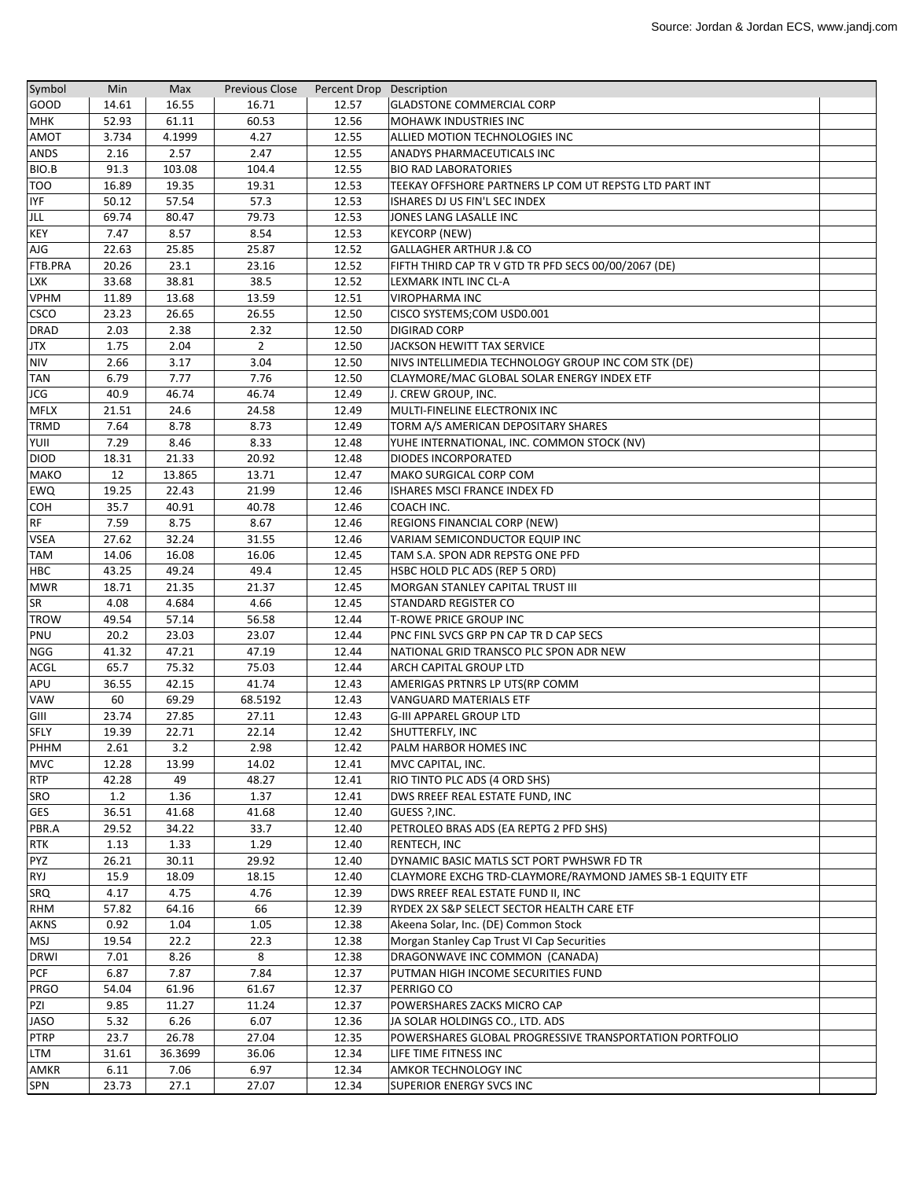| Symbol | Min | Max | Previous Close | Percent Drop | Description |
|---|---|---|---|---|---|
| GOOD | 14.61 | 16.55 | 16.71 | 12.57 | GLADSTONE COMMERCIAL CORP |
| MHK | 52.93 | 61.11 | 60.53 | 12.56 | MOHAWK INDUSTRIES INC |
| AMOT | 3.734 | 4.1999 | 4.27 | 12.55 | ALLIED MOTION TECHNOLOGIES INC |
| ANDS | 2.16 | 2.57 | 2.47 | 12.55 | ANADYS PHARMACEUTICALS INC |
| BIO.B | 91.3 | 103.08 | 104.4 | 12.55 | BIO RAD LABORATORIES |
| TOO | 16.89 | 19.35 | 19.31 | 12.53 | TEEKAY OFFSHORE PARTNERS LP COM UT REPSTG LTD PART INT |
| IYF | 50.12 | 57.54 | 57.3 | 12.53 | ISHARES DJ US FIN'L SEC INDEX |
| JLL | 69.74 | 80.47 | 79.73 | 12.53 | JONES LANG LASALLE INC |
| KEY | 7.47 | 8.57 | 8.54 | 12.53 | KEYCORP (NEW) |
| AJG | 22.63 | 25.85 | 25.87 | 12.52 | GALLAGHER ARTHUR J.& CO |
| FTB.PRA | 20.26 | 23.1 | 23.16 | 12.52 | FIFTH THIRD CAP TR V GTD TR PFD SECS 00/00/2067 (DE) |
| LXK | 33.68 | 38.81 | 38.5 | 12.52 | LEXMARK INTL INC CL-A |
| VPHM | 11.89 | 13.68 | 13.59 | 12.51 | VIROPHARMA INC |
| CSCO | 23.23 | 26.65 | 26.55 | 12.50 | CISCO SYSTEMS;COM USD0.001 |
| DRAD | 2.03 | 2.38 | 2.32 | 12.50 | DIGIRAD CORP |
| JTX | 1.75 | 2.04 | 2 | 12.50 | JACKSON HEWITT TAX SERVICE |
| NIV | 2.66 | 3.17 | 3.04 | 12.50 | NIVS INTELLIMEDIA TECHNOLOGY GROUP INC COM STK (DE) |
| TAN | 6.79 | 7.77 | 7.76 | 12.50 | CLAYMORE/MAC GLOBAL SOLAR ENERGY INDEX ETF |
| JCG | 40.9 | 46.74 | 46.74 | 12.49 | J. CREW GROUP, INC. |
| MFLX | 21.51 | 24.6 | 24.58 | 12.49 | MULTI-FINELINE ELECTRONIX INC |
| TRMD | 7.64 | 8.78 | 8.73 | 12.49 | TORM A/S AMERICAN DEPOSITARY SHARES |
| YUII | 7.29 | 8.46 | 8.33 | 12.48 | YUHE INTERNATIONAL, INC. COMMON STOCK (NV) |
| DIOD | 18.31 | 21.33 | 20.92 | 12.48 | DIODES INCORPORATED |
| MAKO | 12 | 13.865 | 13.71 | 12.47 | MAKO SURGICAL CORP COM |
| EWQ | 19.25 | 22.43 | 21.99 | 12.46 | ISHARES MSCI FRANCE INDEX FD |
| COH | 35.7 | 40.91 | 40.78 | 12.46 | COACH INC. |
| RF | 7.59 | 8.75 | 8.67 | 12.46 | REGIONS FINANCIAL CORP (NEW) |
| VSEA | 27.62 | 32.24 | 31.55 | 12.46 | VARIAM SEMICONDUCTOR EQUIP INC |
| TAM | 14.06 | 16.08 | 16.06 | 12.45 | TAM S.A. SPON ADR REPSTG ONE PFD |
| HBC | 43.25 | 49.24 | 49.4 | 12.45 | HSBC HOLD PLC ADS (REP 5 ORD) |
| MWR | 18.71 | 21.35 | 21.37 | 12.45 | MORGAN STANLEY CAPITAL TRUST III |
| SR | 4.08 | 4.684 | 4.66 | 12.45 | STANDARD REGISTER CO |
| TROW | 49.54 | 57.14 | 56.58 | 12.44 | T-ROWE PRICE GROUP INC |
| PNU | 20.2 | 23.03 | 23.07 | 12.44 | PNC FINL SVCS GRP PN CAP TR D CAP SECS |
| NGG | 41.32 | 47.21 | 47.19 | 12.44 | NATIONAL GRID TRANSCO PLC SPON ADR NEW |
| ACGL | 65.7 | 75.32 | 75.03 | 12.44 | ARCH CAPITAL GROUP LTD |
| APU | 36.55 | 42.15 | 41.74 | 12.43 | AMERIGAS PRTNRS LP UTS(RP COMM |
| VAW | 60 | 69.29 | 68.5192 | 12.43 | VANGUARD MATERIALS ETF |
| GIII | 23.74 | 27.85 | 27.11 | 12.43 | G-III APPAREL GROUP LTD |
| SFLY | 19.39 | 22.71 | 22.14 | 12.42 | SHUTTERFLY, INC |
| PHHM | 2.61 | 3.2 | 2.98 | 12.42 | PALM HARBOR HOMES INC |
| MVC | 12.28 | 13.99 | 14.02 | 12.41 | MVC CAPITAL, INC. |
| RTP | 42.28 | 49 | 48.27 | 12.41 | RIO TINTO PLC ADS (4 ORD SHS) |
| SRO | 1.2 | 1.36 | 1.37 | 12.41 | DWS RREEF REAL ESTATE FUND, INC |
| GES | 36.51 | 41.68 | 41.68 | 12.40 | GUESS ?,INC. |
| PBR.A | 29.52 | 34.22 | 33.7 | 12.40 | PETROLEO BRAS ADS (EA REPTG 2 PFD SHS) |
| RTK | 1.13 | 1.33 | 1.29 | 12.40 | RENTECH, INC |
| PYZ | 26.21 | 30.11 | 29.92 | 12.40 | DYNAMIC BASIC MATLS SCT PORT PWHSWR FD TR |
| RYJ | 15.9 | 18.09 | 18.15 | 12.40 | CLAYMORE EXCHG TRD-CLAYMORE/RAYMOND JAMES SB-1 EQUITY ETF |
| SRQ | 4.17 | 4.75 | 4.76 | 12.39 | DWS RREEF REAL ESTATE FUND II, INC |
| RHM | 57.82 | 64.16 | 66 | 12.39 | RYDEX 2X S&P SELECT SECTOR HEALTH CARE ETF |
| AKNS | 0.92 | 1.04 | 1.05 | 12.38 | Akeena Solar, Inc. (DE) Common Stock |
| MSJ | 19.54 | 22.2 | 22.3 | 12.38 | Morgan Stanley Cap Trust VI Cap Securities |
| DRWI | 7.01 | 8.26 | 8 | 12.38 | DRAGONWAVE INC COMMON (CANADA) |
| PCF | 6.87 | 7.87 | 7.84 | 12.37 | PUTMAN HIGH INCOME SECURITIES FUND |
| PRGO | 54.04 | 61.96 | 61.67 | 12.37 | PERRIGO CO |
| PZI | 9.85 | 11.27 | 11.24 | 12.37 | POWERSHARES ZACKS MICRO CAP |
| JASO | 5.32 | 6.26 | 6.07 | 12.36 | JA SOLAR HOLDINGS CO., LTD. ADS |
| PTRP | 23.7 | 26.78 | 27.04 | 12.35 | POWERSHARES GLOBAL PROGRESSIVE TRANSPORTATION PORTFOLIO |
| LTM | 31.61 | 36.3699 | 36.06 | 12.34 | LIFE TIME FITNESS INC |
| AMKR | 6.11 | 7.06 | 6.97 | 12.34 | AMKOR TECHNOLOGY INC |
| SPN | 23.73 | 27.1 | 27.07 | 12.34 | SUPERIOR ENERGY SVCS INC |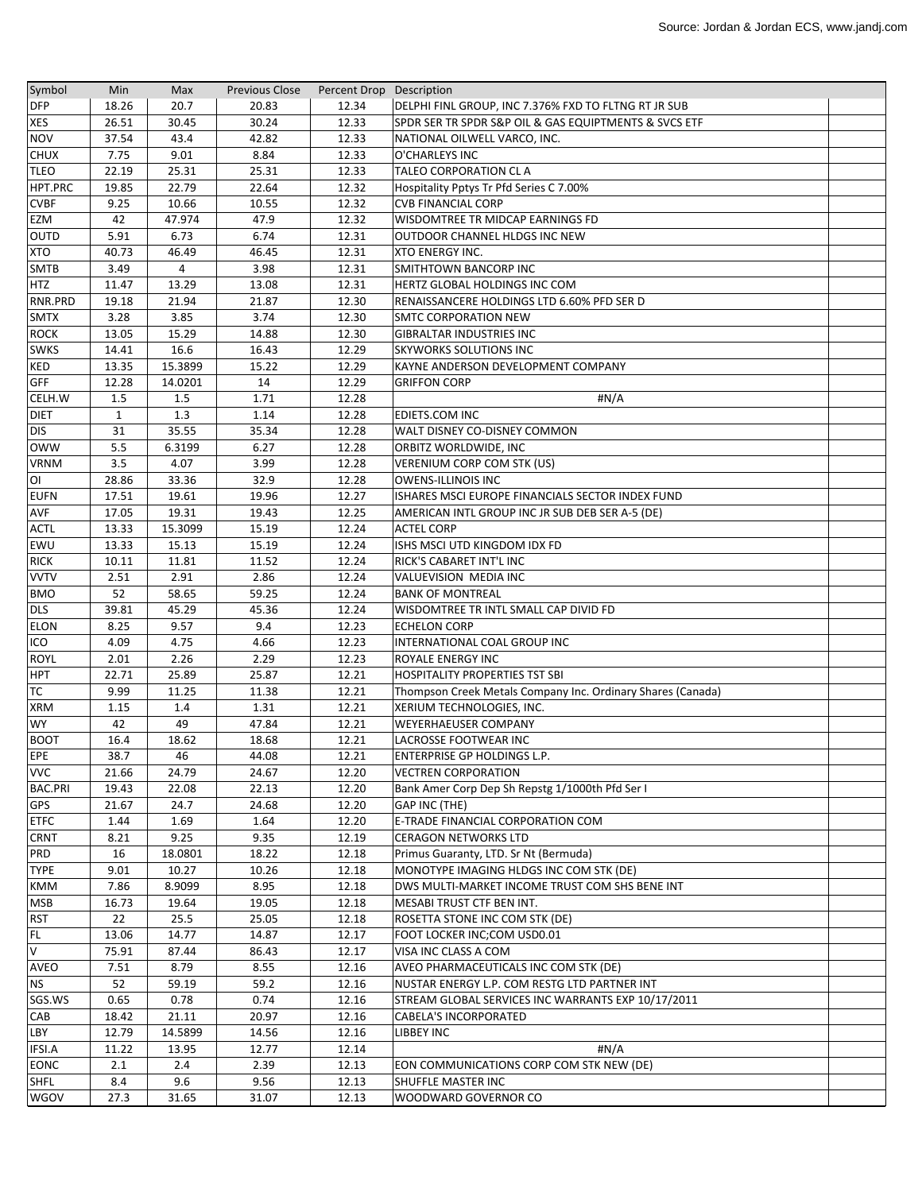| Symbol | Min | Max | Previous Close | Percent Drop | Description | |
|---|---|---|---|---|---|---|
| DFP | 18.26 | 20.7 | 20.83 | 12.34 | DELPHI FINL GROUP, INC 7.376% FXD TO FLTNG RT JR SUB | |
| XES | 26.51 | 30.45 | 30.24 | 12.33 | SPDR SER TR SPDR S&P OIL & GAS EQUIPTMENTS & SVCS ETF | |
| NOV | 37.54 | 43.4 | 42.82 | 12.33 | NATIONAL OILWELL VARCO, INC. | |
| CHUX | 7.75 | 9.01 | 8.84 | 12.33 | O'CHARLEYS INC | |
| TLEO | 22.19 | 25.31 | 25.31 | 12.33 | TALEO CORPORATION CL A | |
| HPT.PRC | 19.85 | 22.79 | 22.64 | 12.32 | Hospitality Pptys Tr Pfd Series C 7.00% | |
| CVBF | 9.25 | 10.66 | 10.55 | 12.32 | CVB FINANCIAL CORP | |
| EZM | 42 | 47.974 | 47.9 | 12.32 | WISDOMTREE TR MIDCAP EARNINGS FD | |
| OUTD | 5.91 | 6.73 | 6.74 | 12.31 | OUTDOOR CHANNEL HLDGS INC NEW | |
| XTO | 40.73 | 46.49 | 46.45 | 12.31 | XTO ENERGY INC. | |
| SMTB | 3.49 | 4 | 3.98 | 12.31 | SMITHTOWN BANCORP INC | |
| HTZ | 11.47 | 13.29 | 13.08 | 12.31 | HERTZ GLOBAL HOLDINGS INC COM | |
| RNR.PRD | 19.18 | 21.94 | 21.87 | 12.30 | RENAISSANCERE HOLDINGS LTD 6.60% PFD SER D | |
| SMTX | 3.28 | 3.85 | 3.74 | 12.30 | SMTC CORPORATION NEW | |
| ROCK | 13.05 | 15.29 | 14.88 | 12.30 | GIBRALTAR INDUSTRIES INC | |
| SWKS | 14.41 | 16.6 | 16.43 | 12.29 | SKYWORKS SOLUTIONS INC | |
| KED | 13.35 | 15.3899 | 15.22 | 12.29 | KAYNE ANDERSON DEVELOPMENT COMPANY | |
| GFF | 12.28 | 14.0201 | 14 | 12.29 | GRIFFON CORP | |
| CELH.W | 1.5 | 1.5 | 1.71 | 12.28 | #N/A | |
| DIET | 1 | 1.3 | 1.14 | 12.28 | EDIETS.COM INC | |
| DIS | 31 | 35.55 | 35.34 | 12.28 | WALT DISNEY CO-DISNEY COMMON | |
| OWW | 5.5 | 6.3199 | 6.27 | 12.28 | ORBITZ WORLDWIDE, INC | |
| VRNM | 3.5 | 4.07 | 3.99 | 12.28 | VERENIUM CORP COM STK (US) | |
| OI | 28.86 | 33.36 | 32.9 | 12.28 | OWENS-ILLINOIS INC | |
| EUFN | 17.51 | 19.61 | 19.96 | 12.27 | ISHARES MSCI EUROPE FINANCIALS SECTOR INDEX FUND | |
| AVF | 17.05 | 19.31 | 19.43 | 12.25 | AMERICAN INTL GROUP INC JR SUB DEB SER A-5 (DE) | |
| ACTL | 13.33 | 15.3099 | 15.19 | 12.24 | ACTEL CORP | |
| EWU | 13.33 | 15.13 | 15.19 | 12.24 | ISHS MSCI UTD KINGDOM IDX FD | |
| RICK | 10.11 | 11.81 | 11.52 | 12.24 | RICK'S CABARET INT'L INC | |
| VVTV | 2.51 | 2.91 | 2.86 | 12.24 | VALUEVISION MEDIA INC | |
| BMO | 52 | 58.65 | 59.25 | 12.24 | BANK OF MONTREAL | |
| DLS | 39.81 | 45.29 | 45.36 | 12.24 | WISDOMTREE TR INTL SMALL CAP DIVID FD | |
| ELON | 8.25 | 9.57 | 9.4 | 12.23 | ECHELON CORP | |
| ICO | 4.09 | 4.75 | 4.66 | 12.23 | INTERNATIONAL COAL GROUP INC | |
| ROYL | 2.01 | 2.26 | 2.29 | 12.23 | ROYALE ENERGY INC | |
| HPT | 22.71 | 25.89 | 25.87 | 12.21 | HOSPITALITY PROPERTIES TST SBI | |
| TC | 9.99 | 11.25 | 11.38 | 12.21 | Thompson Creek Metals Company Inc. Ordinary Shares (Canada) | |
| XRM | 1.15 | 1.4 | 1.31 | 12.21 | XERIUM TECHNOLOGIES, INC. | |
| WY | 42 | 49 | 47.84 | 12.21 | WEYERHAEUSER COMPANY | |
| BOOT | 16.4 | 18.62 | 18.68 | 12.21 | LACROSSE FOOTWEAR INC | |
| EPE | 38.7 | 46 | 44.08 | 12.21 | ENTERPRISE GP HOLDINGS L.P. | |
| VVC | 21.66 | 24.79 | 24.67 | 12.20 | VECTREN CORPORATION | |
| BAC.PRI | 19.43 | 22.08 | 22.13 | 12.20 | Bank Amer Corp Dep Sh Repstg 1/1000th Pfd Ser I | |
| GPS | 21.67 | 24.7 | 24.68 | 12.20 | GAP INC (THE) | |
| ETFC | 1.44 | 1.69 | 1.64 | 12.20 | E-TRADE FINANCIAL CORPORATION COM | |
| CRNT | 8.21 | 9.25 | 9.35 | 12.19 | CERAGON NETWORKS LTD | |
| PRD | 16 | 18.0801 | 18.22 | 12.18 | Primus Guaranty, LTD. Sr Nt (Bermuda) | |
| TYPE | 9.01 | 10.27 | 10.26 | 12.18 | MONOTYPE IMAGING HLDGS INC COM STK (DE) | |
| KMM | 7.86 | 8.9099 | 8.95 | 12.18 | DWS MULTI-MARKET INCOME TRUST COM SHS BENE INT | |
| MSB | 16.73 | 19.64 | 19.05 | 12.18 | MESABI TRUST CTF BEN INT. | |
| RST | 22 | 25.5 | 25.05 | 12.18 | ROSETTA STONE INC COM STK (DE) | |
| FL | 13.06 | 14.77 | 14.87 | 12.17 | FOOT LOCKER INC;COM USD0.01 | |
| V | 75.91 | 87.44 | 86.43 | 12.17 | VISA INC CLASS A COM | |
| AVEO | 7.51 | 8.79 | 8.55 | 12.16 | AVEO PHARMACEUTICALS INC COM STK (DE) | |
| NS | 52 | 59.19 | 59.2 | 12.16 | NUSTAR ENERGY L.P. COM RESTG LTD PARTNER INT | |
| SGS.WS | 0.65 | 0.78 | 0.74 | 12.16 | STREAM GLOBAL SERVICES INC WARRANTS EXP 10/17/2011 | |
| CAB | 18.42 | 21.11 | 20.97 | 12.16 | CABELA'S INCORPORATED | |
| LBY | 12.79 | 14.5899 | 14.56 | 12.16 | LIBBEY INC | |
| IFSI.A | 11.22 | 13.95 | 12.77 | 12.14 | #N/A | |
| EONC | 2.1 | 2.4 | 2.39 | 12.13 | EON COMMUNICATIONS CORP COM STK NEW (DE) | |
| SHFL | 8.4 | 9.6 | 9.56 | 12.13 | SHUFFLE MASTER INC | |
| WGOV | 27.3 | 31.65 | 31.07 | 12.13 | WOODWARD GOVERNOR CO | |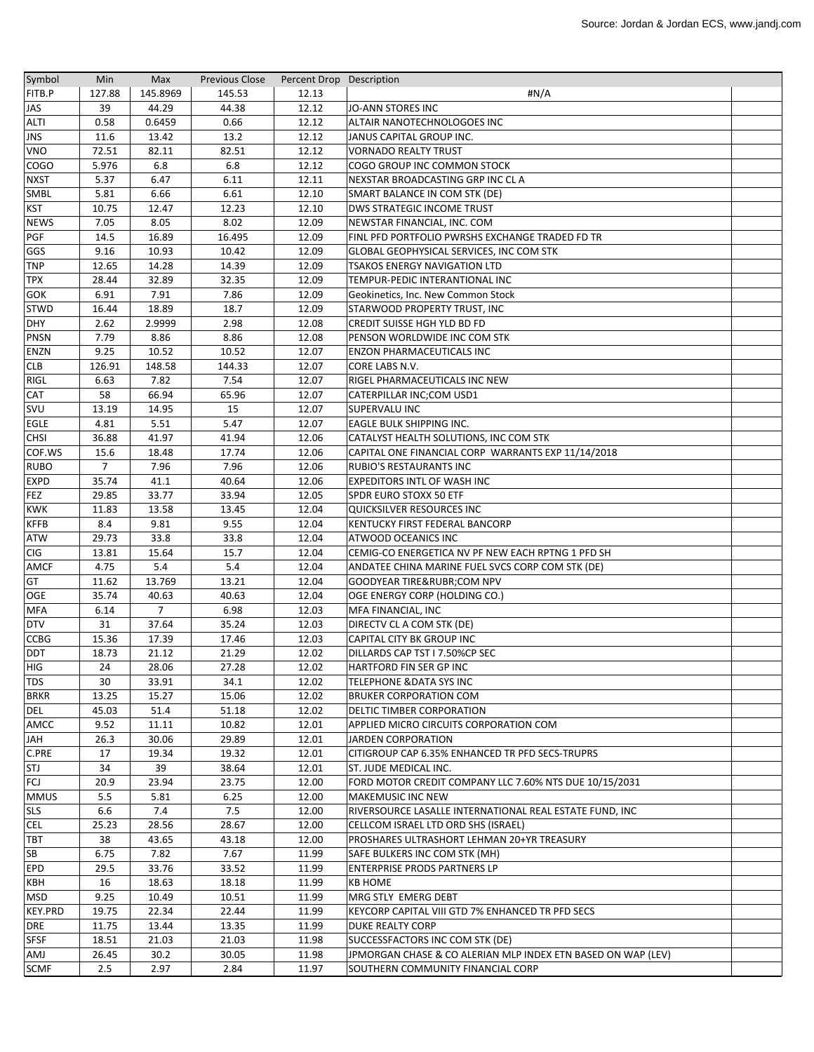Source: Jordan & Jordan ECS, www.jandj.com

| Symbol | Min | Max | Previous Close | Percent Drop | Description |
|---|---|---|---|---|---|
| FITB.P | 127.88 | 145.8969 | 145.53 | 12.13 | #N/A |
| JAS | 39 | 44.29 | 44.38 | 12.12 | JO-ANN STORES INC |
| ALTI | 0.58 | 0.6459 | 0.66 | 12.12 | ALTAIR NANOTECHNOLOGOES INC |
| JNS | 11.6 | 13.42 | 13.2 | 12.12 | JANUS CAPITAL GROUP INC. |
| VNO | 72.51 | 82.11 | 82.51 | 12.12 | VORNADO REALTY TRUST |
| COGO | 5.976 | 6.8 | 6.8 | 12.12 | COGO GROUP INC COMMON STOCK |
| NXST | 5.37 | 6.47 | 6.11 | 12.11 | NEXSTAR BROADCASTING GRP INC CL A |
| SMBL | 5.81 | 6.66 | 6.61 | 12.10 | SMART BALANCE IN COM STK (DE) |
| KST | 10.75 | 12.47 | 12.23 | 12.10 | DWS STRATEGIC INCOME TRUST |
| NEWS | 7.05 | 8.05 | 8.02 | 12.09 | NEWSTAR FINANCIAL, INC. COM |
| PGF | 14.5 | 16.89 | 16.495 | 12.09 | FINL PFD PORTFOLIO PWRSHS EXCHANGE TRADED FD TR |
| GGS | 9.16 | 10.93 | 10.42 | 12.09 | GLOBAL GEOPHYSICAL SERVICES, INC COM STK |
| TNP | 12.65 | 14.28 | 14.39 | 12.09 | TSAKOS ENERGY NAVIGATION LTD |
| TPX | 28.44 | 32.89 | 32.35 | 12.09 | TEMPUR-PEDIC INTERANTIONAL INC |
| GOK | 6.91 | 7.91 | 7.86 | 12.09 | Geokinetics, Inc. New Common Stock |
| STWD | 16.44 | 18.89 | 18.7 | 12.09 | STARWOOD PROPERTY TRUST, INC |
| DHY | 2.62 | 2.9999 | 2.98 | 12.08 | CREDIT SUISSE HGH YLD BD FD |
| PNSN | 7.79 | 8.86 | 8.86 | 12.08 | PENSON WORLDWIDE INC COM STK |
| ENZN | 9.25 | 10.52 | 10.52 | 12.07 | ENZON PHARMACEUTICALS INC |
| CLB | 126.91 | 148.58 | 144.33 | 12.07 | CORE LABS N.V. |
| RIGL | 6.63 | 7.82 | 7.54 | 12.07 | RIGEL PHARMACEUTICALS INC NEW |
| CAT | 58 | 66.94 | 65.96 | 12.07 | CATERPILLAR INC;COM USD1 |
| SVU | 13.19 | 14.95 | 15 | 12.07 | SUPERVALU INC |
| EGLE | 4.81 | 5.51 | 5.47 | 12.07 | EAGLE BULK SHIPPING INC. |
| CHSI | 36.88 | 41.97 | 41.94 | 12.06 | CATALYST HEALTH SOLUTIONS, INC COM STK |
| COF.WS | 15.6 | 18.48 | 17.74 | 12.06 | CAPITAL ONE FINANCIAL CORP WARRANTS EXP 11/14/2018 |
| RUBO | 7 | 7.96 | 7.96 | 12.06 | RUBIO'S RESTAURANTS INC |
| EXPD | 35.74 | 41.1 | 40.64 | 12.06 | EXPEDITORS INTL OF WASH INC |
| FEZ | 29.85 | 33.77 | 33.94 | 12.05 | SPDR EURO STOXX 50 ETF |
| KWK | 11.83 | 13.58 | 13.45 | 12.04 | QUICKSILVER RESOURCES INC |
| KFFB | 8.4 | 9.81 | 9.55 | 12.04 | KENTUCKY FIRST FEDERAL BANCORP |
| ATW | 29.73 | 33.8 | 33.8 | 12.04 | ATWOOD OCEANICS INC |
| CIG | 13.81 | 15.64 | 15.7 | 12.04 | CEMIG-CO ENERGETICA NV PF NEW EACH RPTNG 1 PFD SH |
| AMCF | 4.75 | 5.4 | 5.4 | 12.04 | ANDATEE CHINA MARINE FUEL SVCS CORP COM STK (DE) |
| GT | 11.62 | 13.769 | 13.21 | 12.04 | GOODYEAR TIRE&RUBR;COM NPV |
| OGE | 35.74 | 40.63 | 40.63 | 12.04 | OGE ENERGY CORP (HOLDING CO.) |
| MFA | 6.14 | 7 | 6.98 | 12.03 | MFA FINANCIAL, INC |
| DTV | 31 | 37.64 | 35.24 | 12.03 | DIRECTV CL A COM STK (DE) |
| CCBG | 15.36 | 17.39 | 17.46 | 12.03 | CAPITAL CITY BK GROUP INC |
| DDT | 18.73 | 21.12 | 21.29 | 12.02 | DILLARDS CAP TST I 7.50%CP SEC |
| HIG | 24 | 28.06 | 27.28 | 12.02 | HARTFORD FIN SER GP INC |
| TDS | 30 | 33.91 | 34.1 | 12.02 | TELEPHONE &DATA SYS INC |
| BRKR | 13.25 | 15.27 | 15.06 | 12.02 | BRUKER CORPORATION COM |
| DEL | 45.03 | 51.4 | 51.18 | 12.02 | DELTIC TIMBER CORPORATION |
| AMCC | 9.52 | 11.11 | 10.82 | 12.01 | APPLIED MICRO CIRCUITS CORPORATION COM |
| JAH | 26.3 | 30.06 | 29.89 | 12.01 | JARDEN CORPORATION |
| C.PRE | 17 | 19.34 | 19.32 | 12.01 | CITIGROUP CAP 6.35% ENHANCED TR PFD SECS-TRUPRS |
| STJ | 34 | 39 | 38.64 | 12.01 | ST. JUDE MEDICAL INC. |
| FCJ | 20.9 | 23.94 | 23.75 | 12.00 | FORD MOTOR CREDIT COMPANY LLC 7.60% NTS DUE 10/15/2031 |
| MMUS | 5.5 | 5.81 | 6.25 | 12.00 | MAKEMUSIC INC NEW |
| SLS | 6.6 | 7.4 | 7.5 | 12.00 | RIVERSOURCE LASALLE INTERNATIONAL REAL ESTATE FUND, INC |
| CEL | 25.23 | 28.56 | 28.67 | 12.00 | CELLCOM ISRAEL LTD ORD SHS (ISRAEL) |
| TBT | 38 | 43.65 | 43.18 | 12.00 | PROSHARES ULTRASHORT LEHMAN 20+YR TREASURY |
| SB | 6.75 | 7.82 | 7.67 | 11.99 | SAFE BULKERS INC COM STK (MH) |
| EPD | 29.5 | 33.76 | 33.52 | 11.99 | ENTERPRISE PRODS PARTNERS LP |
| KBH | 16 | 18.63 | 18.18 | 11.99 | KB HOME |
| MSD | 9.25 | 10.49 | 10.51 | 11.99 | MRG STLY EMERG DEBT |
| KEY.PRD | 19.75 | 22.34 | 22.44 | 11.99 | KEYCORP CAPITAL VIII GTD 7% ENHANCED TR PFD SECS |
| DRE | 11.75 | 13.44 | 13.35 | 11.99 | DUKE REALTY CORP |
| SFSF | 18.51 | 21.03 | 21.03 | 11.98 | SUCCESSFACTORS INC COM STK (DE) |
| AMJ | 26.45 | 30.2 | 30.05 | 11.98 | JPMORGAN CHASE & CO ALERIAN MLP INDEX ETN BASED ON WAP (LEV) |
| SCMF | 2.5 | 2.97 | 2.84 | 11.97 | SOUTHERN COMMUNITY FINANCIAL CORP |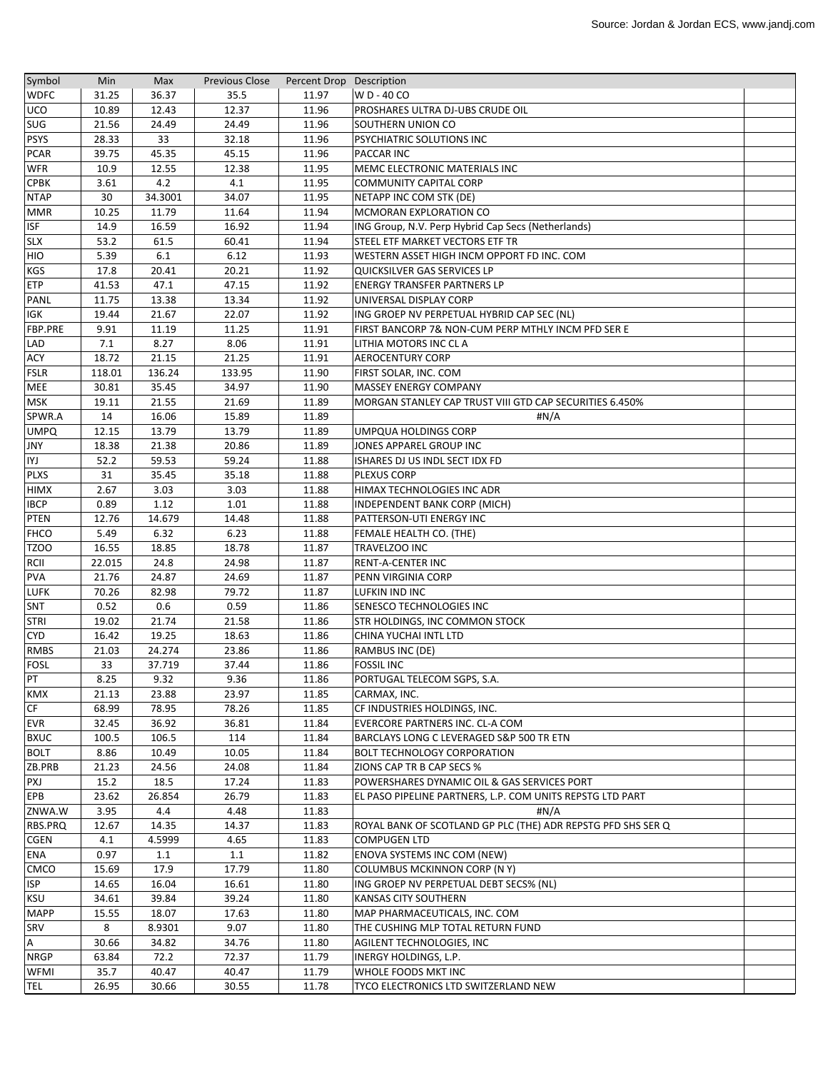Source: Jordan & Jordan ECS, www.jandj.com

| Symbol | Min | Max | Previous Close | Percent Drop | Description |
|---|---|---|---|---|---|
| WDFC | 31.25 | 36.37 | 35.5 | 11.97 | W D - 40 CO |
| UCO | 10.89 | 12.43 | 12.37 | 11.96 | PROSHARES ULTRA DJ-UBS CRUDE OIL |
| SUG | 21.56 | 24.49 | 24.49 | 11.96 | SOUTHERN UNION CO |
| PSYS | 28.33 | 33 | 32.18 | 11.96 | PSYCHIATRIC SOLUTIONS INC |
| PCAR | 39.75 | 45.35 | 45.15 | 11.96 | PACCAR INC |
| WFR | 10.9 | 12.55 | 12.38 | 11.95 | MEMC ELECTRONIC MATERIALS INC |
| CPBK | 3.61 | 4.2 | 4.1 | 11.95 | COMMUNITY CAPITAL CORP |
| NTAP | 30 | 34.3001 | 34.07 | 11.95 | NETAPP INC COM STK (DE) |
| MMR | 10.25 | 11.79 | 11.64 | 11.94 | MCMORAN EXPLORATION CO |
| ISF | 14.9 | 16.59 | 16.92 | 11.94 | ING Group, N.V. Perp Hybrid Cap Secs (Netherlands) |
| SLX | 53.2 | 61.5 | 60.41 | 11.94 | STEEL ETF MARKET VECTORS ETF TR |
| HIO | 5.39 | 6.1 | 6.12 | 11.93 | WESTERN ASSET HIGH INCM OPPORT FD INC. COM |
| KGS | 17.8 | 20.41 | 20.21 | 11.92 | QUICKSILVER GAS SERVICES LP |
| ETP | 41.53 | 47.1 | 47.15 | 11.92 | ENERGY TRANSFER PARTNERS LP |
| PANL | 11.75 | 13.38 | 13.34 | 11.92 | UNIVERSAL DISPLAY CORP |
| IGK | 19.44 | 21.67 | 22.07 | 11.92 | ING GROEP NV PERPETUAL HYBRID CAP SEC (NL) |
| FBP.PRE | 9.91 | 11.19 | 11.25 | 11.91 | FIRST BANCORP 7& NON-CUM PERP MTHLY INCM PFD SER E |
| LAD | 7.1 | 8.27 | 8.06 | 11.91 | LITHIA MOTORS INC CL A |
| ACY | 18.72 | 21.15 | 21.25 | 11.91 | AEROCENTURY CORP |
| FSLR | 118.01 | 136.24 | 133.95 | 11.90 | FIRST SOLAR, INC. COM |
| MEE | 30.81 | 35.45 | 34.97 | 11.90 | MASSEY ENERGY COMPANY |
| MSK | 19.11 | 21.55 | 21.69 | 11.89 | MORGAN STANLEY CAP TRUST VIII GTD CAP SECURITIES 6.450% |
| SPWR.A | 14 | 16.06 | 15.89 | 11.89 | #N/A |
| UMPQ | 12.15 | 13.79 | 13.79 | 11.89 | UMPQUA HOLDINGS CORP |
| JNY | 18.38 | 21.38 | 20.86 | 11.89 | JONES APPAREL GROUP INC |
| IYJ | 52.2 | 59.53 | 59.24 | 11.88 | ISHARES DJ US INDL SECT IDX FD |
| PLXS | 31 | 35.45 | 35.18 | 11.88 | PLEXUS CORP |
| HIMX | 2.67 | 3.03 | 3.03 | 11.88 | HIMAX TECHNOLOGIES INC ADR |
| IBCP | 0.89 | 1.12 | 1.01 | 11.88 | INDEPENDENT BANK CORP (MICH) |
| PTEN | 12.76 | 14.679 | 14.48 | 11.88 | PATTERSON-UTI ENERGY INC |
| FHCO | 5.49 | 6.32 | 6.23 | 11.88 | FEMALE HEALTH CO. (THE) |
| TZOO | 16.55 | 18.85 | 18.78 | 11.87 | TRAVELZOO INC |
| RCII | 22.015 | 24.8 | 24.98 | 11.87 | RENT-A-CENTER INC |
| PVA | 21.76 | 24.87 | 24.69 | 11.87 | PENN VIRGINIA CORP |
| LUFK | 70.26 | 82.98 | 79.72 | 11.87 | LUFKIN IND INC |
| SNT | 0.52 | 0.6 | 0.59 | 11.86 | SENESCO TECHNOLOGIES INC |
| STRI | 19.02 | 21.74 | 21.58 | 11.86 | STR HOLDINGS, INC COMMON STOCK |
| CYD | 16.42 | 19.25 | 18.63 | 11.86 | CHINA YUCHAI INTL LTD |
| RMBS | 21.03 | 24.274 | 23.86 | 11.86 | RAMBUS INC (DE) |
| FOSL | 33 | 37.719 | 37.44 | 11.86 | FOSSIL INC |
| PT | 8.25 | 9.32 | 9.36 | 11.86 | PORTUGAL TELECOM SGPS, S.A. |
| KMX | 21.13 | 23.88 | 23.97 | 11.85 | CARMAX, INC. |
| CF | 68.99 | 78.95 | 78.26 | 11.85 | CF INDUSTRIES HOLDINGS, INC. |
| EVR | 32.45 | 36.92 | 36.81 | 11.84 | EVERCORE PARTNERS INC. CL-A COM |
| BXUC | 100.5 | 106.5 | 114 | 11.84 | BARCLAYS LONG C LEVERAGED S&P 500 TR ETN |
| BOLT | 8.86 | 10.49 | 10.05 | 11.84 | BOLT TECHNOLOGY CORPORATION |
| ZB.PRB | 21.23 | 24.56 | 24.08 | 11.84 | ZIONS CAP TR B CAP SECS % |
| PXJ | 15.2 | 18.5 | 17.24 | 11.83 | POWERSHARES DYNAMIC OIL & GAS SERVICES PORT |
| EPB | 23.62 | 26.854 | 26.79 | 11.83 | EL PASO PIPELINE PARTNERS, L.P. COM UNITS REPSTG LTD PART |
| ZNWA.W | 3.95 | 4.4 | 4.48 | 11.83 | #N/A |
| RBS.PRQ | 12.67 | 14.35 | 14.37 | 11.83 | ROYAL BANK OF SCOTLAND GP PLC (THE) ADR REPSTG PFD SHS SER Q |
| CGEN | 4.1 | 4.5999 | 4.65 | 11.83 | COMPUGEN LTD |
| ENA | 0.97 | 1.1 | 1.1 | 11.82 | ENOVA SYSTEMS INC COM (NEW) |
| CMCO | 15.69 | 17.9 | 17.79 | 11.80 | COLUMBUS MCKINNON CORP (N Y) |
| ISP | 14.65 | 16.04 | 16.61 | 11.80 | ING GROEP NV PERPETUAL DEBT SECS% (NL) |
| KSU | 34.61 | 39.84 | 39.24 | 11.80 | KANSAS CITY SOUTHERN |
| MAPP | 15.55 | 18.07 | 17.63 | 11.80 | MAP PHARMACEUTICALS, INC. COM |
| SRV | 8 | 8.9301 | 9.07 | 11.80 | THE CUSHING MLP TOTAL RETURN FUND |
| A | 30.66 | 34.82 | 34.76 | 11.80 | AGILENT TECHNOLOGIES, INC |
| NRGP | 63.84 | 72.2 | 72.37 | 11.79 | INERGY HOLDINGS, L.P. |
| WFMI | 35.7 | 40.47 | 40.47 | 11.79 | WHOLE FOODS MKT INC |
| TEL | 26.95 | 30.66 | 30.55 | 11.78 | TYCO ELECTRONICS LTD SWITZERLAND NEW |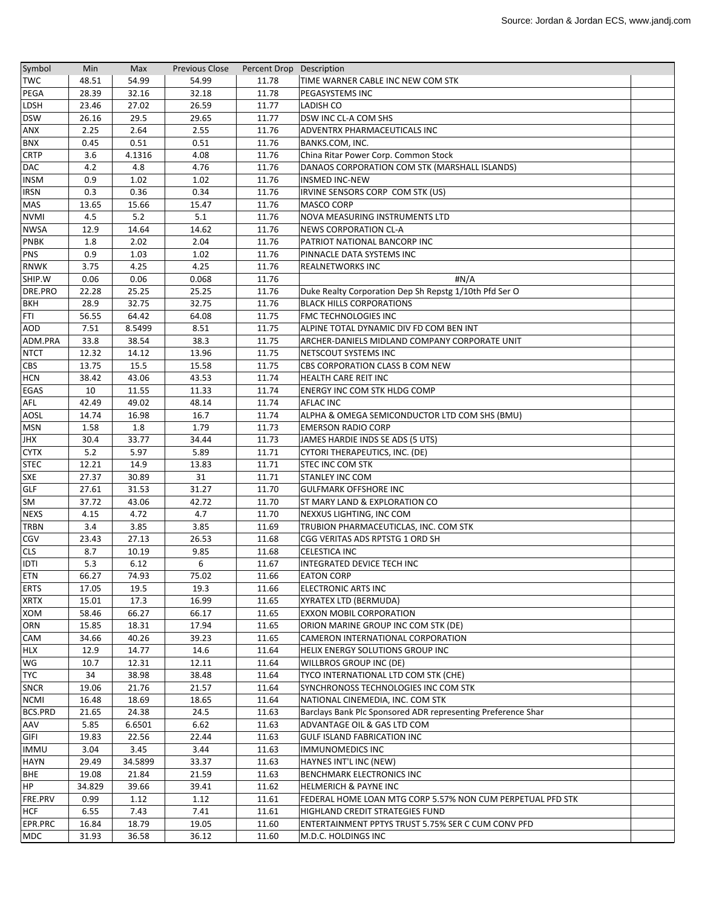Source: Jordan & Jordan ECS, www.jandj.com

| Symbol | Min | Max | Previous Close | Percent Drop | Description |
|---|---|---|---|---|---|
| TWC | 48.51 | 54.99 | 54.99 | 11.78 | TIME WARNER CABLE INC NEW COM STK |
| PEGA | 28.39 | 32.16 | 32.18 | 11.78 | PEGASYSTEMS INC |
| LDSH | 23.46 | 27.02 | 26.59 | 11.77 | LADISH CO |
| DSW | 26.16 | 29.5 | 29.65 | 11.77 | DSW INC CL-A COM SHS |
| ANX | 2.25 | 2.64 | 2.55 | 11.76 | ADVENTRX PHARMACEUTICALS INC |
| BNX | 0.45 | 0.51 | 0.51 | 11.76 | BANKS.COM, INC. |
| CRTP | 3.6 | 4.1316 | 4.08 | 11.76 | China Ritar Power Corp. Common Stock |
| DAC | 4.2 | 4.8 | 4.76 | 11.76 | DANAOS CORPORATION COM STK (MARSHALL ISLANDS) |
| INSM | 0.9 | 1.02 | 1.02 | 11.76 | INSMED INC-NEW |
| IRSN | 0.3 | 0.36 | 0.34 | 11.76 | IRVINE SENSORS CORP COM STK (US) |
| MAS | 13.65 | 15.66 | 15.47 | 11.76 | MASCO CORP |
| NVMI | 4.5 | 5.2 | 5.1 | 11.76 | NOVA MEASURING INSTRUMENTS LTD |
| NWSA | 12.9 | 14.64 | 14.62 | 11.76 | NEWS CORPORATION CL-A |
| PNBK | 1.8 | 2.02 | 2.04 | 11.76 | PATRIOT NATIONAL BANCORP INC |
| PNS | 0.9 | 1.03 | 1.02 | 11.76 | PINNACLE DATA SYSTEMS INC |
| RNWK | 3.75 | 4.25 | 4.25 | 11.76 | REALNETWORKS INC |
| SHIP.W | 0.06 | 0.06 | 0.068 | 11.76 | #N/A |
| DRE.PRO | 22.28 | 25.25 | 25.25 | 11.76 | Duke Realty Corporation Dep Sh Repstg 1/10th Pfd Ser O |
| BKH | 28.9 | 32.75 | 32.75 | 11.76 | BLACK HILLS CORPORATIONS |
| FTI | 56.55 | 64.42 | 64.08 | 11.75 | FMC TECHNOLOGIES INC |
| AOD | 7.51 | 8.5499 | 8.51 | 11.75 | ALPINE TOTAL DYNAMIC DIV FD COM BEN INT |
| ADM.PRA | 33.8 | 38.54 | 38.3 | 11.75 | ARCHER-DANIELS MIDLAND COMPANY CORPORATE UNIT |
| NTCT | 12.32 | 14.12 | 13.96 | 11.75 | NETSCOUT SYSTEMS INC |
| CBS | 13.75 | 15.5 | 15.58 | 11.75 | CBS CORPORATION CLASS B COM NEW |
| HCN | 38.42 | 43.06 | 43.53 | 11.74 | HEALTH CARE REIT INC |
| EGAS | 10 | 11.55 | 11.33 | 11.74 | ENERGY INC COM STK HLDG COMP |
| AFL | 42.49 | 49.02 | 48.14 | 11.74 | AFLAC INC |
| AOSL | 14.74 | 16.98 | 16.7 | 11.74 | ALPHA & OMEGA SEMICONDUCTOR LTD COM SHS (BMU) |
| MSN | 1.58 | 1.8 | 1.79 | 11.73 | EMERSON RADIO CORP |
| JHX | 30.4 | 33.77 | 34.44 | 11.73 | JAMES HARDIE INDS SE ADS (5 UTS) |
| CYTX | 5.2 | 5.97 | 5.89 | 11.71 | CYTORI THERAPEUTICS, INC. (DE) |
| STEC | 12.21 | 14.9 | 13.83 | 11.71 | STEC INC COM STK |
| SXE | 27.37 | 30.89 | 31 | 11.71 | STANLEY INC COM |
| GLF | 27.61 | 31.53 | 31.27 | 11.70 | GULFMARK OFFSHORE INC |
| SM | 37.72 | 43.06 | 42.72 | 11.70 | ST MARY LAND & EXPLORATION CO |
| NEXS | 4.15 | 4.72 | 4.7 | 11.70 | NEXXUS LIGHTING, INC COM |
| TRBN | 3.4 | 3.85 | 3.85 | 11.69 | TRUBION PHARMACEUTICLAS, INC. COM STK |
| CGV | 23.43 | 27.13 | 26.53 | 11.68 | CGG VERITAS ADS RPTSTG 1 ORD SH |
| CLS | 8.7 | 10.19 | 9.85 | 11.68 | CELESTICA INC |
| IDTI | 5.3 | 6.12 | 6 | 11.67 | INTEGRATED DEVICE TECH INC |
| ETN | 66.27 | 74.93 | 75.02 | 11.66 | EATON CORP |
| ERTS | 17.05 | 19.5 | 19.3 | 11.66 | ELECTRONIC ARTS INC |
| XRTX | 15.01 | 17.3 | 16.99 | 11.65 | XYRATEX LTD (BERMUDA) |
| XOM | 58.46 | 66.27 | 66.17 | 11.65 | EXXON MOBIL CORPORATION |
| ORN | 15.85 | 18.31 | 17.94 | 11.65 | ORION MARINE GROUP INC COM STK (DE) |
| CAM | 34.66 | 40.26 | 39.23 | 11.65 | CAMERON INTERNATIONAL CORPORATION |
| HLX | 12.9 | 14.77 | 14.6 | 11.64 | HELIX ENERGY SOLUTIONS GROUP INC |
| WG | 10.7 | 12.31 | 12.11 | 11.64 | WILLBROS GROUP INC (DE) |
| TYC | 34 | 38.98 | 38.48 | 11.64 | TYCO INTERNATIONAL LTD COM STK (CHE) |
| SNCR | 19.06 | 21.76 | 21.57 | 11.64 | SYNCHRONOSS TECHNOLOGIES INC COM STK |
| NCMI | 16.48 | 18.69 | 18.65 | 11.64 | NATIONAL CINEMEDIA, INC. COM STK |
| BCS.PRD | 21.65 | 24.38 | 24.5 | 11.63 | Barclays Bank Plc Sponsored ADR representing Preference Shar |
| AAV | 5.85 | 6.6501 | 6.62 | 11.63 | ADVANTAGE OIL & GAS LTD COM |
| GIFI | 19.83 | 22.56 | 22.44 | 11.63 | GULF ISLAND FABRICATION INC |
| IMMU | 3.04 | 3.45 | 3.44 | 11.63 | IMMUNOMEDICS INC |
| HAYN | 29.49 | 34.5899 | 33.37 | 11.63 | HAYNES INT'L INC (NEW) |
| BHE | 19.08 | 21.84 | 21.59 | 11.63 | BENCHMARK ELECTRONICS INC |
| HP | 34.829 | 39.66 | 39.41 | 11.62 | HELMERICH & PAYNE INC |
| FRE.PRV | 0.99 | 1.12 | 1.12 | 11.61 | FEDERAL HOME LOAN MTG CORP 5.57% NON CUM PERPETUAL PFD STK |
| HCF | 6.55 | 7.43 | 7.41 | 11.61 | HIGHLAND CREDIT STRATEGIES FUND |
| EPR.PRC | 16.84 | 18.79 | 19.05 | 11.60 | ENTERTAINMENT PPTYS TRUST 5.75% SER C CUM CONV PFD |
| MDC | 31.93 | 36.58 | 36.12 | 11.60 | M.D.C. HOLDINGS INC |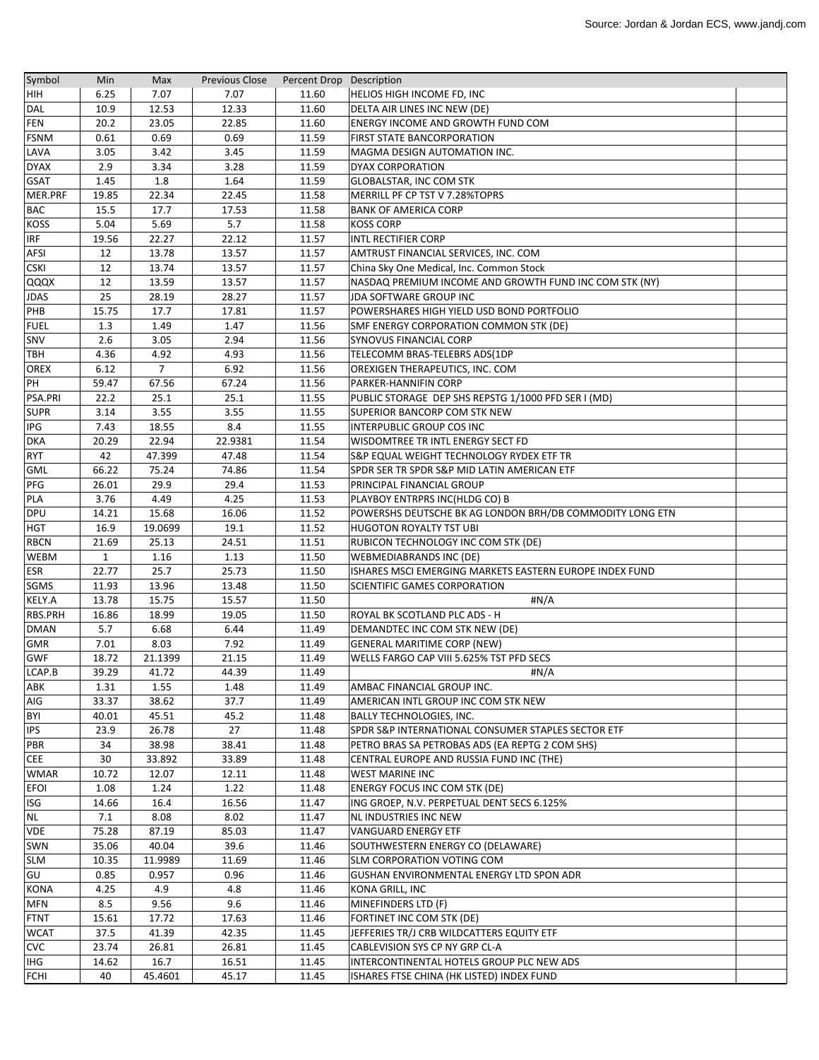Source: Jordan & Jordan ECS, www.jandj.com

| Symbol | Min | Max | Previous Close | Percent Drop | Description |
|---|---|---|---|---|---|
| HIH | 6.25 | 7.07 | 7.07 | 11.60 | HELIOS HIGH INCOME FD, INC |
| DAL | 10.9 | 12.53 | 12.33 | 11.60 | DELTA AIR LINES INC NEW (DE) |
| FEN | 20.2 | 23.05 | 22.85 | 11.60 | ENERGY INCOME AND GROWTH FUND COM |
| FSNM | 0.61 | 0.69 | 0.69 | 11.59 | FIRST STATE BANCORPORATION |
| LAVA | 3.05 | 3.42 | 3.45 | 11.59 | MAGMA DESIGN AUTOMATION INC. |
| DYAX | 2.9 | 3.34 | 3.28 | 11.59 | DYAX CORPORATION |
| GSAT | 1.45 | 1.8 | 1.64 | 11.59 | GLOBALSTAR, INC COM STK |
| MER.PRF | 19.85 | 22.34 | 22.45 | 11.58 | MERRILL PF CP TST V 7.28%TOPRS |
| BAC | 15.5 | 17.7 | 17.53 | 11.58 | BANK OF AMERICA CORP |
| KOSS | 5.04 | 5.69 | 5.7 | 11.58 | KOSS CORP |
| IRF | 19.56 | 22.27 | 22.12 | 11.57 | INTL RECTIFIER CORP |
| AFSI | 12 | 13.78 | 13.57 | 11.57 | AMTRUST FINANCIAL SERVICES, INC. COM |
| CSKI | 12 | 13.74 | 13.57 | 11.57 | China Sky One Medical, Inc. Common Stock |
| QQQX | 12 | 13.59 | 13.57 | 11.57 | NASDAQ PREMIUM INCOME AND GROWTH FUND INC COM STK (NY) |
| JDAS | 25 | 28.19 | 28.27 | 11.57 | JDA SOFTWARE GROUP INC |
| PHB | 15.75 | 17.7 | 17.81 | 11.57 | POWERSHARES HIGH YIELD USD BOND PORTFOLIO |
| FUEL | 1.3 | 1.49 | 1.47 | 11.56 | SMF ENERGY CORPORATION COMMON STK (DE) |
| SNV | 2.6 | 3.05 | 2.94 | 11.56 | SYNOVUS FINANCIAL CORP |
| TBH | 4.36 | 4.92 | 4.93 | 11.56 | TELECOMM BRAS-TELEBRS ADS(1DP |
| OREX | 6.12 | 7 | 6.92 | 11.56 | OREXIGEN THERAPEUTICS, INC. COM |
| PH | 59.47 | 67.56 | 67.24 | 11.56 | PARKER-HANNIFIN CORP |
| PSA.PRI | 22.2 | 25.1 | 25.1 | 11.55 | PUBLIC STORAGE DEP SHS REPSTG 1/1000 PFD SER I (MD) |
| SUPR | 3.14 | 3.55 | 3.55 | 11.55 | SUPERIOR BANCORP COM STK NEW |
| IPG | 7.43 | 18.55 | 8.4 | 11.55 | INTERPUBLIC GROUP COS INC |
| DKA | 20.29 | 22.94 | 22.9381 | 11.54 | WISDOMTREE TR INTL ENERGY SECT FD |
| RYT | 42 | 47.399 | 47.48 | 11.54 | S&P EQUAL WEIGHT TECHNOLOGY RYDEX ETF TR |
| GML | 66.22 | 75.24 | 74.86 | 11.54 | SPDR SER TR SPDR S&P MID LATIN AMERICAN ETF |
| PFG | 26.01 | 29.9 | 29.4 | 11.53 | PRINCIPAL FINANCIAL GROUP |
| PLA | 3.76 | 4.49 | 4.25 | 11.53 | PLAYBOY ENTRPRS INC(HLDG CO) B |
| DPU | 14.21 | 15.68 | 16.06 | 11.52 | POWERSHS DEUTSCHE BK AG LONDON BRH/DB COMMODITY LONG ETN |
| HGT | 16.9 | 19.0699 | 19.1 | 11.52 | HUGOTON ROYALTY TST UBI |
| RBCN | 21.69 | 25.13 | 24.51 | 11.51 | RUBICON TECHNOLOGY INC COM STK (DE) |
| WEBM | 1 | 1.16 | 1.13 | 11.50 | WEBMEDIABRANDS INC (DE) |
| ESR | 22.77 | 25.7 | 25.73 | 11.50 | ISHARES MSCI EMERGING MARKETS EASTERN EUROPE INDEX FUND |
| SGMS | 11.93 | 13.96 | 13.48 | 11.50 | SCIENTIFIC GAMES CORPORATION |
| KELY.A | 13.78 | 15.75 | 15.57 | 11.50 | #N/A |
| RBS.PRH | 16.86 | 18.99 | 19.05 | 11.50 | ROYAL BK SCOTLAND PLC ADS - H |
| DMAN | 5.7 | 6.68 | 6.44 | 11.49 | DEMANDTEC INC COM STK NEW (DE) |
| GMR | 7.01 | 8.03 | 7.92 | 11.49 | GENERAL MARITIME CORP (NEW) |
| GWF | 18.72 | 21.1399 | 21.15 | 11.49 | WELLS FARGO CAP VIII 5.625% TST PFD SECS |
| LCAP.B | 39.29 | 41.72 | 44.39 | 11.49 | #N/A |
| ABK | 1.31 | 1.55 | 1.48 | 11.49 | AMBAC FINANCIAL GROUP INC. |
| AIG | 33.37 | 38.62 | 37.7 | 11.49 | AMERICAN INTL GROUP INC COM STK NEW |
| BYI | 40.01 | 45.51 | 45.2 | 11.48 | BALLY TECHNOLOGIES, INC. |
| IPS | 23.9 | 26.78 | 27 | 11.48 | SPDR S&P INTERNATIONAL CONSUMER STAPLES SECTOR ETF |
| PBR | 34 | 38.98 | 38.41 | 11.48 | PETRO BRAS SA PETROBAS ADS (EA REPTG 2 COM SHS) |
| CEE | 30 | 33.892 | 33.89 | 11.48 | CENTRAL EUROPE AND RUSSIA FUND INC (THE) |
| WMAR | 10.72 | 12.07 | 12.11 | 11.48 | WEST MARINE INC |
| EFOI | 1.08 | 1.24 | 1.22 | 11.48 | ENERGY FOCUS INC COM STK (DE) |
| ISG | 14.66 | 16.4 | 16.56 | 11.47 | ING GROEP, N.V. PERPETUAL DENT SECS 6.125% |
| NL | 7.1 | 8.08 | 8.02 | 11.47 | NL INDUSTRIES INC NEW |
| VDE | 75.28 | 87.19 | 85.03 | 11.47 | VANGUARD ENERGY ETF |
| SWN | 35.06 | 40.04 | 39.6 | 11.46 | SOUTHWESTERN ENERGY CO (DELAWARE) |
| SLM | 10.35 | 11.9989 | 11.69 | 11.46 | SLM CORPORATION VOTING COM |
| GU | 0.85 | 0.957 | 0.96 | 11.46 | GUSHAN ENVIRONMENTAL ENERGY LTD SPON ADR |
| KONA | 4.25 | 4.9 | 4.8 | 11.46 | KONA GRILL, INC |
| MFN | 8.5 | 9.56 | 9.6 | 11.46 | MINEFINDERS LTD (F) |
| FTNT | 15.61 | 17.72 | 17.63 | 11.46 | FORTINET INC COM STK (DE) |
| WCAT | 37.5 | 41.39 | 42.35 | 11.45 | JEFFERIES TR/J CRB WILDCATTERS EQUITY ETF |
| CVC | 23.74 | 26.81 | 26.81 | 11.45 | CABLEVISION SYS CP NY GRP CL-A |
| IHG | 14.62 | 16.7 | 16.51 | 11.45 | INTERCONTINENTAL HOTELS GROUP PLC NEW ADS |
| FCHI | 40 | 45.4601 | 45.17 | 11.45 | ISHARES FTSE CHINA (HK LISTED) INDEX FUND |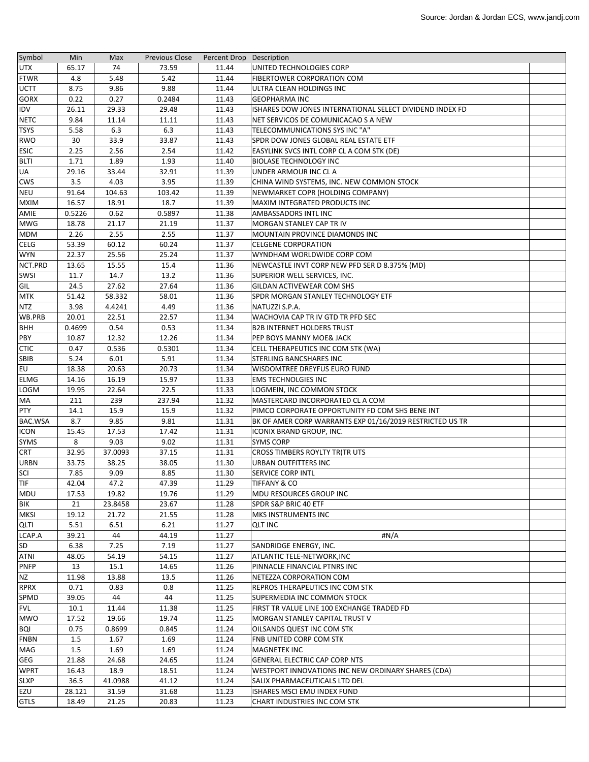Source: Jordan & Jordan ECS, www.jandj.com

| Symbol | Min | Max | Previous Close | Percent Drop | Description |
|---|---|---|---|---|---|
| UTX | 65.17 | 74 | 73.59 | 11.44 | UNITED TECHNOLOGIES CORP |
| FTWR | 4.8 | 5.48 | 5.42 | 11.44 | FIBERTOWER CORPORATION COM |
| UCTT | 8.75 | 9.86 | 9.88 | 11.44 | ULTRA CLEAN HOLDINGS INC |
| GORX | 0.22 | 0.27 | 0.2484 | 11.43 | GEOPHARMA INC |
| IDV | 26.11 | 29.33 | 29.48 | 11.43 | ISHARES DOW JONES INTERNATIONAL SELECT DIVIDEND INDEX FD |
| NETC | 9.84 | 11.14 | 11.11 | 11.43 | NET SERVICOS DE COMUNICACAO S A NEW |
| TSYS | 5.58 | 6.3 | 6.3 | 11.43 | TELECOMMUNICATIONS SYS INC "A" |
| RWO | 30 | 33.9 | 33.87 | 11.43 | SPDR DOW JONES GLOBAL REAL ESTATE ETF |
| ESIC | 2.25 | 2.56 | 2.54 | 11.42 | EASYLINK SVCS INTL CORP CL A COM STK (DE) |
| BLTI | 1.71 | 1.89 | 1.93 | 11.40 | BIOLASE TECHNOLOGY INC |
| UA | 29.16 | 33.44 | 32.91 | 11.39 | UNDER ARMOUR INC CL A |
| CWS | 3.5 | 4.03 | 3.95 | 11.39 | CHINA WIND SYSTEMS, INC. NEW COMMON STOCK |
| NEU | 91.64 | 104.63 | 103.42 | 11.39 | NEWMARKET COPR (HOLDING COMPANY) |
| MXIM | 16.57 | 18.91 | 18.7 | 11.39 | MAXIM INTEGRATED PRODUCTS INC |
| AMIE | 0.5226 | 0.62 | 0.5897 | 11.38 | AMBASSADORS INTL INC |
| MWG | 18.78 | 21.17 | 21.19 | 11.37 | MORGAN STANLEY CAP TR IV |
| MDM | 2.26 | 2.55 | 2.55 | 11.37 | MOUNTAIN PROVINCE DIAMONDS INC |
| CELG | 53.39 | 60.12 | 60.24 | 11.37 | CELGENE CORPORATION |
| WYN | 22.37 | 25.56 | 25.24 | 11.37 | WYNDHAM WORLDWIDE CORP COM |
| NCT.PRD | 13.65 | 15.55 | 15.4 | 11.36 | NEWCASTLE INVT CORP NEW PFD SER D 8.375% (MD) |
| SWSI | 11.7 | 14.7 | 13.2 | 11.36 | SUPERIOR WELL SERVICES, INC. |
| GIL | 24.5 | 27.62 | 27.64 | 11.36 | GILDAN ACTIVEWEAR COM SHS |
| MTK | 51.42 | 58.332 | 58.01 | 11.36 | SPDR MORGAN STANLEY TECHNOLOGY ETF |
| NTZ | 3.98 | 4.4241 | 4.49 | 11.36 | NATUZZI S.P.A. |
| WB.PRB | 20.01 | 22.51 | 22.57 | 11.34 | WACHOVIA CAP TR IV GTD TR PFD SEC |
| BHH | 0.4699 | 0.54 | 0.53 | 11.34 | B2B INTERNET HOLDERS TRUST |
| PBY | 10.87 | 12.32 | 12.26 | 11.34 | PEP BOYS MANNY MOE& JACK |
| CTIC | 0.47 | 0.536 | 0.5301 | 11.34 | CELL THERAPEUTICS INC COM STK (WA) |
| SBIB | 5.24 | 6.01 | 5.91 | 11.34 | STERLING BANCSHARES INC |
| EU | 18.38 | 20.63 | 20.73 | 11.34 | WISDOMTREE DREYFUS EURO FUND |
| ELMG | 14.16 | 16.19 | 15.97 | 11.33 | EMS TECHNOLGIES INC |
| LOGM | 19.95 | 22.64 | 22.5 | 11.33 | LOGMEIN, INC COMMON STOCK |
| MA | 211 | 239 | 237.94 | 11.32 | MASTERCARD INCORPORATED CL A COM |
| PTY | 14.1 | 15.9 | 15.9 | 11.32 | PIMCO CORPORATE OPPORTUNITY FD COM SHS BENE INT |
| BAC.WSA | 8.7 | 9.85 | 9.81 | 11.31 | BK OF AMER CORP WARRANTS EXP 01/16/2019 RESTRICTED US TR |
| ICON | 15.45 | 17.53 | 17.42 | 11.31 | ICONIX BRAND GROUP, INC. |
| SYMS | 8 | 9.03 | 9.02 | 11.31 | SYMS CORP |
| CRT | 32.95 | 37.0093 | 37.15 | 11.31 | CROSS TIMBERS ROYLTY TR(TR UTS |
| URBN | 33.75 | 38.25 | 38.05 | 11.30 | URBAN OUTFITTERS INC |
| SCI | 7.85 | 9.09 | 8.85 | 11.30 | SERVICE CORP INTL |
| TIF | 42.04 | 47.2 | 47.39 | 11.29 | TIFFANY & CO |
| MDU | 17.53 | 19.82 | 19.76 | 11.29 | MDU RESOURCES GROUP INC |
| BIK | 21 | 23.8458 | 23.67 | 11.28 | SPDR S&P BRIC 40 ETF |
| MKSI | 19.12 | 21.72 | 21.55 | 11.28 | MKS INSTRUMENTS INC |
| QLTI | 5.51 | 6.51 | 6.21 | 11.27 | QLT INC |
| LCAP.A | 39.21 | 44 | 44.19 | 11.27 | #N/A |
| SD | 6.38 | 7.25 | 7.19 | 11.27 | SANDRIDGE ENERGY, INC. |
| ATNI | 48.05 | 54.19 | 54.15 | 11.27 | ATLANTIC TELE-NETWORK,INC |
| PNFP | 13 | 15.1 | 14.65 | 11.26 | PINNACLE FINANCIAL PTNRS INC |
| NZ | 11.98 | 13.88 | 13.5 | 11.26 | NETEZZA CORPORATION COM |
| RPRX | 0.71 | 0.83 | 0.8 | 11.25 | REPROS THERAPEUTICS INC COM STK |
| SPMD | 39.05 | 44 | 44 | 11.25 | SUPERMEDIA INC COMMON STOCK |
| FVL | 10.1 | 11.44 | 11.38 | 11.25 | FIRST TR VALUE LINE 100 EXCHANGE TRADED FD |
| MWO | 17.52 | 19.66 | 19.74 | 11.25 | MORGAN STANLEY CAPITAL TRUST V |
| BQI | 0.75 | 0.8699 | 0.845 | 11.24 | OILSANDS QUEST INC COM STK |
| FNBN | 1.5 | 1.67 | 1.69 | 11.24 | FNB UNITED CORP COM STK |
| MAG | 1.5 | 1.69 | 1.69 | 11.24 | MAGNETEK INC |
| GEG | 21.88 | 24.68 | 24.65 | 11.24 | GENERAL ELECTRIC CAP CORP NTS |
| WPRT | 16.43 | 18.9 | 18.51 | 11.24 | WESTPORT INNOVATIONS INC NEW ORDINARY SHARES (CDA) |
| SLXP | 36.5 | 41.0988 | 41.12 | 11.24 | SALIX PHARMACEUTICALS LTD DEL |
| EZU | 28.121 | 31.59 | 31.68 | 11.23 | ISHARES MSCI EMU INDEX FUND |
| GTLS | 18.49 | 21.25 | 20.83 | 11.23 | CHART INDUSTRIES INC COM STK |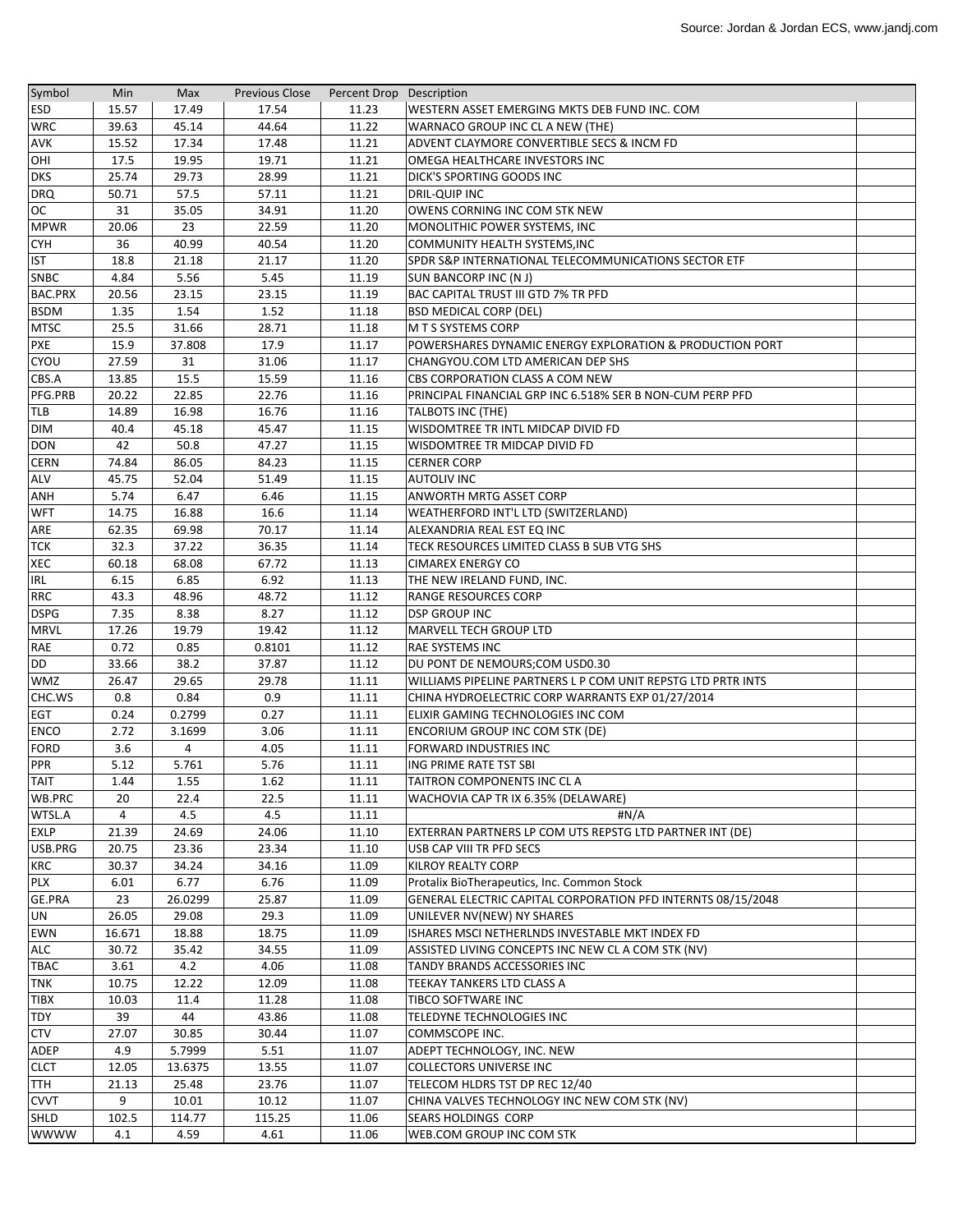| Symbol | Min | Max | Previous Close | Percent Drop | Description | |
|---|---|---|---|---|---|---|
| ESD | 15.57 | 17.49 | 17.54 | 11.23 | WESTERN ASSET EMERGING MKTS DEB FUND INC. COM | |
| WRC | 39.63 | 45.14 | 44.64 | 11.22 | WARNACO GROUP INC CL A NEW (THE) | |
| AVK | 15.52 | 17.34 | 17.48 | 11.21 | ADVENT CLAYMORE CONVERTIBLE SECS & INCM FD | |
| OHI | 17.5 | 19.95 | 19.71 | 11.21 | OMEGA HEALTHCARE INVESTORS INC | |
| DKS | 25.74 | 29.73 | 28.99 | 11.21 | DICK'S SPORTING GOODS INC | |
| DRQ | 50.71 | 57.5 | 57.11 | 11.21 | DRIL-QUIP INC | |
| OC | 31 | 35.05 | 34.91 | 11.20 | OWENS CORNING INC COM STK NEW | |
| MPWR | 20.06 | 23 | 22.59 | 11.20 | MONOLITHIC POWER SYSTEMS, INC | |
| CYH | 36 | 40.99 | 40.54 | 11.20 | COMMUNITY HEALTH SYSTEMS,INC | |
| IST | 18.8 | 21.18 | 21.17 | 11.20 | SPDR S&P INTERNATIONAL TELECOMMUNICATIONS SECTOR ETF | |
| SNBC | 4.84 | 5.56 | 5.45 | 11.19 | SUN BANCORP INC (N J) | |
| BAC.PRX | 20.56 | 23.15 | 23.15 | 11.19 | BAC CAPITAL TRUST III GTD 7% TR PFD | |
| BSDM | 1.35 | 1.54 | 1.52 | 11.18 | BSD MEDICAL CORP (DEL) | |
| MTSC | 25.5 | 31.66 | 28.71 | 11.18 | M T S SYSTEMS CORP | |
| PXE | 15.9 | 37.808 | 17.9 | 11.17 | POWERSHARES DYNAMIC ENERGY EXPLORATION & PRODUCTION PORT | |
| CYOU | 27.59 | 31 | 31.06 | 11.17 | CHANGYOU.COM LTD AMERICAN DEP SHS | |
| CBS.A | 13.85 | 15.5 | 15.59 | 11.16 | CBS CORPORATION CLASS A COM NEW | |
| PFG.PRB | 20.22 | 22.85 | 22.76 | 11.16 | PRINCIPAL FINANCIAL GRP INC 6.518% SER B NON-CUM PERP PFD | |
| TLB | 14.89 | 16.98 | 16.76 | 11.16 | TALBOTS INC (THE) | |
| DIM | 40.4 | 45.18 | 45.47 | 11.15 | WISDOMTREE TR INTL MIDCAP DIVID FD | |
| DON | 42 | 50.8 | 47.27 | 11.15 | WISDOMTREE TR MIDCAP DIVID FD | |
| CERN | 74.84 | 86.05 | 84.23 | 11.15 | CERNER CORP | |
| ALV | 45.75 | 52.04 | 51.49 | 11.15 | AUTOLIV INC | |
| ANH | 5.74 | 6.47 | 6.46 | 11.15 | ANWORTH MRTG ASSET CORP | |
| WFT | 14.75 | 16.88 | 16.6 | 11.14 | WEATHERFORD INT'L LTD (SWITZERLAND) | |
| ARE | 62.35 | 69.98 | 70.17 | 11.14 | ALEXANDRIA REAL EST EQ INC | |
| TCK | 32.3 | 37.22 | 36.35 | 11.14 | TECK RESOURCES LIMITED CLASS B SUB VTG SHS | |
| XEC | 60.18 | 68.08 | 67.72 | 11.13 | CIMAREX ENERGY CO | |
| IRL | 6.15 | 6.85 | 6.92 | 11.13 | THE NEW IRELAND FUND, INC. | |
| RRC | 43.3 | 48.96 | 48.72 | 11.12 | RANGE RESOURCES CORP | |
| DSPG | 7.35 | 8.38 | 8.27 | 11.12 | DSP GROUP INC | |
| MRVL | 17.26 | 19.79 | 19.42 | 11.12 | MARVELL TECH GROUP LTD | |
| RAE | 0.72 | 0.85 | 0.8101 | 11.12 | RAE SYSTEMS INC | |
| DD | 33.66 | 38.2 | 37.87 | 11.12 | DU PONT DE NEMOURS;COM USD0.30 | |
| WMZ | 26.47 | 29.65 | 29.78 | 11.11 | WILLIAMS PIPELINE PARTNERS L P COM UNIT REPSTG LTD PRTR INTS | |
| CHC.WS | 0.8 | 0.84 | 0.9 | 11.11 | CHINA HYDROELECTRIC CORP WARRANTS EXP 01/27/2014 | |
| EGT | 0.24 | 0.2799 | 0.27 | 11.11 | ELIXIR GAMING TECHNOLOGIES INC COM | |
| ENCO | 2.72 | 3.1699 | 3.06 | 11.11 | ENCORIUM GROUP INC COM STK (DE) | |
| FORD | 3.6 | 4 | 4.05 | 11.11 | FORWARD INDUSTRIES INC | |
| PPR | 5.12 | 5.761 | 5.76 | 11.11 | ING PRIME RATE TST SBI | |
| TAIT | 1.44 | 1.55 | 1.62 | 11.11 | TAITRON COMPONENTS INC CL A | |
| WB.PRC | 20 | 22.4 | 22.5 | 11.11 | WACHOVIA CAP TR IX 6.35% (DELAWARE) | |
| WTSL.A | 4 | 4.5 | 4.5 | 11.11 | #N/A | |
| EXLP | 21.39 | 24.69 | 24.06 | 11.10 | EXTERRAN PARTNERS LP COM UTS REPSTG LTD PARTNER INT (DE) | |
| USB.PRG | 20.75 | 23.36 | 23.34 | 11.10 | USB CAP VIII TR PFD SECS | |
| KRC | 30.37 | 34.24 | 34.16 | 11.09 | KILROY REALTY CORP | |
| PLX | 6.01 | 6.77 | 6.76 | 11.09 | Protalix BioTherapeutics, Inc. Common Stock | |
| GE.PRA | 23 | 26.0299 | 25.87 | 11.09 | GENERAL ELECTRIC CAPITAL CORPORATION PFD INTERNTS 08/15/2048 | |
| UN | 26.05 | 29.08 | 29.3 | 11.09 | UNILEVER NV(NEW) NY SHARES | |
| EWN | 16.671 | 18.88 | 18.75 | 11.09 | ISHARES MSCI NETHERLNDS INVESTABLE MKT INDEX FD | |
| ALC | 30.72 | 35.42 | 34.55 | 11.09 | ASSISTED LIVING CONCEPTS INC NEW CL A COM STK (NV) | |
| TBAC | 3.61 | 4.2 | 4.06 | 11.08 | TANDY BRANDS ACCESSORIES INC | |
| TNK | 10.75 | 12.22 | 12.09 | 11.08 | TEEKAY TANKERS LTD CLASS A | |
| TIBX | 10.03 | 11.4 | 11.28 | 11.08 | TIBCO SOFTWARE INC | |
| TDY | 39 | 44 | 43.86 | 11.08 | TELEDYNE TECHNOLOGIES INC | |
| CTV | 27.07 | 30.85 | 30.44 | 11.07 | COMMSCOPE INC. | |
| ADEP | 4.9 | 5.7999 | 5.51 | 11.07 | ADEPT TECHNOLOGY, INC. NEW | |
| CLCT | 12.05 | 13.6375 | 13.55 | 11.07 | COLLECTORS UNIVERSE INC | |
| TTH | 21.13 | 25.48 | 23.76 | 11.07 | TELECOM HLDRS TST DP REC 12/40 | |
| CVVT | 9 | 10.01 | 10.12 | 11.07 | CHINA VALVES TECHNOLOGY INC NEW COM STK (NV) | |
| SHLD | 102.5 | 114.77 | 115.25 | 11.06 | SEARS HOLDINGS CORP | |
| WWWW | 4.1 | 4.59 | 4.61 | 11.06 | WEB.COM GROUP INC COM STK | |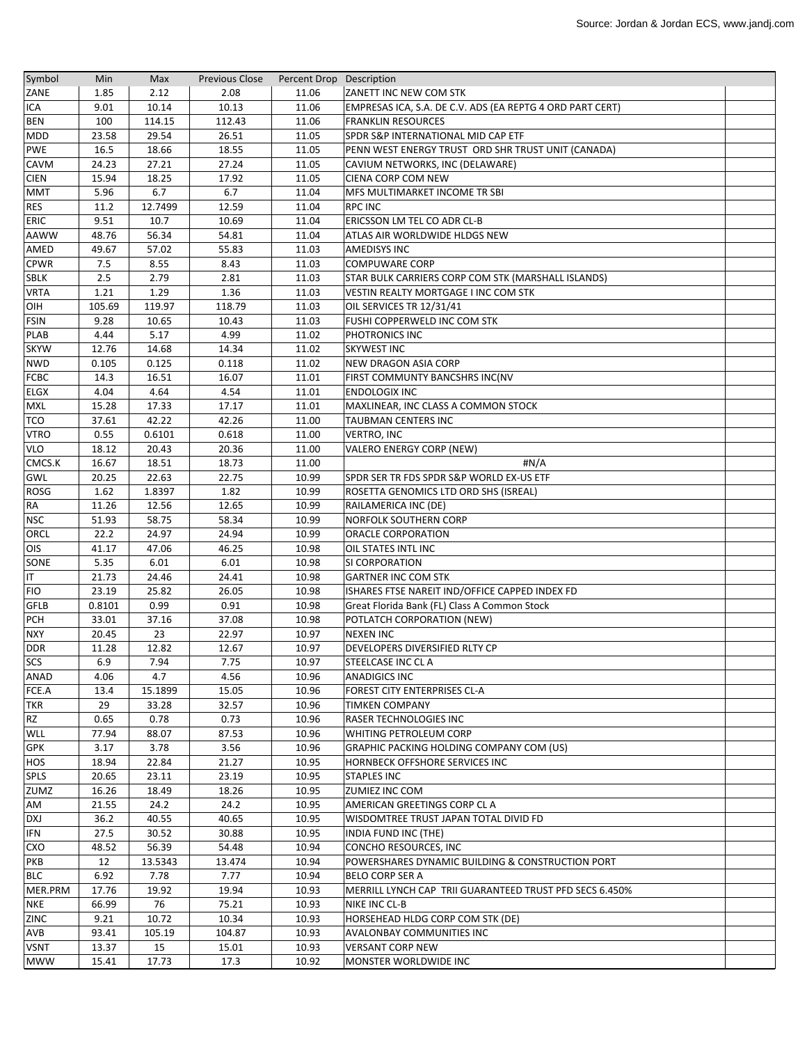Source: Jordan & Jordan ECS, www.jandj.com

| Symbol | Min | Max | Previous Close | Percent Drop | Description |
|---|---|---|---|---|---|
| ZANE | 1.85 | 2.12 | 2.08 | 11.06 | ZANETT INC NEW COM STK |
| ICA | 9.01 | 10.14 | 10.13 | 11.06 | EMPRESAS ICA, S.A. DE C.V. ADS (EA REPTG 4 ORD PART CERT) |
| BEN | 100 | 114.15 | 112.43 | 11.06 | FRANKLIN RESOURCES |
| MDD | 23.58 | 29.54 | 26.51 | 11.05 | SPDR S&P INTERNATIONAL MID CAP ETF |
| PWE | 16.5 | 18.66 | 18.55 | 11.05 | PENN WEST ENERGY TRUST ORD SHR TRUST UNIT (CANADA) |
| CAVM | 24.23 | 27.21 | 27.24 | 11.05 | CAVIUM NETWORKS, INC (DELAWARE) |
| CIEN | 15.94 | 18.25 | 17.92 | 11.05 | CIENA CORP COM NEW |
| MMT | 5.96 | 6.7 | 6.7 | 11.04 | MFS MULTIMARKET INCOME TR SBI |
| RES | 11.2 | 12.7499 | 12.59 | 11.04 | RPC INC |
| ERIC | 9.51 | 10.7 | 10.69 | 11.04 | ERICSSON LM TEL CO ADR CL-B |
| AAWW | 48.76 | 56.34 | 54.81 | 11.04 | ATLAS AIR WORLDWIDE HLDGS NEW |
| AMED | 49.67 | 57.02 | 55.83 | 11.03 | AMEDISYS INC |
| CPWR | 7.5 | 8.55 | 8.43 | 11.03 | COMPUWARE CORP |
| SBLK | 2.5 | 2.79 | 2.81 | 11.03 | STAR BULK CARRIERS CORP COM STK (MARSHALL ISLANDS) |
| VRTA | 1.21 | 1.29 | 1.36 | 11.03 | VESTIN REALTY MORTGAGE I INC COM STK |
| OIH | 105.69 | 119.97 | 118.79 | 11.03 | OIL SERVICES TR 12/31/41 |
| FSIN | 9.28 | 10.65 | 10.43 | 11.03 | FUSHI COPPERWELD INC COM STK |
| PLAB | 4.44 | 5.17 | 4.99 | 11.02 | PHOTRONICS INC |
| SKYW | 12.76 | 14.68 | 14.34 | 11.02 | SKYWEST INC |
| NWD | 0.105 | 0.125 | 0.118 | 11.02 | NEW DRAGON ASIA CORP |
| FCBC | 14.3 | 16.51 | 16.07 | 11.01 | FIRST COMMUNTY BANCSHRS INC(NV |
| ELGX | 4.04 | 4.64 | 4.54 | 11.01 | ENDOLOGIX INC |
| MXL | 15.28 | 17.33 | 17.17 | 11.01 | MAXLINEAR, INC CLASS A COMMON STOCK |
| TCO | 37.61 | 42.22 | 42.26 | 11.00 | TAUBMAN CENTERS INC |
| VTRO | 0.55 | 0.6101 | 0.618 | 11.00 | VERTRO, INC |
| VLO | 18.12 | 20.43 | 20.36 | 11.00 | VALERO ENERGY CORP (NEW) |
| CMCS.K | 16.67 | 18.51 | 18.73 | 11.00 | #N/A |
| GWL | 20.25 | 22.63 | 22.75 | 10.99 | SPDR SER TR FDS SPDR S&P WORLD EX-US ETF |
| ROSG | 1.62 | 1.8397 | 1.82 | 10.99 | ROSETTA GENOMICS LTD ORD SHS (ISREAL) |
| RA | 11.26 | 12.56 | 12.65 | 10.99 | RAILAMERICA INC (DE) |
| NSC | 51.93 | 58.75 | 58.34 | 10.99 | NORFOLK SOUTHERN CORP |
| ORCL | 22.2 | 24.97 | 24.94 | 10.99 | ORACLE CORPORATION |
| OIS | 41.17 | 47.06 | 46.25 | 10.98 | OIL STATES INTL INC |
| SONE | 5.35 | 6.01 | 6.01 | 10.98 | SI CORPORATION |
| IT | 21.73 | 24.46 | 24.41 | 10.98 | GARTNER INC COM STK |
| FIO | 23.19 | 25.82 | 26.05 | 10.98 | ISHARES FTSE NAREIT IND/OFFICE CAPPED INDEX FD |
| GFLB | 0.8101 | 0.99 | 0.91 | 10.98 | Great Florida Bank (FL) Class A Common Stock |
| PCH | 33.01 | 37.16 | 37.08 | 10.98 | POTLATCH CORPORATION (NEW) |
| NXY | 20.45 | 23 | 22.97 | 10.97 | NEXEN INC |
| DDR | 11.28 | 12.82 | 12.67 | 10.97 | DEVELOPERS DIVERSIFIED RLTY CP |
| SCS | 6.9 | 7.94 | 7.75 | 10.97 | STEELCASE INC CL A |
| ANAD | 4.06 | 4.7 | 4.56 | 10.96 | ANADIGICS INC |
| FCE.A | 13.4 | 15.1899 | 15.05 | 10.96 | FOREST CITY ENTERPRISES CL-A |
| TKR | 29 | 33.28 | 32.57 | 10.96 | TIMKEN COMPANY |
| RZ | 0.65 | 0.78 | 0.73 | 10.96 | RASER TECHNOLOGIES INC |
| WLL | 77.94 | 88.07 | 87.53 | 10.96 | WHITING PETROLEUM CORP |
| GPK | 3.17 | 3.78 | 3.56 | 10.96 | GRAPHIC PACKING HOLDING COMPANY COM (US) |
| HOS | 18.94 | 22.84 | 21.27 | 10.95 | HORNBECK OFFSHORE SERVICES INC |
| SPLS | 20.65 | 23.11 | 23.19 | 10.95 | STAPLES INC |
| ZUMZ | 16.26 | 18.49 | 18.26 | 10.95 | ZUMIEZ INC COM |
| AM | 21.55 | 24.2 | 24.2 | 10.95 | AMERICAN GREETINGS CORP CL A |
| DXJ | 36.2 | 40.55 | 40.65 | 10.95 | WISDOMTREE TRUST JAPAN TOTAL DIVID FD |
| IFN | 27.5 | 30.52 | 30.88 | 10.95 | INDIA FUND INC (THE) |
| CXO | 48.52 | 56.39 | 54.48 | 10.94 | CONCHO RESOURCES, INC |
| PKB | 12 | 13.5343 | 13.474 | 10.94 | POWERSHARES DYNAMIC BUILDING & CONSTRUCTION PORT |
| BLC | 6.92 | 7.78 | 7.77 | 10.94 | BELO CORP SER A |
| MER.PRM | 17.76 | 19.92 | 19.94 | 10.93 | MERRILL LYNCH CAP TRII GUARANTEED TRUST PFD SECS 6.450% |
| NKE | 66.99 | 76 | 75.21 | 10.93 | NIKE INC CL-B |
| ZINC | 9.21 | 10.72 | 10.34 | 10.93 | HORSEHEAD HLDG CORP COM STK (DE) |
| AVB | 93.41 | 105.19 | 104.87 | 10.93 | AVALONBAY COMMUNITIES INC |
| VSNT | 13.37 | 15 | 15.01 | 10.93 | VERSANT CORP NEW |
| MWW | 15.41 | 17.73 | 17.3 | 10.92 | MONSTER WORLDWIDE INC |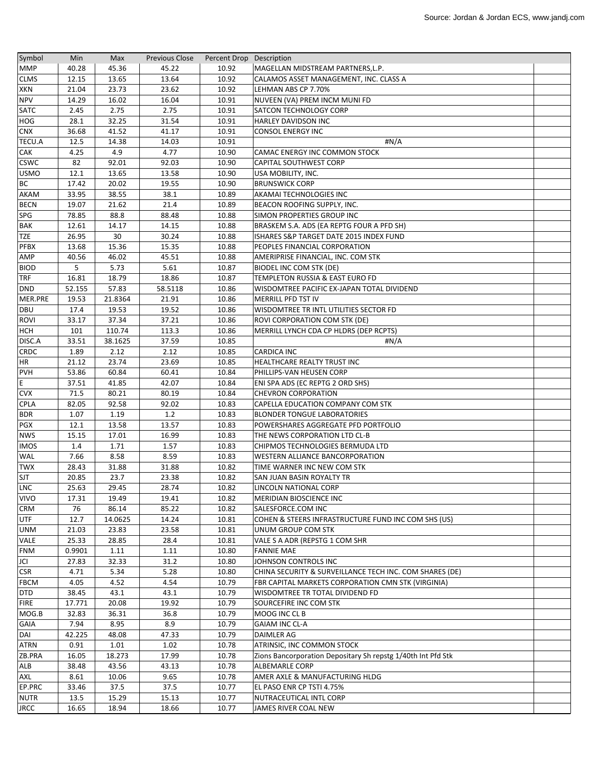| Symbol | Min | Max | Previous Close | Percent Drop | Description |
|---|---|---|---|---|---|
| MMP | 40.28 | 45.36 | 45.22 | 10.92 | MAGELLAN MIDSTREAM PARTNERS,L.P. |
| CLMS | 12.15 | 13.65 | 13.64 | 10.92 | CALAMOS ASSET MANAGEMENT, INC. CLASS A |
| XKN | 21.04 | 23.73 | 23.62 | 10.92 | LEHMAN ABS CP 7.70% |
| NPV | 14.29 | 16.02 | 16.04 | 10.91 | NUVEEN (VA) PREM INCM MUNI FD |
| SATC | 2.45 | 2.75 | 2.75 | 10.91 | SATCON TECHNOLOGY CORP |
| HOG | 28.1 | 32.25 | 31.54 | 10.91 | HARLEY DAVIDSON INC |
| CNX | 36.68 | 41.52 | 41.17 | 10.91 | CONSOL ENERGY INC |
| TECU.A | 12.5 | 14.38 | 14.03 | 10.91 | #N/A |
| CAK | 4.25 | 4.9 | 4.77 | 10.90 | CAMAC ENERGY INC COMMON STOCK |
| CSWC | 82 | 92.01 | 92.03 | 10.90 | CAPITAL SOUTHWEST CORP |
| USMO | 12.1 | 13.65 | 13.58 | 10.90 | USA MOBILITY, INC. |
| BC | 17.42 | 20.02 | 19.55 | 10.90 | BRUNSWICK CORP |
| AKAM | 33.95 | 38.55 | 38.1 | 10.89 | AKAMAI TECHNOLOGIES INC |
| BECN | 19.07 | 21.62 | 21.4 | 10.89 | BEACON ROOFING SUPPLY, INC. |
| SPG | 78.85 | 88.8 | 88.48 | 10.88 | SIMON PROPERTIES GROUP INC |
| BAK | 12.61 | 14.17 | 14.15 | 10.88 | BRASKEM S.A. ADS (EA REPTG FOUR A PFD SH) |
| TZE | 26.95 | 30 | 30.24 | 10.88 | ISHARES S&P TARGET DATE 2015 INDEX FUND |
| PFBX | 13.68 | 15.36 | 15.35 | 10.88 | PEOPLES FINANCIAL CORPORATION |
| AMP | 40.56 | 46.02 | 45.51 | 10.88 | AMERIPRISE FINANCIAL, INC. COM STK |
| BIOD | 5 | 5.73 | 5.61 | 10.87 | BIODEL INC COM STK (DE) |
| TRF | 16.81 | 18.79 | 18.86 | 10.87 | TEMPLETON RUSSIA & EAST EURO FD |
| DND | 52.155 | 57.83 | 58.5118 | 10.86 | WISDOMTREE PACIFIC EX-JAPAN TOTAL DIVIDEND |
| MER.PRE | 19.53 | 21.8364 | 21.91 | 10.86 | MERRILL PFD TST IV |
| DBU | 17.4 | 19.53 | 19.52 | 10.86 | WISDOMTREE TR INTL UTILITIES SECTOR FD |
| ROVI | 33.17 | 37.34 | 37.21 | 10.86 | ROVI CORPORATION COM STK (DE) |
| HCH | 101 | 110.74 | 113.3 | 10.86 | MERRILL LYNCH CDA CP HLDRS (DEP RCPTS) |
| DISC.A | 33.51 | 38.1625 | 37.59 | 10.85 | #N/A |
| CRDC | 1.89 | 2.12 | 2.12 | 10.85 | CARDICA INC |
| HR | 21.12 | 23.74 | 23.69 | 10.85 | HEALTHCARE REALTY TRUST INC |
| PVH | 53.86 | 60.84 | 60.41 | 10.84 | PHILLIPS-VAN HEUSEN CORP |
| E | 37.51 | 41.85 | 42.07 | 10.84 | ENI SPA ADS (EC REPTG 2 ORD SHS) |
| CVX | 71.5 | 80.21 | 80.19 | 10.84 | CHEVRON CORPORATION |
| CPLA | 82.05 | 92.58 | 92.02 | 10.83 | CAPELLA EDUCATION COMPANY COM STK |
| BDR | 1.07 | 1.19 | 1.2 | 10.83 | BLONDER TONGUE LABORATORIES |
| PGX | 12.1 | 13.58 | 13.57 | 10.83 | POWERSHARES AGGREGATE PFD PORTFOLIO |
| NWS | 15.15 | 17.01 | 16.99 | 10.83 | THE NEWS CORPORATION LTD CL-B |
| IMOS | 1.4 | 1.71 | 1.57 | 10.83 | CHIPMOS TECHNOLOGIES BERMUDA LTD |
| WAL | 7.66 | 8.58 | 8.59 | 10.83 | WESTERN ALLIANCE BANCORPORATION |
| TWX | 28.43 | 31.88 | 31.88 | 10.82 | TIME WARNER INC NEW COM STK |
| SJT | 20.85 | 23.7 | 23.38 | 10.82 | SAN JUAN BASIN ROYALTY TR |
| LNC | 25.63 | 29.45 | 28.74 | 10.82 | LINCOLN NATIONAL CORP |
| VIVO | 17.31 | 19.49 | 19.41 | 10.82 | MERIDIAN BIOSCIENCE INC |
| CRM | 76 | 86.14 | 85.22 | 10.82 | SALESFORCE.COM INC |
| UTF | 12.7 | 14.0625 | 14.24 | 10.81 | COHEN & STEERS INFRASTRUCTURE FUND INC COM SHS (US) |
| UNM | 21.03 | 23.83 | 23.58 | 10.81 | UNUM GROUP COM STK |
| VALE | 25.33 | 28.85 | 28.4 | 10.81 | VALE S A ADR (REPSTG 1 COM SHR |
| FNM | 0.9901 | 1.11 | 1.11 | 10.80 | FANNIE MAE |
| JCI | 27.83 | 32.33 | 31.2 | 10.80 | JOHNSON CONTROLS INC |
| CSR | 4.71 | 5.34 | 5.28 | 10.80 | CHINA SECURITY & SURVEILLANCE TECH INC. COM SHARES (DE) |
| FBCM | 4.05 | 4.52 | 4.54 | 10.79 | FBR CAPITAL MARKETS CORPORATION CMN STK (VIRGINIA) |
| DTD | 38.45 | 43.1 | 43.1 | 10.79 | WISDOMTREE TR TOTAL DIVIDEND FD |
| FIRE | 17.771 | 20.08 | 19.92 | 10.79 | SOURCEFIRE INC COM STK |
| MOG.B | 32.83 | 36.31 | 36.8 | 10.79 | MOOG INC CL B |
| GAIA | 7.94 | 8.95 | 8.9 | 10.79 | GAIAM INC CL-A |
| DAI | 42.225 | 48.08 | 47.33 | 10.79 | DAIMLER AG |
| ATRN | 0.91 | 1.01 | 1.02 | 10.78 | ATRINSIC, INC COMMON STOCK |
| ZB.PRA | 16.05 | 18.273 | 17.99 | 10.78 | Zions Bancorporation Depositary Sh repstg 1/40th Int Pfd Stk |
| ALB | 38.48 | 43.56 | 43.13 | 10.78 | ALBEMARLE CORP |
| AXL | 8.61 | 10.06 | 9.65 | 10.78 | AMER AXLE & MANUFACTURING HLDG |
| EP.PRC | 33.46 | 37.5 | 37.5 | 10.77 | EL PASO ENR CP TSTI 4.75% |
| NUTR | 13.5 | 15.29 | 15.13 | 10.77 | NUTRACEUTICAL INTL CORP |
| JRCC | 16.65 | 18.94 | 18.66 | 10.77 | JAMES RIVER COAL NEW |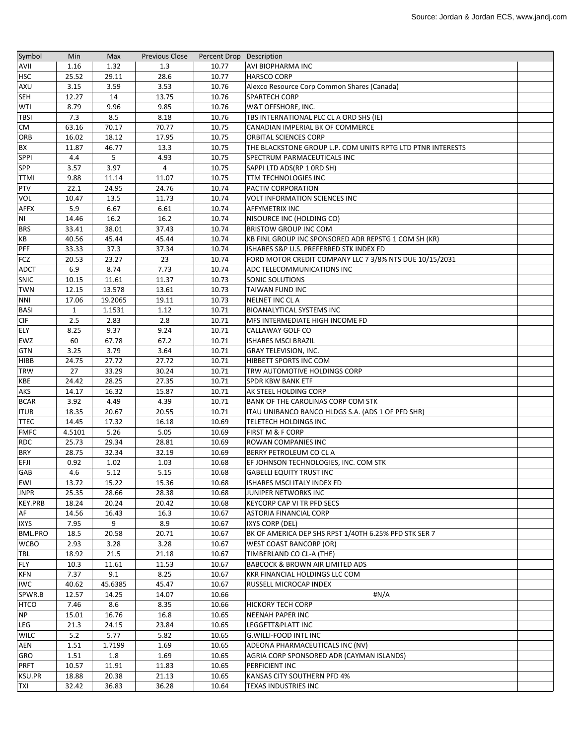| Symbol | Min | Max | Previous Close | Percent Drop | Description |
|---|---|---|---|---|---|
| AVII | 1.16 | 1.32 | 1.3 | 10.77 | AVI BIOPHARMA INC |
| HSC | 25.52 | 29.11 | 28.6 | 10.77 | HARSCO CORP |
| AXU | 3.15 | 3.59 | 3.53 | 10.76 | Alexco Resource Corp Common Shares (Canada) |
| SEH | 12.27 | 14 | 13.75 | 10.76 | SPARTECH CORP |
| WTI | 8.79 | 9.96 | 9.85 | 10.76 | W&T OFFSHORE, INC. |
| TBSI | 7.3 | 8.5 | 8.18 | 10.76 | TBS INTERNATIONAL PLC CL A ORD SHS (IE) |
| CM | 63.16 | 70.17 | 70.77 | 10.75 | CANADIAN IMPERIAL BK OF COMMERCE |
| ORB | 16.02 | 18.12 | 17.95 | 10.75 | ORBITAL SCIENCES CORP |
| BX | 11.87 | 46.77 | 13.3 | 10.75 | THE BLACKSTONE GROUP L.P. COM UNITS RPTG LTD PTNR INTERESTS |
| SPPI | 4.4 | 5 | 4.93 | 10.75 | SPECTRUM PARMACEUTICALS INC |
| SPP | 3.57 | 3.97 | 4 | 10.75 | SAPPI LTD ADS(RP 1 0RD SH) |
| TTMI | 9.88 | 11.14 | 11.07 | 10.75 | TTM TECHNOLOGIES INC |
| PTV | 22.1 | 24.95 | 24.76 | 10.74 | PACTIV CORPORATION |
| VOL | 10.47 | 13.5 | 11.73 | 10.74 | VOLT INFORMATION SCIENCES INC |
| AFFX | 5.9 | 6.67 | 6.61 | 10.74 | AFFYMETRIX INC |
| NI | 14.46 | 16.2 | 16.2 | 10.74 | NISOURCE INC (HOLDING CO) |
| BRS | 33.41 | 38.01 | 37.43 | 10.74 | BRISTOW GROUP INC COM |
| KB | 40.56 | 45.44 | 45.44 | 10.74 | KB FINL GROUP INC SPONSORED ADR REPSTG 1 COM SH (KR) |
| PFF | 33.33 | 37.3 | 37.34 | 10.74 | ISHARES S&P U.S. PREFERRED STK INDEX FD |
| FCZ | 20.53 | 23.27 | 23 | 10.74 | FORD MOTOR CREDIT COMPANY LLC 7 3/8% NTS DUE 10/15/2031 |
| ADCT | 6.9 | 8.74 | 7.73 | 10.74 | ADC TELECOMMUNICATIONS INC |
| SNIC | 10.15 | 11.61 | 11.37 | 10.73 | SONIC SOLUTIONS |
| TWN | 12.15 | 13.578 | 13.61 | 10.73 | TAIWAN FUND INC |
| NNI | 17.06 | 19.2065 | 19.11 | 10.73 | NELNET INC CL A |
| BASI | 1 | 1.1531 | 1.12 | 10.71 | BIOANALYTICAL SYSTEMS INC |
| CIF | 2.5 | 2.83 | 2.8 | 10.71 | MFS INTERMEDIATE HIGH INCOME FD |
| ELY | 8.25 | 9.37 | 9.24 | 10.71 | CALLAWAY GOLF CO |
| EWZ | 60 | 67.78 | 67.2 | 10.71 | ISHARES MSCI BRAZIL |
| GTN | 3.25 | 3.79 | 3.64 | 10.71 | GRAY TELEVISION, INC. |
| HIBB | 24.75 | 27.72 | 27.72 | 10.71 | HIBBETT SPORTS INC COM |
| TRW | 27 | 33.29 | 30.24 | 10.71 | TRW AUTOMOTIVE HOLDINGS CORP |
| KBE | 24.42 | 28.25 | 27.35 | 10.71 | SPDR KBW BANK ETF |
| AKS | 14.17 | 16.32 | 15.87 | 10.71 | AK STEEL HOLDING CORP |
| BCAR | 3.92 | 4.49 | 4.39 | 10.71 | BANK OF THE CAROLINAS CORP COM STK |
| ITUB | 18.35 | 20.67 | 20.55 | 10.71 | ITAU UNIBANCO BANCO HLDGS S.A. (ADS 1 OF PFD SHR) |
| TTEC | 14.45 | 17.32 | 16.18 | 10.69 | TELETECH HOLDINGS INC |
| FMFC | 4.5101 | 5.26 | 5.05 | 10.69 | FIRST M & F CORP |
| RDC | 25.73 | 29.34 | 28.81 | 10.69 | ROWAN COMPANIES INC |
| BRY | 28.75 | 32.34 | 32.19 | 10.69 | BERRY PETROLEUM CO CL A |
| EFJI | 0.92 | 1.02 | 1.03 | 10.68 | EF JOHNSON TECHNOLOGIES, INC. COM STK |
| GAB | 4.6 | 5.12 | 5.15 | 10.68 | GABELLI EQUITY TRUST INC |
| EWI | 13.72 | 15.22 | 15.36 | 10.68 | ISHARES MSCI ITALY INDEX FD |
| JNPR | 25.35 | 28.66 | 28.38 | 10.68 | JUNIPER NETWORKS INC |
| KEY.PRB | 18.24 | 20.24 | 20.42 | 10.68 | KEYCORP CAP VI TR PFD SECS |
| AF | 14.56 | 16.43 | 16.3 | 10.67 | ASTORIA FINANCIAL CORP |
| IXYS | 7.95 | 9 | 8.9 | 10.67 | IXYS CORP (DEL) |
| BML.PRO | 18.5 | 20.58 | 20.71 | 10.67 | BK OF AMERICA DEP SHS RPST 1/40TH 6.25% PFD STK SER 7 |
| WCBO | 2.93 | 3.28 | 3.28 | 10.67 | WEST COAST BANCORP (OR) |
| TBL | 18.92 | 21.5 | 21.18 | 10.67 | TIMBERLAND CO CL-A (THE) |
| FLY | 10.3 | 11.61 | 11.53 | 10.67 | BABCOCK & BROWN AIR LIMITED ADS |
| KFN | 7.37 | 9.1 | 8.25 | 10.67 | KKR FINANCIAL HOLDINGS LLC COM |
| IWC | 40.62 | 45.6385 | 45.47 | 10.67 | RUSSELL MICROCAP INDEX |
| SPWR.B | 12.57 | 14.25 | 14.07 | 10.66 | #N/A |
| HTCO | 7.46 | 8.6 | 8.35 | 10.66 | HICKORY TECH CORP |
| NP | 15.01 | 16.76 | 16.8 | 10.65 | NEENAH PAPER INC |
| LEG | 21.3 | 24.15 | 23.84 | 10.65 | LEGGETT&PLATT INC |
| WILC | 5.2 | 5.77 | 5.82 | 10.65 | G.WILLI-FOOD INTL INC |
| AEN | 1.51 | 1.7199 | 1.69 | 10.65 | ADEONA PHARMACEUTICALS INC (NV) |
| GRO | 1.51 | 1.8 | 1.69 | 10.65 | AGRIA CORP SPONSORED ADR (CAYMAN ISLANDS) |
| PRFT | 10.57 | 11.91 | 11.83 | 10.65 | PERFICIENT INC |
| KSU.PR | 18.88 | 20.38 | 21.13 | 10.65 | KANSAS CITY SOUTHERN PFD 4% |
| TXI | 32.42 | 36.83 | 36.28 | 10.64 | TEXAS INDUSTRIES INC |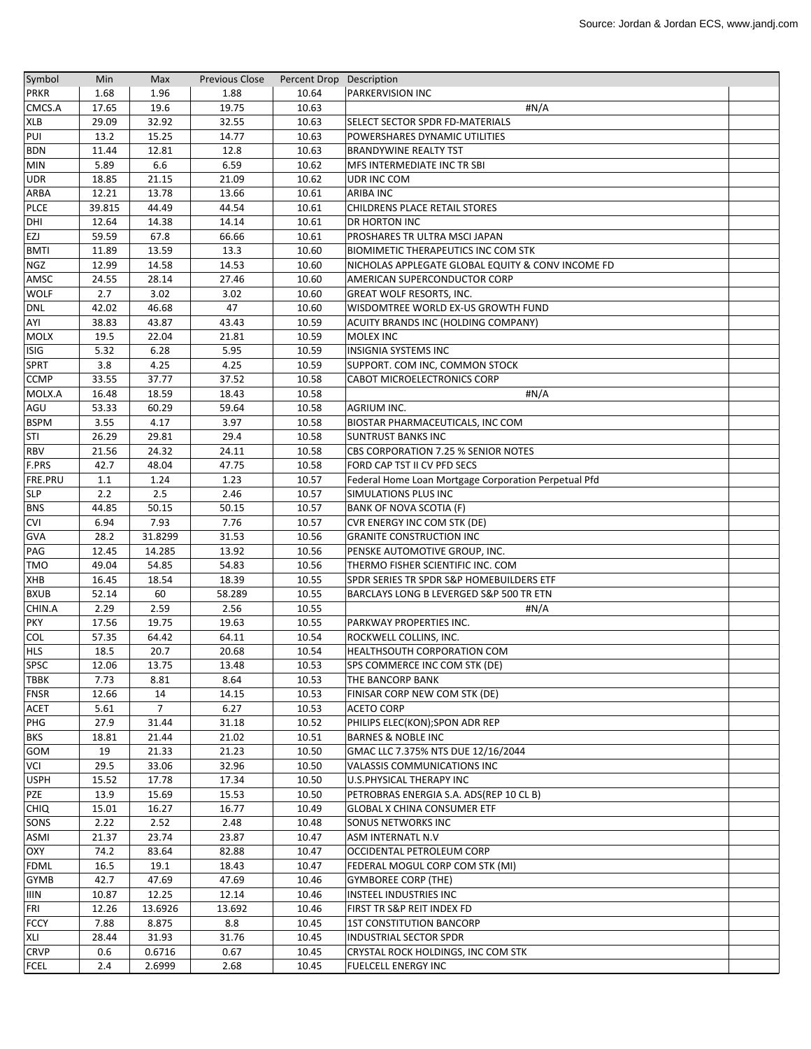Source: Jordan & Jordan ECS, www.jandj.com

| Symbol | Min | Max | Previous Close | Percent Drop | Description |
|---|---|---|---|---|---|
| PRKR | 1.68 | 1.96 | 1.88 | 10.64 | PARKERVISION INC |
| CMCS.A | 17.65 | 19.6 | 19.75 | 10.63 | #N/A |
| XLB | 29.09 | 32.92 | 32.55 | 10.63 | SELECT SECTOR SPDR FD-MATERIALS |
| PUI | 13.2 | 15.25 | 14.77 | 10.63 | POWERSHARES DYNAMIC UTILITIES |
| BDN | 11.44 | 12.81 | 12.8 | 10.63 | BRANDYWINE REALTY TST |
| MIN | 5.89 | 6.6 | 6.59 | 10.62 | MFS INTERMEDIATE INC TR SBI |
| UDR | 18.85 | 21.15 | 21.09 | 10.62 | UDR INC COM |
| ARBA | 12.21 | 13.78 | 13.66 | 10.61 | ARIBA INC |
| PLCE | 39.815 | 44.49 | 44.54 | 10.61 | CHILDRENS PLACE RETAIL STORES |
| DHI | 12.64 | 14.38 | 14.14 | 10.61 | DR HORTON INC |
| EZJ | 59.59 | 67.8 | 66.66 | 10.61 | PROSHARES TR ULTRA MSCI JAPAN |
| BMTI | 11.89 | 13.59 | 13.3 | 10.60 | BIOMIMETIC THERAPEUTICS INC COM STK |
| NGZ | 12.99 | 14.58 | 14.53 | 10.60 | NICHOLAS APPLEGATE GLOBAL EQUITY & CONV INCOME FD |
| AMSC | 24.55 | 28.14 | 27.46 | 10.60 | AMERICAN SUPERCONDUCTOR CORP |
| WOLF | 2.7 | 3.02 | 3.02 | 10.60 | GREAT WOLF RESORTS, INC. |
| DNL | 42.02 | 46.68 | 47 | 10.60 | WISDOMTREE WORLD EX-US GROWTH FUND |
| AYI | 38.83 | 43.87 | 43.43 | 10.59 | ACUITY BRANDS INC (HOLDING COMPANY) |
| MOLX | 19.5 | 22.04 | 21.81 | 10.59 | MOLEX INC |
| ISIG | 5.32 | 6.28 | 5.95 | 10.59 | INSIGNIA SYSTEMS INC |
| SPRT | 3.8 | 4.25 | 4.25 | 10.59 | SUPPORT. COM INC, COMMON STOCK |
| CCMP | 33.55 | 37.77 | 37.52 | 10.58 | CABOT MICROELECTRONICS CORP |
| MOLX.A | 16.48 | 18.59 | 18.43 | 10.58 | #N/A |
| AGU | 53.33 | 60.29 | 59.64 | 10.58 | AGRIUM INC. |
| BSPM | 3.55 | 4.17 | 3.97 | 10.58 | BIOSTAR PHARMACEUTICALS, INC COM |
| STI | 26.29 | 29.81 | 29.4 | 10.58 | SUNTRUST BANKS INC |
| RBV | 21.56 | 24.32 | 24.11 | 10.58 | CBS CORPORATION 7.25 % SENIOR NOTES |
| F.PRS | 42.7 | 48.04 | 47.75 | 10.58 | FORD CAP TST II CV PFD SECS |
| FRE.PRU | 1.1 | 1.24 | 1.23 | 10.57 | Federal Home Loan Mortgage Corporation Perpetual Pfd |
| SLP | 2.2 | 2.5 | 2.46 | 10.57 | SIMULATIONS PLUS INC |
| BNS | 44.85 | 50.15 | 50.15 | 10.57 | BANK OF NOVA SCOTIA (F) |
| CVI | 6.94 | 7.93 | 7.76 | 10.57 | CVR ENERGY INC COM STK (DE) |
| GVA | 28.2 | 31.8299 | 31.53 | 10.56 | GRANITE CONSTRUCTION INC |
| PAG | 12.45 | 14.285 | 13.92 | 10.56 | PENSKE AUTOMOTIVE GROUP, INC. |
| TMO | 49.04 | 54.85 | 54.83 | 10.56 | THERMO FISHER SCIENTIFIC INC. COM |
| XHB | 16.45 | 18.54 | 18.39 | 10.55 | SPDR SERIES TR SPDR S&P HOMEBUILDERS ETF |
| BXUB | 52.14 | 60 | 58.289 | 10.55 | BARCLAYS LONG B LEVERGED S&P 500 TR ETN |
| CHIN.A | 2.29 | 2.59 | 2.56 | 10.55 | #N/A |
| PKY | 17.56 | 19.75 | 19.63 | 10.55 | PARKWAY PROPERTIES INC. |
| COL | 57.35 | 64.42 | 64.11 | 10.54 | ROCKWELL COLLINS, INC. |
| HLS | 18.5 | 20.7 | 20.68 | 10.54 | HEALTHSOUTH CORPORATION COM |
| SPSC | 12.06 | 13.75 | 13.48 | 10.53 | SPS COMMERCE INC COM STK (DE) |
| TBBK | 7.73 | 8.81 | 8.64 | 10.53 | THE BANCORP BANK |
| FNSR | 12.66 | 14 | 14.15 | 10.53 | FINISAR CORP NEW COM STK (DE) |
| ACET | 5.61 | 7 | 6.27 | 10.53 | ACETO CORP |
| PHG | 27.9 | 31.44 | 31.18 | 10.52 | PHILIPS ELEC(KON);SPON ADR REP |
| BKS | 18.81 | 21.44 | 21.02 | 10.51 | BARNES & NOBLE INC |
| GOM | 19 | 21.33 | 21.23 | 10.50 | GMAC LLC 7.375% NTS DUE 12/16/2044 |
| VCI | 29.5 | 33.06 | 32.96 | 10.50 | VALASSIS COMMUNICATIONS INC |
| USPH | 15.52 | 17.78 | 17.34 | 10.50 | U.S.PHYSICAL THERAPY INC |
| PZE | 13.9 | 15.69 | 15.53 | 10.50 | PETROBRAS ENERGIA S.A. ADS(REP 10 CL B) |
| CHIQ | 15.01 | 16.27 | 16.77 | 10.49 | GLOBAL X CHINA CONSUMER ETF |
| SONS | 2.22 | 2.52 | 2.48 | 10.48 | SONUS NETWORKS INC |
| ASMI | 21.37 | 23.74 | 23.87 | 10.47 | ASM INTERNATL N.V |
| OXY | 74.2 | 83.64 | 82.88 | 10.47 | OCCIDENTAL PETROLEUM CORP |
| FDML | 16.5 | 19.1 | 18.43 | 10.47 | FEDERAL MOGUL CORP COM STK (MI) |
| GYMB | 42.7 | 47.69 | 47.69 | 10.46 | GYMBOREE CORP (THE) |
| IIIN | 10.87 | 12.25 | 12.14 | 10.46 | INSTEEL INDUSTRIES INC |
| FRI | 12.26 | 13.6926 | 13.692 | 10.46 | FIRST TR S&P REIT INDEX FD |
| FCCY | 7.88 | 8.875 | 8.8 | 10.45 | 1ST CONSTITUTION BANCORP |
| XLI | 28.44 | 31.93 | 31.76 | 10.45 | INDUSTRIAL SECTOR SPDR |
| CRVP | 0.6 | 0.6716 | 0.67 | 10.45 | CRYSTAL ROCK HOLDINGS, INC COM STK |
| FCEL | 2.4 | 2.6999 | 2.68 | 10.45 | FUELCELL ENERGY INC |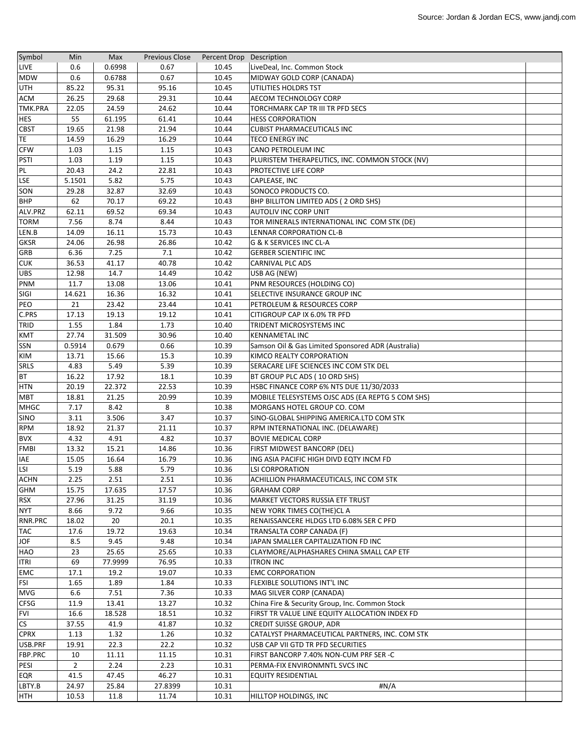Source: Jordan & Jordan ECS, www.jandj.com

| Symbol | Min | Max | Previous Close | Percent Drop | Description | |
|---|---|---|---|---|---|---|
| LIVE | 0.6 | 0.6998 | 0.67 | 10.45 | LiveDeal, Inc. Common Stock | |
| MDW | 0.6 | 0.6788 | 0.67 | 10.45 | MIDWAY GOLD CORP (CANADA) | |
| UTH | 85.22 | 95.31 | 95.16 | 10.45 | UTILITIES HOLDRS TST | |
| ACM | 26.25 | 29.68 | 29.31 | 10.44 | AECOM TECHNOLOGY CORP | |
| TMK.PRA | 22.05 | 24.59 | 24.62 | 10.44 | TORCHMARK CAP TR III TR PFD SECS | |
| HES | 55 | 61.195 | 61.41 | 10.44 | HESS CORPORATION | |
| CBST | 19.65 | 21.98 | 21.94 | 10.44 | CUBIST PHARMACEUTICALS INC | |
| TE | 14.59 | 16.29 | 16.29 | 10.44 | TECO ENERGY INC | |
| CFW | 1.03 | 1.15 | 1.15 | 10.43 | CANO PETROLEUM INC | |
| PSTI | 1.03 | 1.19 | 1.15 | 10.43 | PLURISTEM THERAPEUTICS, INC. COMMON STOCK (NV) | |
| PL | 20.43 | 24.2 | 22.81 | 10.43 | PROTECTIVE LIFE CORP | |
| LSE | 5.1501 | 5.82 | 5.75 | 10.43 | CAPLEASE, INC | |
| SON | 29.28 | 32.87 | 32.69 | 10.43 | SONOCO PRODUCTS CO. | |
| BHP | 62 | 70.17 | 69.22 | 10.43 | BHP BILLITON LIMITED ADS ( 2 ORD SHS) | |
| ALV.PRZ | 62.11 | 69.52 | 69.34 | 10.43 | AUTOLIV INC CORP UNIT | |
| TORM | 7.56 | 8.74 | 8.44 | 10.43 | TOR MINERALS INTERNATIONAL INC COM STK (DE) | |
| LEN.B | 14.09 | 16.11 | 15.73 | 10.43 | LENNAR CORPORATION CL-B | |
| GKSR | 24.06 | 26.98 | 26.86 | 10.42 | G & K SERVICES INC CL-A | |
| GRB | 6.36 | 7.25 | 7.1 | 10.42 | GERBER SCIENTIFIC INC | |
| CUK | 36.53 | 41.17 | 40.78 | 10.42 | CARNIVAL PLC ADS | |
| UBS | 12.98 | 14.7 | 14.49 | 10.42 | USB AG (NEW) | |
| PNM | 11.7 | 13.08 | 13.06 | 10.41 | PNM RESOURCES (HOLDING CO) | |
| SIGI | 14.621 | 16.36 | 16.32 | 10.41 | SELECTIVE INSURANCE GROUP INC | |
| PEO | 21 | 23.42 | 23.44 | 10.41 | PETROLEUM & RESOURCES CORP | |
| C.PRS | 17.13 | 19.13 | 19.12 | 10.41 | CITIGROUP CAP IX 6.0% TR PFD | |
| TRID | 1.55 | 1.84 | 1.73 | 10.40 | TRIDENT MICROSYSTEMS INC | |
| KMT | 27.74 | 31.509 | 30.96 | 10.40 | KENNAMETAL INC | |
| SSN | 0.5914 | 0.679 | 0.66 | 10.39 | Samson Oil & Gas Limited Sponsored ADR (Australia) | |
| KIM | 13.71 | 15.66 | 15.3 | 10.39 | KIMCO REALTY CORPORATION | |
| SRLS | 4.83 | 5.49 | 5.39 | 10.39 | SERACARE LIFE SCIENCES INC COM STK DEL | |
| BT | 16.22 | 17.92 | 18.1 | 10.39 | BT GROUP PLC ADS ( 10 ORD SHS) | |
| HTN | 20.19 | 22.372 | 22.53 | 10.39 | HSBC FINANCE CORP 6% NTS DUE 11/30/2033 | |
| MBT | 18.81 | 21.25 | 20.99 | 10.39 | MOBILE TELESYSTEMS OJSC ADS (EA REPTG 5 COM SHS) | |
| MHGC | 7.17 | 8.42 | 8 | 10.38 | MORGANS HOTEL GROUP CO. COM | |
| SINO | 3.11 | 3.506 | 3.47 | 10.37 | SINO-GLOBAL SHIPPING AMERICA.LTD COM STK | |
| RPM | 18.92 | 21.37 | 21.11 | 10.37 | RPM INTERNATIONAL INC. (DELAWARE) | |
| BVX | 4.32 | 4.91 | 4.82 | 10.37 | BOVIE MEDICAL CORP | |
| FMBI | 13.32 | 15.21 | 14.86 | 10.36 | FIRST MIDWEST BANCORP (DEL) | |
| IAE | 15.05 | 16.64 | 16.79 | 10.36 | ING ASIA PACIFIC HIGH DIVD EQTY INCM FD | |
| LSI | 5.19 | 5.88 | 5.79 | 10.36 | LSI CORPORATION | |
| ACHN | 2.25 | 2.51 | 2.51 | 10.36 | ACHILLION PHARMACEUTICALS, INC COM STK | |
| GHM | 15.75 | 17.635 | 17.57 | 10.36 | GRAHAM CORP | |
| RSX | 27.96 | 31.25 | 31.19 | 10.36 | MARKET VECTORS RUSSIA ETF TRUST | |
| NYT | 8.66 | 9.72 | 9.66 | 10.35 | NEW YORK TIMES CO(THE)CL A | |
| RNR.PRC | 18.02 | 20 | 20.1 | 10.35 | RENAISSANCERE HLDGS LTD 6.08% SER C PFD | |
| TAC | 17.6 | 19.72 | 19.63 | 10.34 | TRANSALTA CORP CANADA (F) | |
| JOF | 8.5 | 9.45 | 9.48 | 10.34 | JAPAN SMALLER CAPITALIZATION FD INC | |
| HAO | 23 | 25.65 | 25.65 | 10.33 | CLAYMORE/ALPHASHARES CHINA SMALL CAP ETF | |
| ITRI | 69 | 77.9999 | 76.95 | 10.33 | ITRON INC | |
| EMC | 17.1 | 19.2 | 19.07 | 10.33 | EMC CORPORATION | |
| FSI | 1.65 | 1.89 | 1.84 | 10.33 | FLEXIBLE SOLUTIONS INT'L INC | |
| MVG | 6.6 | 7.51 | 7.36 | 10.33 | MAG SILVER CORP (CANADA) | |
| CFSG | 11.9 | 13.41 | 13.27 | 10.32 | China Fire & Security Group, Inc. Common Stock | |
| FVI | 16.6 | 18.528 | 18.51 | 10.32 | FIRST TR VALUE LINE EQUITY ALLOCATION INDEX FD | |
| CS | 37.55 | 41.9 | 41.87 | 10.32 | CREDIT SUISSE GROUP, ADR | |
| CPRX | 1.13 | 1.32 | 1.26 | 10.32 | CATALYST PHARMACEUTICAL PARTNERS, INC. COM STK | |
| USB.PRF | 19.91 | 22.3 | 22.2 | 10.32 | USB CAP VII GTD TR PFD SECURITIES | |
| FBP.PRC | 10 | 11.11 | 11.15 | 10.31 | FIRST BANCORP 7.40% NON-CUM PRF SER -C | |
| PESI | 2 | 2.24 | 2.23 | 10.31 | PERMA-FIX ENVIRONMNTL SVCS INC | |
| EQR | 41.5 | 47.45 | 46.27 | 10.31 | EQUITY RESIDENTIAL | |
| LBTY.B | 24.97 | 25.84 | 27.8399 | 10.31 | #N/A | |
| HTH | 10.53 | 11.8 | 11.74 | 10.31 | HILLTOP HOLDINGS, INC | |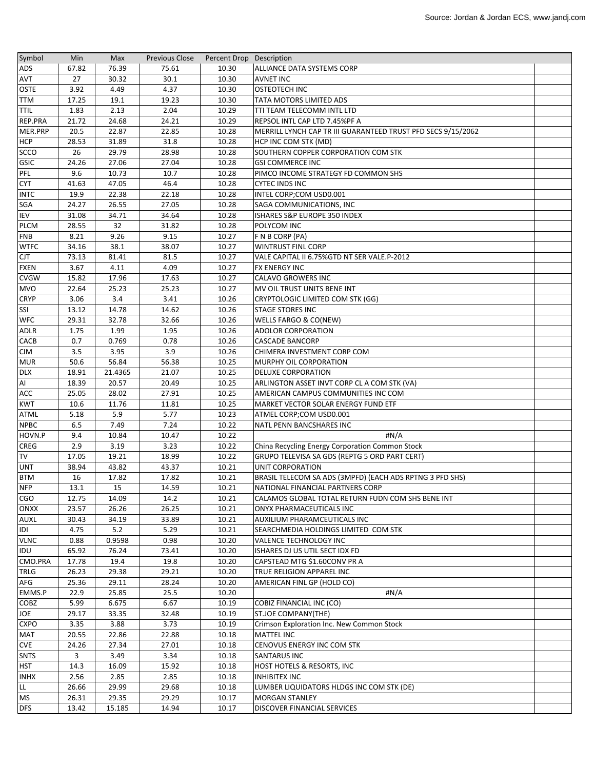Source: Jordan & Jordan ECS, www.jandj.com

| Symbol | Min | Max | Previous Close | Percent Drop | Description |
|---|---|---|---|---|---|
| ADS | 67.82 | 76.39 | 75.61 | 10.30 | ALLIANCE DATA SYSTEMS CORP |
| AVT | 27 | 30.32 | 30.1 | 10.30 | AVNET INC |
| OSTE | 3.92 | 4.49 | 4.37 | 10.30 | OSTEOTECH INC |
| TTM | 17.25 | 19.1 | 19.23 | 10.30 | TATA MOTORS LIMITED ADS |
| TTIL | 1.83 | 2.13 | 2.04 | 10.29 | TTI TEAM TELECOMM INTL LTD |
| REP.PRA | 21.72 | 24.68 | 24.21 | 10.29 | REPSOL INTL CAP LTD 7.45%PF A |
| MER.PRP | 20.5 | 22.87 | 22.85 | 10.28 | MERRILL LYNCH CAP TR III GUARANTEED TRUST PFD SECS 9/15/2062 |
| HCP | 28.53 | 31.89 | 31.8 | 10.28 | HCP INC COM STK (MD) |
| SCCO | 26 | 29.79 | 28.98 | 10.28 | SOUTHERN COPPER CORPORATION COM STK |
| GSIC | 24.26 | 27.06 | 27.04 | 10.28 | GSI COMMERCE INC |
| PFL | 9.6 | 10.73 | 10.7 | 10.28 | PIMCO INCOME STRATEGY FD COMMON SHS |
| CYT | 41.63 | 47.05 | 46.4 | 10.28 | CYTEC INDS INC |
| INTC | 19.9 | 22.38 | 22.18 | 10.28 | INTEL CORP;COM USD0.001 |
| SGA | 24.27 | 26.55 | 27.05 | 10.28 | SAGA COMMUNICATIONS, INC |
| IEV | 31.08 | 34.71 | 34.64 | 10.28 | ISHARES S&P EUROPE 350 INDEX |
| PLCM | 28.55 | 32 | 31.82 | 10.28 | POLYCOM INC |
| FNB | 8.21 | 9.26 | 9.15 | 10.27 | F N B CORP (PA) |
| WTFC | 34.16 | 38.1 | 38.07 | 10.27 | WINTRUST FINL CORP |
| CJT | 73.13 | 81.41 | 81.5 | 10.27 | VALE CAPITAL II 6.75%GTD NT SER VALE.P-2012 |
| FXEN | 3.67 | 4.11 | 4.09 | 10.27 | FX ENERGY INC |
| CVGW | 15.82 | 17.96 | 17.63 | 10.27 | CALAVO GROWERS INC |
| MVO | 22.64 | 25.23 | 25.23 | 10.27 | MV OIL TRUST UNITS BENE INT |
| CRYP | 3.06 | 3.4 | 3.41 | 10.26 | CRYPTOLOGIC LIMITED COM STK (GG) |
| SSI | 13.12 | 14.78 | 14.62 | 10.26 | STAGE STORES INC |
| WFC | 29.31 | 32.78 | 32.66 | 10.26 | WELLS FARGO & CO(NEW) |
| ADLR | 1.75 | 1.99 | 1.95 | 10.26 | ADOLOR CORPORATION |
| CACB | 0.7 | 0.769 | 0.78 | 10.26 | CASCADE BANCORP |
| CIM | 3.5 | 3.95 | 3.9 | 10.26 | CHIMERA INVESTMENT CORP COM |
| MUR | 50.6 | 56.84 | 56.38 | 10.25 | MURPHY OIL CORPORATION |
| DLX | 18.91 | 21.4365 | 21.07 | 10.25 | DELUXE CORPORATION |
| AI | 18.39 | 20.57 | 20.49 | 10.25 | ARLINGTON ASSET INVT CORP CL A COM STK (VA) |
| ACC | 25.05 | 28.02 | 27.91 | 10.25 | AMERICAN CAMPUS COMMUNITIES INC COM |
| KWT | 10.6 | 11.76 | 11.81 | 10.25 | MARKET VECTOR SOLAR ENERGY FUND ETF |
| ATML | 5.18 | 5.9 | 5.77 | 10.23 | ATMEL CORP;COM USD0.001 |
| NPBC | 6.5 | 7.49 | 7.24 | 10.22 | NATL PENN BANCSHARES INC |
| HOVN.P | 9.4 | 10.84 | 10.47 | 10.22 | #N/A |
| CREG | 2.9 | 3.19 | 3.23 | 10.22 | China Recycling Energy Corporation Common Stock |
| TV | 17.05 | 19.21 | 18.99 | 10.22 | GRUPO TELEVISA SA GDS (REPTG 5 ORD PART CERT) |
| UNT | 38.94 | 43.82 | 43.37 | 10.21 | UNIT CORPORATION |
| BTM | 16 | 17.82 | 17.82 | 10.21 | BRASIL TELECOM SA ADS (3MPFD) (EACH ADS RPTNG 3 PFD SHS) |
| NFP | 13.1 | 15 | 14.59 | 10.21 | NATIONAL FINANCIAL PARTNERS CORP |
| CGO | 12.75 | 14.09 | 14.2 | 10.21 | CALAMOS GLOBAL TOTAL RETURN FUDN COM SHS BENE INT |
| ONXX | 23.57 | 26.26 | 26.25 | 10.21 | ONYX PHARMACEUTICALS INC |
| AUXL | 30.43 | 34.19 | 33.89 | 10.21 | AUXILIUM PHARAMCEUTICALS INC |
| IDI | 4.75 | 5.2 | 5.29 | 10.21 | SEARCHMEDIA HOLDINGS LIMITED COM STK |
| VLNC | 0.88 | 0.9598 | 0.98 | 10.20 | VALENCE TECHNOLOGY INC |
| IDU | 65.92 | 76.24 | 73.41 | 10.20 | ISHARES DJ US UTIL SECT IDX FD |
| CMO.PRA | 17.78 | 19.4 | 19.8 | 10.20 | CAPSTEAD MTG $1.60CONV PR A |
| TRLG | 26.23 | 29.38 | 29.21 | 10.20 | TRUE RELIGION APPAREL INC |
| AFG | 25.36 | 29.11 | 28.24 | 10.20 | AMERICAN FINL GP (HOLD CO) |
| EMMS.P | 22.9 | 25.85 | 25.5 | 10.20 | #N/A |
| COBZ | 5.99 | 6.675 | 6.67 | 10.19 | COBIZ FINANCIAL INC (CO) |
| JOE | 29.17 | 33.35 | 32.48 | 10.19 | ST.JOE COMPANY(THE) |
| CXPO | 3.35 | 3.88 | 3.73 | 10.19 | Crimson Exploration Inc. New Common Stock |
| MAT | 20.55 | 22.86 | 22.88 | 10.18 | MATTEL INC |
| CVE | 24.26 | 27.34 | 27.01 | 10.18 | CENOVUS ENERGY INC COM STK |
| SNTS | 3 | 3.49 | 3.34 | 10.18 | SANTARUS INC |
| HST | 14.3 | 16.09 | 15.92 | 10.18 | HOST HOTELS & RESORTS, INC |
| INHX | 2.56 | 2.85 | 2.85 | 10.18 | INHIBITEX INC |
| LL | 26.66 | 29.99 | 29.68 | 10.18 | LUMBER LIQUIDATORS HLDGS INC COM STK (DE) |
| MS | 26.31 | 29.35 | 29.29 | 10.17 | MORGAN STANLEY |
| DFS | 13.42 | 15.185 | 14.94 | 10.17 | DISCOVER FINANCIAL SERVICES |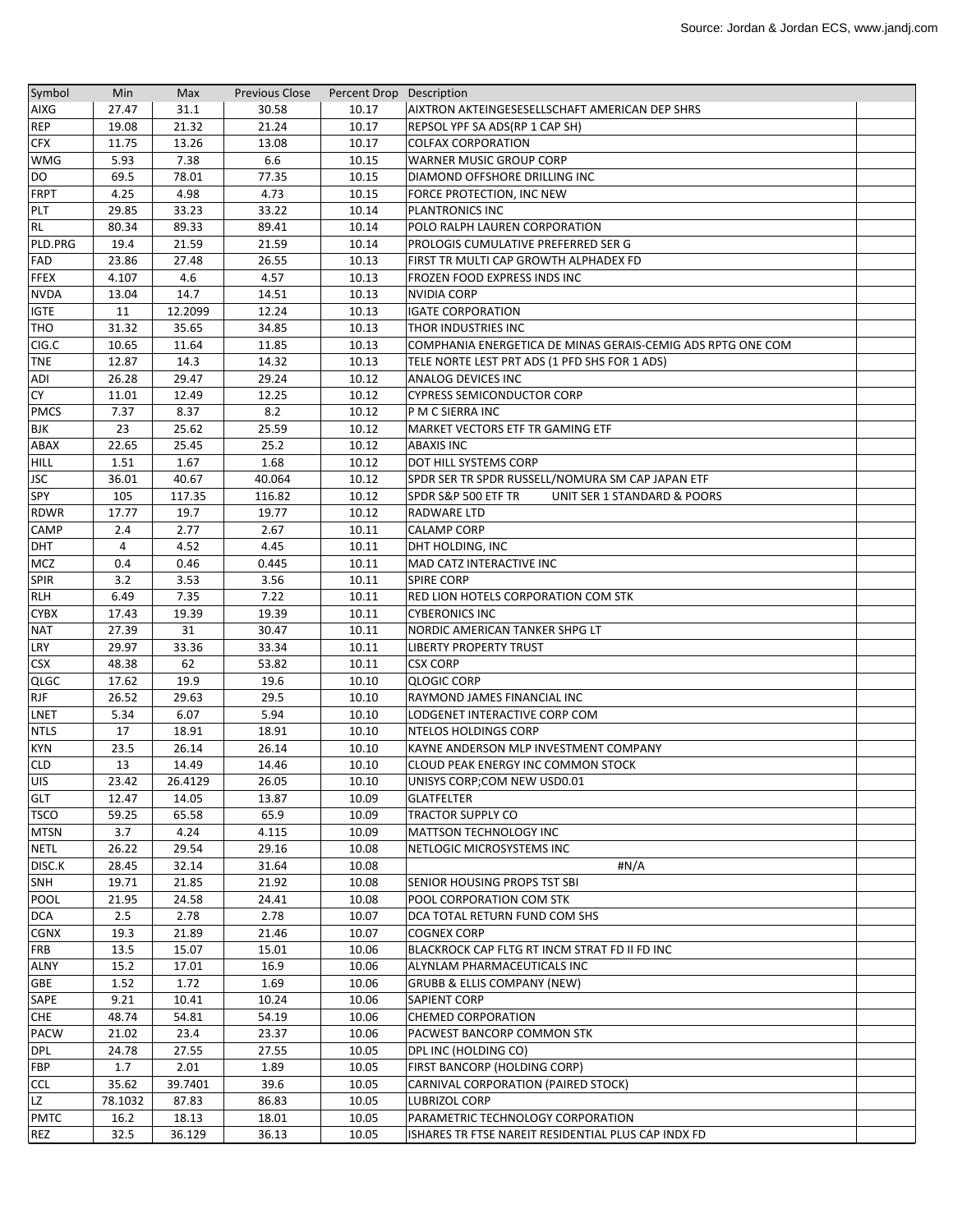Source: Jordan & Jordan ECS, www.jandj.com

| Symbol | Min | Max | Previous Close | Percent Drop | Description |
|---|---|---|---|---|---|
| AIXG | 27.47 | 31.1 | 30.58 | 10.17 | AIXTRON AKTEINGESESELLSCHAFT AMERICAN DEP SHRS |
| REP | 19.08 | 21.32 | 21.24 | 10.17 | REPSOL YPF SA ADS(RP 1 CAP SH) |
| CFX | 11.75 | 13.26 | 13.08 | 10.17 | COLFAX CORPORATION |
| WMG | 5.93 | 7.38 | 6.6 | 10.15 | WARNER MUSIC GROUP CORP |
| DO | 69.5 | 78.01 | 77.35 | 10.15 | DIAMOND OFFSHORE DRILLING INC |
| FRPT | 4.25 | 4.98 | 4.73 | 10.15 | FORCE PROTECTION, INC NEW |
| PLT | 29.85 | 33.23 | 33.22 | 10.14 | PLANTRONICS INC |
| RL | 80.34 | 89.33 | 89.41 | 10.14 | POLO RALPH LAUREN CORPORATION |
| PLD.PRG | 19.4 | 21.59 | 21.59 | 10.14 | PROLOGIS CUMULATIVE PREFERRED SER G |
| FAD | 23.86 | 27.48 | 26.55 | 10.13 | FIRST TR MULTI CAP GROWTH ALPHADEX FD |
| FFEX | 4.107 | 4.6 | 4.57 | 10.13 | FROZEN FOOD EXPRESS INDS INC |
| NVDA | 13.04 | 14.7 | 14.51 | 10.13 | NVIDIA CORP |
| IGTE | 11 | 12.2099 | 12.24 | 10.13 | IGATE CORPORATION |
| THO | 31.32 | 35.65 | 34.85 | 10.13 | THOR INDUSTRIES INC |
| CIG.C | 10.65 | 11.64 | 11.85 | 10.13 | COMPHANIA ENERGETICA DE MINAS GERAIS-CEMIG ADS RPTG ONE COM |
| TNE | 12.87 | 14.3 | 14.32 | 10.13 | TELE NORTE LEST PRT ADS (1 PFD SHS FOR 1 ADS) |
| ADI | 26.28 | 29.47 | 29.24 | 10.12 | ANALOG DEVICES INC |
| CY | 11.01 | 12.49 | 12.25 | 10.12 | CYPRESS SEMICONDUCTOR CORP |
| PMCS | 7.37 | 8.37 | 8.2 | 10.12 | P M C SIERRA INC |
| BJK | 23 | 25.62 | 25.59 | 10.12 | MARKET VECTORS ETF TR GAMING ETF |
| ABAX | 22.65 | 25.45 | 25.2 | 10.12 | ABAXIS INC |
| HILL | 1.51 | 1.67 | 1.68 | 10.12 | DOT HILL SYSTEMS CORP |
| JSC | 36.01 | 40.67 | 40.064 | 10.12 | SPDR SER TR SPDR RUSSELL/NOMURA SM CAP JAPAN ETF |
| SPY | 105 | 117.35 | 116.82 | 10.12 | SPDR S&P 500 ETF TR UNIT SER 1 STANDARD & POORS |
| RDWR | 17.77 | 19.7 | 19.77 | 10.12 | RADWARE LTD |
| CAMP | 2.4 | 2.77 | 2.67 | 10.11 | CALAMP CORP |
| DHT | 4 | 4.52 | 4.45 | 10.11 | DHT HOLDING, INC |
| MCZ | 0.4 | 0.46 | 0.445 | 10.11 | MAD CATZ INTERACTIVE INC |
| SPIR | 3.2 | 3.53 | 3.56 | 10.11 | SPIRE CORP |
| RLH | 6.49 | 7.35 | 7.22 | 10.11 | RED LION HOTELS CORPORATION COM STK |
| CYBX | 17.43 | 19.39 | 19.39 | 10.11 | CYBERONICS INC |
| NAT | 27.39 | 31 | 30.47 | 10.11 | NORDIC AMERICAN TANKER SHPG LT |
| LRY | 29.97 | 33.36 | 33.34 | 10.11 | LIBERTY PROPERTY TRUST |
| CSX | 48.38 | 62 | 53.82 | 10.11 | CSX CORP |
| QLGC | 17.62 | 19.9 | 19.6 | 10.10 | QLOGIC CORP |
| RJF | 26.52 | 29.63 | 29.5 | 10.10 | RAYMOND JAMES FINANCIAL INC |
| LNET | 5.34 | 6.07 | 5.94 | 10.10 | LODGENET INTERACTIVE CORP COM |
| NTLS | 17 | 18.91 | 18.91 | 10.10 | NTELOS HOLDINGS CORP |
| KYN | 23.5 | 26.14 | 26.14 | 10.10 | KAYNE ANDERSON MLP INVESTMENT COMPANY |
| CLD | 13 | 14.49 | 14.46 | 10.10 | CLOUD PEAK ENERGY INC COMMON STOCK |
| UIS | 23.42 | 26.4129 | 26.05 | 10.10 | UNISYS CORP;COM NEW USD0.01 |
| GLT | 12.47 | 14.05 | 13.87 | 10.09 | GLATFELTER |
| TSCO | 59.25 | 65.58 | 65.9 | 10.09 | TRACTOR SUPPLY CO |
| MTSN | 3.7 | 4.24 | 4.115 | 10.09 | MATTSON TECHNOLOGY INC |
| NETL | 26.22 | 29.54 | 29.16 | 10.08 | NETLOGIC MICROSYSTEMS INC |
| DISC.K | 28.45 | 32.14 | 31.64 | 10.08 | #N/A |
| SNH | 19.71 | 21.85 | 21.92 | 10.08 | SENIOR HOUSING PROPS TST SBI |
| POOL | 21.95 | 24.58 | 24.41 | 10.08 | POOL CORPORATION COM STK |
| DCA | 2.5 | 2.78 | 2.78 | 10.07 | DCA TOTAL RETURN FUND COM SHS |
| CGNX | 19.3 | 21.89 | 21.46 | 10.07 | COGNEX CORP |
| FRB | 13.5 | 15.07 | 15.01 | 10.06 | BLACKROCK CAP FLTG RT INCM STRAT FD II FD INC |
| ALNY | 15.2 | 17.01 | 16.9 | 10.06 | ALYNLAM PHARMACEUTICALS INC |
| GBE | 1.52 | 1.72 | 1.69 | 10.06 | GRUBB & ELLIS COMPANY (NEW) |
| SAPE | 9.21 | 10.41 | 10.24 | 10.06 | SAPIENT CORP |
| CHE | 48.74 | 54.81 | 54.19 | 10.06 | CHEMED CORPORATION |
| PACW | 21.02 | 23.4 | 23.37 | 10.06 | PACWEST BANCORP COMMON STK |
| DPL | 24.78 | 27.55 | 27.55 | 10.05 | DPL INC (HOLDING CO) |
| FBP | 1.7 | 2.01 | 1.89 | 10.05 | FIRST BANCORP (HOLDING CORP) |
| CCL | 35.62 | 39.7401 | 39.6 | 10.05 | CARNIVAL CORPORATION (PAIRED STOCK) |
| LZ | 78.1032 | 87.83 | 86.83 | 10.05 | LUBRIZOL CORP |
| PMTC | 16.2 | 18.13 | 18.01 | 10.05 | PARAMETRIC TECHNOLOGY CORPORATION |
| REZ | 32.5 | 36.129 | 36.13 | 10.05 | ISHARES TR FTSE NAREIT RESIDENTIAL PLUS CAP INDX FD |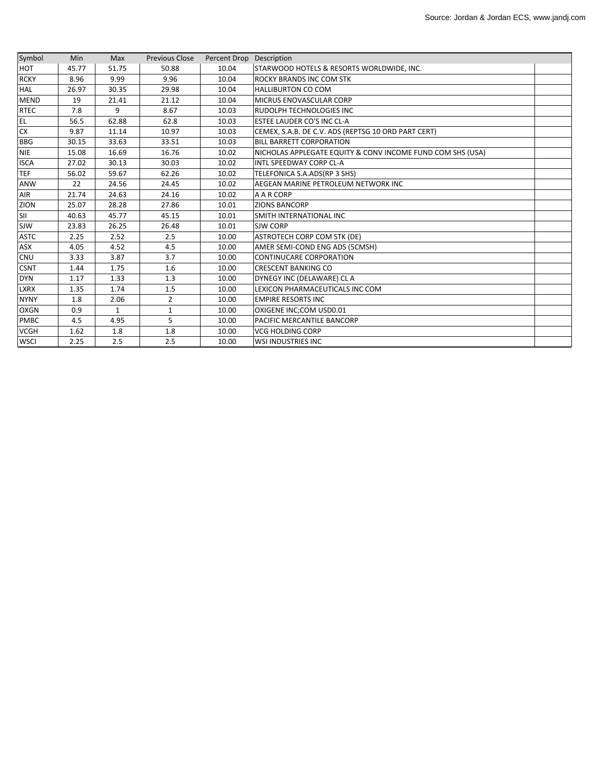Source: Jordan & Jordan ECS, www.jandj.com

| Symbol | Min | Max | Previous Close | Percent Drop | Description | |
|---|---|---|---|---|---|---|
| HOT | 45.77 | 51.75 | 50.88 | 10.04 | STARWOOD HOTELS & RESORTS WORLDWIDE, INC. | |
| RCKY | 8.96 | 9.99 | 9.96 | 10.04 | ROCKY BRANDS INC COM STK | |
| HAL | 26.97 | 30.35 | 29.98 | 10.04 | HALLIBURTON CO COM | |
| MEND | 19 | 21.41 | 21.12 | 10.04 | MICRUS ENOVASCULAR CORP | |
| RTEC | 7.8 | 9 | 8.67 | 10.03 | RUDOLPH TECHNOLOGIES INC | |
| EL | 56.5 | 62.88 | 62.8 | 10.03 | ESTEE LAUDER CO'S INC CL-A | |
| CX | 9.87 | 11.14 | 10.97 | 10.03 | CEMEX, S.A.B. DE C.V. ADS (REPTSG 10 ORD PART CERT) | |
| BBG | 30.15 | 33.63 | 33.51 | 10.03 | BILL BARRETT CORPORATION | |
| NIE | 15.08 | 16.69 | 16.76 | 10.02 | NICHOLAS APPLEGATE EQUITY & CONV INCOME FUND COM SHS (USA) | |
| ISCA | 27.02 | 30.13 | 30.03 | 10.02 | INTL SPEEDWAY CORP CL-A | |
| TEF | 56.02 | 59.67 | 62.26 | 10.02 | TELEFONICA S.A.ADS(RP 3 SHS) | |
| ANW | 22 | 24.56 | 24.45 | 10.02 | AEGEAN MARINE PETROLEUM NETWORK INC | |
| AIR | 21.74 | 24.63 | 24.16 | 10.02 | A A R CORP | |
| ZION | 25.07 | 28.28 | 27.86 | 10.01 | ZIONS BANCORP | |
| SII | 40.63 | 45.77 | 45.15 | 10.01 | SMITH INTERNATIONAL INC | |
| SJW | 23.83 | 26.25 | 26.48 | 10.01 | SJW CORP | |
| ASTC | 2.25 | 2.52 | 2.5 | 10.00 | ASTROTECH CORP COM STK (DE) | |
| ASX | 4.05 | 4.52 | 4.5 | 10.00 | AMER SEMI-COND ENG ADS (5CMSH) | |
| CNU | 3.33 | 3.87 | 3.7 | 10.00 | CONTINUCARE CORPORATION | |
| CSNT | 1.44 | 1.75 | 1.6 | 10.00 | CRESCENT BANKING CO | |
| DYN | 1.17 | 1.33 | 1.3 | 10.00 | DYNEGY INC (DELAWARE) CL A | |
| LXRX | 1.35 | 1.74 | 1.5 | 10.00 | LEXICON PHARMACEUTICALS INC COM | |
| NYNY | 1.8 | 2.06 | 2 | 10.00 | EMPIRE RESORTS INC | |
| OXGN | 0.9 | 1 | 1 | 10.00 | OXIGENE INC;COM USD0.01 | |
| PMBC | 4.5 | 4.95 | 5 | 10.00 | PACIFIC MERCANTILE BANCORP | |
| VCGH | 1.62 | 1.8 | 1.8 | 10.00 | VCG HOLDING CORP | |
| WSCI | 2.25 | 2.5 | 2.5 | 10.00 | WSI INDUSTRIES INC | |